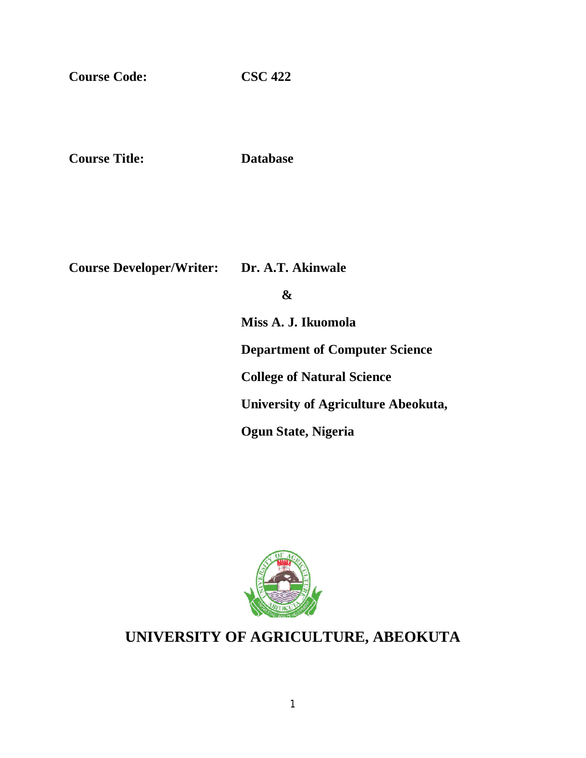**Course Code:** CSC 422

**Course Title:** Database

**Course Developer/Writer:** Dr. A.T. Akinwale

&

Miss A. J. Ikuomola

Department of Computer Science

College of Natural Science

University of Agriculture Abeokuta,

Ogun State, Nigeria

# UNIVERSITY OF AGRICULTURE, ABEOKUTA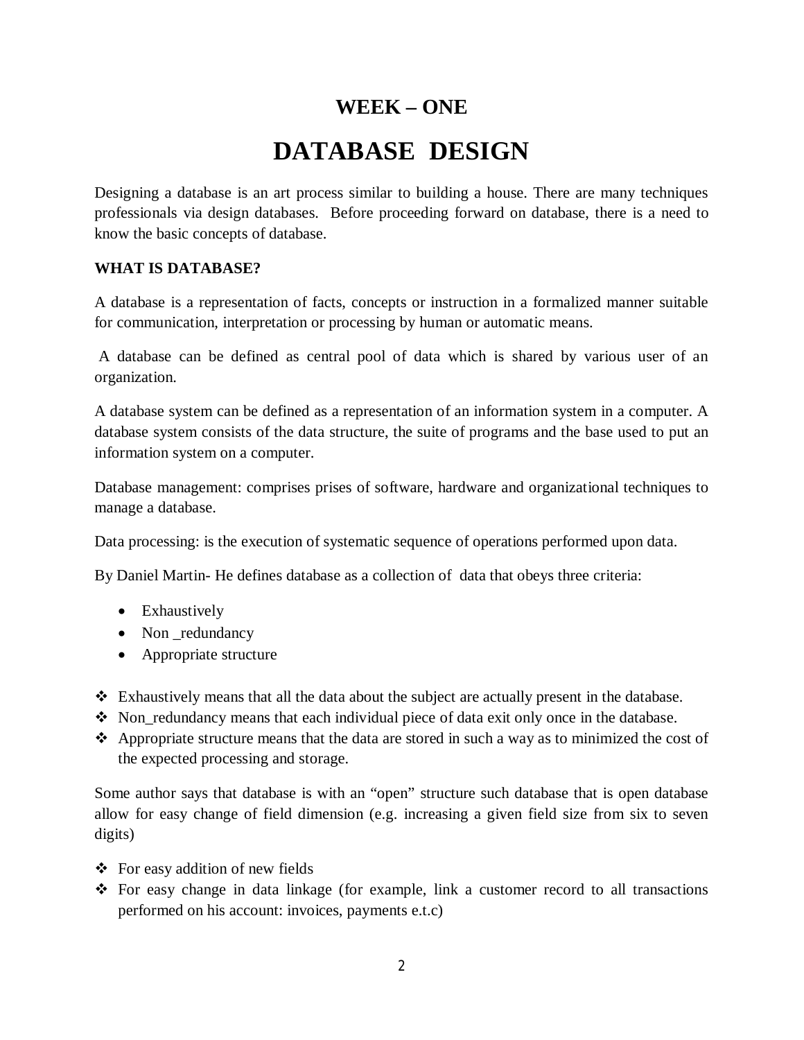## WEEK – ONE

# DATABASE DESIGN

Designing a database is an art process similar to building a house. There are many techniques professionals via design databases. Before proceeding forward on database, there is a need to know the basic concepts of database.

**WHAT IS DATABASE?**

A database is a representation of facts, concepts or instruction in a formalized manner suitable for communication, interpretation or processing by human or automatic means.

A database can be defined as central pool of data which is shared by various user of an organization.

A database system can be defined as a representation of an information system in a computer. A database system consists of the data structure, the suite of programs and the base used to put an information system on a computer.

Database management: comprises prises of software, hardware and organizational techniques to manage a database.

Data processing: is the execution of systematic sequence of operations performed upon data.

By Daniel Martin- He defines database as a collection of data that obeys three criteria:

- Exhaustively
- Non _redundancy
- Appropriate structure

- Exhaustively means that all the data about the subject are actually present in the database.
- Non_redundancy means that each individual piece of data exit only once in the database.
- Appropriate structure means that the data are stored in such a way as to minimized the cost of the expected processing and storage.

Some author says that database is with an "open" structure such database that is open database allow for easy change of field dimension (e.g. increasing a given field size from six to seven digits)

- For easy addition of new fields
- For easy change in data linkage (for example, link a customer record to all transactions performed on his account: invoices, payments e.t.c)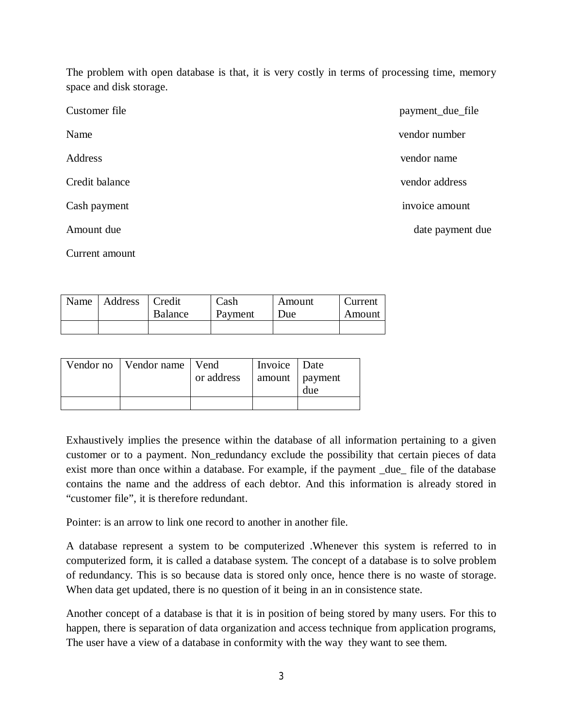The problem with open database is that, it is very costly in terms of processing time, memory space and disk storage.

Customer file

Name

Address

Credit balance

Cash payment

Amount due

Current amount

payment_due_file

vendor number

vendor name

vendor address

invoice amount

date payment due

| Name | Address | Credit Balance | Cash Payment | Amount Due | Current Amount |
|---|---|---|---|---|---|
| | | | | | |

| Vendor no | Vendor name | Vend or address | Invoice amount | Date payment due |
|---|---|---|---|---|
| | | | | |

Exhaustively implies the presence within the database of all information pertaining to a given customer or to a payment. Non_redundancy exclude the possibility that certain pieces of data exist more than once within a database. For example, if the payment _due_ file of the database contains the name and the address of each debtor. And this information is already stored in "customer file", it is therefore redundant.

Pointer: is an arrow to link one record to another in another file.

A database represent a system to be computerized .Whenever this system is referred to in computerized form, it is called a database system. The concept of a database is to solve problem of redundancy. This is so because data is stored only once, hence there is no waste of storage. When data get updated, there is no question of it being in an in consistence state.

Another concept of a database is that it is in position of being stored by many users. For this to happen, there is separation of data organization and access technique from application programs, The user have a view of a database in conformity with the way they want to see them.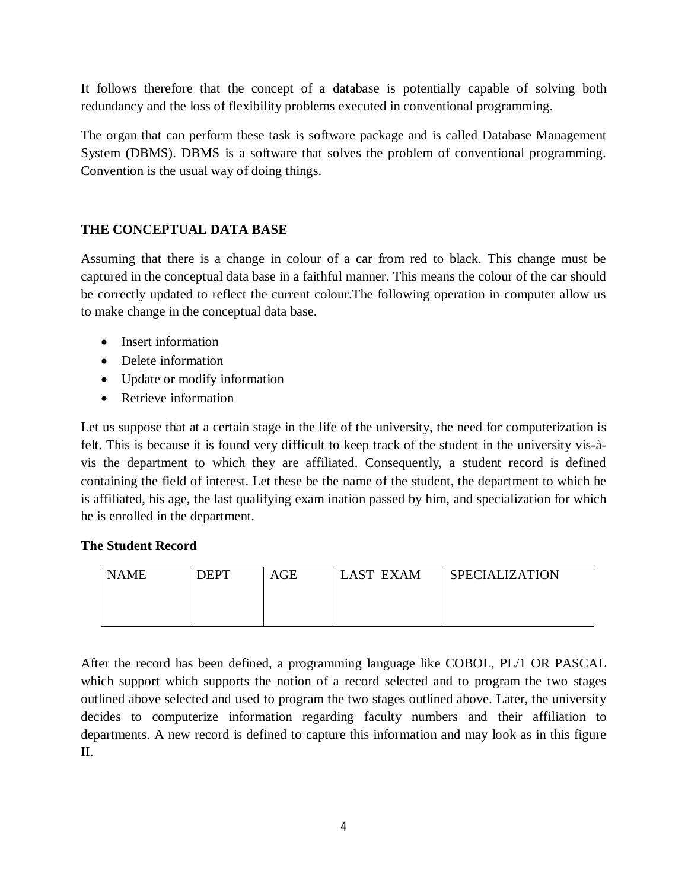It follows therefore that the concept of a database is potentially capable of solving both redundancy and the loss of flexibility problems executed in conventional programming.

The organ that can perform these task is software package and is called Database Management System (DBMS). DBMS is a software that solves the problem of conventional programming. Convention is the usual way of doing things.

### THE CONCEPTUAL DATA BASE

Assuming that there is a change in colour of a car from red to black. This change must be captured in the conceptual data base in a faithful manner. This means the colour of the car should be correctly updated to reflect the current colour.The following operation in computer allow us to make change in the conceptual data base.

- Insert information
- Delete information
- Update or modify information
- Retrieve information

Let us suppose that at a certain stage in the life of the university, the need for computerization is felt. This is because it is found very difficult to keep track of the student in the university vis-à-vis the department to which they are affiliated. Consequently, a student record is defined containing the field of interest. Let these be the name of the student, the department to which he is affiliated, his age, the last qualifying exam ination passed by him, and specialization for which he is enrolled in the department.

**The Student Record**

| NAME | DEPT | AGE | LAST EXAM | SPECIALIZATION |
|---|---|---|---|---|
| | | | | |

After the record has been defined, a programming language like COBOL, PL/1 OR PASCAL which support which supports the notion of a record selected and to program the two stages outlined above selected and used to program the two stages outlined above. Later, the university decides to computerize information regarding faculty numbers and their affiliation to departments. A new record is defined to capture this information and may look as in this figure II.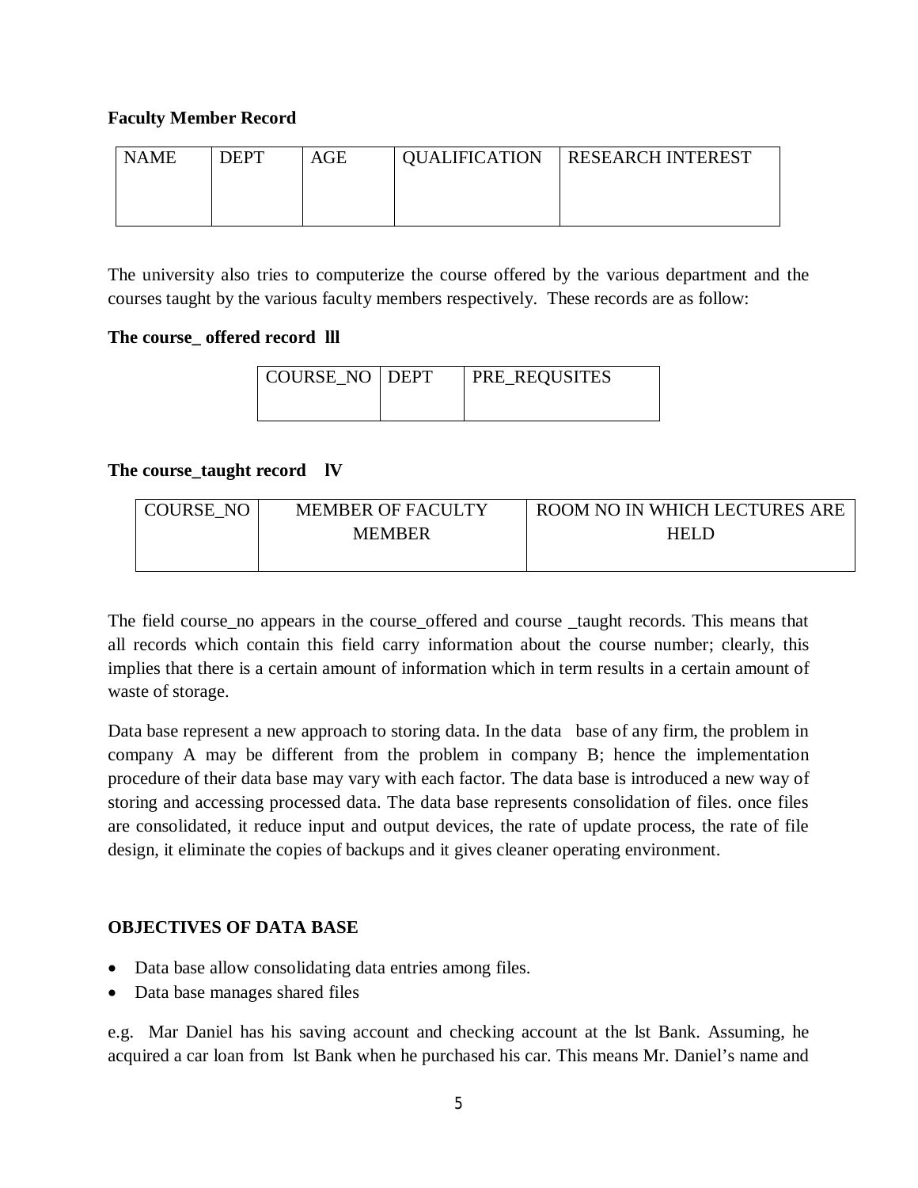**Faculty Member Record**

| NAME | DEPT | AGE | QUALIFICATION | RESEARCH INTEREST |
|---|---|---|---|---|
| | | | | |

The university also tries to computerize the course offered by the various department and the courses taught by the various faculty members respectively. These records are as follow:

**The course_ offered record lll**

| COURSE_NO | DEPT | PRE_REQUSITES |
|---|---|---|
| | | |

**The course_taught record lV**

| COURSE_NO | MEMBER OF FACULTY MEMBER | ROOM NO IN WHICH LECTURES ARE HELD |
|---|---|---|
| | | |

The field course_no appears in the course_offered and course _taught records. This means that all records which contain this field carry information about the course number; clearly, this implies that there is a certain amount of information which in term results in a certain amount of waste of storage.

Data base represent a new approach to storing data. In the data base of any firm, the problem in company A may be different from the problem in company B; hence the implementation procedure of their data base may vary with each factor. The data base is introduced a new way of storing and accessing processed data. The data base represents consolidation of files. once files are consolidated, it reduce input and output devices, the rate of update process, the rate of file design, it eliminate the copies of backups and it gives cleaner operating environment.

**OBJECTIVES OF DATA BASE**

- Data base allow consolidating data entries among files.
- Data base manages shared files

e.g. Mar Daniel has his saving account and checking account at the lst Bank. Assuming, he acquired a car loan from lst Bank when he purchased his car. This means Mr. Daniel's name and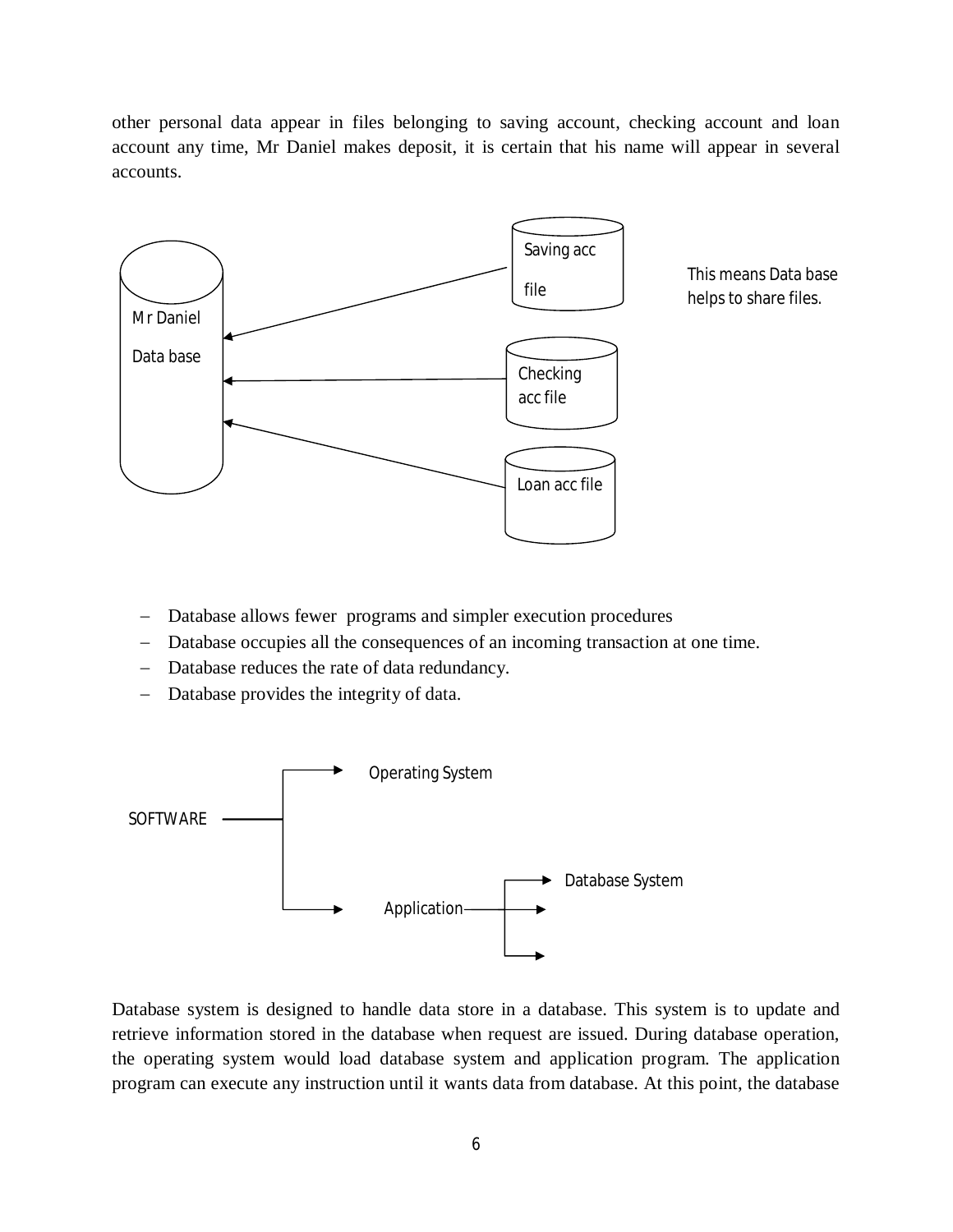other personal data appear in files belonging to saving account, checking account and loan account any time, Mr Daniel makes deposit, it is certain that his name will appear in several accounts.

Mr Daniel Data base

Saving acc file

Checking acc file

Loan acc file

This means Data base helps to share files.

- Database allows fewer programs and simpler execution procedures
- Database occupies all the consequences of an incoming transaction at one time.
- Database reduces the rate of data redundancy.
- Database provides the integrity of data.

SOFTWARE

Operating System

Application

Database System

Database system is designed to handle data store in a database. This system is to update and retrieve information stored in the database when request are issued. During database operation, the operating system would load database system and application program. The application program can execute any instruction until it wants data from database. At this point, the database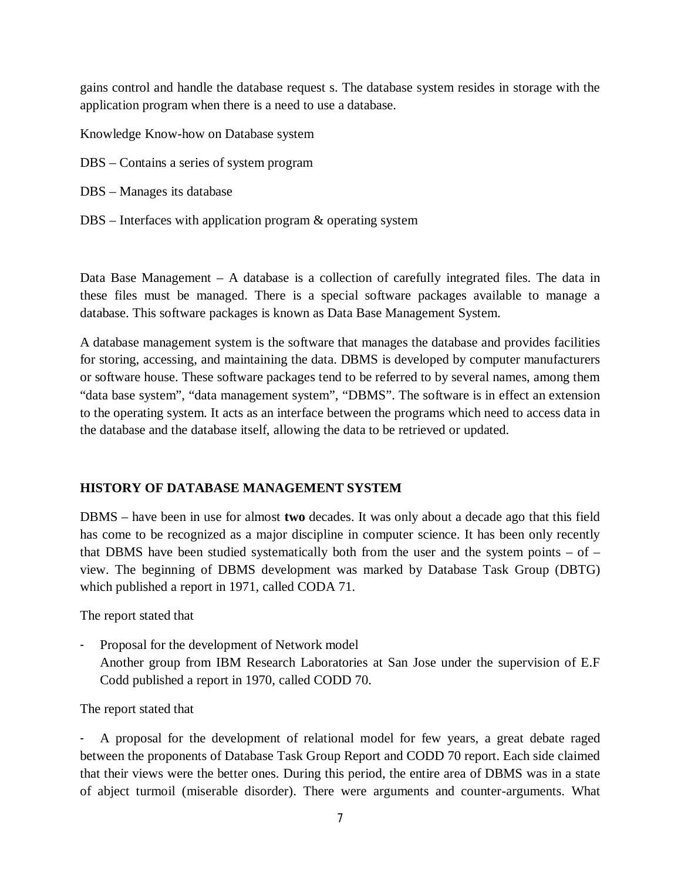gains control and handle the database request s. The database system resides in storage with the application program when there is a need to use a database.

Knowledge Know-how on Database system

DBS – Contains a series of system program

DBS – Manages its database

DBS – Interfaces with application program & operating system

Data Base Management – A database is a collection of carefully integrated files. The data in these files must be managed. There is a special software packages available to manage a database. This software packages is known as Data Base Management System.

A database management system is the software that manages the database and provides facilities for storing, accessing, and maintaining the data. DBMS is developed by computer manufacturers or software house. These software packages tend to be referred to by several names, among them “data base system”, “data management system”, “DBMS”. The software is in effect an extension to the operating system. It acts as an interface between the programs which need to access data in the database and the database itself, allowing the data to be retrieved or updated.

## HISTORY OF DATABASE MANAGEMENT SYSTEM

DBMS – have been in use for almost **two** decades. It was only about a decade ago that this field has come to be recognized as a major discipline in computer science. It has been only recently that DBMS have been studied systematically both from the user and the system points – of – view. The beginning of DBMS development was marked by Database Task Group (DBTG) which published a report in 1971, called CODA 71.

The report stated that

- Proposal for the development of Network model
  Another group from IBM Research Laboratories at San Jose under the supervision of E.F Codd published a report in 1970, called CODD 70.

The report stated that

- A proposal for the development of relational model for few years, a great debate raged between the proponents of Database Task Group Report and CODD 70 report. Each side claimed that their views were the better ones. During this period, the entire area of DBMS was in a state of abject turmoil (miserable disorder). There were arguments and counter-arguments. What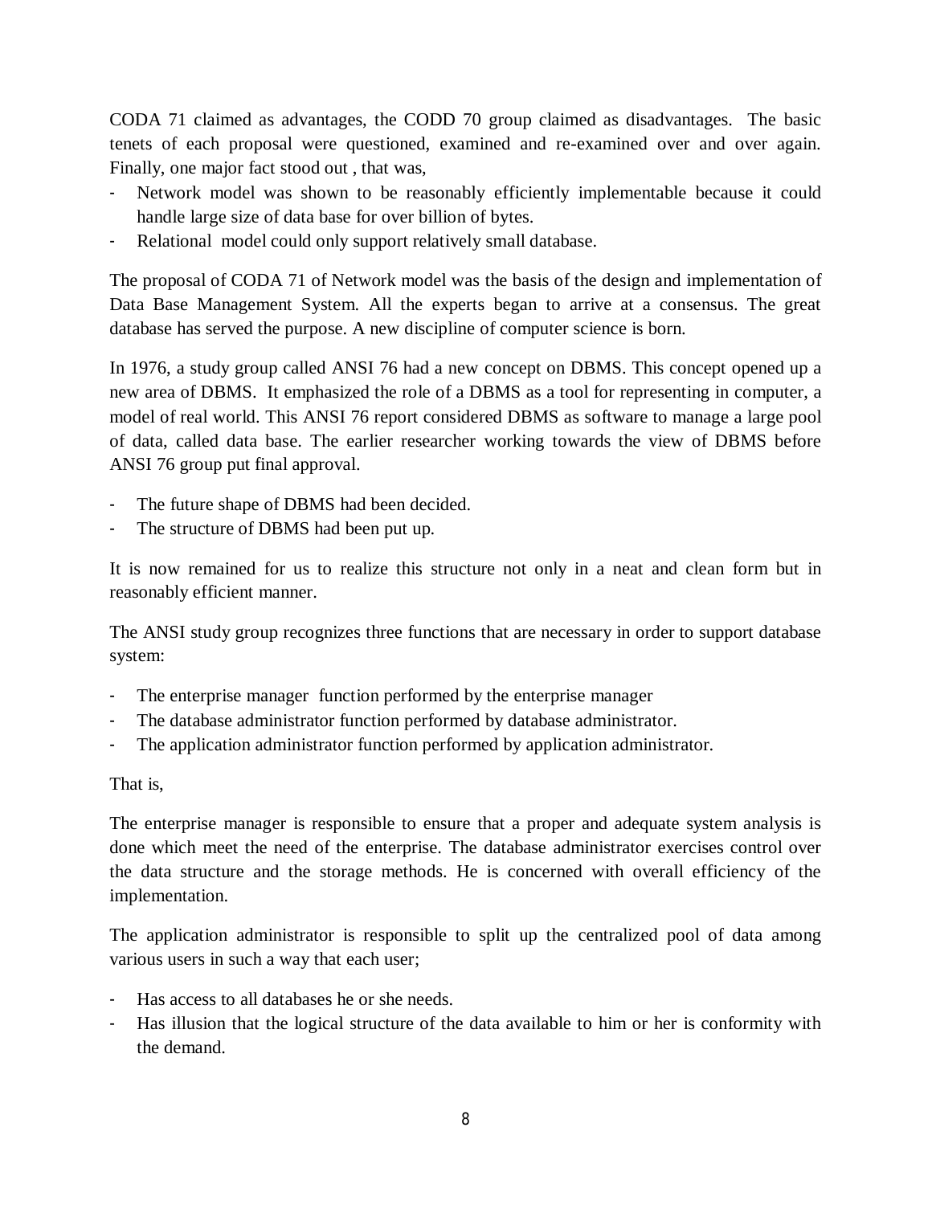CODA 71 claimed as advantages, the CODD 70 group claimed as disadvantages. The basic tenets of each proposal were questioned, examined and re-examined over and over again. Finally, one major fact stood out , that was,

- Network model was shown to be reasonably efficiently implementable because it could handle large size of data base for over billion of bytes.
- Relational model could only support relatively small database.

The proposal of CODA 71 of Network model was the basis of the design and implementation of Data Base Management System. All the experts began to arrive at a consensus. The great database has served the purpose. A new discipline of computer science is born.

In 1976, a study group called ANSI 76 had a new concept on DBMS. This concept opened up a new area of DBMS. It emphasized the role of a DBMS as a tool for representing in computer, a model of real world. This ANSI 76 report considered DBMS as software to manage a large pool of data, called data base. The earlier researcher working towards the view of DBMS before ANSI 76 group put final approval.

- The future shape of DBMS had been decided.
- The structure of DBMS had been put up.

It is now remained for us to realize this structure not only in a neat and clean form but in reasonably efficient manner.

The ANSI study group recognizes three functions that are necessary in order to support database system:

- The enterprise manager function performed by the enterprise manager
- The database administrator function performed by database administrator.
- The application administrator function performed by application administrator.

That is,

The enterprise manager is responsible to ensure that a proper and adequate system analysis is done which meet the need of the enterprise. The database administrator exercises control over the data structure and the storage methods. He is concerned with overall efficiency of the implementation.

The application administrator is responsible to split up the centralized pool of data among various users in such a way that each user;

- Has access to all databases he or she needs.
- Has illusion that the logical structure of the data available to him or her is conformity with the demand.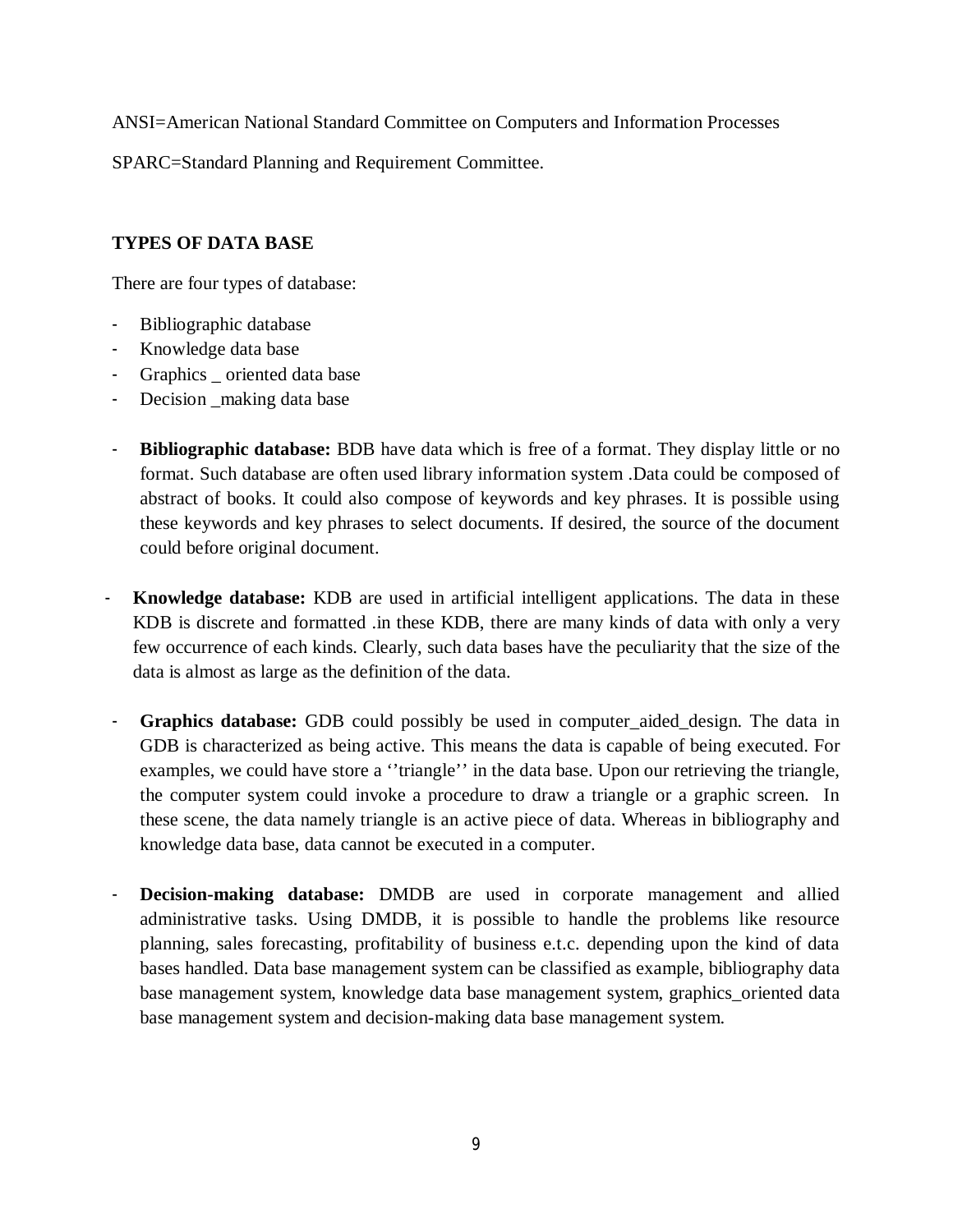ANSI=American National Standard Committee on Computers and Information Processes

SPARC=Standard Planning and Requirement Committee.

## TYPES OF DATA BASE

There are four types of database:

- Bibliographic database
- Knowledge data base
- Graphics _ oriented data base
- Decision _making data base

- **Bibliographic database:** BDB have data which is free of a format. They display little or no format. Such database are often used library information system .Data could be composed of abstract of books. It could also compose of keywords and key phrases. It is possible using these keywords and key phrases to select documents. If desired, the source of the document could before original document.

- **Knowledge database:** KDB are used in artificial intelligent applications. The data in these KDB is discrete and formatted .in these KDB, there are many kinds of data with only a very few occurrence of each kinds. Clearly, such data bases have the peculiarity that the size of the data is almost as large as the definition of the data.

- **Graphics database:** GDB could possibly be used in computer_aided_design. The data in GDB is characterized as being active. This means the data is capable of being executed. For examples, we could have store a ''triangle'' in the data base. Upon our retrieving the triangle, the computer system could invoke a procedure to draw a triangle or a graphic screen. In these scene, the data namely triangle is an active piece of data. Whereas in bibliography and knowledge data base, data cannot be executed in a computer.

- **Decision-making database:** DMDB are used in corporate management and allied administrative tasks. Using DMDB, it is possible to handle the problems like resource planning, sales forecasting, profitability of business e.t.c. depending upon the kind of data bases handled. Data base management system can be classified as example, bibliography data base management system, knowledge data base management system, graphics_oriented data base management system and decision-making data base management system.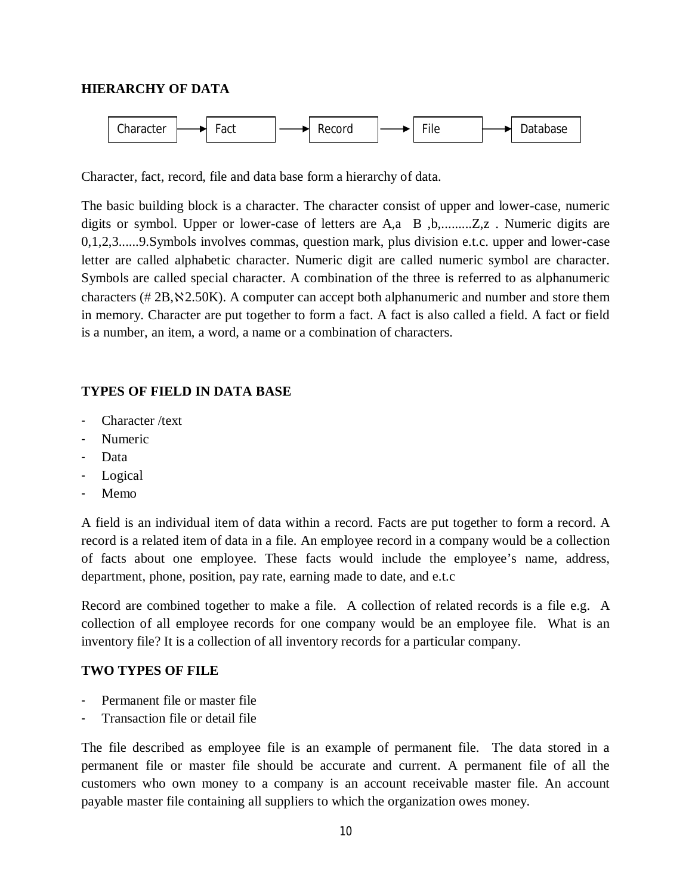## HIERARCHY OF DATA

Character → Fact → Record → File → Database

Character, fact, record, file and data base form a hierarchy of data.

The basic building block is a character. The character consist of upper and lower-case, numeric digits or symbol. Upper or lower-case of letters are A,a B ,b,.........Z,z . Numeric digits are 0,1,2,3......9.Symbols involves commas, question mark, plus division e.t.c. upper and lower-case letter are called alphabetic character. Numeric digit are called numeric symbol are character. Symbols are called special character. A combination of the three is referred to as alphanumeric characters (# 2B,ℵ2.50K). A computer can accept both alphanumeric and number and store them in memory. Character are put together to form a fact. A fact is also called a field. A fact or field is a number, an item, a word, a name or a combination of characters.

## TYPES OF FIELD IN DATA BASE

- Character /text
- Numeric
- Data
- Logical
- Memo

A field is an individual item of data within a record. Facts are put together to form a record. A record is a related item of data in a file. An employee record in a company would be a collection of facts about one employee. These facts would include the employee's name, address, department, phone, position, pay rate, earning made to date, and e.t.c

Record are combined together to make a file. A collection of related records is a file e.g. A collection of all employee records for one company would be an employee file. What is an inventory file? It is a collection of all inventory records for a particular company.

## TWO TYPES OF FILE

- Permanent file or master file
- Transaction file or detail file

The file described as employee file is an example of permanent file. The data stored in a permanent file or master file should be accurate and current. A permanent file of all the customers who own money to a company is an account receivable master file. An account payable master file containing all suppliers to which the organization owes money.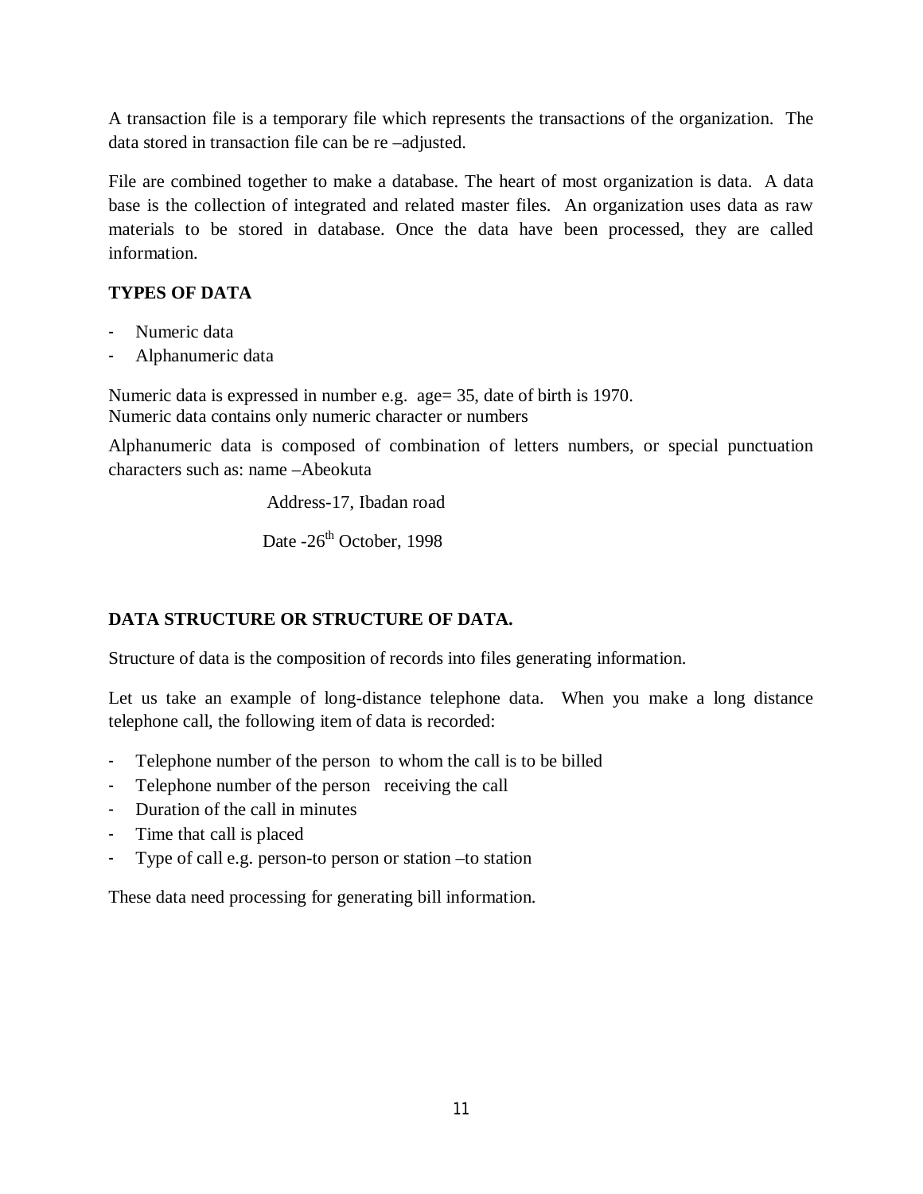A transaction file is a temporary file which represents the transactions of the organization. The data stored in transaction file can be re –adjusted.

File are combined together to make a database. The heart of most organization is data. A data base is the collection of integrated and related master files. An organization uses data as raw materials to be stored in database. Once the data have been processed, they are called information.

**TYPES OF DATA**

- Numeric data
- Alphanumeric data

Numeric data is expressed in number e.g. age= 35, date of birth is 1970.
Numeric data contains only numeric character or numbers

Alphanumeric data is composed of combination of letters numbers, or special punctuation characters such as: name –Abeokuta

Address-17, Ibadan road

Date -26th October, 1998

**DATA STRUCTURE OR STRUCTURE OF DATA.**

Structure of data is the composition of records into files generating information.

Let us take an example of long-distance telephone data. When you make a long distance telephone call, the following item of data is recorded:

- Telephone number of the person to whom the call is to be billed
- Telephone number of the person receiving the call
- Duration of the call in minutes
- Time that call is placed
- Type of call e.g. person-to person or station –to station

These data need processing for generating bill information.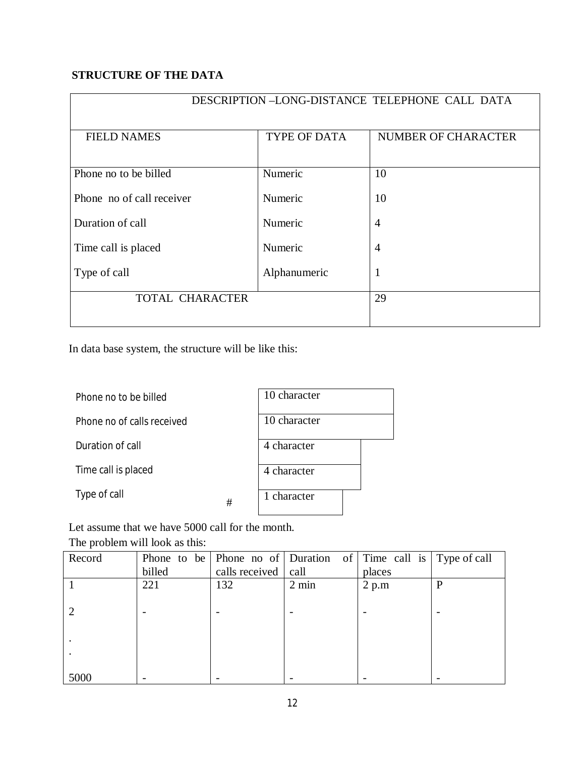**STRUCTURE OF THE DATA**

| DESCRIPTION –LONG-DISTANCE TELEPHONE CALL DATA | | |
|---|---|---|
| FIELD NAMES | TYPE OF DATA | NUMBER OF CHARACTER |
| Phone no to be billed | Numeric | 10 |
| Phone no of call receiver | Numeric | 10 |
| Duration of call | Numeric | 4 |
| Time call is placed | Numeric | 4 |
| Type of call | Alphanumeric | 1 |
| TOTAL CHARACTER | | 29 |

In data base system, the structure will be like this:

| | |
|---|---|
| Phone no to be billed | 10 character |
| Phone no of calls received | 10 character |
| Duration of call | 4 character |
| Time call is placed | 4 character |
| Type of call # | 1 character |

Let assume that we have 5000 call for the month.

The problem will look as this:

| Record | Phone to be billed | Phone no of calls received | Duration of call | Time call is places | Type of call |
|---|---|---|---|---|---|
| 1 | 221 | 132 | 2 min | 2 p.m | P |
| 2 | - | - | - | - | - |
| . | | | | | |
| . | | | | | |
| 5000 | - | - | - | - | - |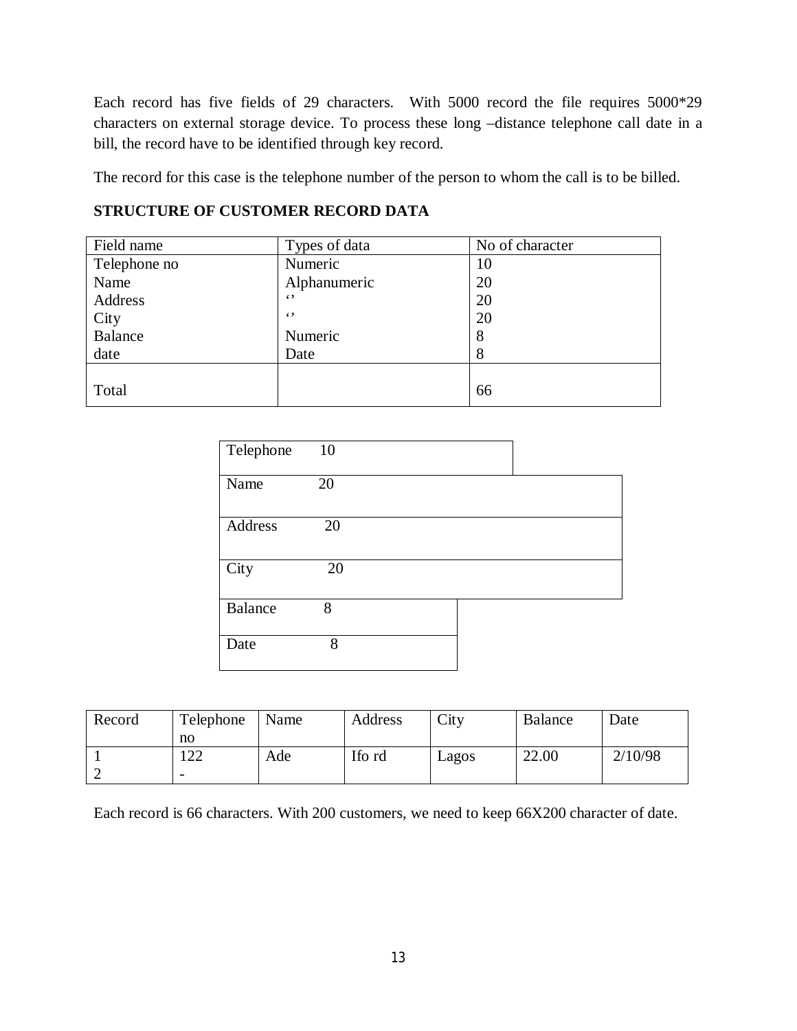Each record has five fields of 29 characters. With 5000 record the file requires 5000*29 characters on external storage device. To process these long –distance telephone call date in a bill, the record have to be identified through key record.

The record for this case is the telephone number of the person to whom the call is to be billed.

**STRUCTURE OF CUSTOMER RECORD DATA**

| Field name | Types of data | No of character |
|---|---|---|
| Telephone no | Numeric | 10 |
| Name | Alphanumeric | 20 |
| Address | ‘’ | 20 |
| City | ‘’ | 20 |
| Balance | Numeric | 8 |
| date | Date | 8 |
| Total | | 66 |

| Field | Size |
|---|---|
| Telephone | 10 |
| Name | 20 |
| Address | 20 |
| City | 20 |
| Balance | 8 |
| Date | 8 |

| Record | Telephone no | Name | Address | City | Balance | Date |
|---|---|---|---|---|---|---|
| 1 | 122 | Ade | Ifo rd | Lagos | 22.00 | 2/10/98 |
| 2 | - | | | | | |

Each record is 66 characters. With 200 customers, we need to keep 66X200 character of date.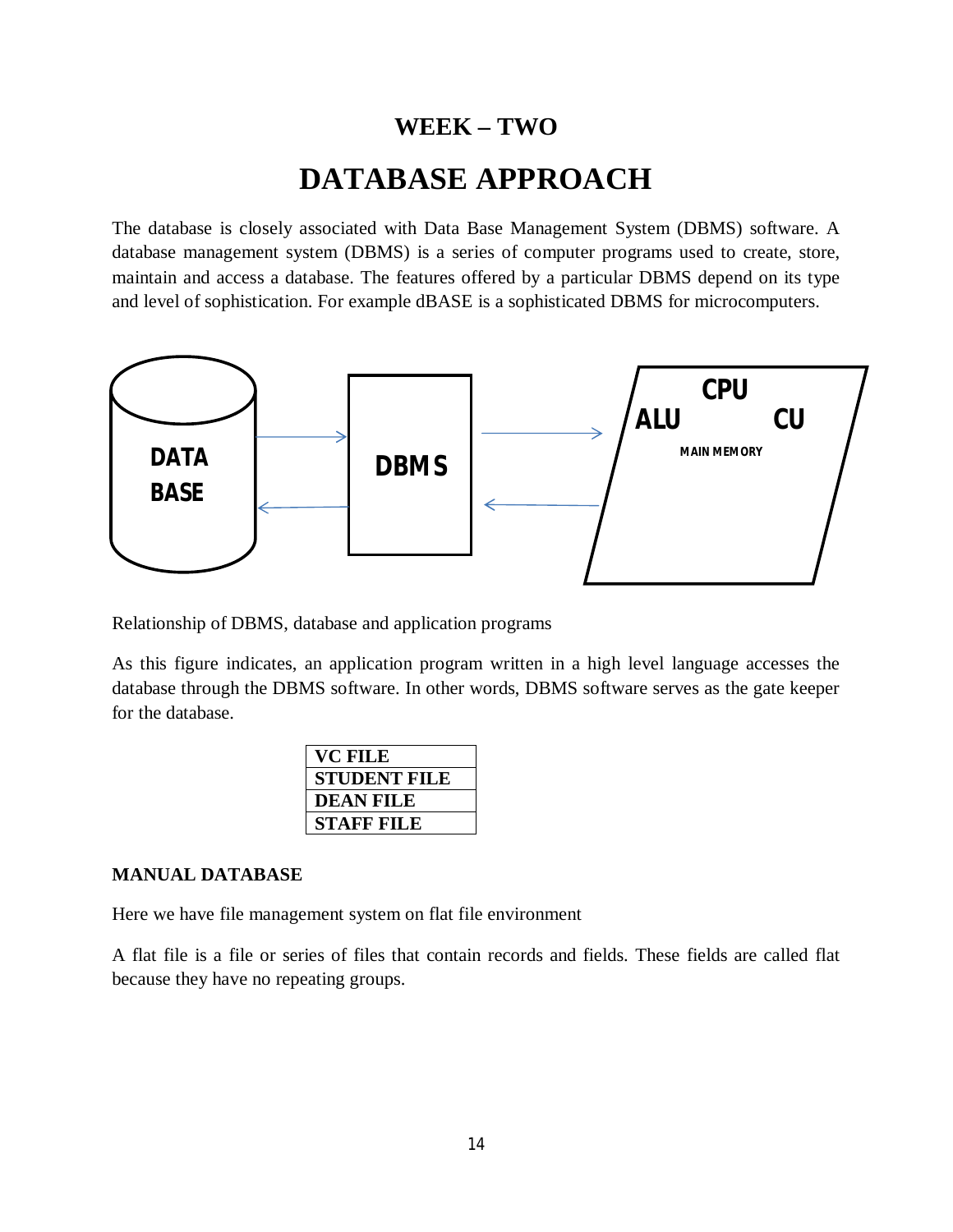## WEEK – TWO

# DATABASE APPROACH

The database is closely associated with Data Base Management System (DBMS) software. A database management system (DBMS) is a series of computer programs used to create, store, maintain and access a database. The features offered by a particular DBMS depend on its type and level of sophistication. For example dBASE is a sophisticated DBMS for microcomputers.

DATA BASE

DBMS

CPU

ALU CU

MAIN MEMORY

Relationship of DBMS, database and application programs

As this figure indicates, an application program written in a high level language accesses the database through the DBMS software. In other words, DBMS software serves as the gate keeper for the database.

| **VC FILE** |
|---|
| **STUDENT FILE** |
| **DEAN FILE** |
| **STAFF FILE** |

**MANUAL DATABASE**

Here we have file management system on flat file environment

A flat file is a file or series of files that contain records and fields. These fields are called flat because they have no repeating groups.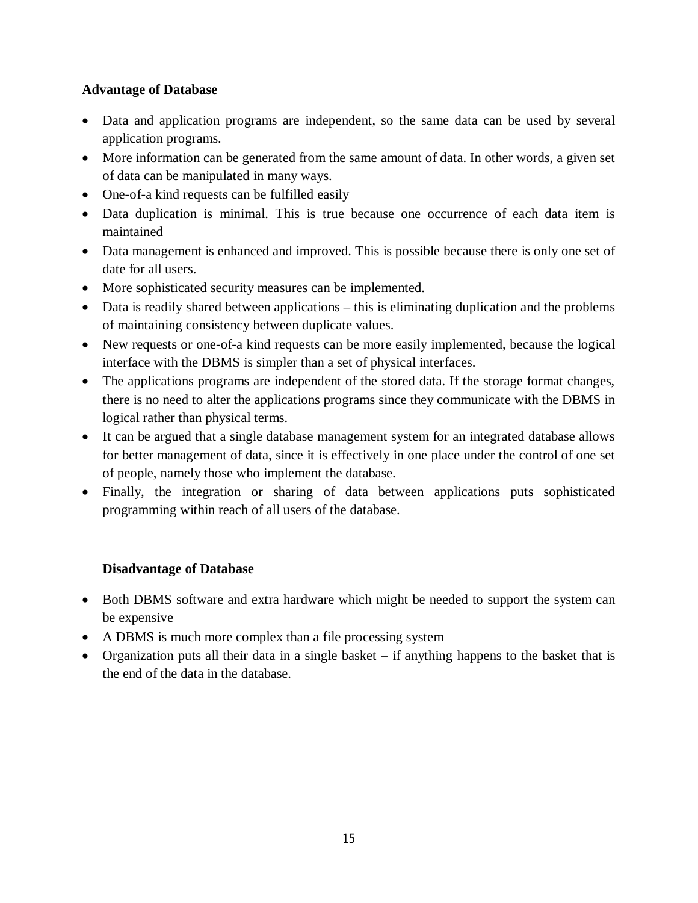**Advantage of Database**

- Data and application programs are independent, so the same data can be used by several application programs.
- More information can be generated from the same amount of data. In other words, a given set of data can be manipulated in many ways.
- One-of-a kind requests can be fulfilled easily
- Data duplication is minimal. This is true because one occurrence of each data item is maintained
- Data management is enhanced and improved. This is possible because there is only one set of date for all users.
- More sophisticated security measures can be implemented.
- Data is readily shared between applications – this is eliminating duplication and the problems of maintaining consistency between duplicate values.
- New requests or one-of-a kind requests can be more easily implemented, because the logical interface with the DBMS is simpler than a set of physical interfaces.
- The applications programs are independent of the stored data. If the storage format changes, there is no need to alter the applications programs since they communicate with the DBMS in logical rather than physical terms.
- It can be argued that a single database management system for an integrated database allows for better management of data, since it is effectively in one place under the control of one set of people, namely those who implement the database.
- Finally, the integration or sharing of data between applications puts sophisticated programming within reach of all users of the database.

**Disadvantage of Database**

- Both DBMS software and extra hardware which might be needed to support the system can be expensive
- A DBMS is much more complex than a file processing system
- Organization puts all their data in a single basket – if anything happens to the basket that is the end of the data in the database.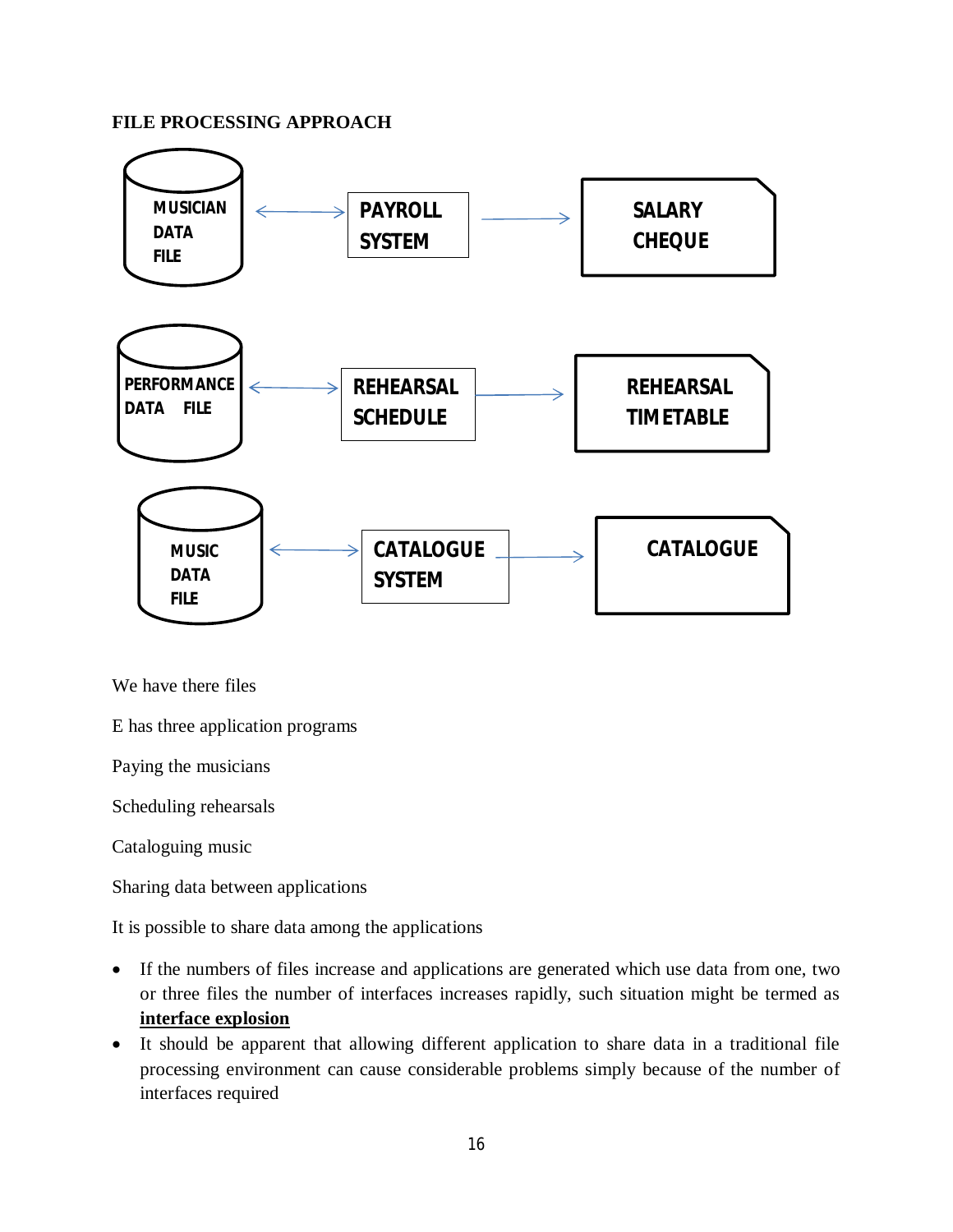**FILE PROCESSING APPROACH**

MUSICIAN DATA FILE ⟷ PAYROLL SYSTEM → SALARY CHEQUE

PERFORMANCE DATA FILE ⟷ REHEARSAL SCHEDULE → REHEARSAL TIMETABLE

MUSIC DATA FILE ⟷ CATALOGUE SYSTEM → CATALOGUE

We have there files

E has three application programs

Paying the musicians

Scheduling rehearsals

Cataloguing music

Sharing data between applications

It is possible to share data among the applications

- If the numbers of files increase and applications are generated which use data from one, two or three files the number of interfaces increases rapidly, such situation might be termed as **interface explosion**
- It should be apparent that allowing different application to share data in a traditional file processing environment can cause considerable problems simply because of the number of interfaces required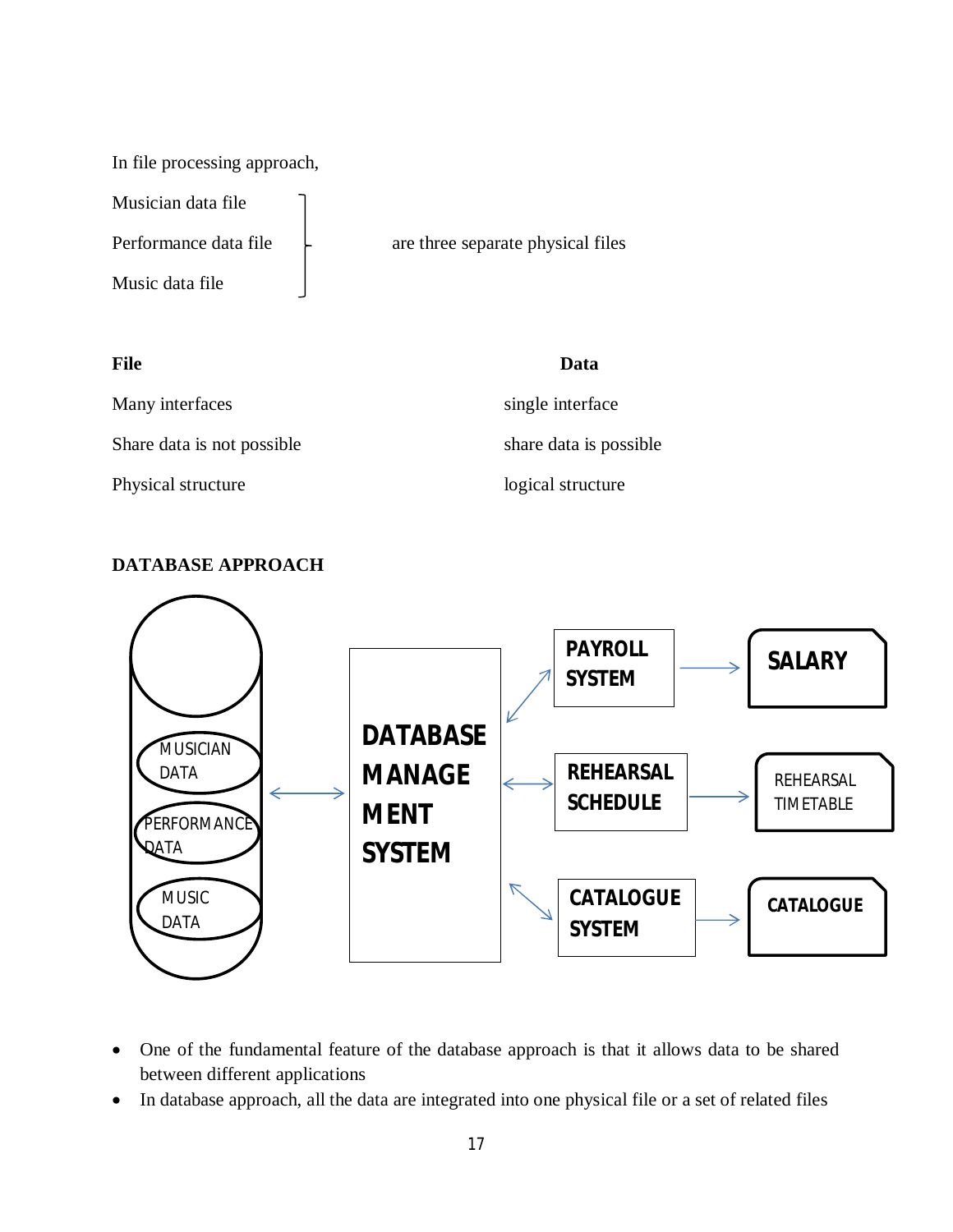In file processing approach,

Musician data file
Performance data file
Music data file

are three separate physical files

| File | Data |
|---|---|
| Many interfaces | single interface |
| Share data is not possible | share data is possible |
| Physical structure | logical structure |

**DATABASE APPROACH**

MUSICIAN DATA
PERFORMANCE DATA
MUSIC DATA

DATABASE MANAGE MENT SYSTEM

PAYROLL SYSTEM → SALARY
REHEARSAL SCHEDULE → REHEARSAL TIMETABLE
CATALOGUE SYSTEM → CATALOGUE

- One of the fundamental feature of the database approach is that it allows data to be shared between different applications
- In database approach, all the data are integrated into one physical file or a set of related files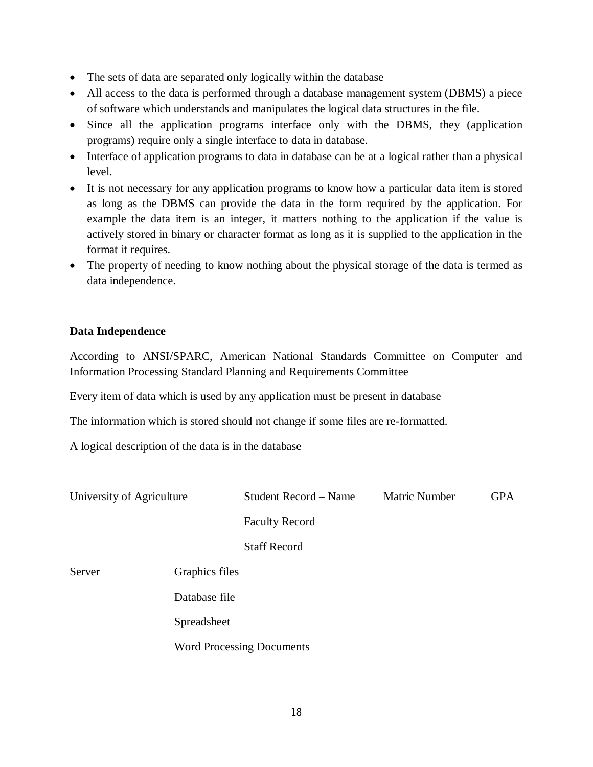- The sets of data are separated only logically within the database
- All access to the data is performed through a database management system (DBMS) a piece of software which understands and manipulates the logical data structures in the file.
- Since all the application programs interface only with the DBMS, they (application programs) require only a single interface to data in database.
- Interface of application programs to data in database can be at a logical rather than a physical level.
- It is not necessary for any application programs to know how a particular data item is stored as long as the DBMS can provide the data in the form required by the application. For example the data item is an integer, it matters nothing to the application if the value is actively stored in binary or character format as long as it is supplied to the application in the format it requires.
- The property of needing to know nothing about the physical storage of the data is termed as data independence.

**Data Independence**

According to ANSI/SPARC, American National Standards Committee on Computer and Information Processing Standard Planning and Requirements Committee

Every item of data which is used by any application must be present in database

The information which is stored should not change if some files are re-formatted.

A logical description of the data is in the database

| | | | |
|---|---|---|---|
| University of Agriculture | Student Record – Name | Matric Number | GPA |
| | Faculty Record | | |
| | Staff Record | | |

| | |
|---|---|
| Server | Graphics files |
| | Database file |
| | Spreadsheet |
| | Word Processing Documents |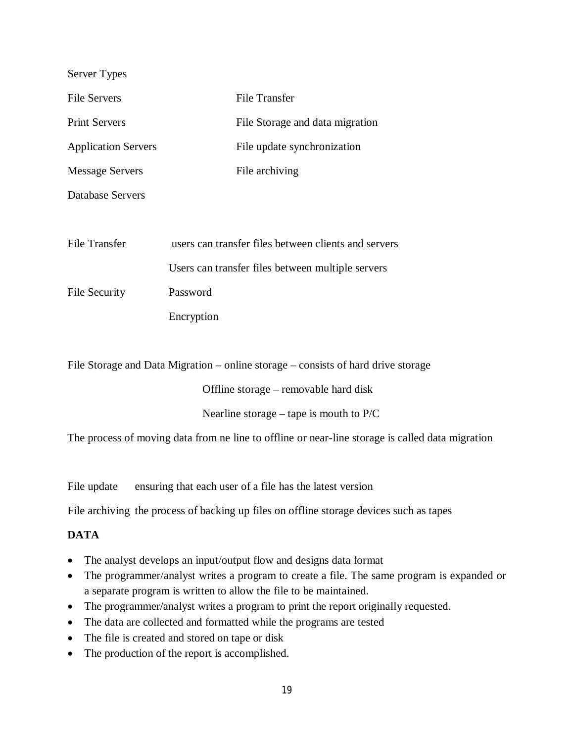Server Types

| | |
|---|---|
| File Servers | File Transfer |
| Print Servers | File Storage and data migration |
| Application Servers | File update synchronization |
| Message Servers | File archiving |
| Database Servers | |

| | |
|---|---|
| File Transfer | users can transfer files between clients and servers |
| | Users can transfer files between multiple servers |
| File Security | Password |
| | Encryption |

File Storage and Data Migration – online storage – consists of hard drive storage

Offline storage – removable hard disk

Nearline storage – tape is mouth to P/C

The process of moving data from ne line to offline or near-line storage is called data migration

File update ensuring that each user of a file has the latest version

File archiving the process of backing up files on offline storage devices such as tapes

**DATA**

- The analyst develops an input/output flow and designs data format
- The programmer/analyst writes a program to create a file. The same program is expanded or a separate program is written to allow the file to be maintained.
- The programmer/analyst writes a program to print the report originally requested.
- The data are collected and formatted while the programs are tested
- The file is created and stored on tape or disk
- The production of the report is accomplished.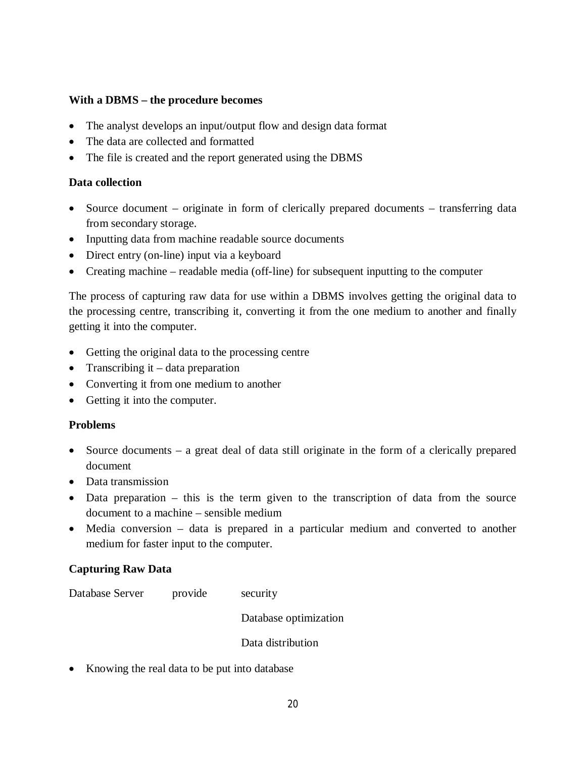**With a DBMS – the procedure becomes**

- The analyst develops an input/output flow and design data format
- The data are collected and formatted
- The file is created and the report generated using the DBMS

**Data collection**

- Source document – originate in form of clerically prepared documents – transferring data from secondary storage.
- Inputting data from machine readable source documents
- Direct entry (on-line) input via a keyboard
- Creating machine – readable media (off-line) for subsequent inputting to the computer

The process of capturing raw data for use within a DBMS involves getting the original data to the processing centre, transcribing it, converting it from the one medium to another and finally getting it into the computer.

- Getting the original data to the processing centre
- Transcribing it – data preparation
- Converting it from one medium to another
- Getting it into the computer.

**Problems**

- Source documents – a great deal of data still originate in the form of a clerically prepared document
- Data transmission
- Data preparation – this is the term given to the transcription of data from the source document to a machine – sensible medium
- Media conversion – data is prepared in a particular medium and converted to another medium for faster input to the computer.

**Capturing Raw Data**

| Database Server | provide | security |
|---|---|---|
| | | Database optimization |
| | | Data distribution |

- Knowing the real data to be put into database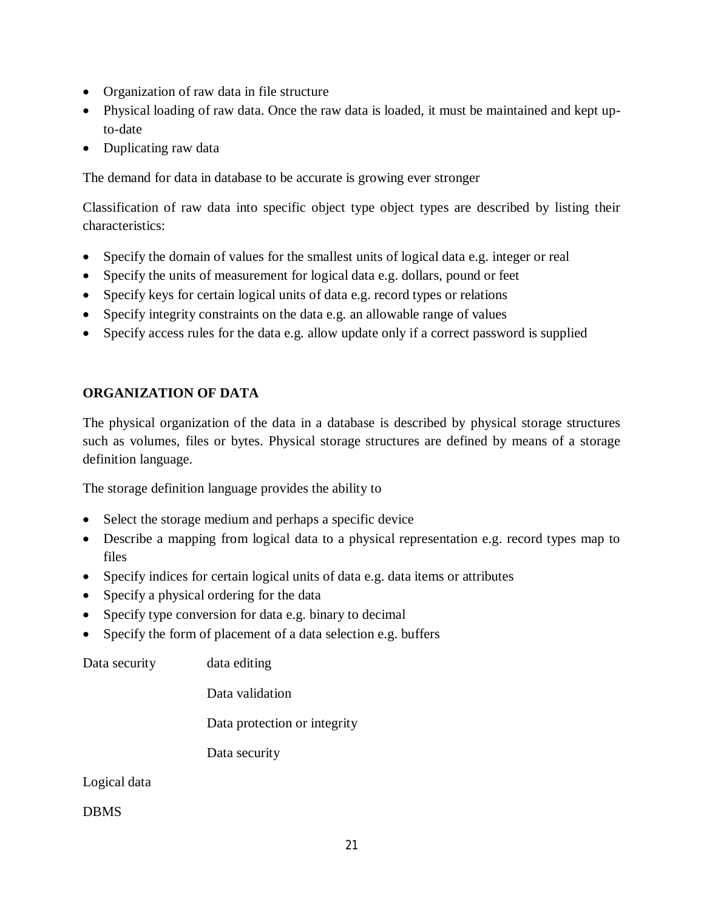- Organization of raw data in file structure
- Physical loading of raw data. Once the raw data is loaded, it must be maintained and kept up-to-date
- Duplicating raw data

The demand for data in database to be accurate is growing ever stronger

Classification of raw data into specific object type object types are described by listing their characteristics:

- Specify the domain of values for the smallest units of logical data e.g. integer or real
- Specify the units of measurement for logical data e.g. dollars, pound or feet
- Specify keys for certain logical units of data e.g. record types or relations
- Specify integrity constraints on the data e.g. an allowable range of values
- Specify access rules for the data e.g. allow update only if a correct password is supplied

**ORGANIZATION OF DATA**

The physical organization of the data in a database is described by physical storage structures such as volumes, files or bytes. Physical storage structures are defined by means of a storage definition language.

The storage definition language provides the ability to

- Select the storage medium and perhaps a specific device
- Describe a mapping from logical data to a physical representation e.g. record types map to files
- Specify indices for certain logical units of data e.g. data items or attributes
- Specify a physical ordering for the data
- Specify type conversion for data e.g. binary to decimal
- Specify the form of placement of a data selection e.g. buffers

Data security data editing

Data validation

Data protection or integrity

Data security

Logical data

DBMS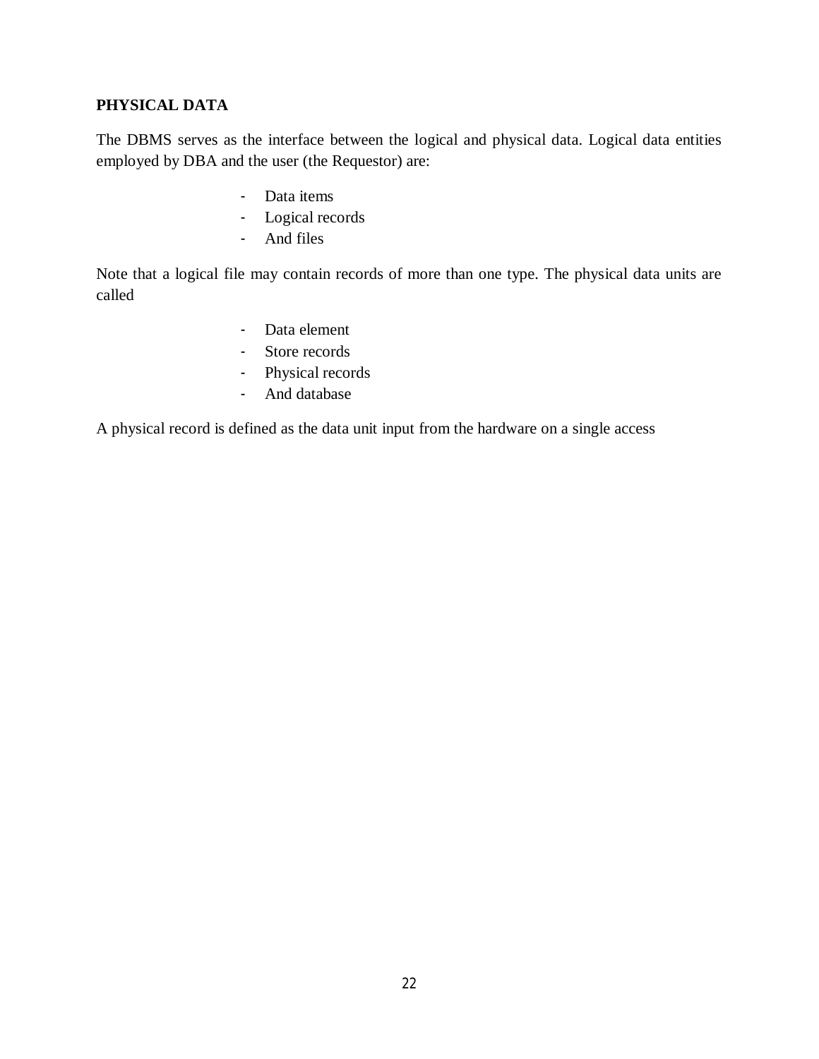## PHYSICAL DATA

The DBMS serves as the interface between the logical and physical data. Logical data entities employed by DBA and the user (the Requestor) are:

- Data items
- Logical records
- And files

Note that a logical file may contain records of more than one type. The physical data units are called

- Data element
- Store records
- Physical records
- And database

A physical record is defined as the data unit input from the hardware on a single access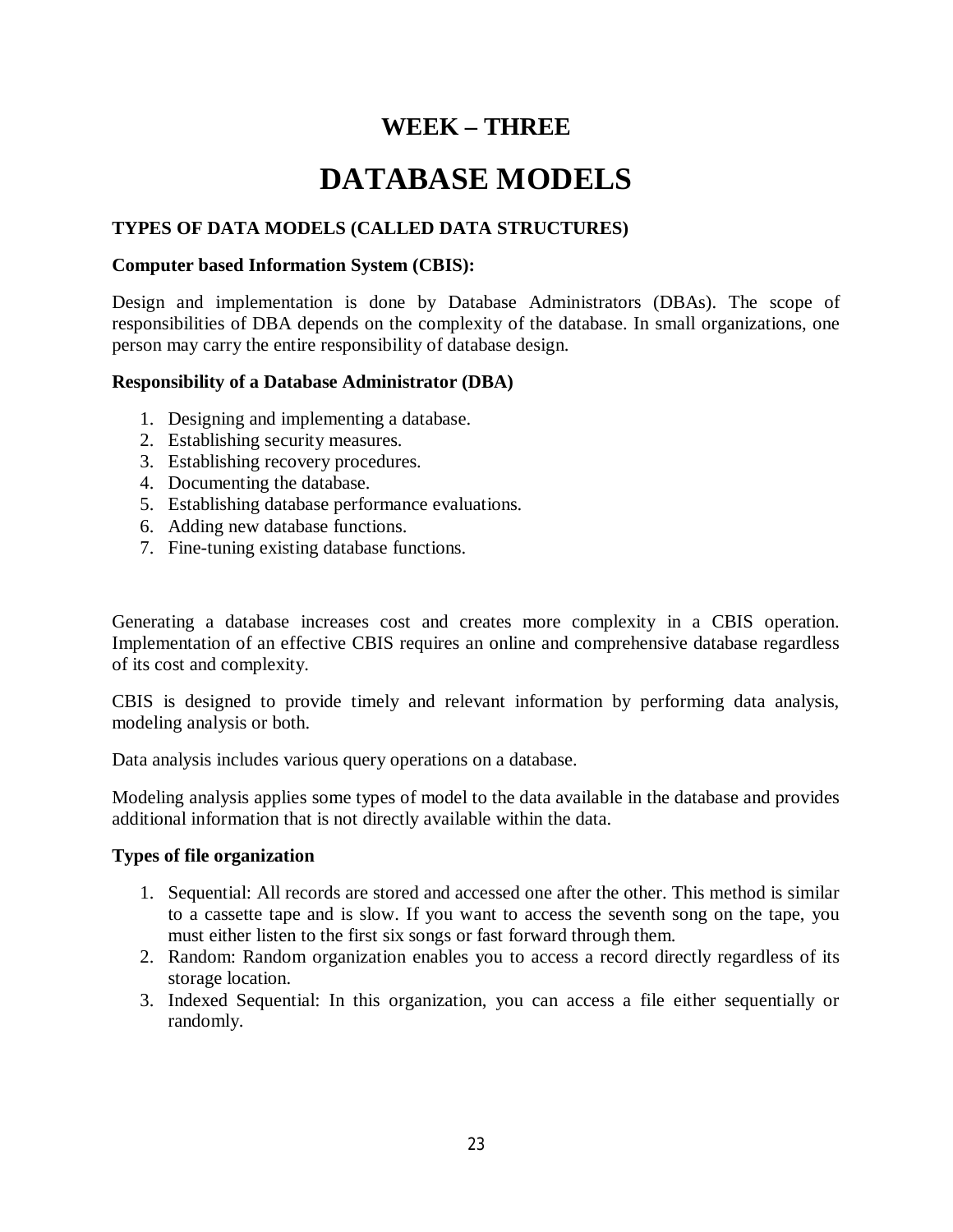## WEEK – THREE

# DATABASE MODELS

**TYPES OF DATA MODELS (CALLED DATA STRUCTURES)**

**Computer based Information System (CBIS):**

Design and implementation is done by Database Administrators (DBAs). The scope of responsibilities of DBA depends on the complexity of the database. In small organizations, one person may carry the entire responsibility of database design.

**Responsibility of a Database Administrator (DBA)**

1. Designing and implementing a database.
2. Establishing security measures.
3. Establishing recovery procedures.
4. Documenting the database.
5. Establishing database performance evaluations.
6. Adding new database functions.
7. Fine-tuning existing database functions.

Generating a database increases cost and creates more complexity in a CBIS operation. Implementation of an effective CBIS requires an online and comprehensive database regardless of its cost and complexity.

CBIS is designed to provide timely and relevant information by performing data analysis, modeling analysis or both.

Data analysis includes various query operations on a database.

Modeling analysis applies some types of model to the data available in the database and provides additional information that is not directly available within the data.

**Types of file organization**

1. Sequential: All records are stored and accessed one after the other. This method is similar to a cassette tape and is slow. If you want to access the seventh song on the tape, you must either listen to the first six songs or fast forward through them.
2. Random: Random organization enables you to access a record directly regardless of its storage location.
3. Indexed Sequential: In this organization, you can access a file either sequentially or randomly.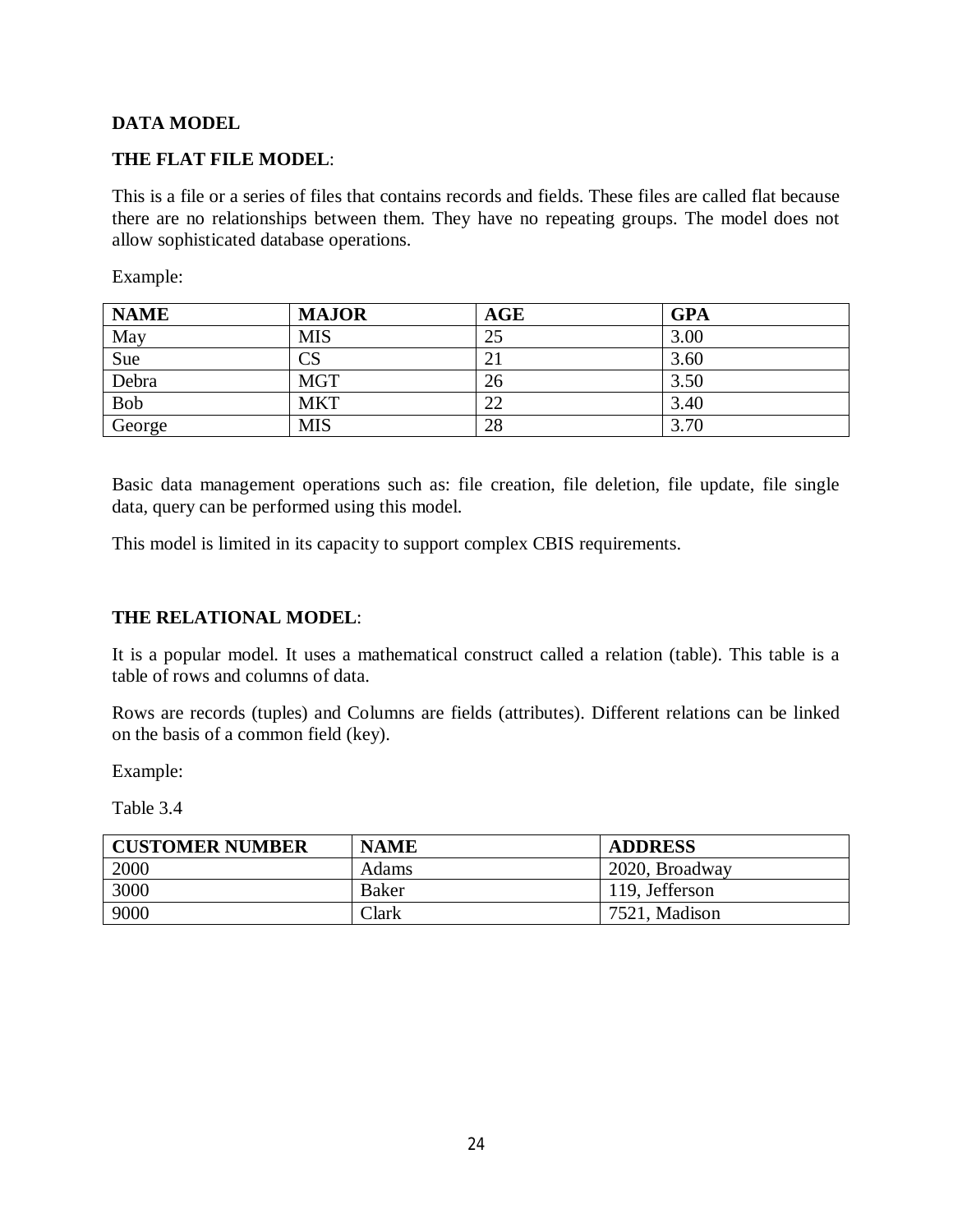## DATA MODEL

### THE FLAT FILE MODEL:

This is a file or a series of files that contains records and fields. These files are called flat because there are no relationships between them. They have no repeating groups. The model does not allow sophisticated database operations.

Example:

| NAME | MAJOR | AGE | GPA |
|---|---|---|---|
| May | MIS | 25 | 3.00 |
| Sue | CS | 21 | 3.60 |
| Debra | MGT | 26 | 3.50 |
| Bob | MKT | 22 | 3.40 |
| George | MIS | 28 | 3.70 |

Basic data management operations such as: file creation, file deletion, file update, file single data, query can be performed using this model.

This model is limited in its capacity to support complex CBIS requirements.

### THE RELATIONAL MODEL:

It is a popular model. It uses a mathematical construct called a relation (table). This table is a table of rows and columns of data.

Rows are records (tuples) and Columns are fields (attributes). Different relations can be linked on the basis of a common field (key).

Example:

Table 3.4

| CUSTOMER NUMBER | NAME | ADDRESS |
|---|---|---|
| 2000 | Adams | 2020, Broadway |
| 3000 | Baker | 119, Jefferson |
| 9000 | Clark | 7521, Madison |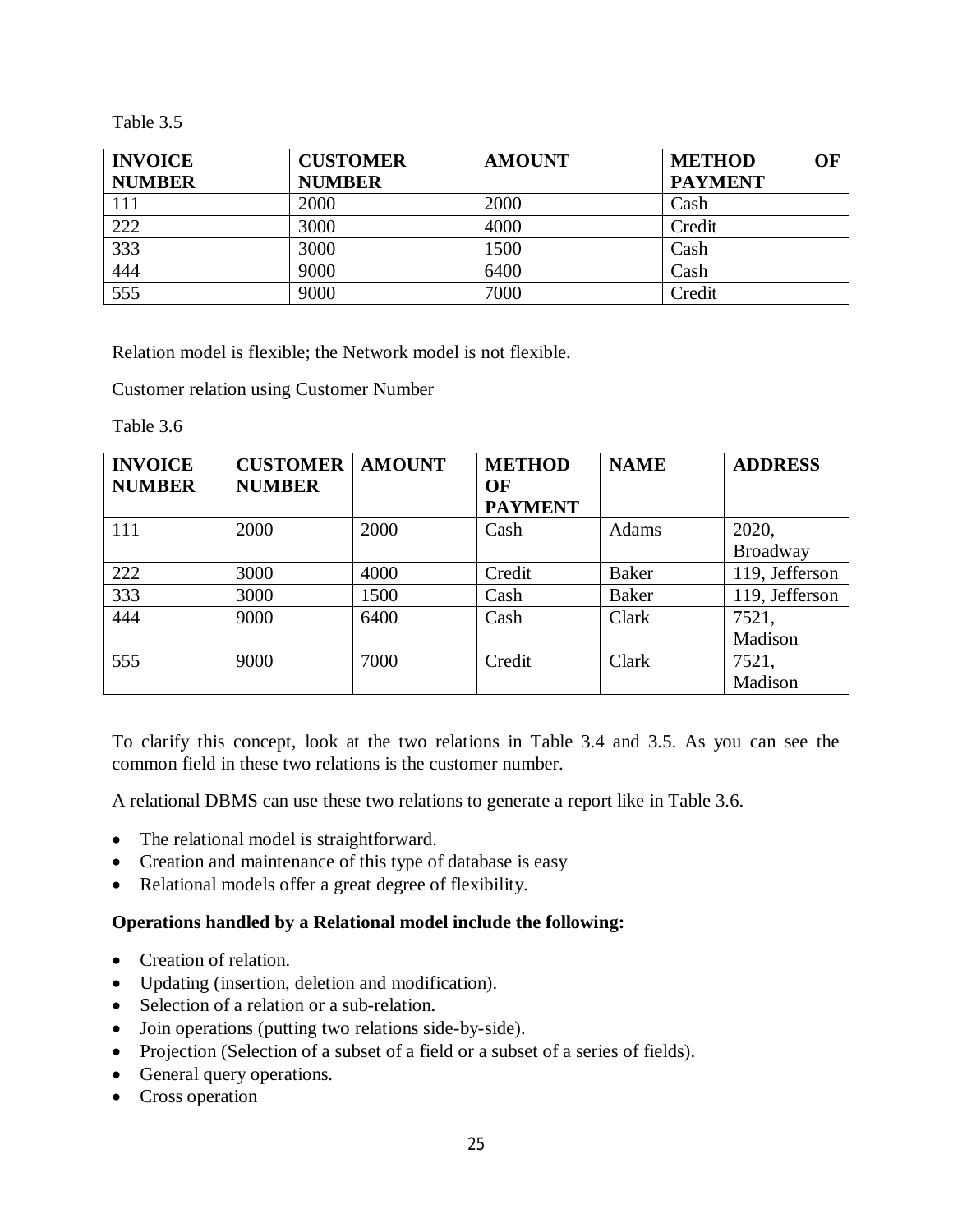Table 3.5

| INVOICE NUMBER | CUSTOMER NUMBER | AMOUNT | METHOD OF PAYMENT |
|---|---|---|---|
| 111 | 2000 | 2000 | Cash |
| 222 | 3000 | 4000 | Credit |
| 333 | 3000 | 1500 | Cash |
| 444 | 9000 | 6400 | Cash |
| 555 | 9000 | 7000 | Credit |

Relation model is flexible; the Network model is not flexible.

Customer relation using Customer Number

Table 3.6

| INVOICE NUMBER | CUSTOMER NUMBER | AMOUNT | METHOD OF PAYMENT | NAME | ADDRESS |
|---|---|---|---|---|---|
| 111 | 2000 | 2000 | Cash | Adams | 2020, Broadway |
| 222 | 3000 | 4000 | Credit | Baker | 119, Jefferson |
| 333 | 3000 | 1500 | Cash | Baker | 119, Jefferson |
| 444 | 9000 | 6400 | Cash | Clark | 7521, Madison |
| 555 | 9000 | 7000 | Credit | Clark | 7521, Madison |

To clarify this concept, look at the two relations in Table 3.4 and 3.5. As you can see the common field in these two relations is the customer number.

A relational DBMS can use these two relations to generate a report like in Table 3.6.

- The relational model is straightforward.
- Creation and maintenance of this type of database is easy
- Relational models offer a great degree of flexibility.

**Operations handled by a Relational model include the following:**

- Creation of relation.
- Updating (insertion, deletion and modification).
- Selection of a relation or a sub-relation.
- Join operations (putting two relations side-by-side).
- Projection (Selection of a subset of a field or a subset of a series of fields).
- General query operations.
- Cross operation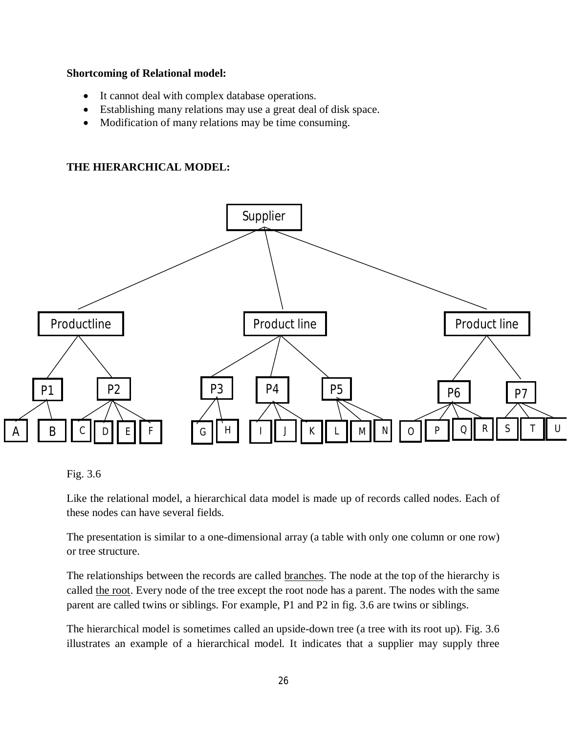**Shortcoming of Relational model:**

- It cannot deal with complex database operations.
- Establishing many relations may use a great deal of disk space.
- Modification of many relations may be time consuming.

**THE HIERARCHICAL MODEL:**

Fig. 3.6

Like the relational model, a hierarchical data model is made up of records called nodes. Each of these nodes can have several fields.

The presentation is similar to a one-dimensional array (a table with only one column or one row) or tree structure.

The relationships between the records are called branches. The node at the top of the hierarchy is called the root. Every node of the tree except the root node has a parent. The nodes with the same parent are called twins or siblings. For example, P1 and P2 in fig. 3.6 are twins or siblings.

The hierarchical model is sometimes called an upside-down tree (a tree with its root up). Fig. 3.6 illustrates an example of a hierarchical model. It indicates that a supplier may supply three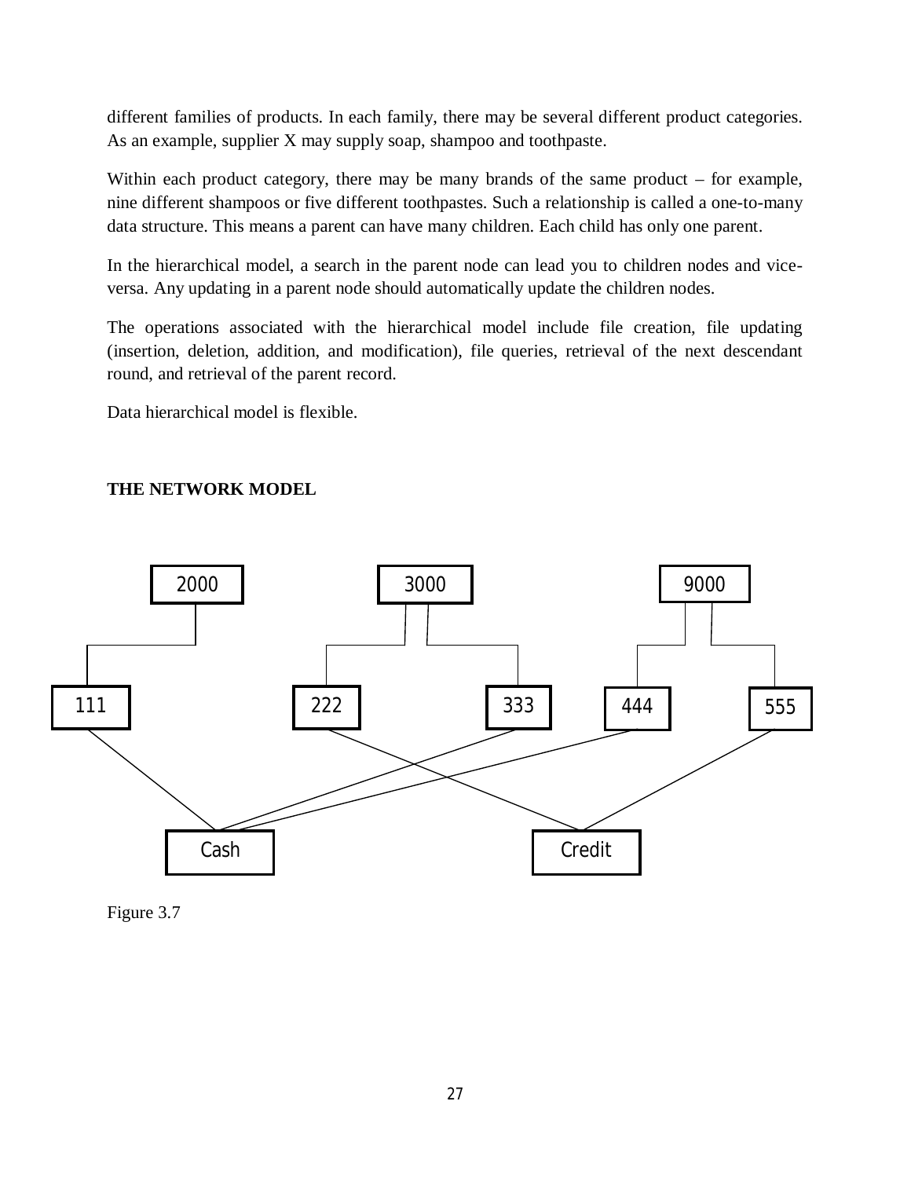different families of products. In each family, there may be several different product categories. As an example, supplier X may supply soap, shampoo and toothpaste.

Within each product category, there may be many brands of the same product – for example, nine different shampoos or five different toothpastes. Such a relationship is called a one-to-many data structure. This means a parent can have many children. Each child has only one parent.

In the hierarchical model, a search in the parent node can lead you to children nodes and vice-versa. Any updating in a parent node should automatically update the children nodes.

The operations associated with the hierarchical model include file creation, file updating (insertion, deletion, addition, and modification), file queries, retrieval of the next descendant round, and retrieval of the parent record.

Data hierarchical model is flexible.

**THE NETWORK MODEL**

Figure 3.7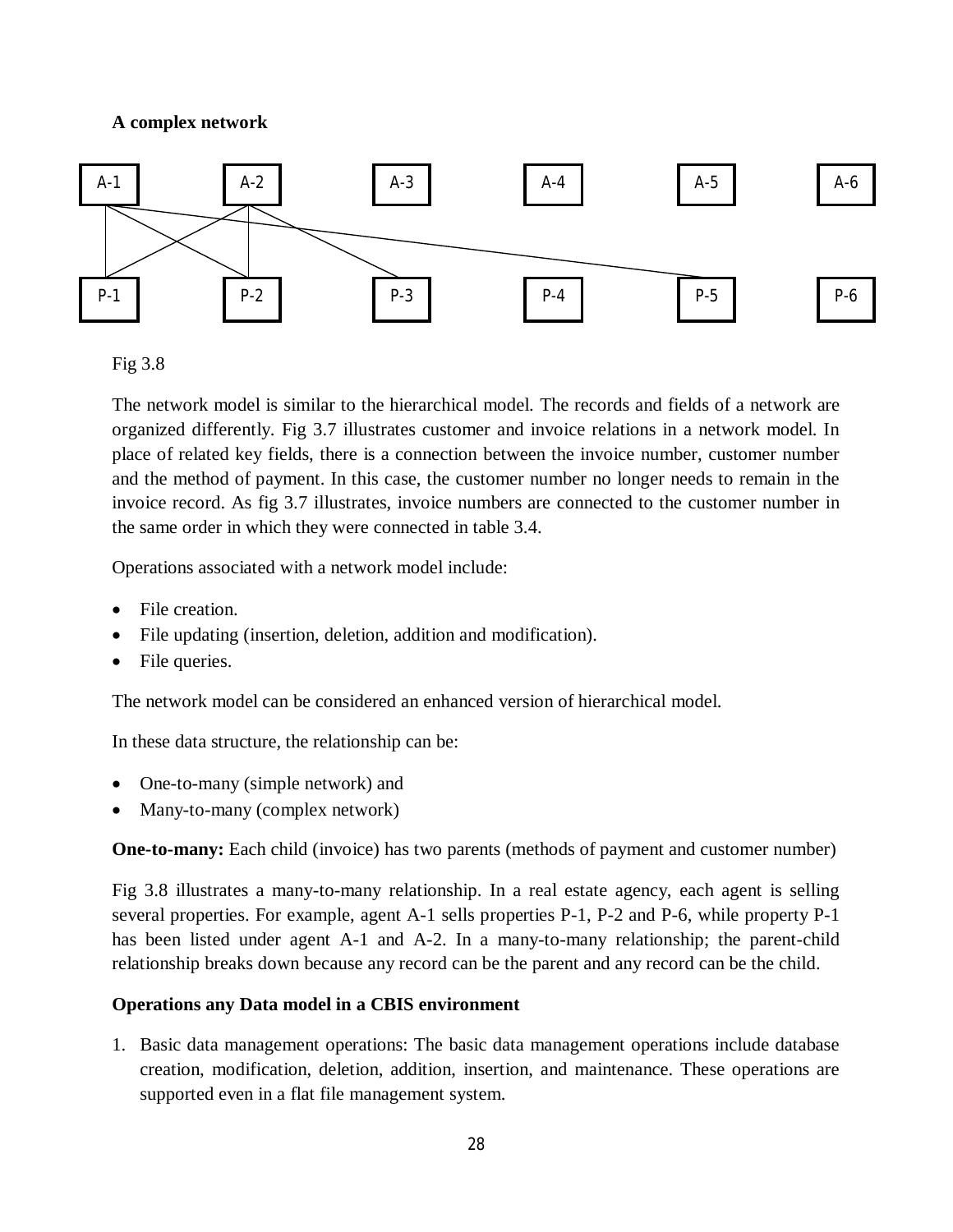**A complex network**

A-1 A-2 A-3 A-4 A-5 A-6

P-1 P-2 P-3 P-4 P-5 P-6

Fig 3.8

The network model is similar to the hierarchical model. The records and fields of a network are organized differently. Fig 3.7 illustrates customer and invoice relations in a network model. In place of related key fields, there is a connection between the invoice number, customer number and the method of payment. In this case, the customer number no longer needs to remain in the invoice record. As fig 3.7 illustrates, invoice numbers are connected to the customer number in the same order in which they were connected in table 3.4.

Operations associated with a network model include:

- File creation.
- File updating (insertion, deletion, addition and modification).
- File queries.

The network model can be considered an enhanced version of hierarchical model.

In these data structure, the relationship can be:

- One-to-many (simple network) and
- Many-to-many (complex network)

**One-to-many:** Each child (invoice) has two parents (methods of payment and customer number)

Fig 3.8 illustrates a many-to-many relationship. In a real estate agency, each agent is selling several properties. For example, agent A-1 sells properties P-1, P-2 and P-6, while property P-1 has been listed under agent A-1 and A-2. In a many-to-many relationship; the parent-child relationship breaks down because any record can be the parent and any record can be the child.

**Operations any Data model in a CBIS environment**

1. Basic data management operations: The basic data management operations include database creation, modification, deletion, addition, insertion, and maintenance. These operations are supported even in a flat file management system.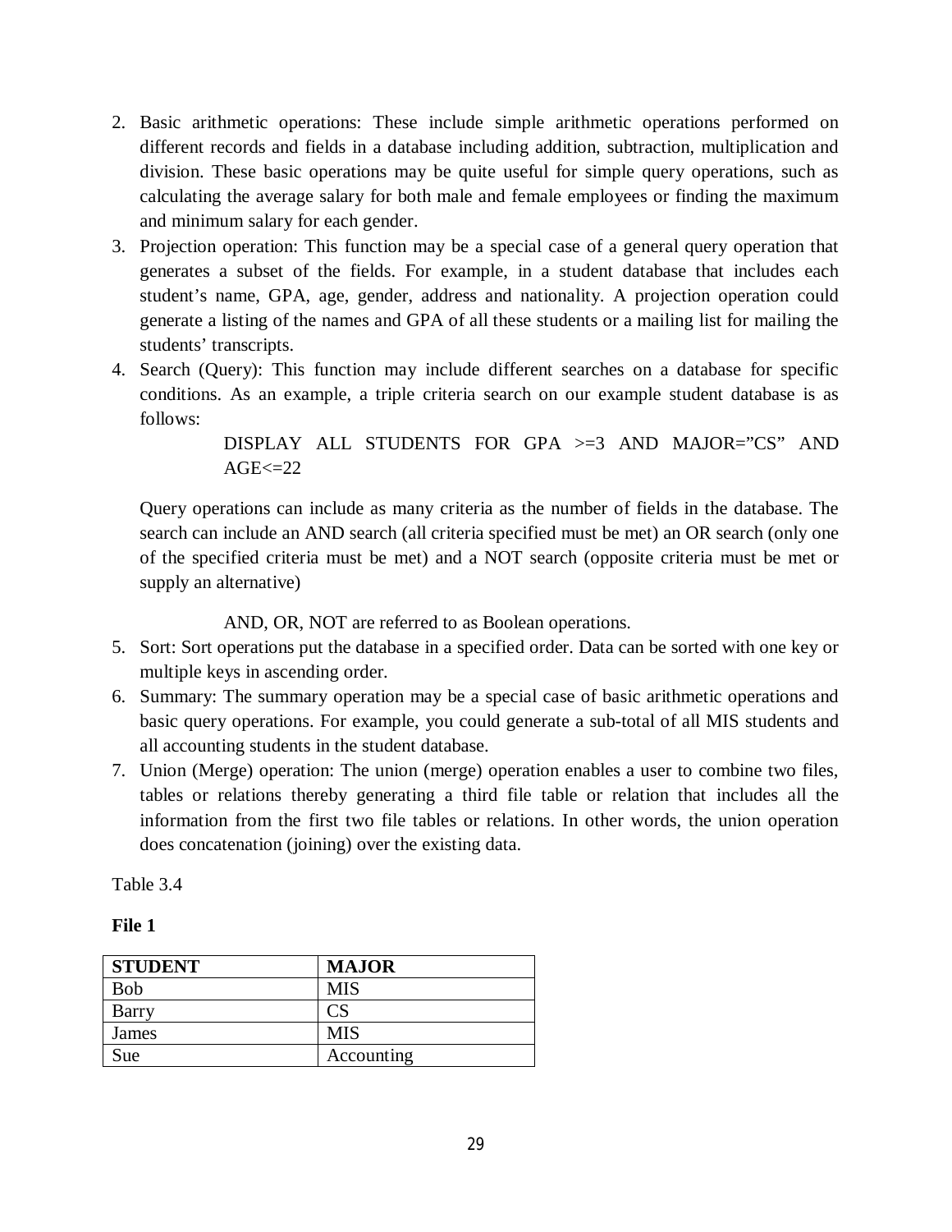2. Basic arithmetic operations: These include simple arithmetic operations performed on different records and fields in a database including addition, subtraction, multiplication and division. These basic operations may be quite useful for simple query operations, such as calculating the average salary for both male and female employees or finding the maximum and minimum salary for each gender.
3. Projection operation: This function may be a special case of a general query operation that generates a subset of the fields. For example, in a student database that includes each student's name, GPA, age, gender, address and nationality. A projection operation could generate a listing of the names and GPA of all these students or a mailing list for mailing the students' transcripts.
4. Search (Query): This function may include different searches on a database for specific conditions. As an example, a triple criteria search on our example student database is as follows:

   DISPLAY ALL STUDENTS FOR GPA >=3 AND MAJOR="CS" AND AGE<=22

   Query operations can include as many criteria as the number of fields in the database. The search can include an AND search (all criteria specified must be met) an OR search (only one of the specified criteria must be met) and a NOT search (opposite criteria must be met or supply an alternative)

   AND, OR, NOT are referred to as Boolean operations.
5. Sort: Sort operations put the database in a specified order. Data can be sorted with one key or multiple keys in ascending order.
6. Summary: The summary operation may be a special case of basic arithmetic operations and basic query operations. For example, you could generate a sub-total of all MIS students and all accounting students in the student database.
7. Union (Merge) operation: The union (merge) operation enables a user to combine two files, tables or relations thereby generating a third file table or relation that includes all the information from the first two file tables or relations. In other words, the union operation does concatenation (joining) over the existing data.

Table 3.4

**File 1**

| STUDENT | MAJOR |
|---|---|
| Bob | MIS |
| Barry | CS |
| James | MIS |
| Sue | Accounting |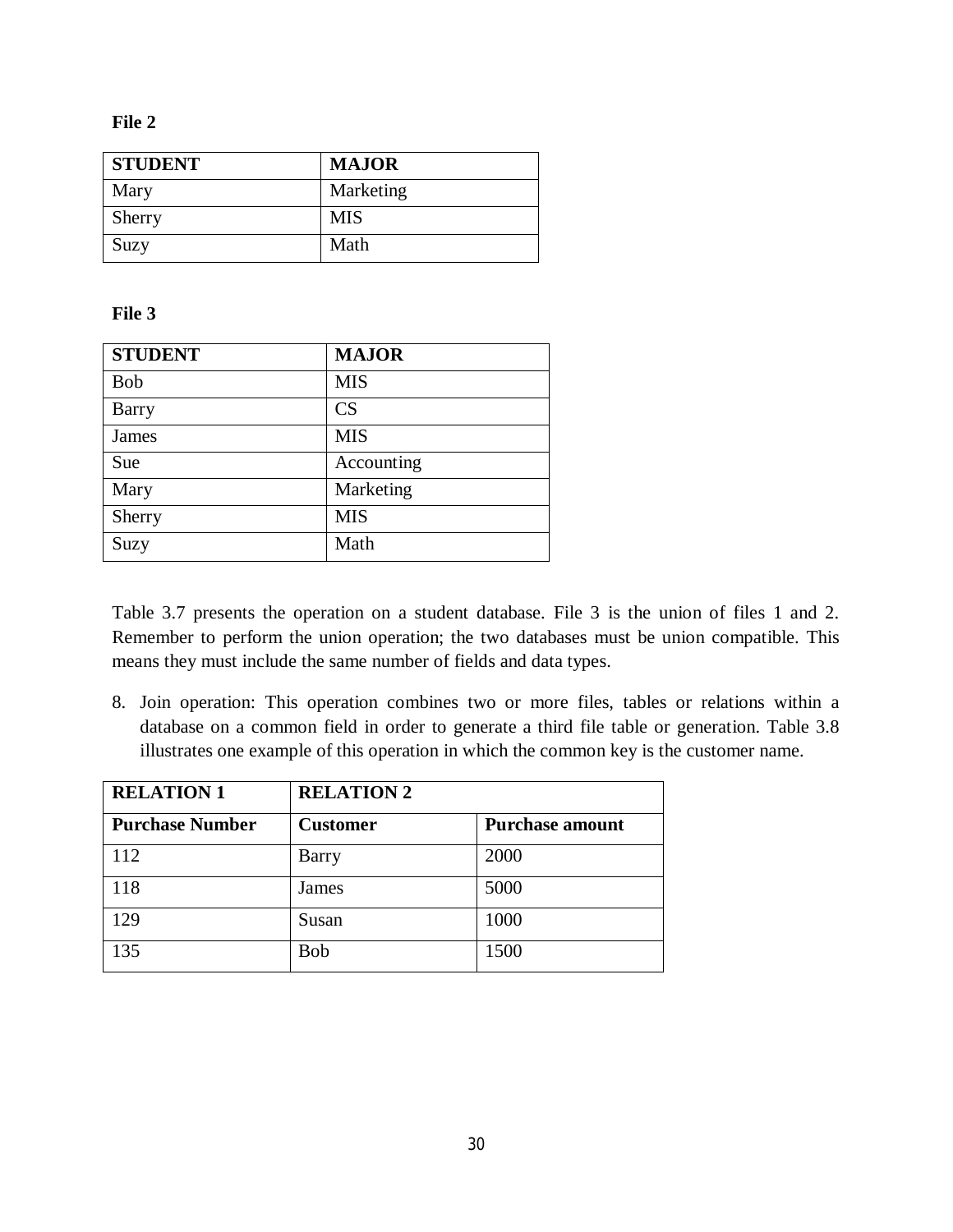**File 2**

| STUDENT | MAJOR |
|---|---|
| Mary | Marketing |
| Sherry | MIS |
| Suzy | Math |

**File 3**

| STUDENT | MAJOR |
|---|---|
| Bob | MIS |
| Barry | CS |
| James | MIS |
| Sue | Accounting |
| Mary | Marketing |
| Sherry | MIS |
| Suzy | Math |

Table 3.7 presents the operation on a student database. File 3 is the union of files 1 and 2. Remember to perform the union operation; the two databases must be union compatible. This means they must include the same number of fields and data types.

8. Join operation: This operation combines two or more files, tables or relations within a database on a common field in order to generate a third file table or generation. Table 3.8 illustrates one example of this operation in which the common key is the customer name.

| RELATION 1 | RELATION 2 | |
|---|---|---|
| **Purchase Number** | **Customer** | **Purchase amount** |
| 112 | Barry | 2000 |
| 118 | James | 5000 |
| 129 | Susan | 1000 |
| 135 | Bob | 1500 |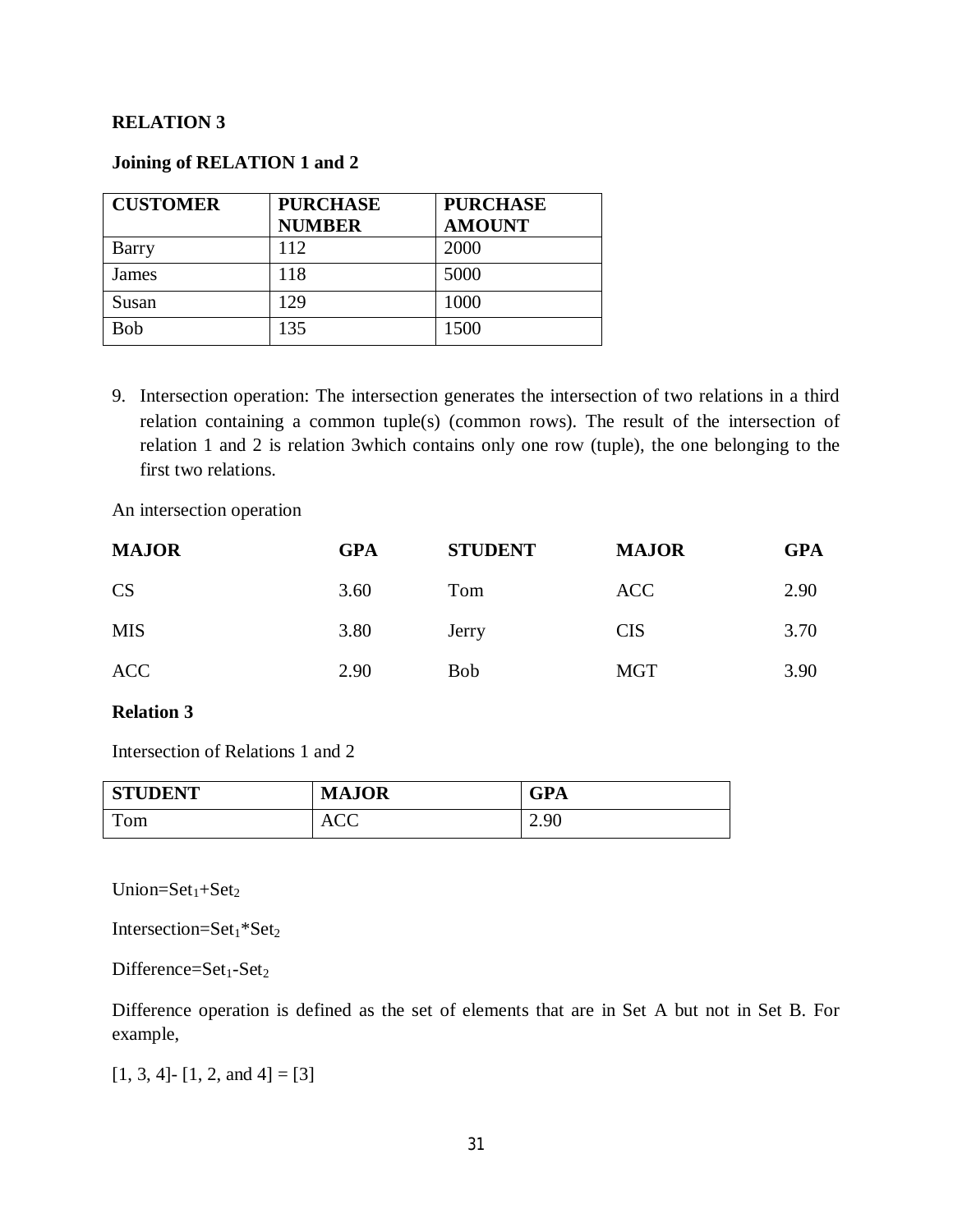**RELATION 3**

**Joining of RELATION 1 and 2**

| CUSTOMER | PURCHASE NUMBER | PURCHASE AMOUNT |
|---|---|---|
| Barry | 112 | 2000 |
| James | 118 | 5000 |
| Susan | 129 | 1000 |
| Bob | 135 | 1500 |

9. Intersection operation: The intersection generates the intersection of two relations in a third relation containing a common tuple(s) (common rows). The result of the intersection of relation 1 and 2 is relation 3which contains only one row (tuple), the one belonging to the first two relations.

An intersection operation

| MAJOR | GPA | STUDENT | MAJOR | GPA |
|---|---|---|---|---|
| CS | 3.60 | Tom | ACC | 2.90 |
| MIS | 3.80 | Jerry | CIS | 3.70 |
| ACC | 2.90 | Bob | MGT | 3.90 |

**Relation 3**

Intersection of Relations 1 and 2

| STUDENT | MAJOR | GPA |
|---|---|---|
| Tom | ACC | 2.90 |

Union=$Set_1$+$Set_2$

Intersection=$Set_1$*$Set_2$

Difference=$Set_1$-$Set_2$

Difference operation is defined as the set of elements that are in Set A but not in Set B. For example,

[1, 3, 4]- [1, 2, and 4] = [3]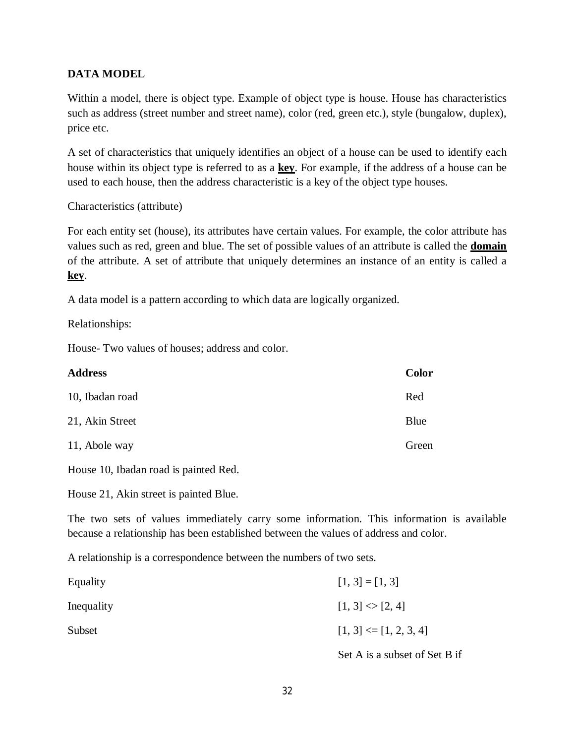**DATA MODEL**

Within a model, there is object type. Example of object type is house. House has characteristics such as address (street number and street name), color (red, green etc.), style (bungalow, duplex), price etc.

A set of characteristics that uniquely identifies an object of a house can be used to identify each house within its object type is referred to as a **key**. For example, if the address of a house can be used to each house, then the address characteristic is a key of the object type houses.

Characteristics (attribute)

For each entity set (house), its attributes have certain values. For example, the color attribute has values such as red, green and blue. The set of possible values of an attribute is called the **domain** of the attribute. A set of attribute that uniquely determines an instance of an entity is called a **key**.

A data model is a pattern according to which data are logically organized.

Relationships:

House- Two values of houses; address and color.

| **Address** | **Color** |
|---|---|
| 10, Ibadan road | Red |
| 21, Akin Street | Blue |
| 11, Abole way | Green |

House 10, Ibadan road is painted Red.

House 21, Akin street is painted Blue.

The two sets of values immediately carry some information. This information is available because a relationship has been established between the values of address and color.

A relationship is a correspondence between the numbers of two sets.

| | |
|---|---|
| Equality | [1, 3] = [1, 3] |
| Inequality | [1, 3] <> [2, 4] |
| Subset | [1, 3] <= [1, 2, 3, 4] |
| | Set A is a subset of Set B if |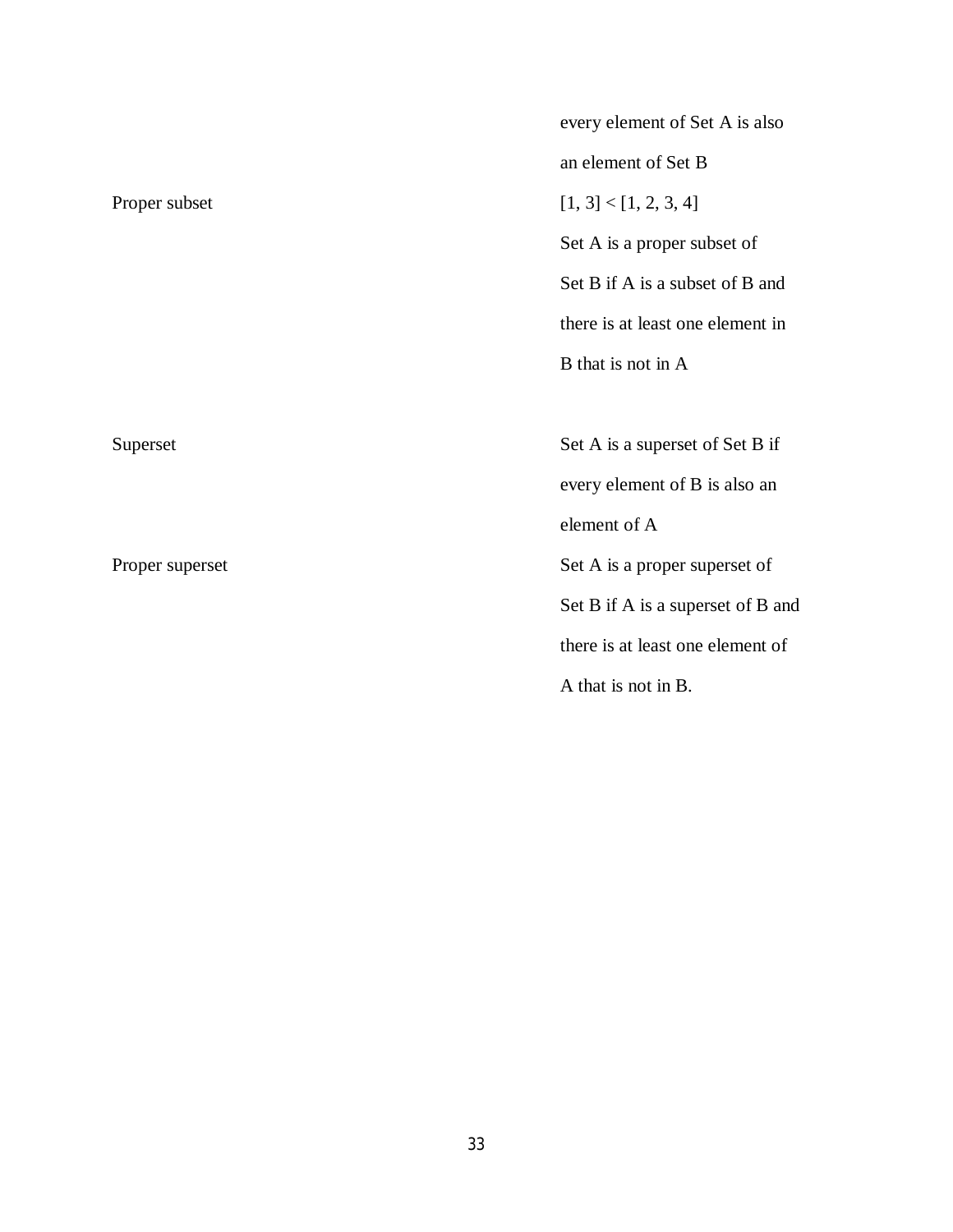| | |
|---|---|
| | every element of Set A is also an element of Set B |
| Proper subset | [1, 3] < [1, 2, 3, 4] Set A is a proper subset of Set B if A is a subset of B and there is at least one element in B that is not in A |
| Superset | Set A is a superset of Set B if every element of B is also an element of A |
| Proper superset | Set A is a proper superset of Set B if A is a superset of B and there is at least one element of A that is not in B. |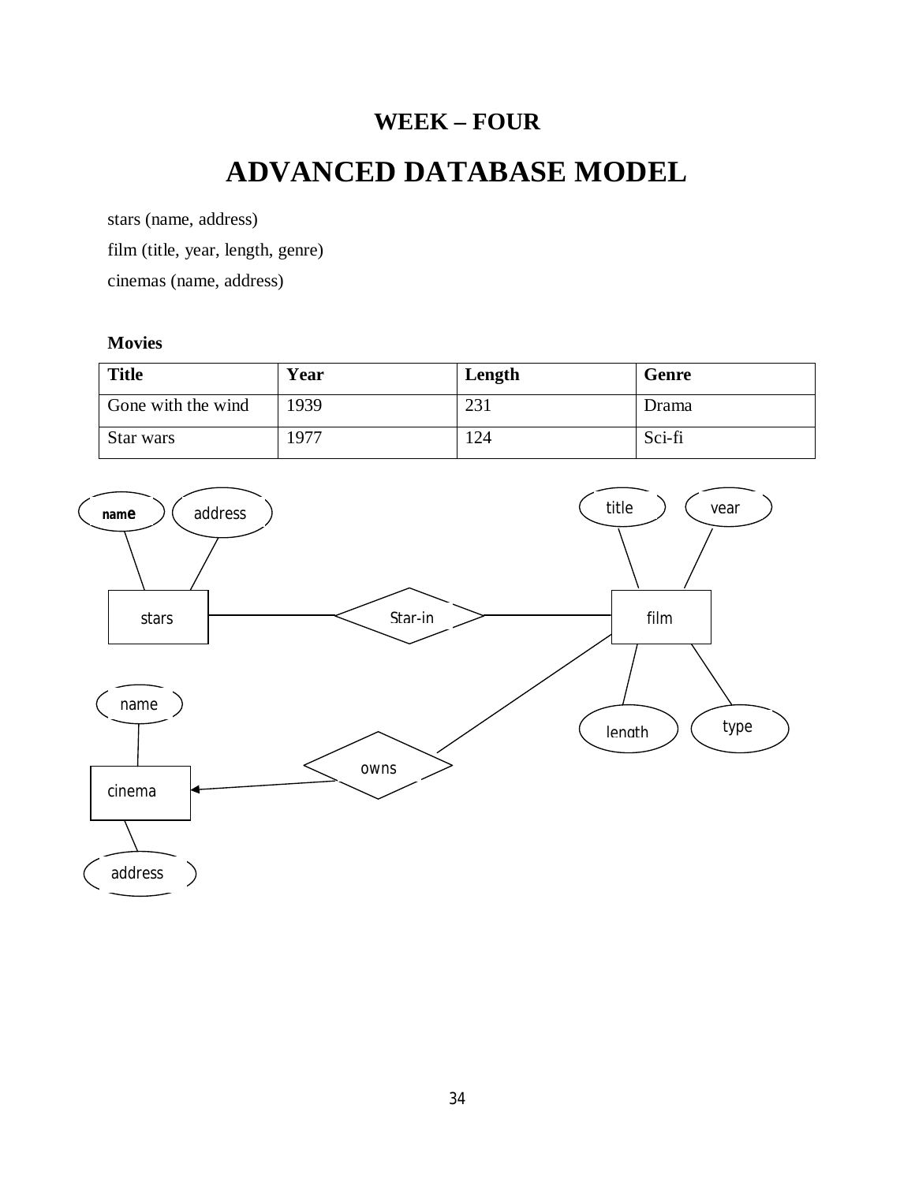# WEEK – FOUR

# ADVANCED DATABASE MODEL

stars (name, address)

film (title, year, length, genre)

cinemas (name, address)

**Movies**

| **Title** | **Year** | **Length** | **Genre** |
|---|---|---|---|
| Gone with the wind | 1939 | 231 | Drama |
| Star wars | 1977 | 124 | Sci-fi |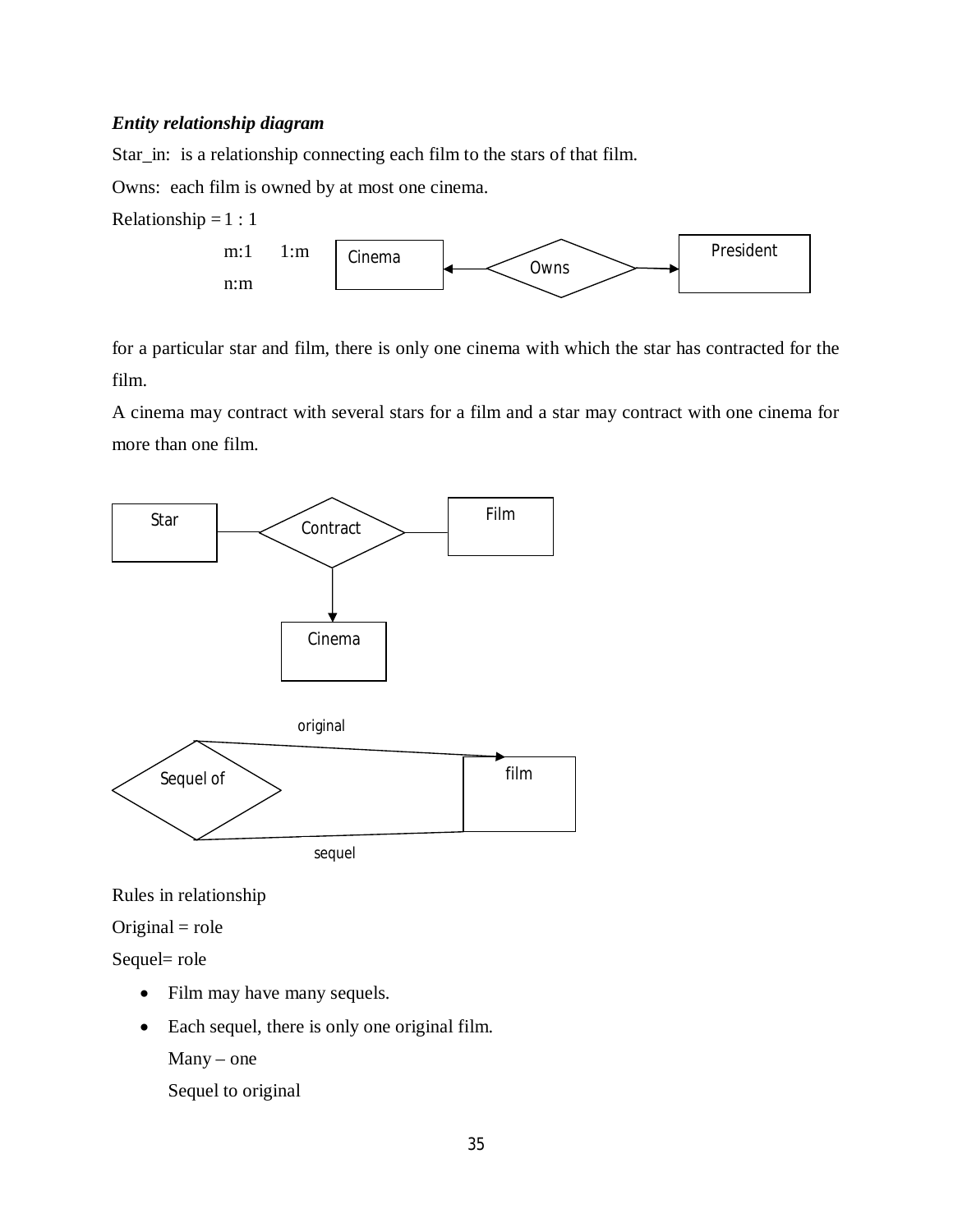***Entity relationship diagram***

Star_in: is a relationship connecting each film to the stars of that film.

Owns: each film is owned by at most one cinema.

Relationship = 1 : 1

m:1 1:m

n:m

Cinema — Owns — President

for a particular star and film, there is only one cinema with which the star has contracted for the film.

A cinema may contract with several stars for a film and a star may contract with one cinema for more than one film.

Star — Contract — Film

Contract → Cinema

original

Sequel of — film

sequel

Rules in relationship

Original = role

Sequel= role

- Film may have many sequels.
- Each sequel, there is only one original film.

  Many – one

  Sequel to original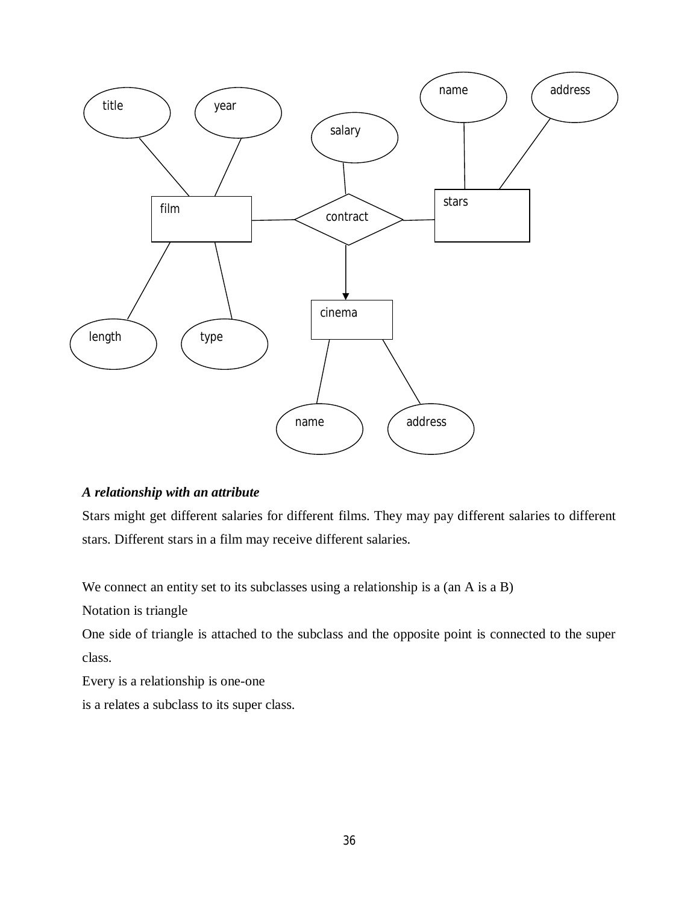*A relationship with an attribute*

Stars might get different salaries for different films. They may pay different salaries to different stars. Different stars in a film may receive different salaries.

We connect an entity set to its subclasses using a relationship is a (an A is a B)

Notation is triangle

One side of triangle is attached to the subclass and the opposite point is connected to the super class.

Every is a relationship is one-one

is a relates a subclass to its super class.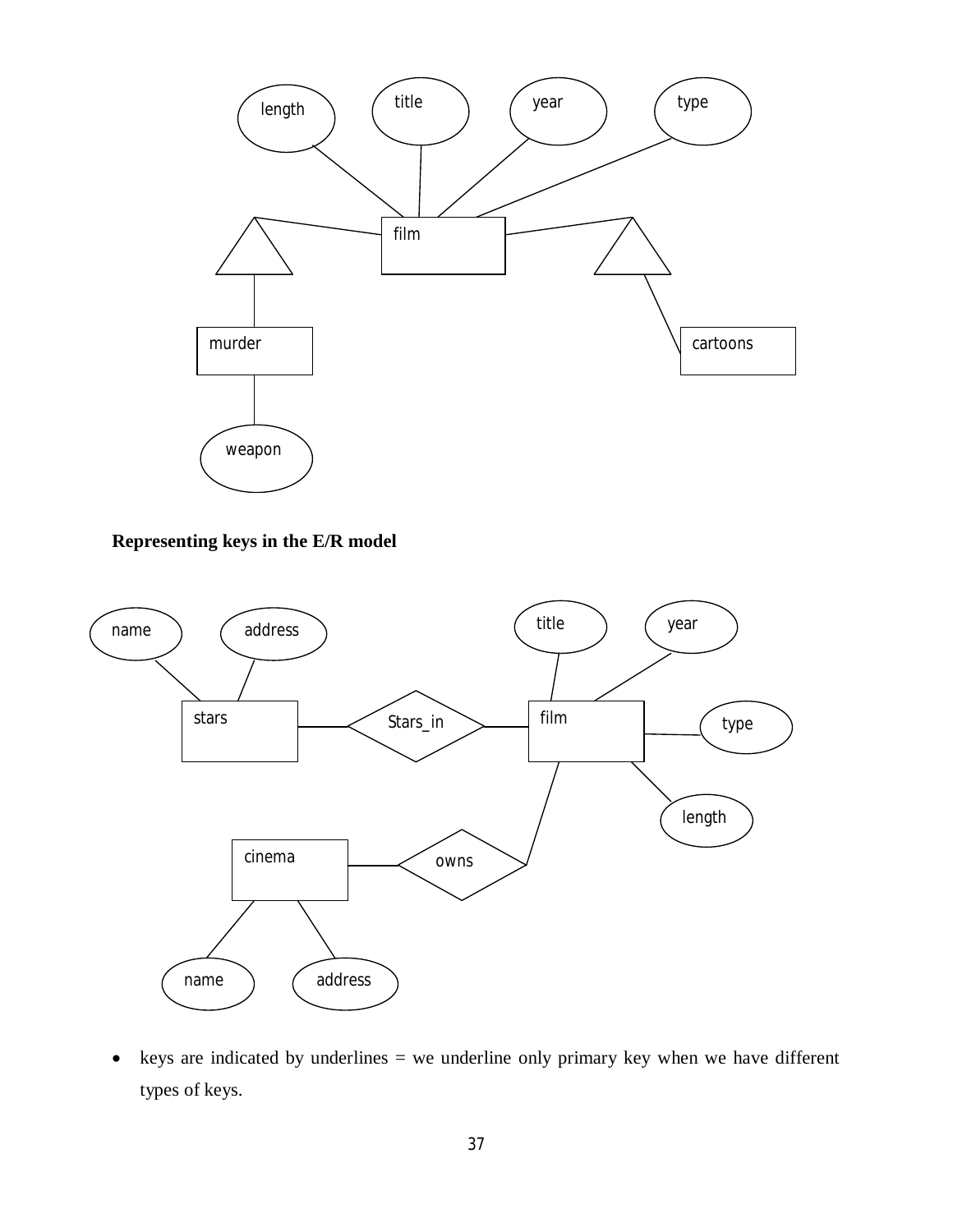**Representing keys in the E/R model**

- keys are indicated by underlines = we underline only primary key when we have different types of keys.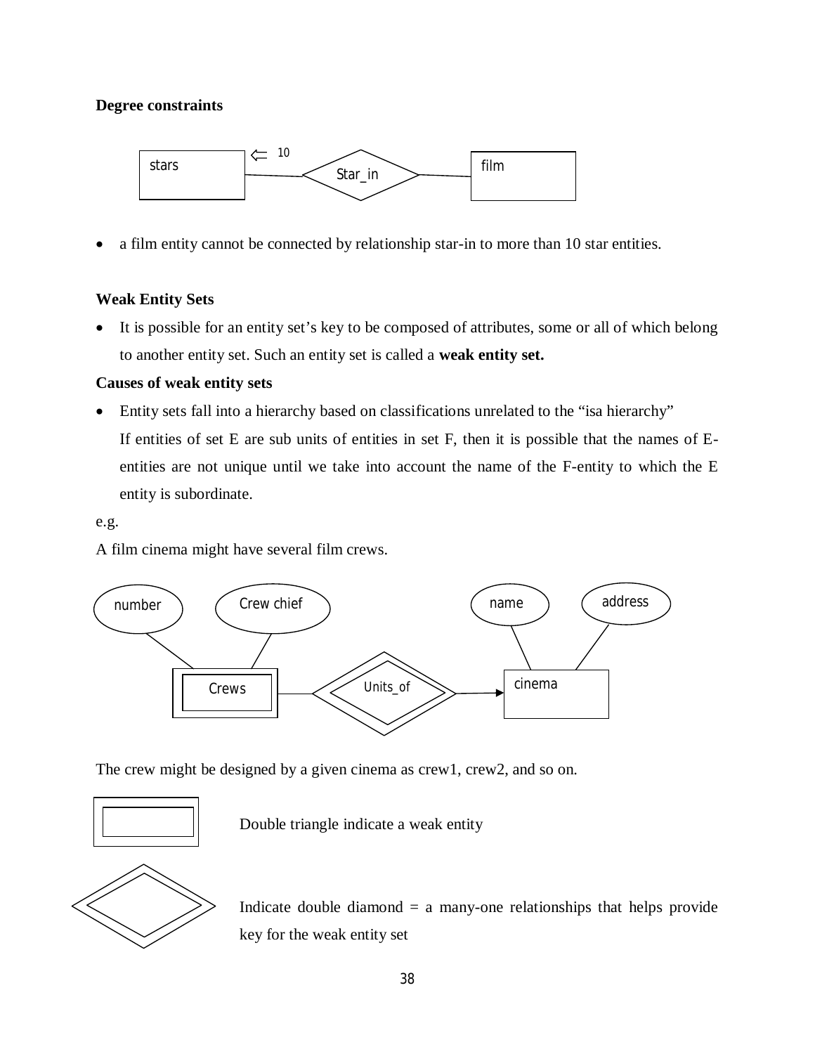**Degree constraints**

- a film entity cannot be connected by relationship star-in to more than 10 star entities.

**Weak Entity Sets**

- It is possible for an entity set's key to be composed of attributes, some or all of which belong to another entity set. Such an entity set is called a **weak entity set.**

**Causes of weak entity sets**

- Entity sets fall into a hierarchy based on classifications unrelated to the "isa hierarchy"
  If entities of set E are sub units of entities in set F, then it is possible that the names of E-entities are not unique until we take into account the name of the F-entity to which the E entity is subordinate.

e.g.

A film cinema might have several film crews.

The crew might be designed by a given cinema as crew1, crew2, and so on.

Double triangle indicate a weak entity

Indicate double diamond = a many-one relationships that helps provide key for the weak entity set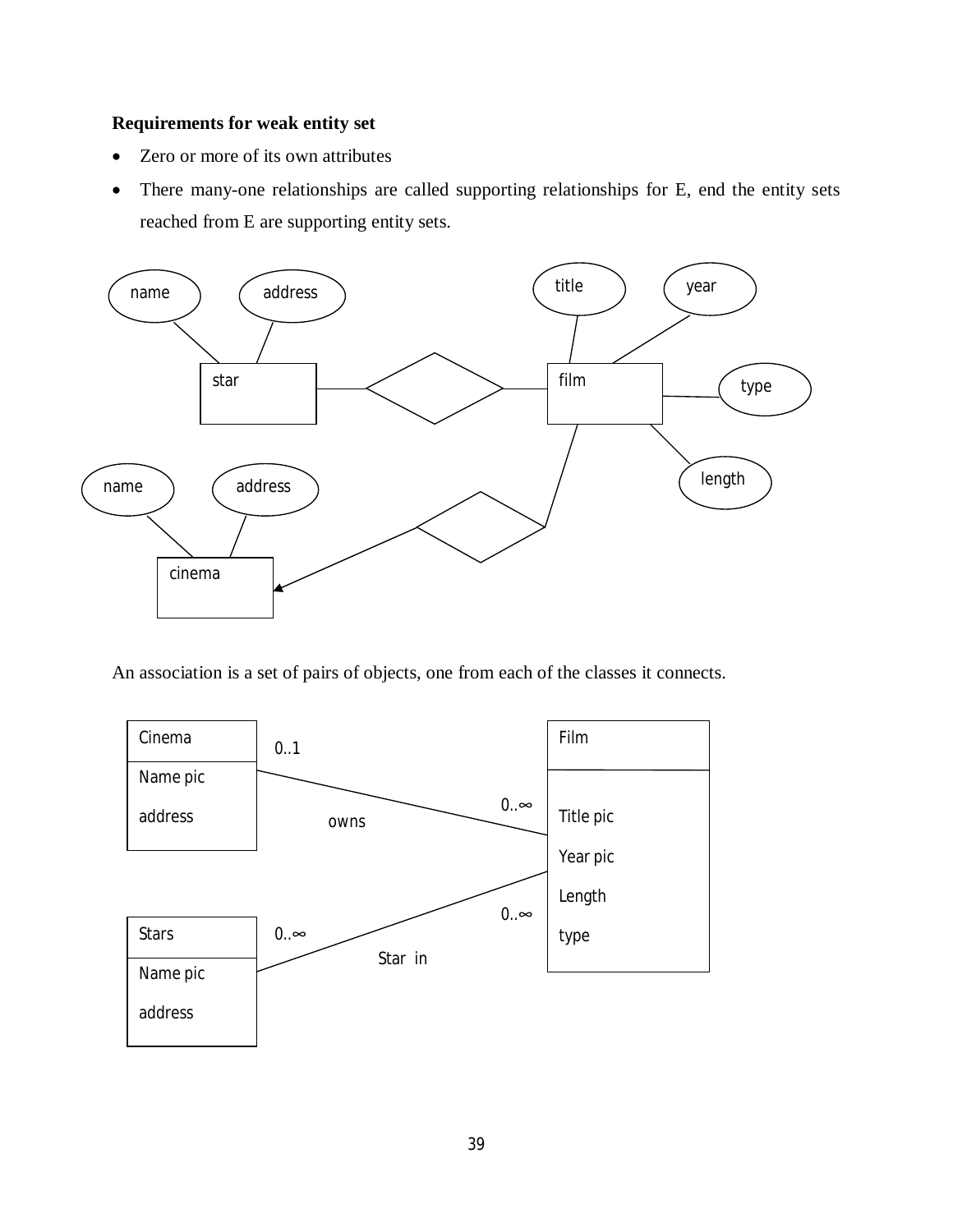**Requirements for weak entity set**

- Zero or more of its own attributes
- There many-one relationships are called supporting relationships for E, end the entity sets reached from E are supporting entity sets.

An association is a set of pairs of objects, one from each of the classes it connects.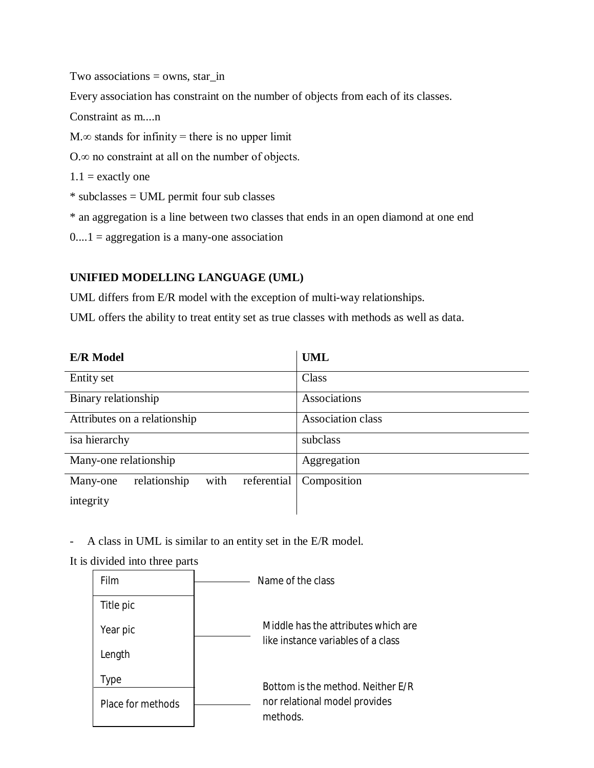Two associations = owns, star_in

Every association has constraint on the number of objects from each of its classes.

Constraint as m....n

M.∞ stands for infinity = there is no upper limit

O.∞ no constraint at all on the number of objects.

1.1 = exactly one

* subclasses = UML permit four sub classes

* an aggregation is a line between two classes that ends in an open diamond at one end

0....1 = aggregation is a many-one association

**UNIFIED MODELLING LANGUAGE (UML)**

UML differs from E/R model with the exception of multi-way relationships.

UML offers the ability to treat entity set as true classes with methods as well as data.

| E/R Model | UML |
|---|---|
| Entity set | Class |
| Binary relationship | Associations |
| Attributes on a relationship | Association class |
| isa hierarchy | subclass |
| Many-one relationship | Aggregation |
| Many-one relationship with referential integrity | Composition |

- A class in UML is similar to an entity set in the E/R model.

It is divided into three parts

| Film |
|---|
| Title pic<br>Year pic<br>Length<br>Type |
| Place for methods |

- Name of the class
- Middle has the attributes which are like instance variables of a class
- Bottom is the method. Neither E/R nor relational model provides methods.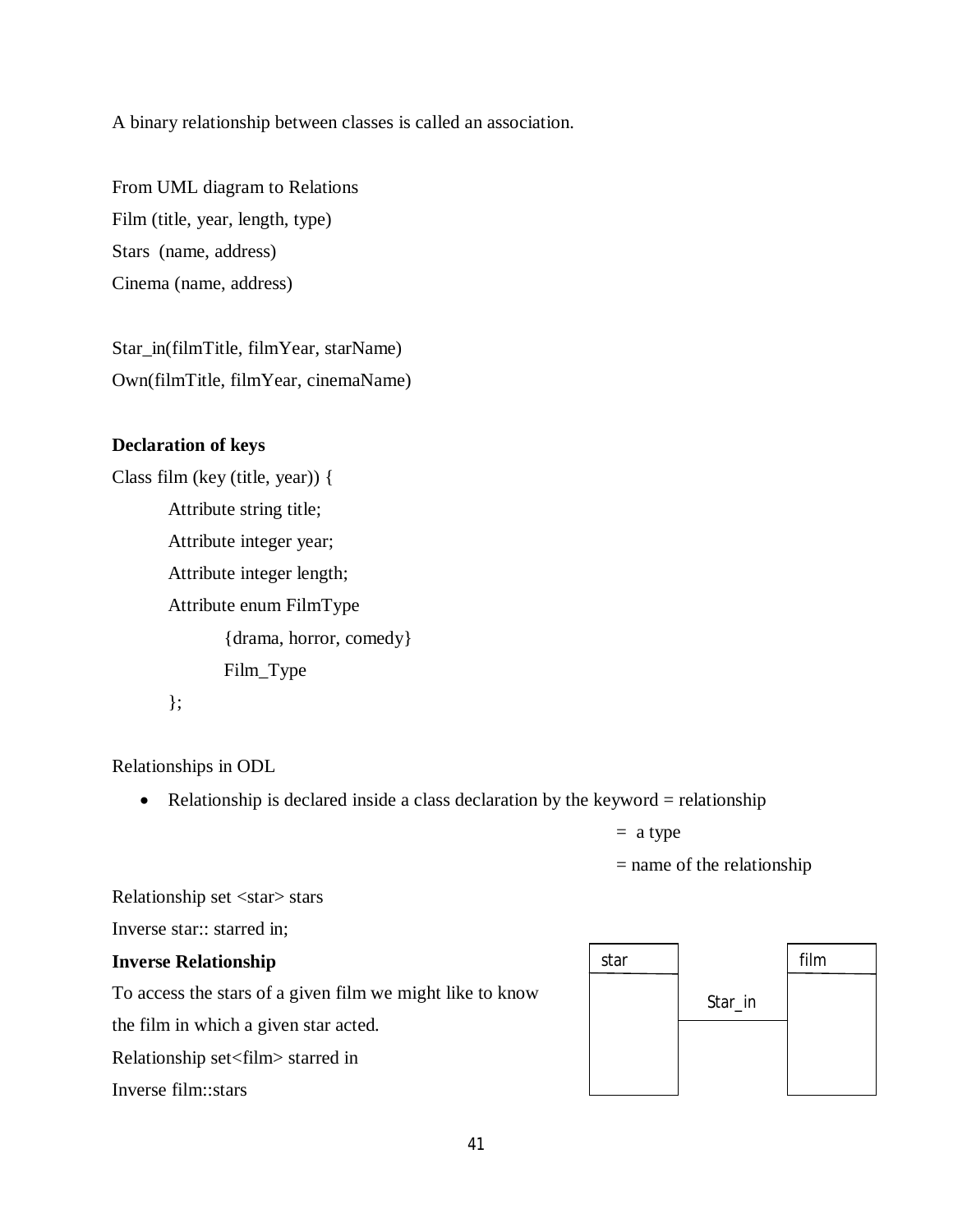A binary relationship between classes is called an association.

From UML diagram to Relations

Film (title, year, length, type)

Stars  (name, address)

Cinema (name, address)

Star_in(filmTitle, filmYear, starName)

Own(filmTitle, filmYear, cinemaName)

**Declaration of keys**

```
Class film (key (title, year)) {
        Attribute string title;
        Attribute integer year;
        Attribute integer length;
        Attribute enum FilmType
                {drama, horror, comedy}
                Film_Type
        };
```

Relationships in ODL

- Relationship is declared inside a class declaration by the keyword = relationship

  = a type

  = name of the relationship

Relationship set <star> stars

Inverse star:: starred in;

**Inverse Relationship**

To access the stars of a given film we might like to know the film in which a given star acted.

Relationship set<film> starred in

Inverse film::stars

star — Star_in — film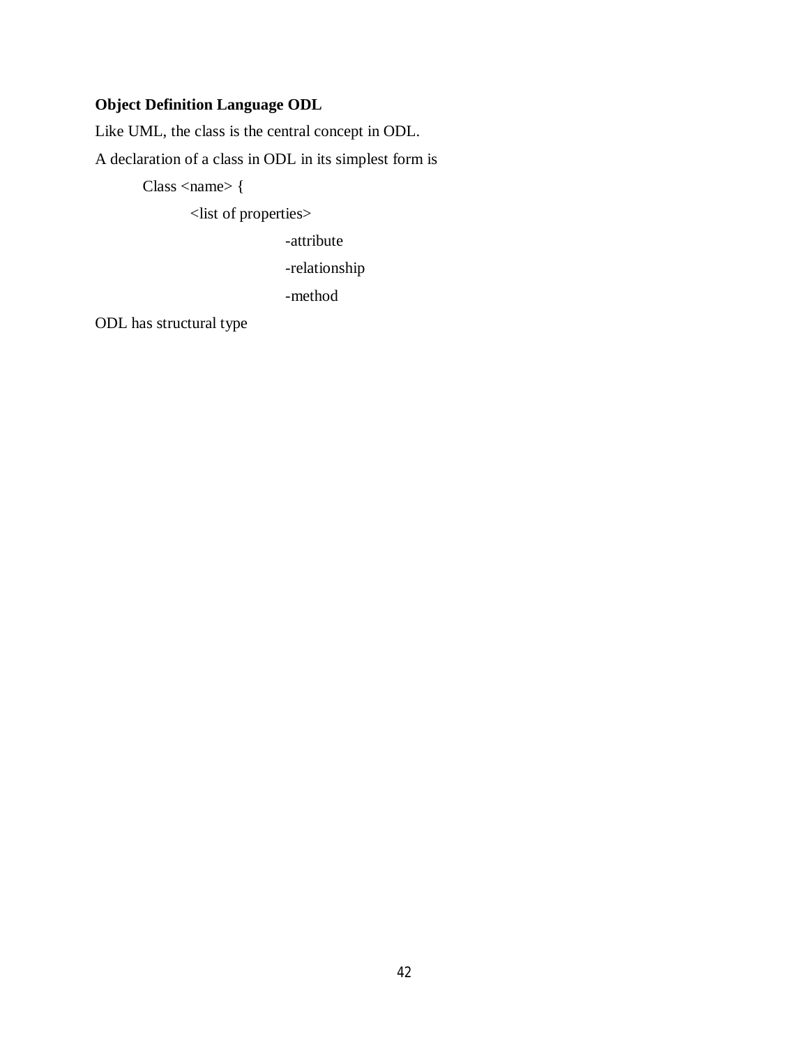**Object Definition Language ODL**

Like UML, the class is the central concept in ODL.

A declaration of a class in ODL in its simplest form is

```
Class <name> {
        <list of properties>
                    -attribute
                    -relationship
                    -method
```

ODL has structural type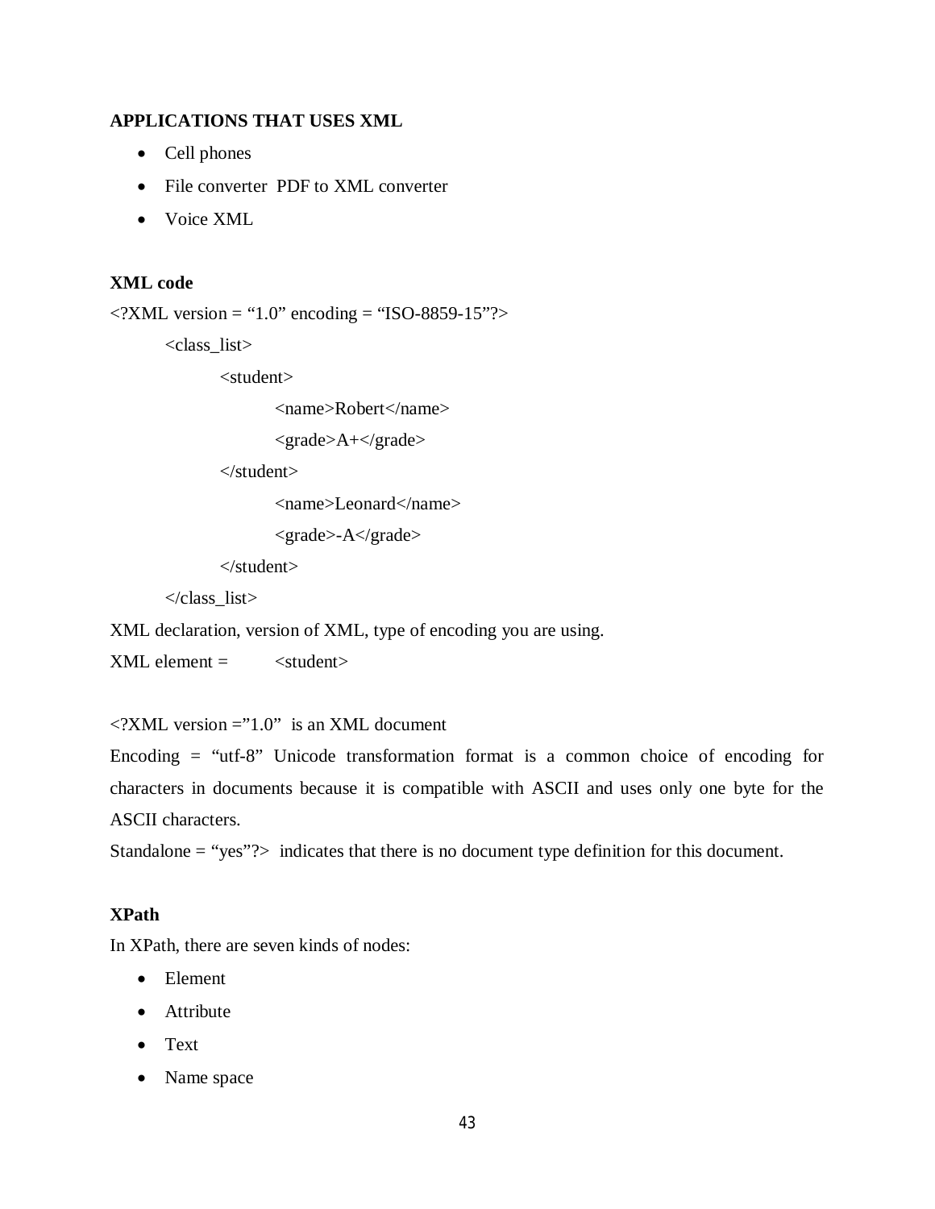**APPLICATIONS THAT USES XML**

- Cell phones
- File converter  PDF to XML converter
- Voice XML

**XML code**

```
<?XML version = “1.0” encoding = “ISO-8859-15”?>
    <class_list>
        <student>
            <name>Robert</name>
            <grade>A+</grade>
        </student>
            <name>Leonard</name>
            <grade>-A</grade>
        </student>
    </class_list>
```

XML declaration, version of XML, type of encoding you are using.

XML element =        <student>

<?XML version =”1.0”  is an XML document

Encoding = “utf-8” Unicode transformation format is a common choice of encoding for characters in documents because it is compatible with ASCII and uses only one byte for the ASCII characters.

Standalone = “yes”?>  indicates that there is no document type definition for this document.

**XPath**

In XPath, there are seven kinds of nodes:

- Element
- Attribute
- Text
- Name space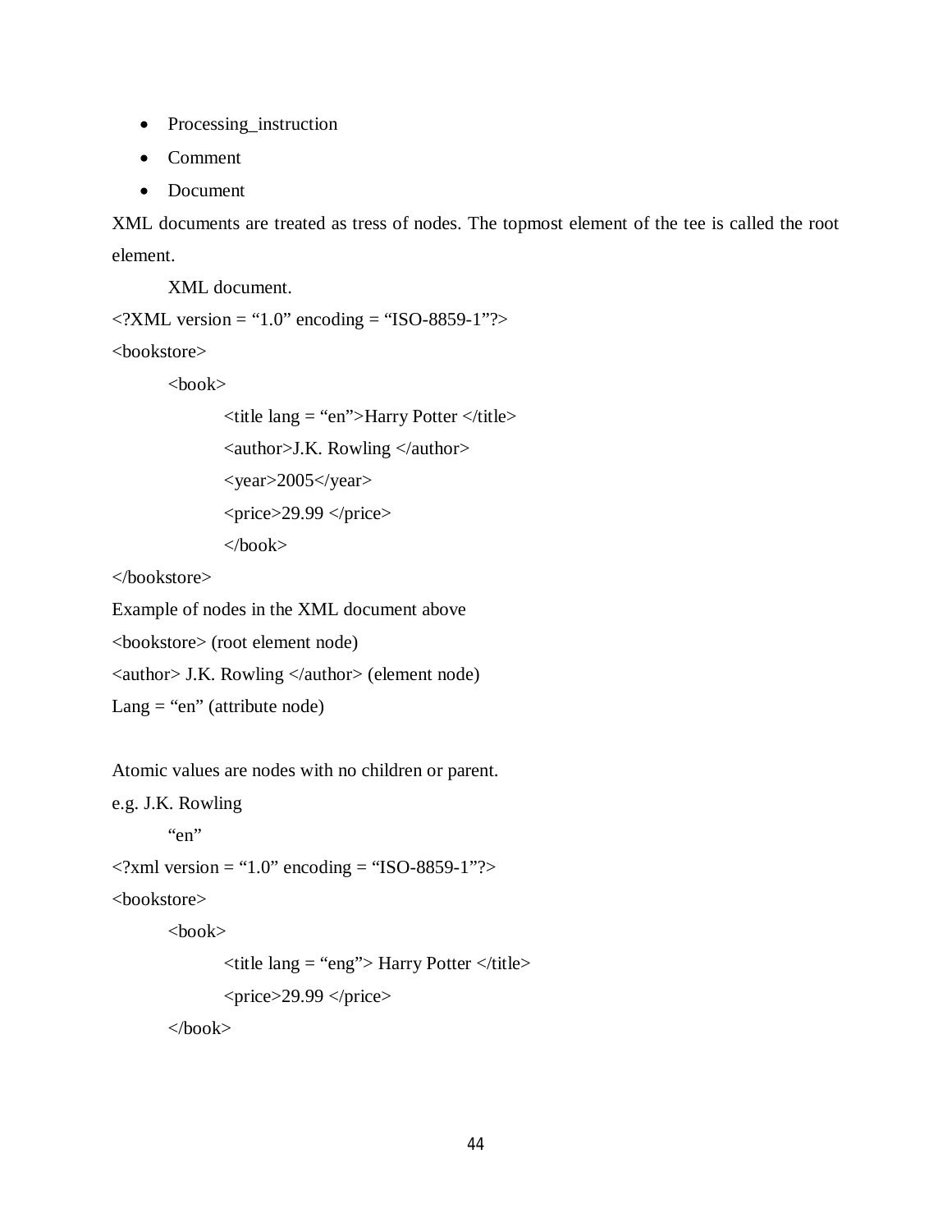- Processing_instruction
- Comment
- Document

XML documents are treated as tress of nodes. The topmost element of the tee is called the root element.

XML document.

```
<?XML version = “1.0” encoding = “ISO-8859-1”?>
<bookstore>
    <book>
        <title lang = “en”>Harry Potter </title>
        <author>J.K. Rowling </author>
        <year>2005</year>
        <price>29.99 </price>
        </book>
</bookstore>
```

Example of nodes in the XML document above

<bookstore> (root element node)

<author> J.K. Rowling </author> (element node)

Lang = “en” (attribute node)

Atomic values are nodes with no children or parent.

e.g. J.K. Rowling

“en”

```
<?xml version = “1.0” encoding = “ISO-8859-1”?>
<bookstore>
    <book>
        <title lang = “eng”> Harry Potter </title>
        <price>29.99 </price>
    </book>
```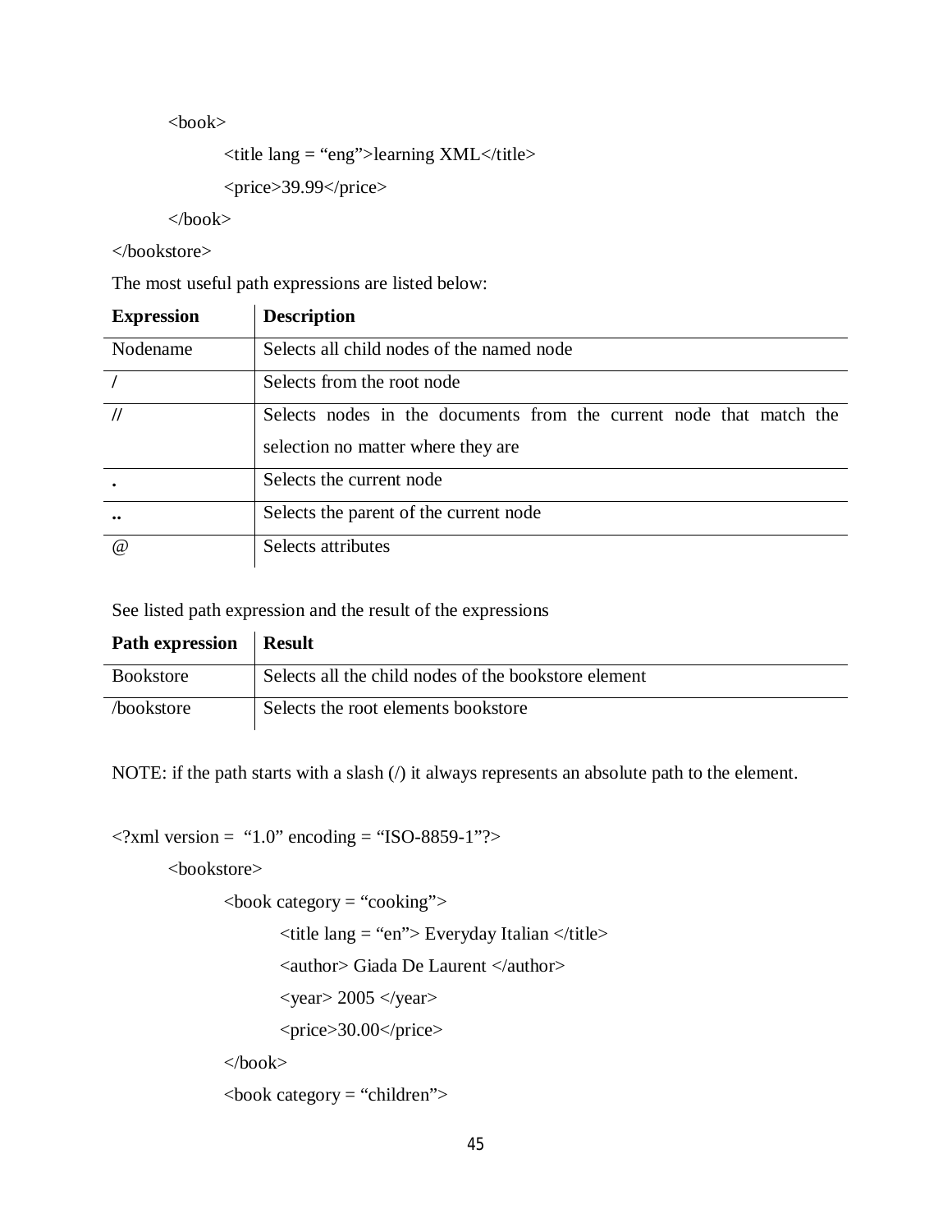```
        <book>
            <title lang = "eng">learning XML</title>
            <price>39.99</price>
        </book>
</bookstore>
```

The most useful path expressions are listed below:

| Expression | Description |
|---|---|
| Nodename | Selects all child nodes of the named node |
| / | Selects from the root node |
| // | Selects nodes in the documents from the current node that match the selection no matter where they are |
| . | Selects the current node |
| .. | Selects the parent of the current node |
| @ | Selects attributes |

See listed path expression and the result of the expressions

| Path expression | Result |
|---|---|
| Bookstore | Selects all the child nodes of the bookstore element |
| /bookstore | Selects the root elements bookstore |

NOTE: if the path starts with a slash (/) it always represents an absolute path to the element.

```
<?xml version =  "1.0" encoding = "ISO-8859-1"?>
        <bookstore>
                <book category = "cooking">
                        <title lang = "en"> Everyday Italian </title>
                        <author> Giada De Laurent </author>
                        <year> 2005 </year>
                        <price>30.00</price>
                </book>
                <book category = "children">
```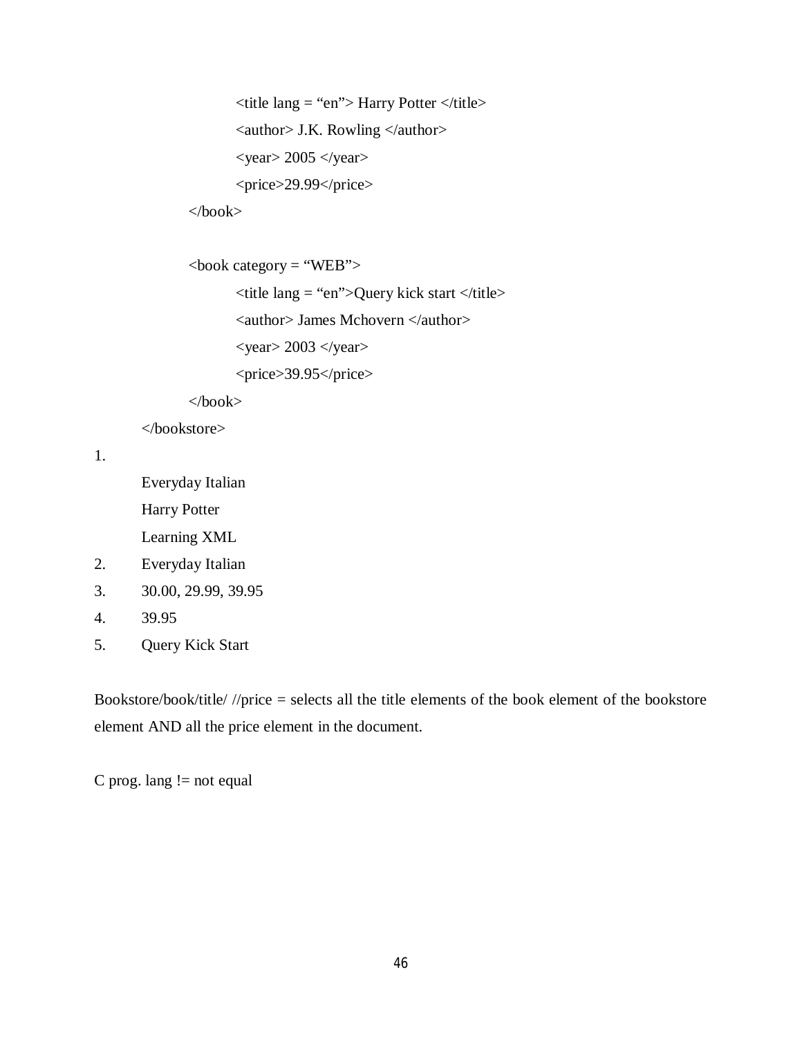```
            <title lang = "en"> Harry Potter </title>
            <author> J.K. Rowling </author>
            <year> 2005 </year>
            <price>29.99</price>
        </book>

        <book category = "WEB">
            <title lang = "en">Query kick start </title>
            <author> James Mchovern </author>
            <year> 2003 </year>
            <price>39.95</price>
        </book>
    </bookstore>
```

1.
    Everyday Italian
    Harry Potter
    Learning XML
2. Everyday Italian
3. 30.00, 29.99, 39.95
4. 39.95
5. Query Kick Start

Bookstore/book/title/ //price = selects all the title elements of the book element of the bookstore element AND all the price element in the document.

C prog. lang != not equal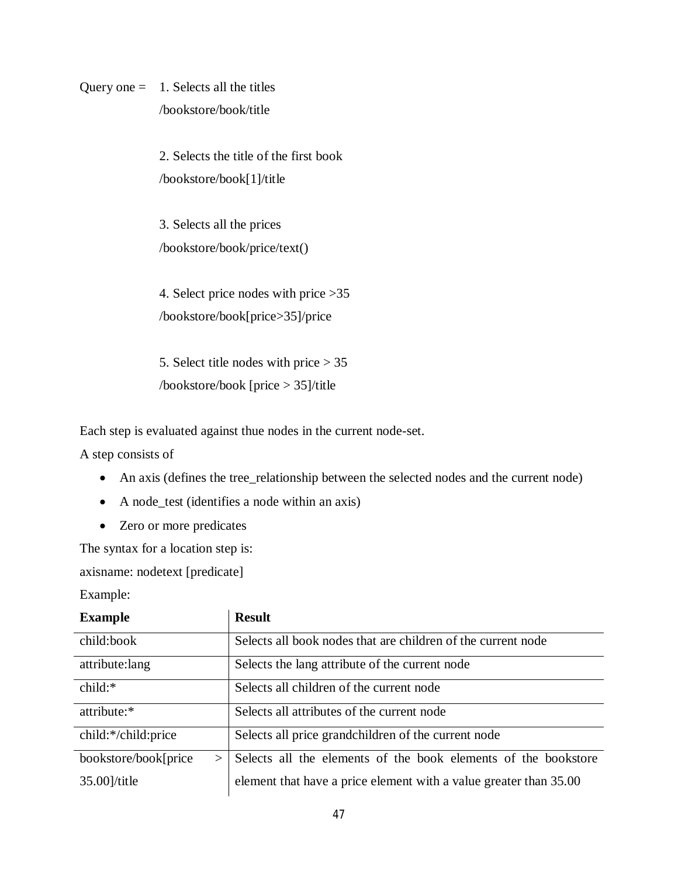Query one = 1. Selects all the titles

/bookstore/book/title

2. Selects the title of the first book

/bookstore/book[1]/title

3. Selects all the prices

/bookstore/book/price/text()

4. Select price nodes with price >35

/bookstore/book[price>35]/price

5. Select title nodes with price > 35

/bookstore/book [price > 35]/title

Each step is evaluated against thue nodes in the current node-set.

A step consists of

- An axis (defines the tree_relationship between the selected nodes and the current node)
- A node_test (identifies a node within an axis)
- Zero or more predicates

The syntax for a location step is:

axisname: nodetext [predicate]

Example:

| Example | Result |
|---|---|
| child:book | Selects all book nodes that are children of the current node |
| attribute:lang | Selects the lang attribute of the current node |
| child:* | Selects all children of the current node |
| attribute:* | Selects all attributes of the current node |
| child:*/child:price | Selects all price grandchildren of the current node |
| bookstore/book[price > 35.00]/title | Selects all the elements of the book elements of the bookstore element that have a price element with a value greater than 35.00 |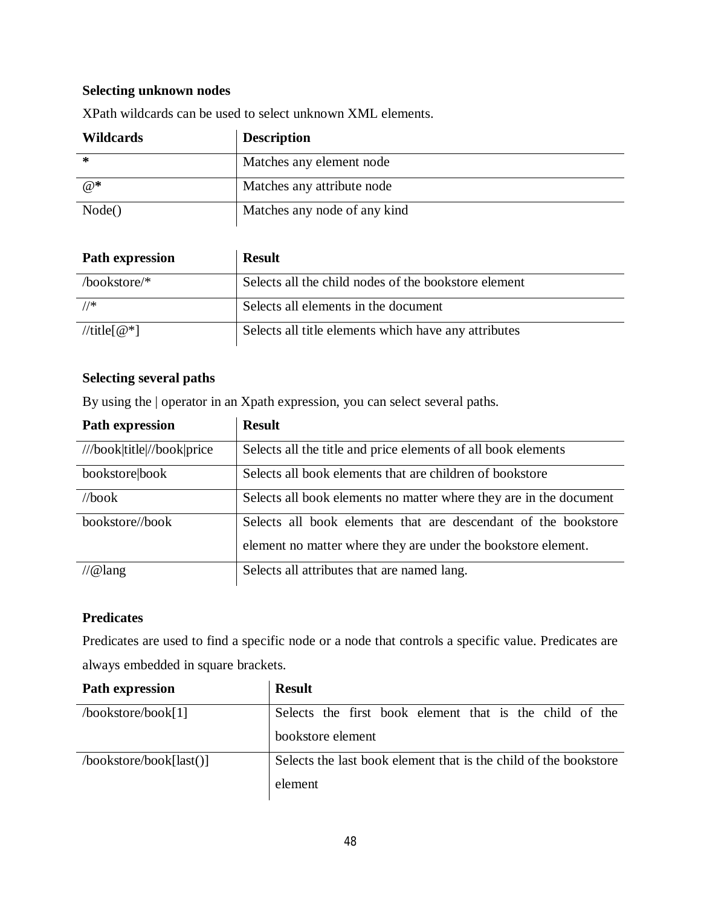**Selecting unknown nodes**

XPath wildcards can be used to select unknown XML elements.

| Wildcards | Description |
|---|---|
| * | Matches any element node |
| @* | Matches any attribute node |
| Node() | Matches any node of any kind |

| Path expression | Result |
|---|---|
| /bookstore/* | Selects all the child nodes of the bookstore element |
| //* | Selects all elements in the document |
| //title[@*] | Selects all title elements which have any attributes |

**Selecting several paths**

By using the | operator in an Xpath expression, you can select several paths.

| Path expression | Result |
|---|---|
| ///book\|title\|//book\|price | Selects all the title and price elements of all book elements |
| bookstore\|book | Selects all book elements that are children of bookstore |
| //book | Selects all book elements no matter where they are in the document |
| bookstore//book | Selects all book elements that are descendant of the bookstore element no matter where they are under the bookstore element. |
| //@lang | Selects all attributes that are named lang. |

**Predicates**

Predicates are used to find a specific node or a node that controls a specific value. Predicates are always embedded in square brackets.

| Path expression | Result |
|---|---|
| /bookstore/book[1] | Selects the first book element that is the child of the bookstore element |
| /bookstore/book[last()] | Selects the last book element that is the child of the bookstore element |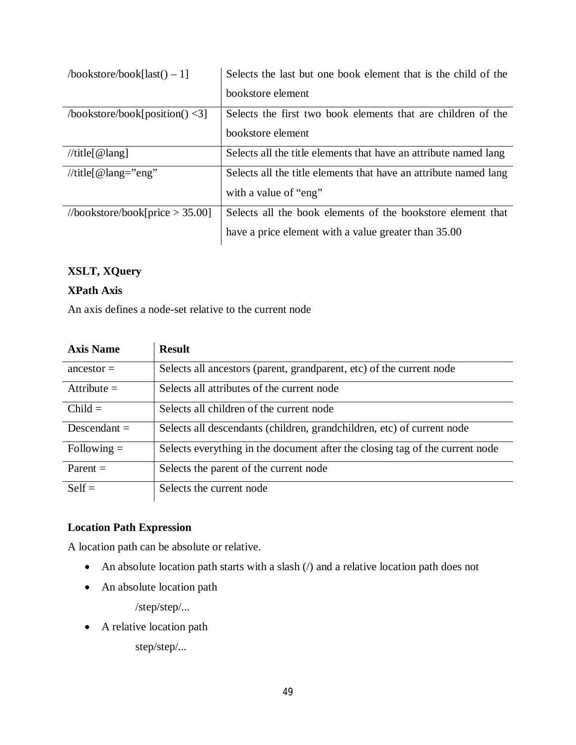| /bookstore/book[last() – 1] | Selects the last but one book element that is the child of the bookstore element |
|---|---|
| /bookstore/book[position() <3] | Selects the first two book elements that are children of the bookstore element |
| //title[@lang] | Selects all the title elements that have an attribute named lang |
| //title[@lang=”eng” | Selects all the title elements that have an attribute named lang with a value of “eng” |
| //bookstore/book[price > 35.00] | Selects all the book elements of the bookstore element that have a price element with a value greater than 35.00 |

**XSLT, XQuery**

**XPath Axis**

An axis defines a node-set relative to the current node

| Axis Name | Result |
|---|---|
| ancestor = | Selects all ancestors (parent, grandparent, etc) of the current node |
| Attribute = | Selects all attributes of the current node |
| Child = | Selects all children of the current node |
| Descendant = | Selects all descendants (children, grandchildren, etc) of current node |
| Following = | Selects everything in the document after the closing tag of the current node |
| Parent = | Selects the parent of the current node |
| Self = | Selects the current node |

**Location Path Expression**

A location path can be absolute or relative.

- An absolute location path starts with a slash (/) and a relative location path does not
- An absolute location path

  /step/step/...

- A relative location path

  step/step/...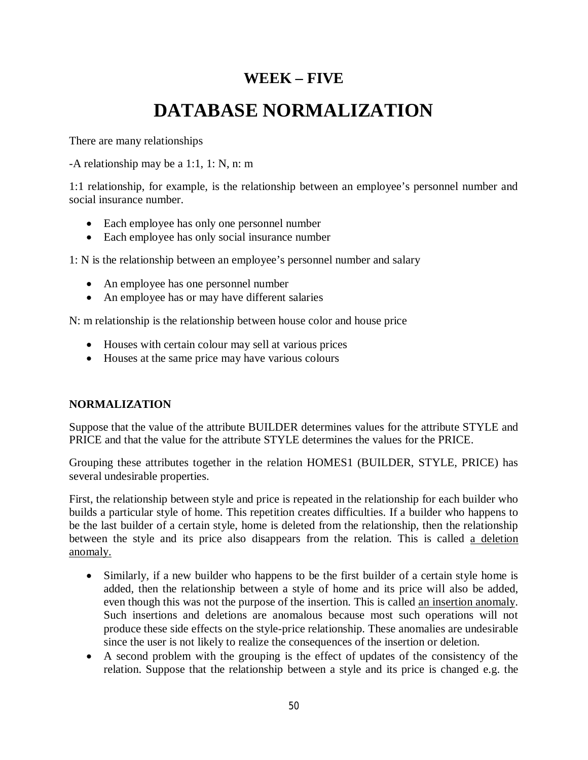## WEEK – FIVE

# DATABASE NORMALIZATION

There are many relationships

-A relationship may be a 1:1, 1: N, n: m

1:1 relationship, for example, is the relationship between an employee's personnel number and social insurance number.

- Each employee has only one personnel number
- Each employee has only social insurance number

1: N is the relationship between an employee's personnel number and salary

- An employee has one personnel number
- An employee has or may have different salaries

N: m relationship is the relationship between house color and house price

- Houses with certain colour may sell at various prices
- Houses at the same price may have various colours

### NORMALIZATION

Suppose that the value of the attribute BUILDER determines values for the attribute STYLE and PRICE and that the value for the attribute STYLE determines the values for the PRICE.

Grouping these attributes together in the relation HOMES1 (BUILDER, STYLE, PRICE) has several undesirable properties.

First, the relationship between style and price is repeated in the relationship for each builder who builds a particular style of home. This repetition creates difficulties. If a builder who happens to be the last builder of a certain style, home is deleted from the relationship, then the relationship between the style and its price also disappears from the relation. This is called <u>a deletion anomaly.</u>

- Similarly, if a new builder who happens to be the first builder of a certain style home is added, then the relationship between a style of home and its price will also be added, even though this was not the purpose of the insertion. This is called <u>an insertion anomaly</u>. Such insertions and deletions are anomalous because most such operations will not produce these side effects on the style-price relationship. These anomalies are undesirable since the user is not likely to realize the consequences of the insertion or deletion.
- A second problem with the grouping is the effect of updates of the consistency of the relation. Suppose that the relationship between a style and its price is changed e.g. the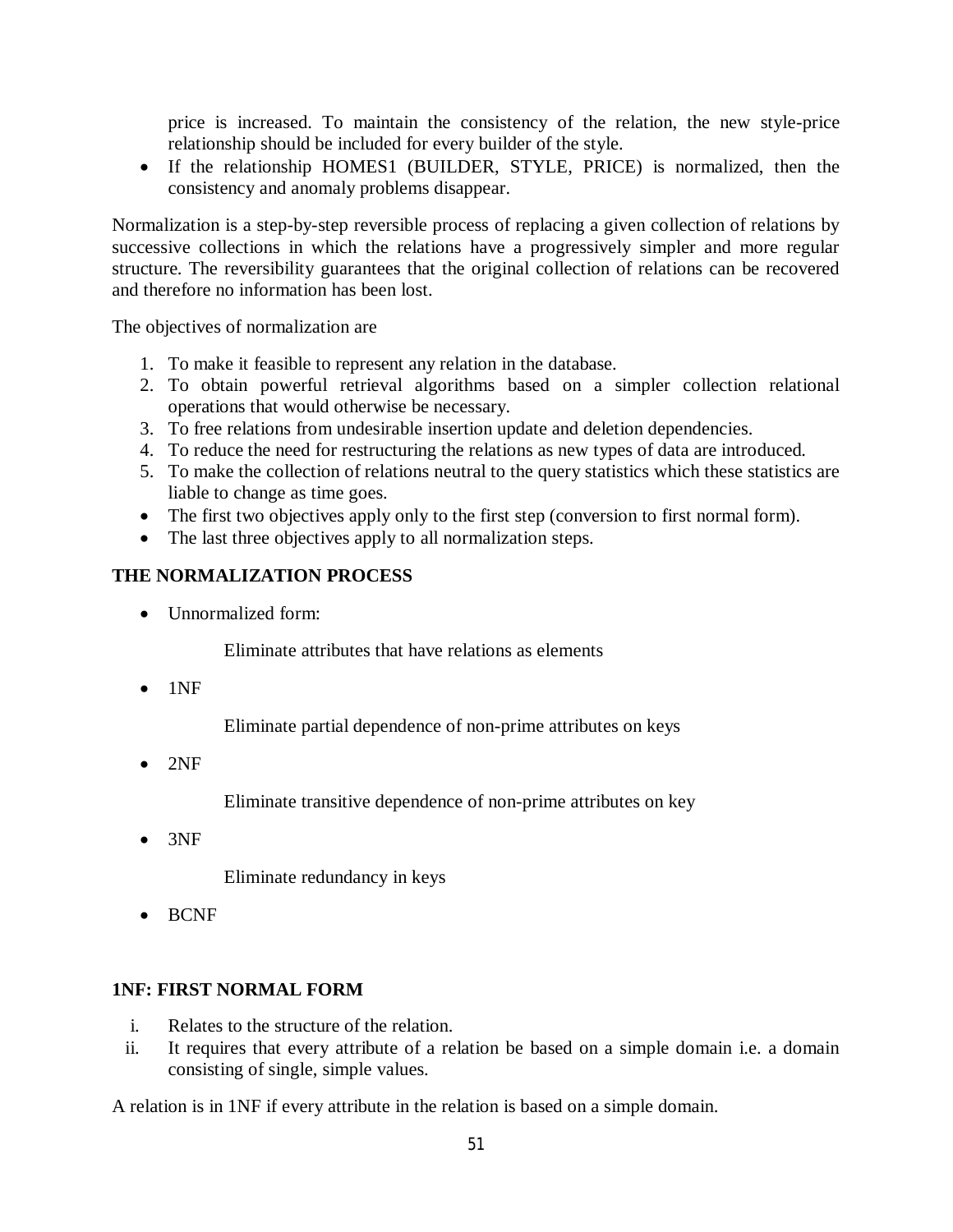price is increased. To maintain the consistency of the relation, the new style-price relationship should be included for every builder of the style.

- If the relationship HOMES1 (BUILDER, STYLE, PRICE) is normalized, then the consistency and anomaly problems disappear.

Normalization is a step-by-step reversible process of replacing a given collection of relations by successive collections in which the relations have a progressively simpler and more regular structure. The reversibility guarantees that the original collection of relations can be recovered and therefore no information has been lost.

The objectives of normalization are

1. To make it feasible to represent any relation in the database.
2. To obtain powerful retrieval algorithms based on a simpler collection relational operations that would otherwise be necessary.
3. To free relations from undesirable insertion update and deletion dependencies.
4. To reduce the need for restructuring the relations as new types of data are introduced.
5. To make the collection of relations neutral to the query statistics which these statistics are liable to change as time goes.

- The first two objectives apply only to the first step (conversion to first normal form).
- The last three objectives apply to all normalization steps.

**THE NORMALIZATION PROCESS**

- Unnormalized form:

  Eliminate attributes that have relations as elements

- 1NF

  Eliminate partial dependence of non-prime attributes on keys

- 2NF

  Eliminate transitive dependence of non-prime attributes on key

- 3NF

  Eliminate redundancy in keys

- BCNF

**1NF: FIRST NORMAL FORM**

i. Relates to the structure of the relation.
ii. It requires that every attribute of a relation be based on a simple domain i.e. a domain consisting of single, simple values.

A relation is in 1NF if every attribute in the relation is based on a simple domain.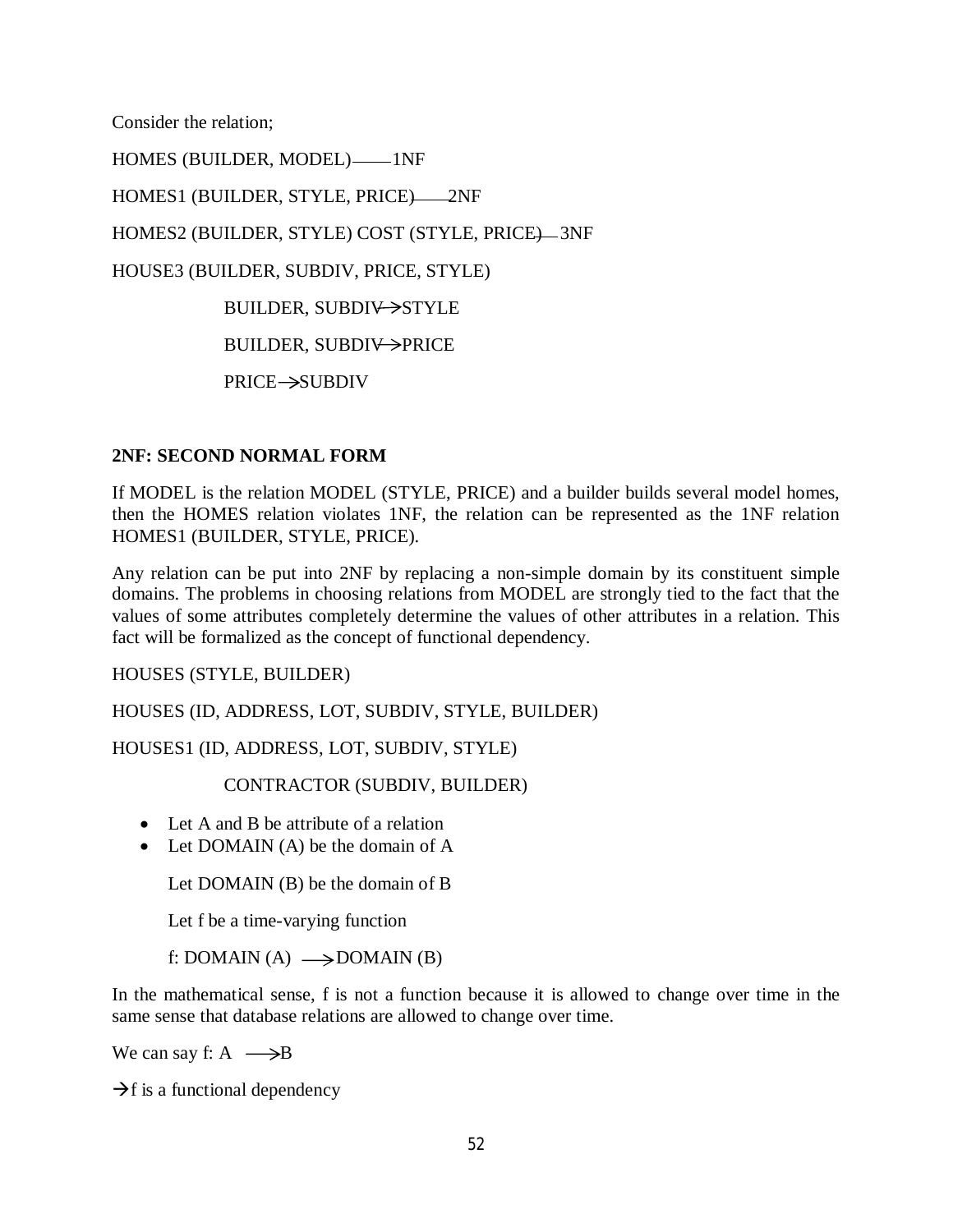Consider the relation;

HOMES (BUILDER, MODEL) —— 1NF

HOMES1 (BUILDER, STYLE, PRICE) —— 2NF

HOMES2 (BUILDER, STYLE) COST (STYLE, PRICE) — 3NF

HOUSE3 (BUILDER, SUBDIV, PRICE, STYLE)

BUILDER, SUBDIV→STYLE

BUILDER, SUBDIV→PRICE

PRICE→SUBDIV

**2NF: SECOND NORMAL FORM**

If MODEL is the relation MODEL (STYLE, PRICE) and a builder builds several model homes, then the HOMES relation violates 1NF, the relation can be represented as the 1NF relation HOMES1 (BUILDER, STYLE, PRICE).

Any relation can be put into 2NF by replacing a non-simple domain by its constituent simple domains. The problems in choosing relations from MODEL are strongly tied to the fact that the values of some attributes completely determine the values of other attributes in a relation. This fact will be formalized as the concept of functional dependency.

HOUSES (STYLE, BUILDER)

HOUSES (ID, ADDRESS, LOT, SUBDIV, STYLE, BUILDER)

HOUSES1 (ID, ADDRESS, LOT, SUBDIV, STYLE)

CONTRACTOR (SUBDIV, BUILDER)

- Let A and B be attribute of a relation
- Let DOMAIN (A) be the domain of A

  Let DOMAIN (B) be the domain of B

  Let f be a time-varying function

  f: DOMAIN (A) ⟶ DOMAIN (B)

In the mathematical sense, f is not a function because it is allowed to change over time in the same sense that database relations are allowed to change over time.

We can say f: A ⟶ B

→f is a functional dependency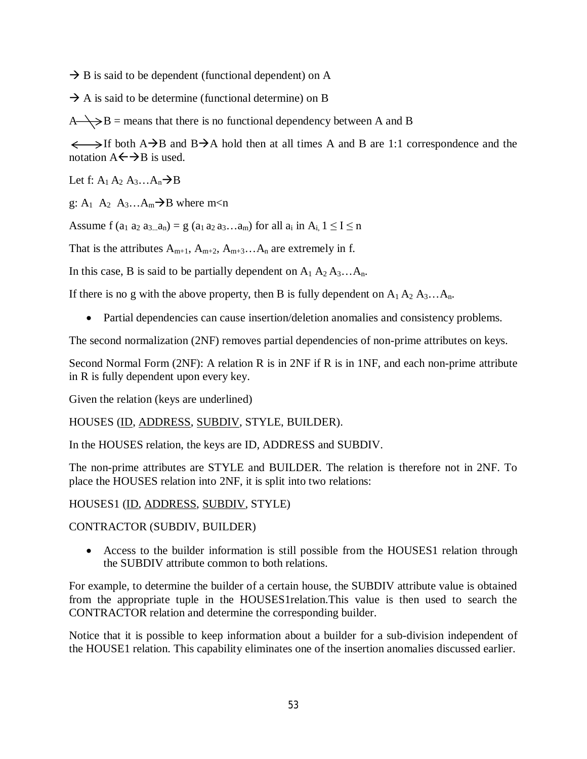→ B is said to be dependent (functional dependent) on A

→ A is said to be determine (functional determine) on B

$A \not\rightarrow B$ = means that there is no functional dependency between A and B

⟷ If both A→B and B→A hold then at all times A and B are 1:1 correspondence and the notation A←→B is used.

Let f: $A_1\ A_2\ A_3 \ldots A_n \rightarrow B$

g: $A_1\ A_2\ A_3 \ldots A_m \rightarrow B$ where m<n

Assume f $(a_1\ a_2\ a_{3\ldots}a_n)$ = g $(a_1\ a_2\ a_3 \ldots a_m)$ for all $a_i$ in $A_i$, $1 \leq I \leq n$

That is the attributes $A_{m+1}$, $A_{m+2}$, $A_{m+3} \ldots A_n$ are extremely in f.

In this case, B is said to be partially dependent on $A_1\ A_2\ A_3 \ldots A_n$.

If there is no g with the above property, then B is fully dependent on $A_1\ A_2\ A_3 \ldots A_n$.

- Partial dependencies can cause insertion/deletion anomalies and consistency problems.

The second normalization (2NF) removes partial dependencies of non-prime attributes on keys.

Second Normal Form (2NF): A relation R is in 2NF if R is in 1NF, and each non-prime attribute in R is fully dependent upon every key.

Given the relation (keys are underlined)

HOUSES (<u>ID</u>, <u>ADDRESS</u>, <u>SUBDIV</u>, STYLE, BUILDER).

In the HOUSES relation, the keys are ID, ADDRESS and SUBDIV.

The non-prime attributes are STYLE and BUILDER. The relation is therefore not in 2NF. To place the HOUSES relation into 2NF, it is split into two relations:

HOUSES1 (<u>ID</u>, <u>ADDRESS</u>, <u>SUBDIV</u>, STYLE)

CONTRACTOR (SUBDIV, BUILDER)

- Access to the builder information is still possible from the HOUSES1 relation through the SUBDIV attribute common to both relations.

For example, to determine the builder of a certain house, the SUBDIV attribute value is obtained from the appropriate tuple in the HOUSES1relation.This value is then used to search the CONTRACTOR relation and determine the corresponding builder.

Notice that it is possible to keep information about a builder for a sub-division independent of the HOUSE1 relation. This capability eliminates one of the insertion anomalies discussed earlier.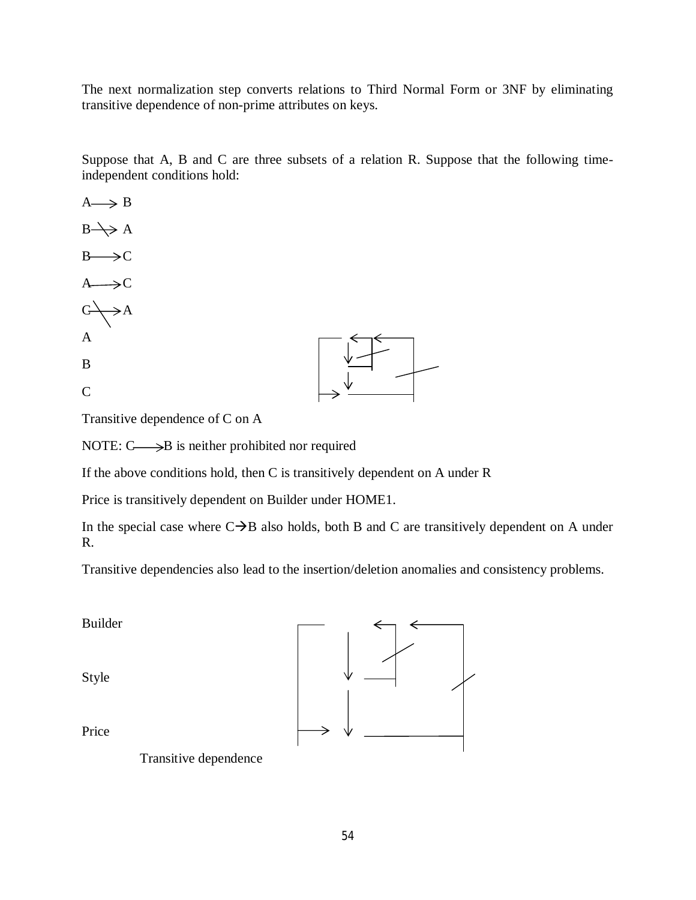The next normalization step converts relations to Third Normal Form or 3NF by eliminating transitive dependence of non-prime attributes on keys.

Suppose that A, B and C are three subsets of a relation R. Suppose that the following time-independent conditions hold:

$A \longrightarrow B$

$B \not\longrightarrow A$

$B \longrightarrow C$

$A \longrightarrow C$

$C \not\longrightarrow A$

A

B

C

Transitive dependence of C on A

NOTE: $C \longrightarrow B$ is neither prohibited nor required

If the above conditions hold, then C is transitively dependent on A under R

Price is transitively dependent on Builder under HOME1.

In the special case where $C \rightarrow B$ also holds, both B and C are transitively dependent on A under R.

Transitive dependencies also lead to the insertion/deletion anomalies and consistency problems.

Builder

Style

Price

Transitive dependence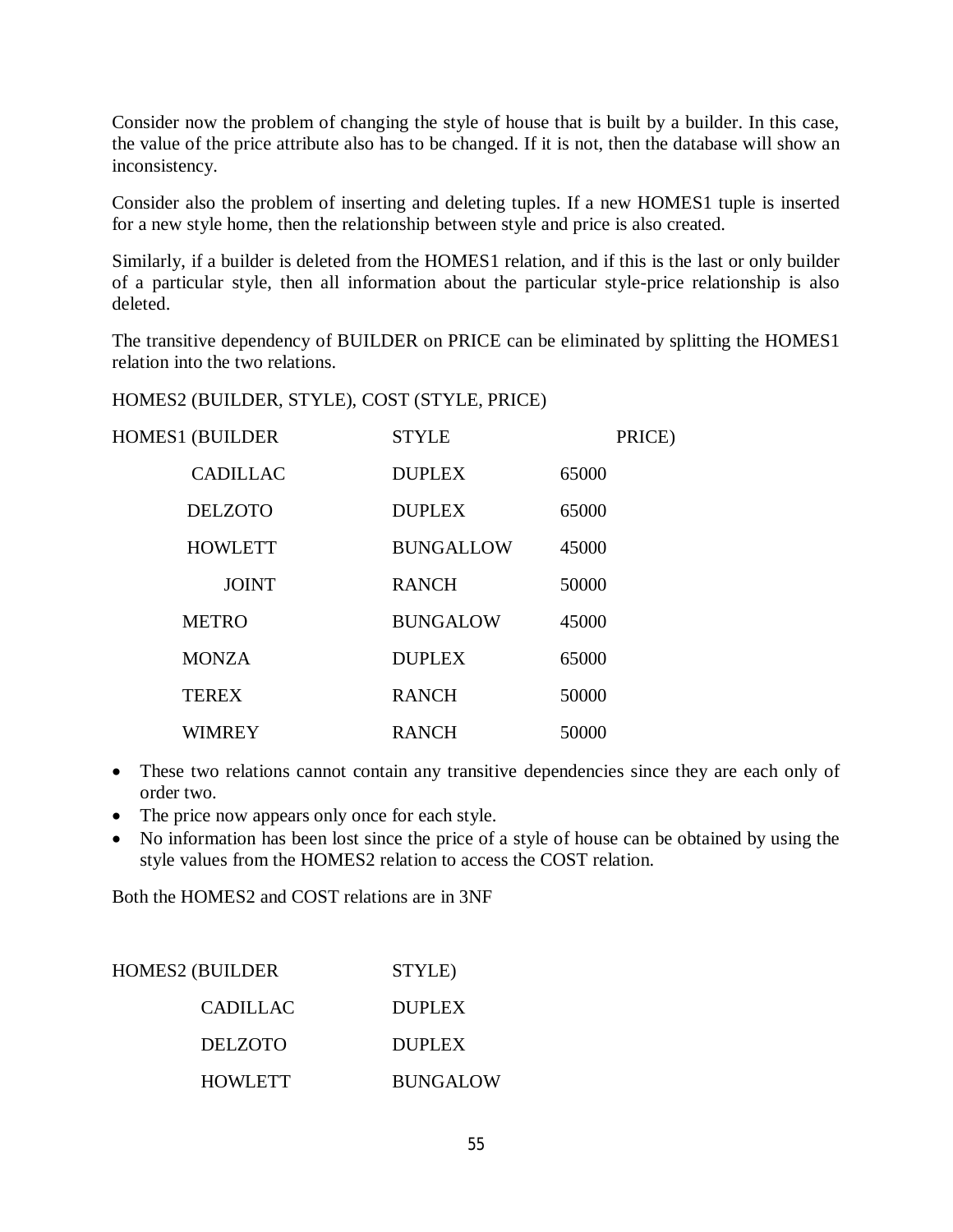Consider now the problem of changing the style of house that is built by a builder. In this case, the value of the price attribute also has to be changed. If it is not, then the database will show an inconsistency.

Consider also the problem of inserting and deleting tuples. If a new HOMES1 tuple is inserted for a new style home, then the relationship between style and price is also created.

Similarly, if a builder is deleted from the HOMES1 relation, and if this is the last or only builder of a particular style, then all information about the particular style-price relationship is also deleted.

The transitive dependency of BUILDER on PRICE can be eliminated by splitting the HOMES1 relation into the two relations.

HOMES2 (BUILDER, STYLE), COST (STYLE, PRICE)

| HOMES1 (BUILDER | STYLE | PRICE) |
|---|---|---|
| CADILLAC | DUPLEX | 65000 |
| DELZOTO | DUPLEX | 65000 |
| HOWLETT | BUNGALLOW | 45000 |
| JOINT | RANCH | 50000 |
| METRO | BUNGALOW | 45000 |
| MONZA | DUPLEX | 65000 |
| TEREX | RANCH | 50000 |
| WIMREY | RANCH | 50000 |

- These two relations cannot contain any transitive dependencies since they are each only of order two.
- The price now appears only once for each style.
- No information has been lost since the price of a style of house can be obtained by using the style values from the HOMES2 relation to access the COST relation.

Both the HOMES2 and COST relations are in 3NF

| HOMES2 (BUILDER | STYLE) |
|---|---|
| CADILLAC | DUPLEX |
| DELZOTO | DUPLEX |
| HOWLETT | BUNGALOW |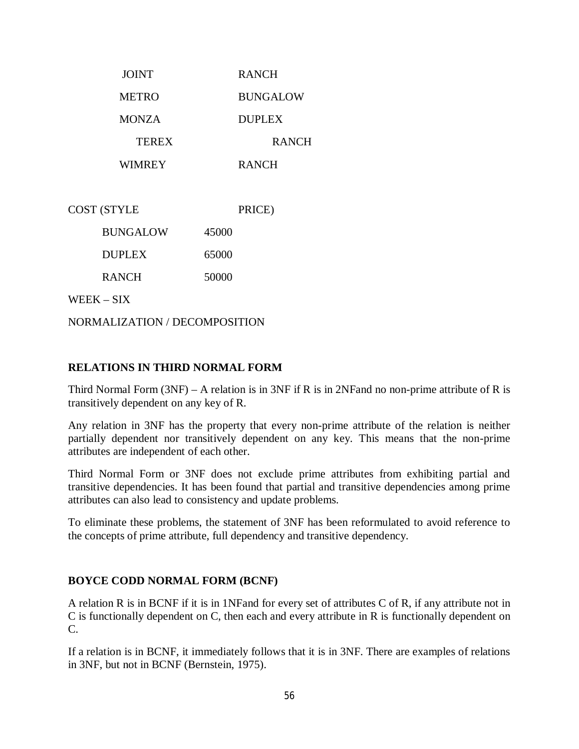| | |
|---|---|
| JOINT | RANCH |
| METRO | BUNGALOW |
| MONZA | DUPLEX |
| TEREX | RANCH |
| WIMREY | RANCH |

COST (STYLE PRICE)

| STYLE | PRICE |
|---|---|
| BUNGALOW | 45000 |
| DUPLEX | 65000 |
| RANCH | 50000 |

WEEK – SIX

NORMALIZATION / DECOMPOSITION

**RELATIONS IN THIRD NORMAL FORM**

Third Normal Form (3NF) – A relation is in 3NF if R is in 2NFand no non-prime attribute of R is transitively dependent on any key of R.

Any relation in 3NF has the property that every non-prime attribute of the relation is neither partially dependent nor transitively dependent on any key. This means that the non-prime attributes are independent of each other.

Third Normal Form or 3NF does not exclude prime attributes from exhibiting partial and transitive dependencies. It has been found that partial and transitive dependencies among prime attributes can also lead to consistency and update problems.

To eliminate these problems, the statement of 3NF has been reformulated to avoid reference to the concepts of prime attribute, full dependency and transitive dependency.

**BOYCE CODD NORMAL FORM (BCNF)**

A relation R is in BCNF if it is in 1NFand for every set of attributes C of R, if any attribute not in C is functionally dependent on C, then each and every attribute in R is functionally dependent on C.

If a relation is in BCNF, it immediately follows that it is in 3NF. There are examples of relations in 3NF, but not in BCNF (Bernstein, 1975).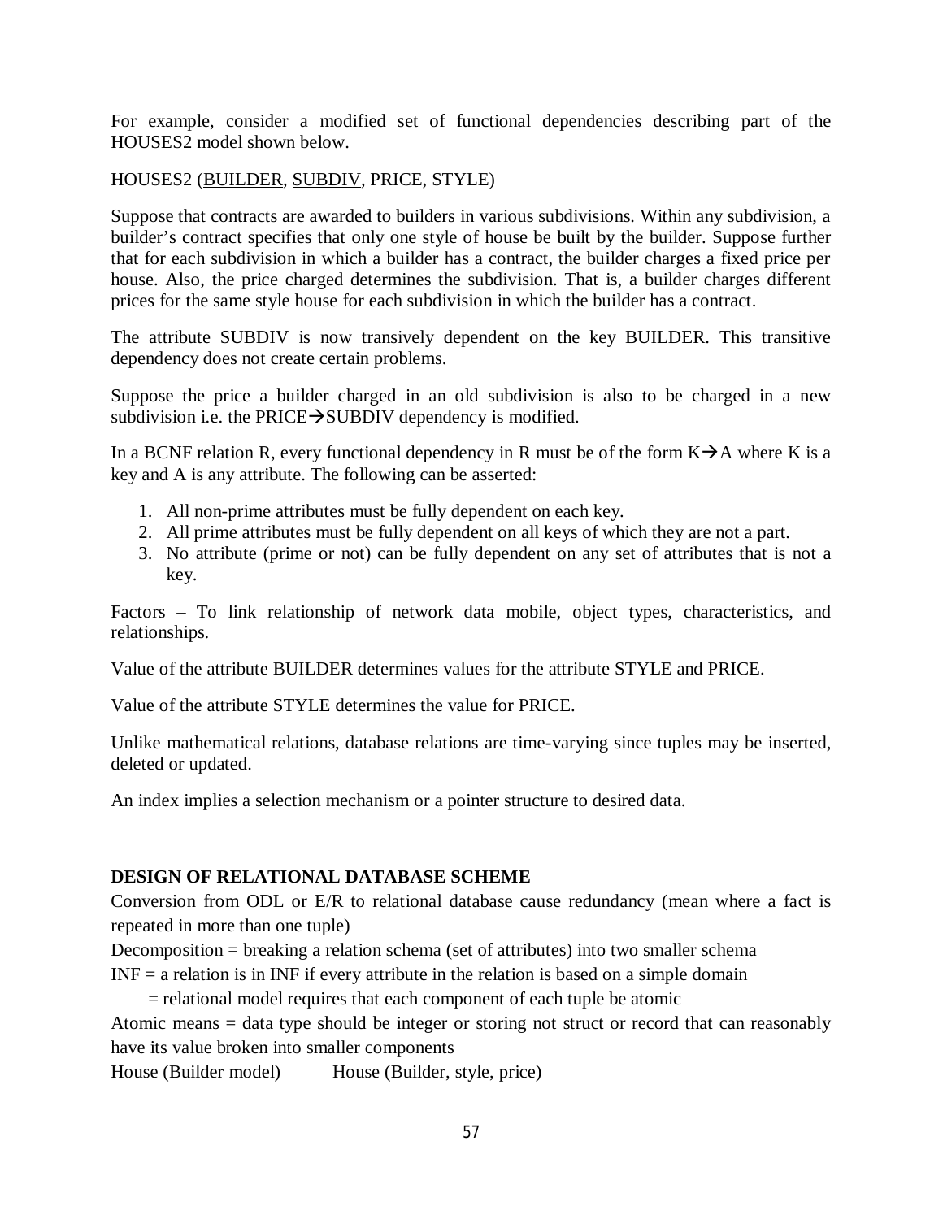For example, consider a modified set of functional dependencies describing part of the HOUSES2 model shown below.

HOUSES2 (<u>BUILDER</u>, <u>SUBDIV</u>, PRICE, STYLE)

Suppose that contracts are awarded to builders in various subdivisions. Within any subdivision, a builder's contract specifies that only one style of house be built by the builder. Suppose further that for each subdivision in which a builder has a contract, the builder charges a fixed price per house. Also, the price charged determines the subdivision. That is, a builder charges different prices for the same style house for each subdivision in which the builder has a contract.

The attribute SUBDIV is now transively dependent on the key BUILDER. This transitive dependency does not create certain problems.

Suppose the price a builder charged in an old subdivision is also to be charged in a new subdivision i.e. the PRICE→SUBDIV dependency is modified.

In a BCNF relation R, every functional dependency in R must be of the form K→A where K is a key and A is any attribute. The following can be asserted:

1. All non-prime attributes must be fully dependent on each key.
2. All prime attributes must be fully dependent on all keys of which they are not a part.
3. No attribute (prime or not) can be fully dependent on any set of attributes that is not a key.

Factors – To link relationship of network data mobile, object types, characteristics, and relationships.

Value of the attribute BUILDER determines values for the attribute STYLE and PRICE.

Value of the attribute STYLE determines the value for PRICE.

Unlike mathematical relations, database relations are time-varying since tuples may be inserted, deleted or updated.

An index implies a selection mechanism or a pointer structure to desired data.

**DESIGN OF RELATIONAL DATABASE SCHEME**

Conversion from ODL or E/R to relational database cause redundancy (mean where a fact is repeated in more than one tuple)

Decomposition = breaking a relation schema (set of attributes) into two smaller schema

INF = a relation is in INF if every attribute in the relation is based on a simple domain

= relational model requires that each component of each tuple be atomic

Atomic means = data type should be integer or storing not struct or record that can reasonably have its value broken into smaller components

House (Builder model)     House (Builder, style, price)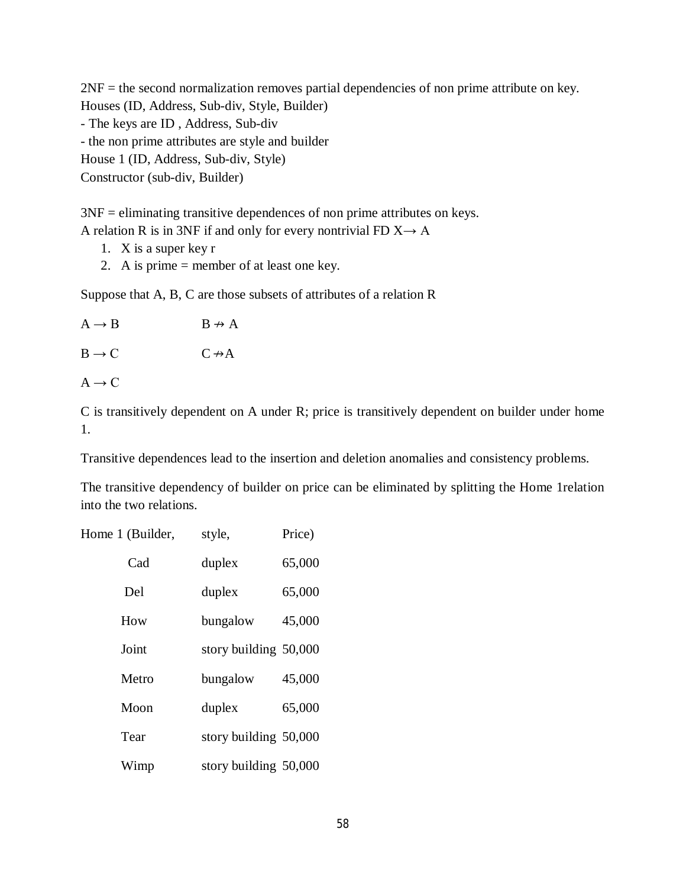2NF = the second normalization removes partial dependencies of non prime attribute on key.
Houses (ID, Address, Sub-div, Style, Builder)
- The keys are ID , Address, Sub-div
- the non prime attributes are style and builder
House 1 (ID, Address, Sub-div, Style)
Constructor (sub-div, Builder)

3NF = eliminating transitive dependences of non prime attributes on keys.
A relation R is in 3NF if and only for every nontrivial FD $X \rightarrow A$

1. X is a super key r
2. A is prime = member of at least one key.

Suppose that A, B, C are those subsets of attributes of a relation R

$A \rightarrow B$ $\qquad$ $B \nrightarrow A$

$B \rightarrow C$ $\qquad$ $C \nrightarrow A$

$A \rightarrow C$

C is transitively dependent on A under R; price is transitively dependent on builder under home 1.

Transitive dependences lead to the insertion and deletion anomalies and consistency problems.

The transitive dependency of builder on price can be eliminated by splitting the Home 1relation into the two relations.

| Home 1 (Builder, | style, | Price) |
|---|---|---|
| Cad | duplex | 65,000 |
| Del | duplex | 65,000 |
| How | bungalow | 45,000 |
| Joint | story building | 50,000 |
| Metro | bungalow | 45,000 |
| Moon | duplex | 65,000 |
| Tear | story building | 50,000 |
| Wimp | story building | 50,000 |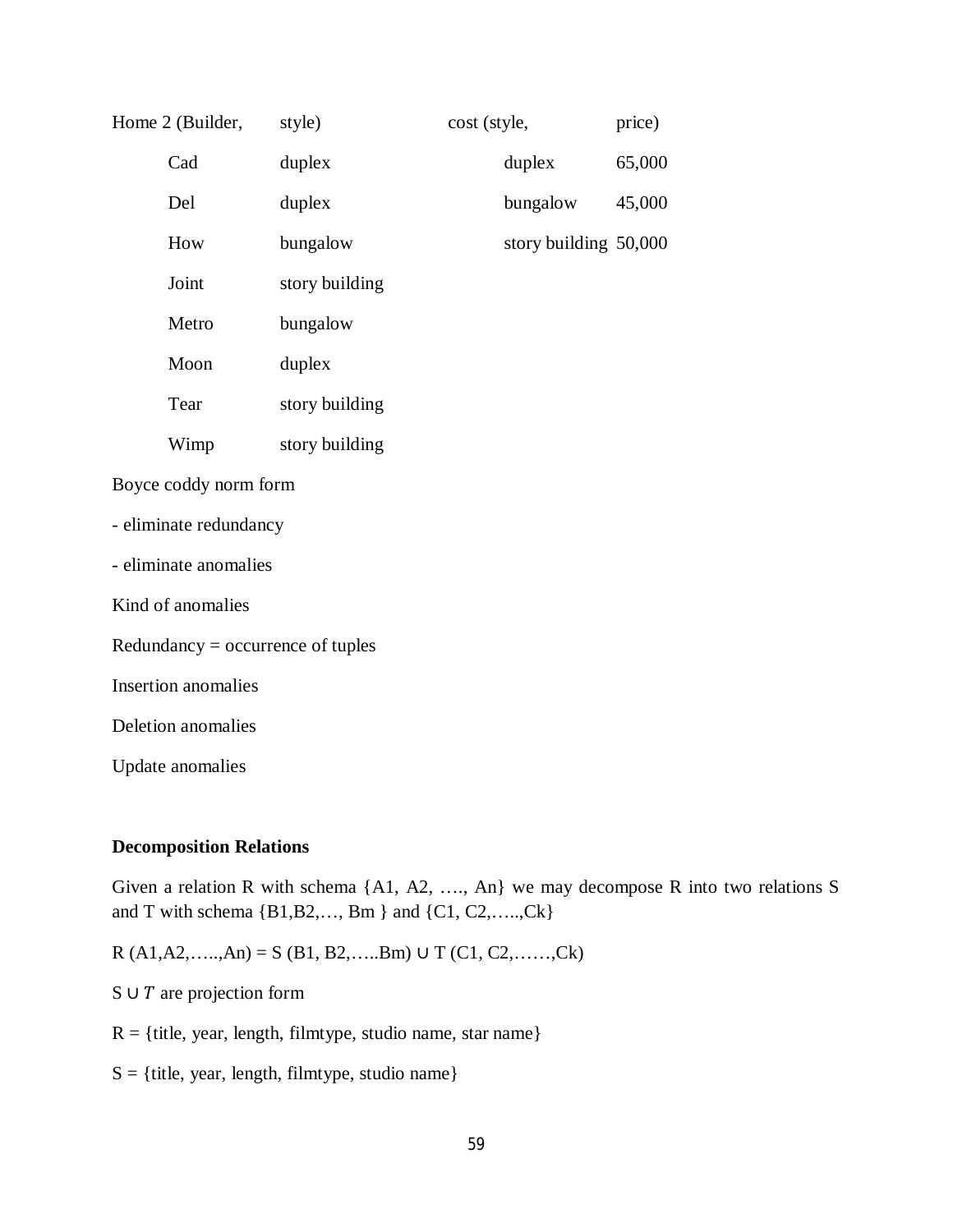Home 2 (Builder, style)

| Builder | style |
|---|---|
| Cad | duplex |
| Del | duplex |
| How | bungalow |
| Joint | story building |
| Metro | bungalow |
| Moon | duplex |
| Tear | story building |
| Wimp | story building |

cost (style, price)

| style | price |
|---|---|
| duplex | 65,000 |
| bungalow | 45,000 |
| story building | 50,000 |

Boyce coddy norm form

- eliminate redundancy

- eliminate anomalies

Kind of anomalies

Redundancy = occurrence of tuples

Insertion anomalies

Deletion anomalies

Update anomalies

**Decomposition Relations**

Given a relation R with schema {A1, A2, …., An} we may decompose R into two relations S and T with schema {B1,B2,…, Bm } and {C1, C2,…..,Ck}

R (A1,A2,…..,An) = S (B1, B2,…..Bm) ∪ T (C1, C2,……,Ck)

S ∪ $T$ are projection form

R = {title, year, length, filmtype, studio name, star name}

S = {title, year, length, filmtype, studio name}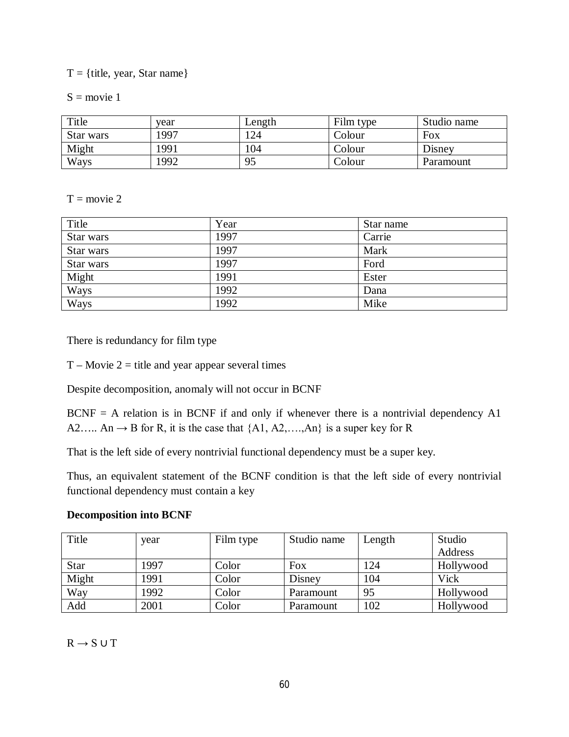T = {title, year, Star name}

S = movie 1

| Title | year | Length | Film type | Studio name |
|---|---|---|---|---|
| Star wars | 1997 | 124 | Colour | Fox |
| Might | 1991 | 104 | Colour | Disney |
| Ways | 1992 | 95 | Colour | Paramount |

T = movie 2

| Title | Year | Star name |
|---|---|---|
| Star wars | 1997 | Carrie |
| Star wars | 1997 | Mark |
| Star wars | 1997 | Ford |
| Might | 1991 | Ester |
| Ways | 1992 | Dana |
| Ways | 1992 | Mike |

There is redundancy for film type

T – Movie 2 = title and year appear several times

Despite decomposition, anomaly will not occur in BCNF

BCNF = A relation is in BCNF if and only if whenever there is a nontrivial dependency A1 A2….. An → B for R, it is the case that {A1, A2,….,An} is a super key for R

That is the left side of every nontrivial functional dependency must be a super key.

Thus, an equivalent statement of the BCNF condition is that the left side of every nontrivial functional dependency must contain a key

**Decomposition into BCNF**

| Title | year | Film type | Studio name | Length | Studio Address |
|---|---|---|---|---|---|
| Star | 1997 | Color | Fox | 124 | Hollywood |
| Might | 1991 | Color | Disney | 104 | Vick |
| Way | 1992 | Color | Paramount | 95 | Hollywood |
| Add | 2001 | Color | Paramount | 102 | Hollywood |

$R \rightarrow S \cup T$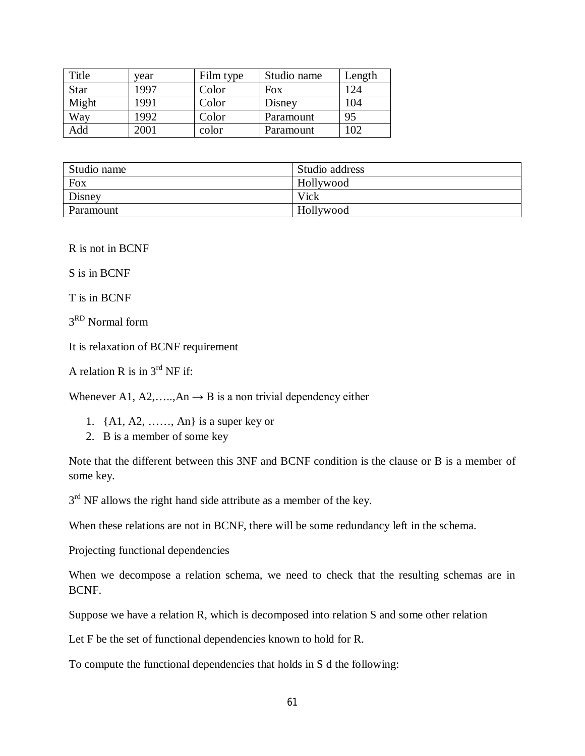| Title | year | Film type | Studio name | Length |
|---|---|---|---|---|
| Star | 1997 | Color | Fox | 124 |
| Might | 1991 | Color | Disney | 104 |
| Way | 1992 | Color | Paramount | 95 |
| Add | 2001 | color | Paramount | 102 |

| Studio name | Studio address |
|---|---|
| Fox | Hollywood |
| Disney | Vick |
| Paramount | Hollywood |

R is not in BCNF

S is in BCNF

T is in BCNF

3[RD] Normal form

It is relaxation of BCNF requirement

A relation R is in 3[rd] NF if:

Whenever A1, A2,…..,An → B is a non trivial dependency either

1. {A1, A2, ……, An} is a super key or
2. B is a member of some key

Note that the different between this 3NF and BCNF condition is the clause or B is a member of some key.

3[rd] NF allows the right hand side attribute as a member of the key.

When these relations are not in BCNF, there will be some redundancy left in the schema.

Projecting functional dependencies

When we decompose a relation schema, we need to check that the resulting schemas are in BCNF.

Suppose we have a relation R, which is decomposed into relation S and some other relation

Let F be the set of functional dependencies known to hold for R.

To compute the functional dependencies that holds in S d the following: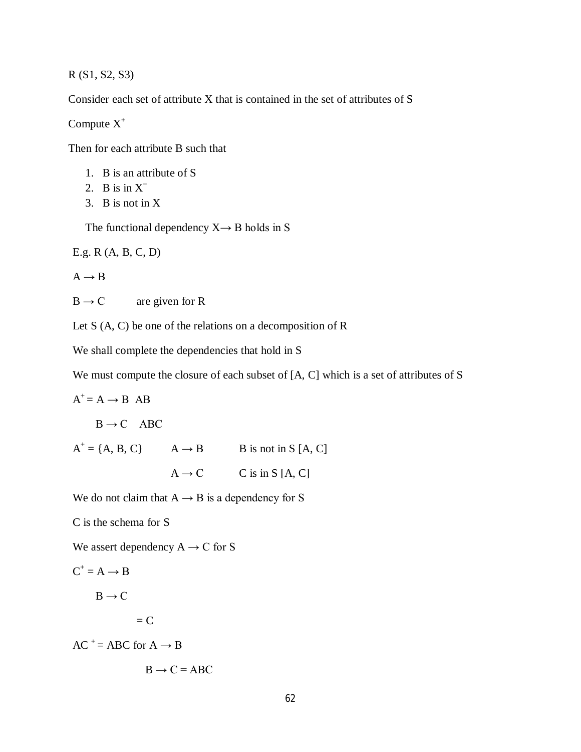R (S1, S2, S3)

Consider each set of attribute X that is contained in the set of attributes of S

Compute $X^+$

Then for each attribute B such that

1. B is an attribute of S
2. B is in $X^+$
3. B is not in X

The functional dependency $X \rightarrow B$ holds in S

E.g. R (A, B, C, D)

$A \rightarrow B$

$B \rightarrow C$ are given for R

Let S (A, C) be one of the relations on a decomposition of R

We shall complete the dependencies that hold in S

We must compute the closure of each subset of [A, C] which is a set of attributes of S

$A^+ = A \rightarrow B$ AB

$B \rightarrow C$ ABC

$A^+ = \{A, B, C\}$ $A \rightarrow B$ B is not in S [A, C]

$A \rightarrow C$ C is in S [A, C]

We do not claim that $A \rightarrow B$ is a dependency for S

C is the schema for S

We assert dependency $A \rightarrow C$ for S

$C^+ = A \rightarrow B$

$B \rightarrow C$

$= C$

$AC^+ = ABC$ for $A \rightarrow B$

$B \rightarrow C = ABC$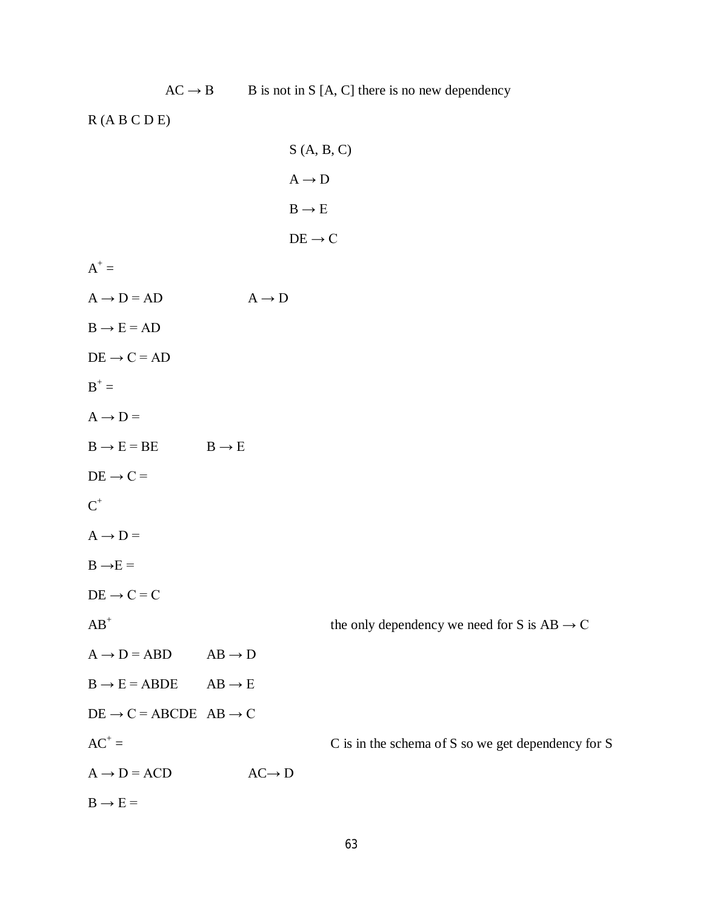$AC \rightarrow B$ B is not in S [A, C] there is no new dependency

R (A B C D E)

S (A, B, C)

$A \rightarrow D$

$B \rightarrow E$

$DE \rightarrow C$

$A^+ =$

$A \rightarrow D = AD$ $A \rightarrow D$

$B \rightarrow E = AD$

$DE \rightarrow C = AD$

$B^+ =$

$A \rightarrow D =$

$B \rightarrow E = BE$ $B \rightarrow E$

$DE \rightarrow C =$

$C^+$

$A \rightarrow D =$

$B \rightarrow E =$

$DE \rightarrow C = C$

$AB^+$ the only dependency we need for S is $AB \rightarrow C$

$A \rightarrow D = ABD$ $AB \rightarrow D$

$B \rightarrow E = ABDE$ $AB \rightarrow E$

$DE \rightarrow C = ABCDE$ $AB \rightarrow C$

$AC^+ =$ C is in the schema of S so we get dependency for S

$A \rightarrow D = ACD$ $AC \rightarrow D$

$B \rightarrow E =$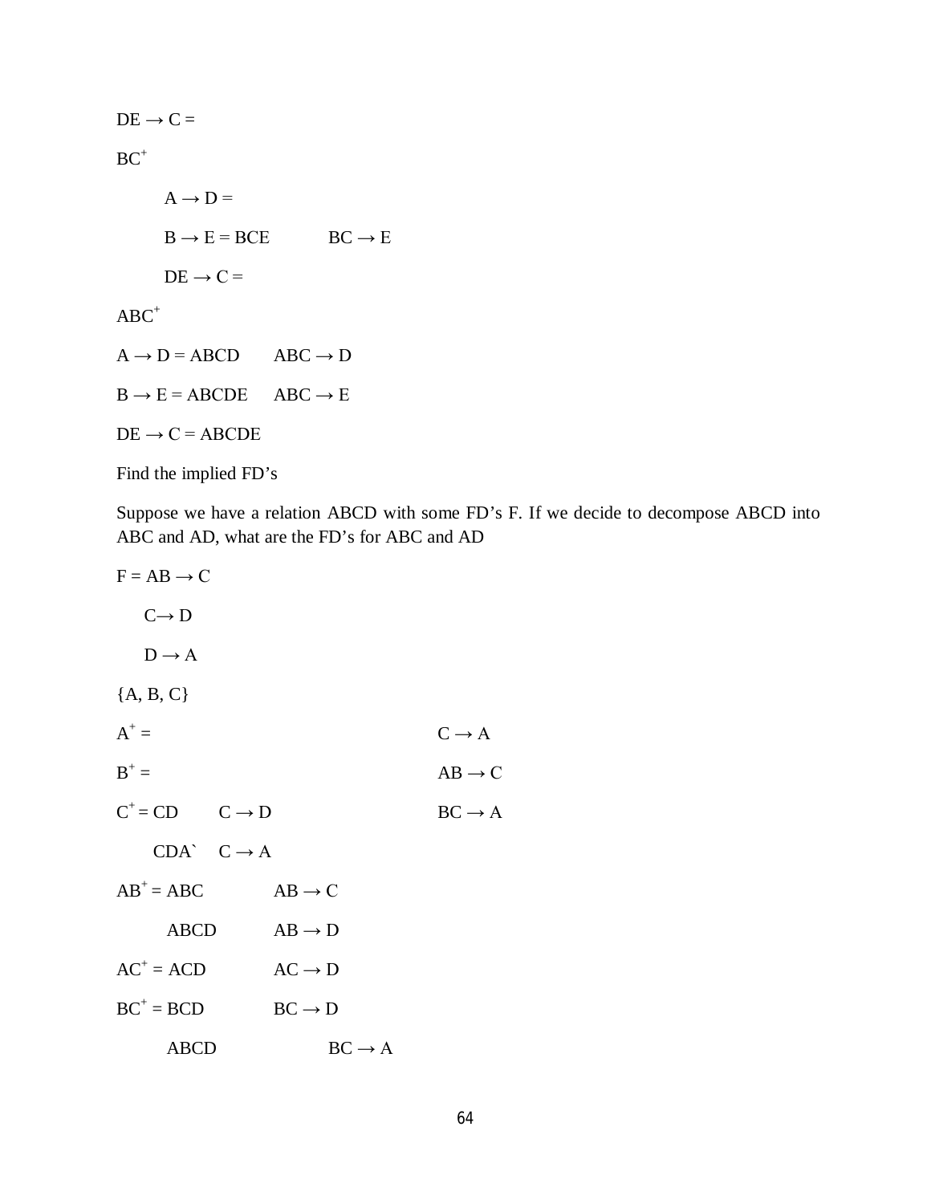$DE \rightarrow C =$

$BC^+$

$A \rightarrow D =$

$B \rightarrow E = BCE \qquad BC \rightarrow E$

$DE \rightarrow C =$

$ABC^+$

$A \rightarrow D = ABCD \qquad ABC \rightarrow D$

$B \rightarrow E = ABCDE \qquad ABC \rightarrow E$

$DE \rightarrow C = ABCDE$

Find the implied FD's

Suppose we have a relation ABCD with some FD's F. If we decide to decompose ABCD into ABC and AD, what are the FD's for ABC and AD

$F = AB \rightarrow C$

$C \rightarrow D$

$D \rightarrow A$

{A, B, C}

$A^+ =$

$B^+ =$

$C^+ = CD \qquad C \rightarrow D$

CDA` $\quad C \rightarrow A$

$AB^+ = ABC \qquad AB \rightarrow C$

ABCD $\qquad AB \rightarrow D$

$AC^+ = ACD \qquad AC \rightarrow D$

$BC^+ = BCD \qquad BC \rightarrow D$

ABCD $\qquad BC \rightarrow A$

$C \rightarrow A$

$AB \rightarrow C$

$BC \rightarrow A$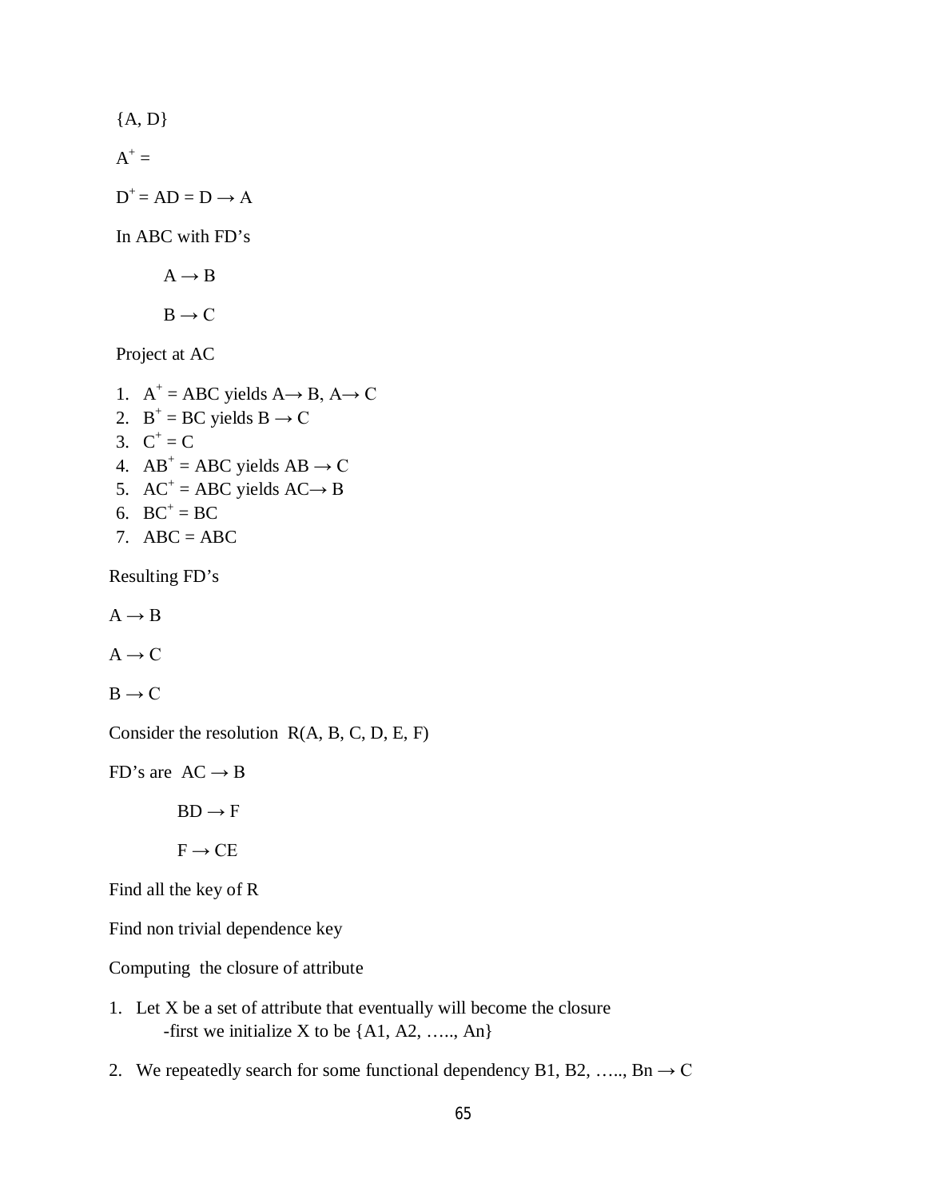{A, D}

$A^+ =$

$D^+ = AD = D \rightarrow A$

In ABC with FD's

$A \rightarrow B$

$B \rightarrow C$

Project at AC

1. $A^+ = ABC$ yields $A \rightarrow B$, $A \rightarrow C$
2. $B^+ = BC$ yields $B \rightarrow C$
3. $C^+ = C$
4. $AB^+ = ABC$ yields $AB \rightarrow C$
5. $AC^+ = ABC$ yields $AC \rightarrow B$
6. $BC^+ = BC$
7. $ABC = ABC$

Resulting FD's

$A \rightarrow B$

$A \rightarrow C$

$B \rightarrow C$

Consider the resolution R(A, B, C, D, E, F)

FD's are $AC \rightarrow B$

$BD \rightarrow F$

$F \rightarrow CE$

Find all the key of R

Find non trivial dependence key

Computing the closure of attribute

1. Let X be a set of attribute that eventually will become the closure
   -first we initialize X to be {A1, A2, ….., An}
2. We repeatedly search for some functional dependency B1, B2, ….., Bn $\rightarrow$ C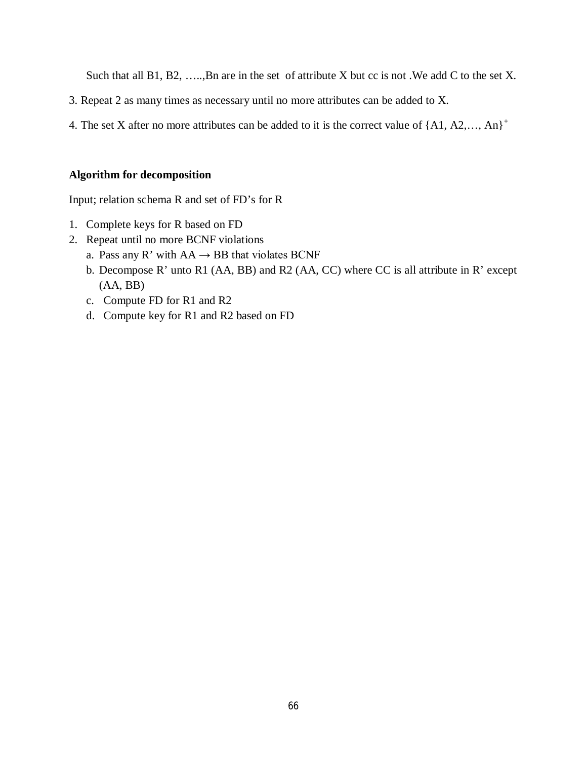Such that all B1, B2, …..,Bn are in the set of attribute X but cc is not .We add C to the set X.

3. Repeat 2 as many times as necessary until no more attributes can be added to X.

4. The set X after no more attributes can be added to it is the correct value of $\{A1, A2,…, An\}^+$

**Algorithm for decomposition**

Input; relation schema R and set of FD's for R

1. Complete keys for R based on FD
2. Repeat until no more BCNF violations
   a. Pass any R' with AA → BB that violates BCNF
   b. Decompose R' unto R1 (AA, BB) and R2 (AA, CC) where CC is all attribute in R' except (AA, BB)
   c. Compute FD for R1 and R2
   d. Compute key for R1 and R2 based on FD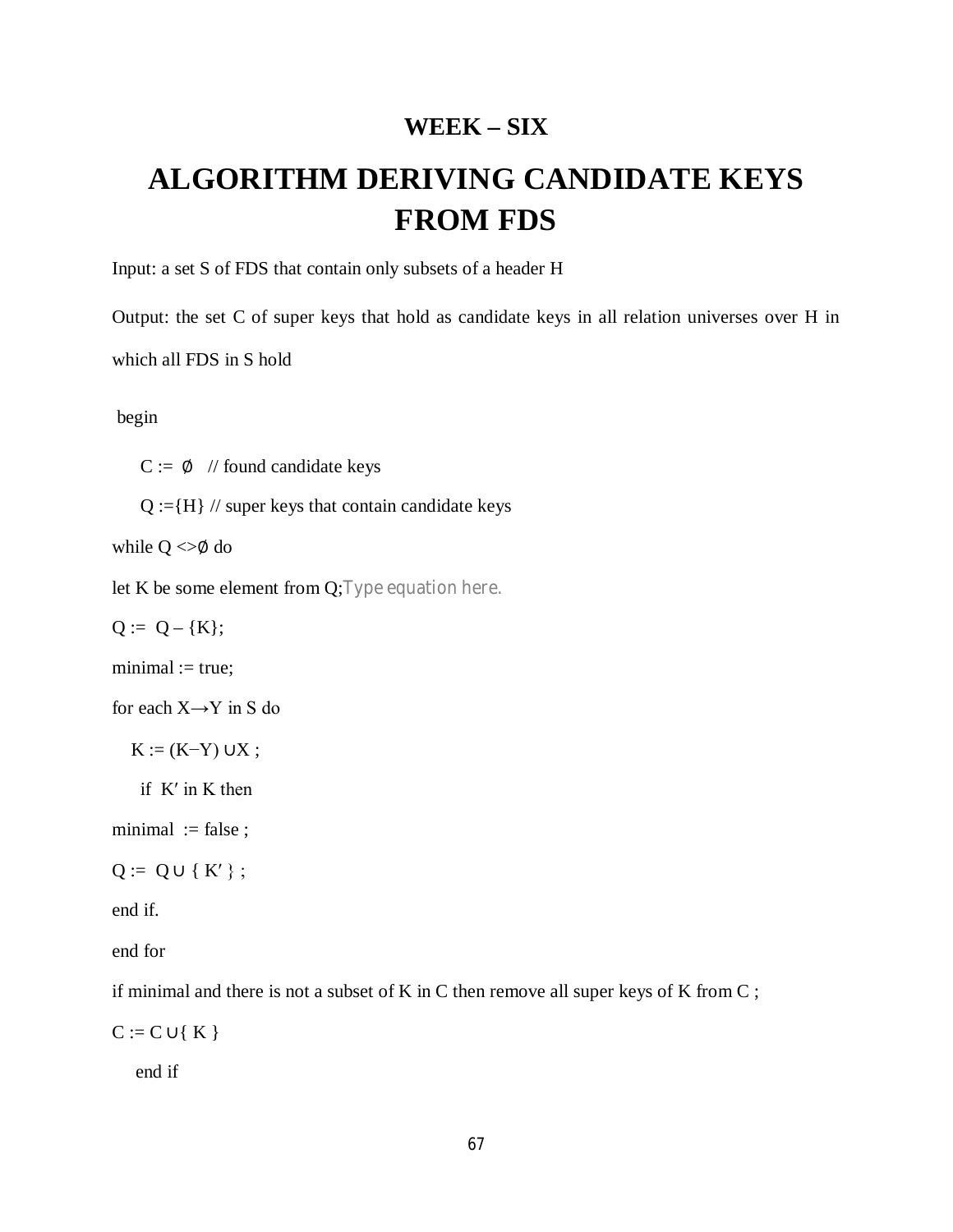**WEEK – SIX**

# ALGORITHM DERIVING CANDIDATE KEYS FROM FDS

Input: a set S of FDS that contain only subsets of a header H

Output: the set C of super keys that hold as candidate keys in all relation universes over H in which all FDS in S hold

begin

C := ∅ // found candidate keys

Q :={H} // super keys that contain candidate keys

while Q <>∅ do

let K be some element from Q;Type equation here.

Q := Q – {K};

minimal := true;

for each X→Y in S do

K := (K−Y) ∪X ;

if K′ in K then

minimal := false ;

Q := Q ∪ { K′ } ;

end if.

end for

if minimal and there is not a subset of K in C then remove all super keys of K from C ;

C := C ∪{ K }

end if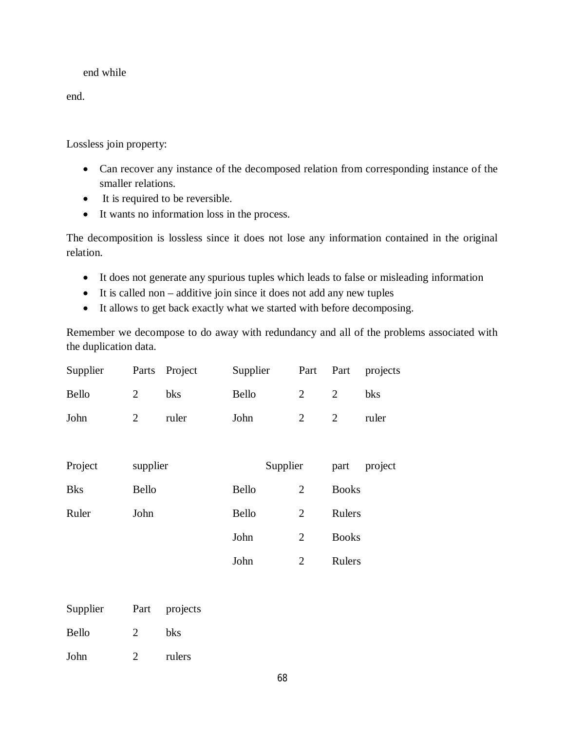end while

end.

Lossless join property:

- Can recover any instance of the decomposed relation from corresponding instance of the smaller relations.
- It is required to be reversible.
- It wants no information loss in the process.

The decomposition is lossless since it does not lose any information contained in the original relation.

- It does not generate any spurious tuples which leads to false or misleading information
- It is called non – additive join since it does not add any new tuples
- It allows to get back exactly what we started with before decomposing.

Remember we decompose to do away with redundancy and all of the problems associated with the duplication data.

| Supplier | Parts | Project |
|---|---|---|
| Bello | 2 | bks |
| John | 2 | ruler |

| Supplier | Part |
|---|---|
| Bello | 2 |
| John | 2 |

| Part | projects |
|---|---|
| 2 | bks |
| 2 | ruler |

| Project | supplier |
|---|---|
| Bks | Bello |
| Ruler | John |

| Supplier | part | project |
|---|---|---|
| Bello | 2 | Books |
| Bello | 2 | Rulers |
| John | 2 | Books |
| John | 2 | Rulers |

| Supplier | Part | projects |
|---|---|---|
| Bello | 2 | bks |
| John | 2 | rulers |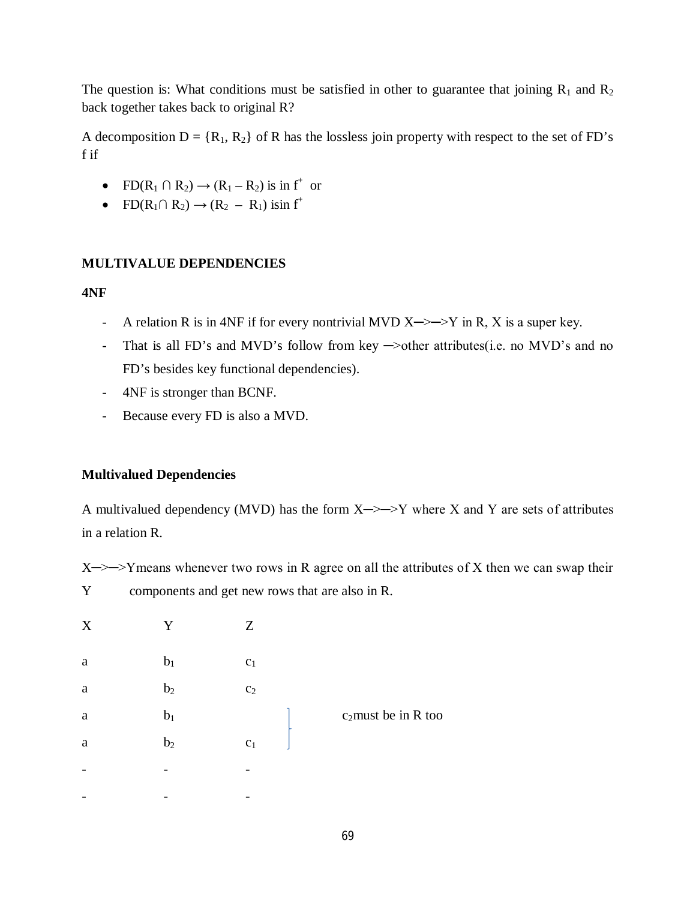The question is: What conditions must be satisfied in other to guarantee that joining $R_1$ and $R_2$ back together takes back to original R?

A decomposition D = {$R_1$, $R_2$} of R has the lossless join property with respect to the set of FD's f if

- FD($R_1 \cap R_2$) → ($R_1 – R_2$) is in $f^+$ or
- FD($R_1 \cap R_2$) → ($R_2$ – $R_1$) isin $f^+$

**MULTIVALUE DEPENDENCIES**

**4NF**

- A relation R is in 4NF if for every nontrivial MVD X─>─>Y in R, X is a super key.
- That is all FD's and MVD's follow from key ─>other attributes(i.e. no MVD's and no FD's besides key functional dependencies).
- 4NF is stronger than BCNF.
- Because every FD is also a MVD.

**Multivalued Dependencies**

A multivalued dependency (MVD) has the form X─>─>Y where X and Y are sets of attributes in a relation R.

X─>─>Ymeans whenever two rows in R agree on all the attributes of X then we can swap their Y components and get new rows that are also in R.

| X | Y | Z | |
|---|---|---|---|
| a | $b_1$ | $c_1$ | |
| a | $b_2$ | $c_2$ | |
| a | $b_1$ | | $c_2$must be in R too |
| a | $b_2$ | $c_1$ | |
| - | - | - | |
| - | - | - | |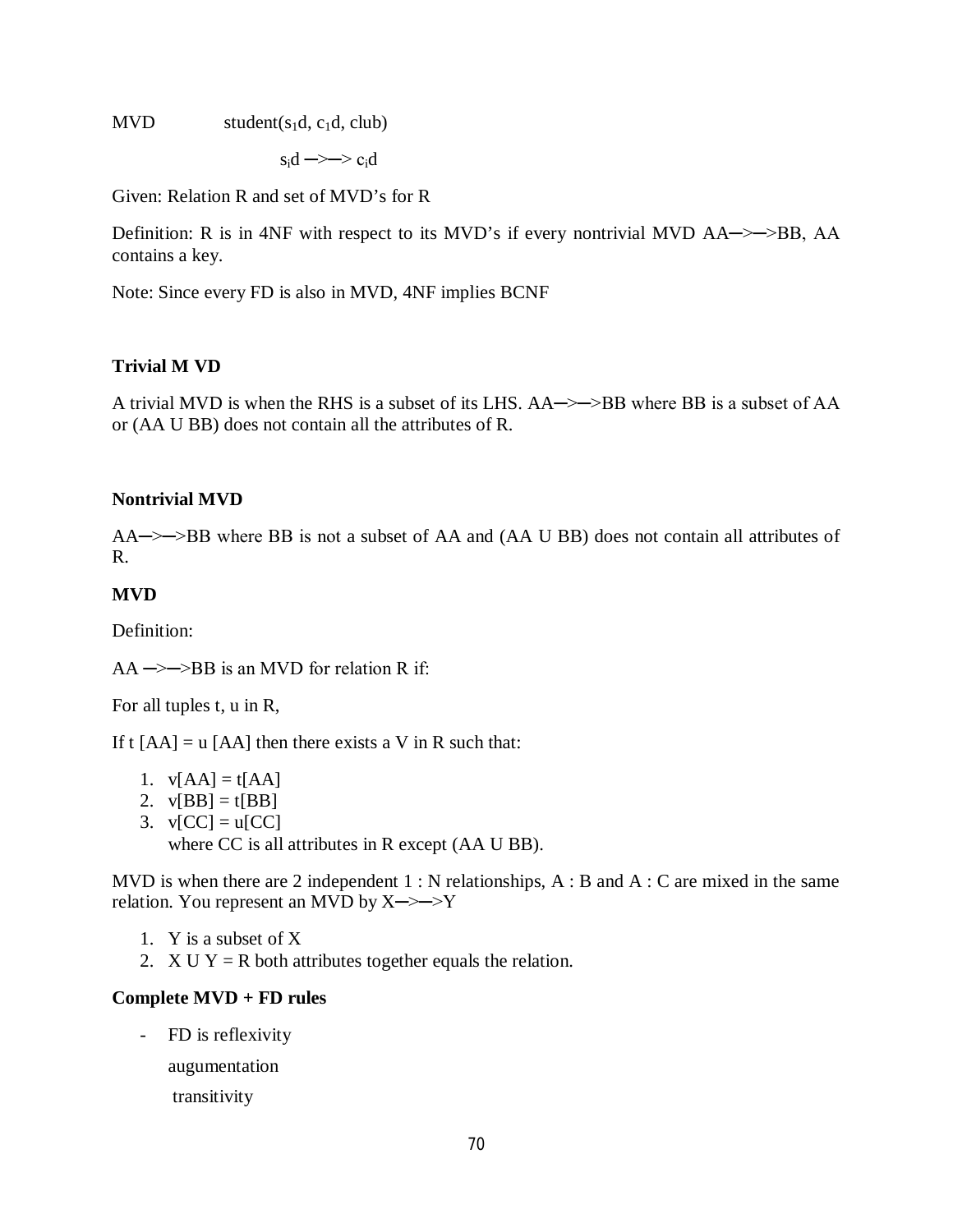MVD student($s_1$d, $c_1$d, club)

$s_i$d ─>─> $c_i$d

Given: Relation R and set of MVD's for R

Definition: R is in 4NF with respect to its MVD's if every nontrivial MVD AA─>─>BB, AA contains a key.

Note: Since every FD is also in MVD, 4NF implies BCNF

**Trivial M VD**

A trivial MVD is when the RHS is a subset of its LHS. AA─>─>BB where BB is a subset of AA or (AA U BB) does not contain all the attributes of R.

**Nontrivial MVD**

AA─>─>BB where BB is not a subset of AA and (AA U BB) does not contain all attributes of R.

**MVD**

Definition:

AA ─>─>BB is an MVD for relation R if:

For all tuples t, u in R,

If t [AA] = u [AA] then there exists a V in R such that:

1. v[AA] = t[AA]
2. v[BB] = t[BB]
3. v[CC] = u[CC]
   where CC is all attributes in R except (AA U BB).

MVD is when there are 2 independent 1 : N relationships, A : B and A : C are mixed in the same relation. You represent an MVD by X─>─>Y

1. Y is a subset of X
2. X U Y = R both attributes together equals the relation.

**Complete MVD + FD rules**

- FD is reflexivity
  augumentation
  transitivity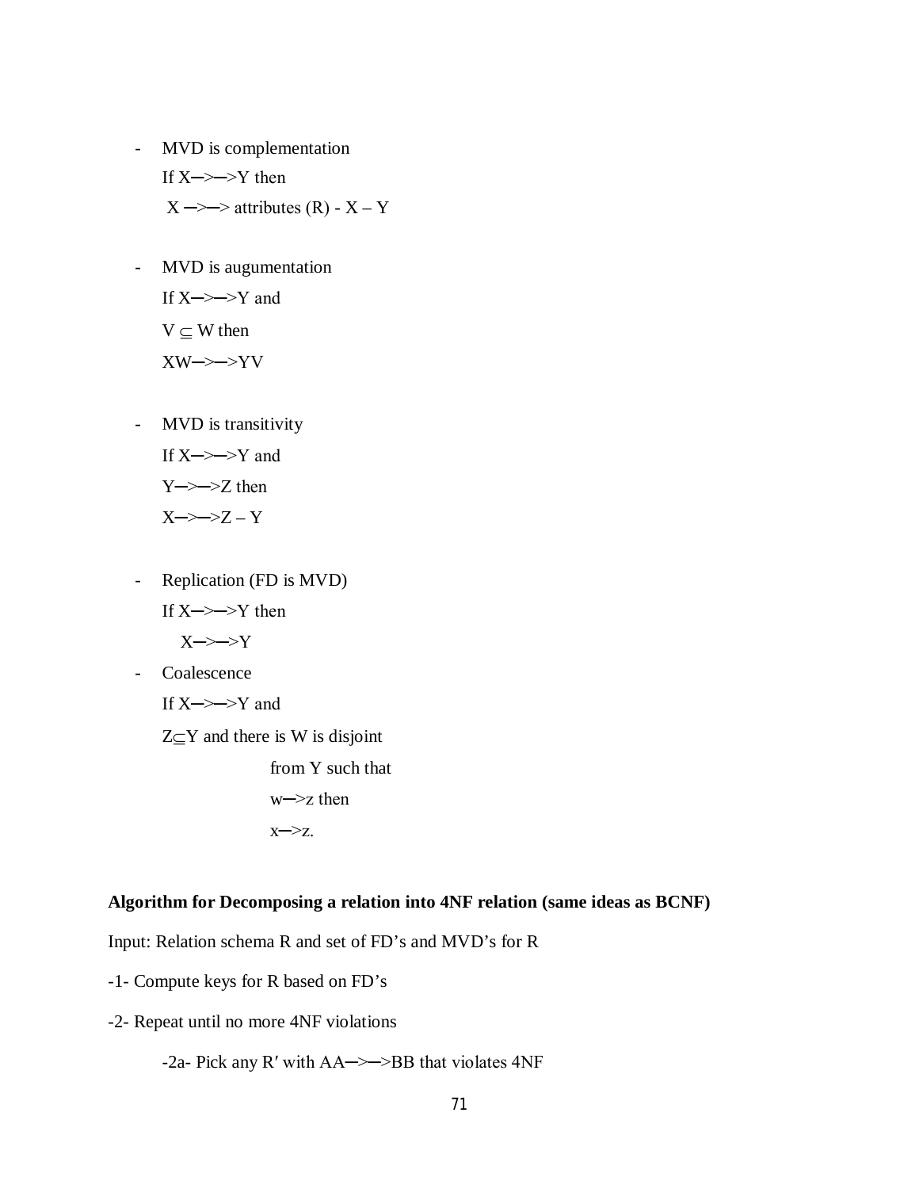- MVD is complementation

  If X─>─>Y then

  X ─>─> attributes (R) - X – Y

- MVD is augumentation

  If X─>─>Y and

  V ⊆ W then

  XW─>─>YV

- MVD is transitivity

  If X─>─>Y and

  Y─>─>Z then

  X─>─>Z – Y

- Replication (FD is MVD)

  If X─>─>Y then

  X─>─>Y

- Coalescence

  If X─>─>Y and

  Z⊆Y and there is W is disjoint

  from Y such that

  w─>z then

  x─>z.

**Algorithm for Decomposing a relation into 4NF relation (same ideas as BCNF)**

Input: Relation schema R and set of FD's and MVD's for R

-1- Compute keys for R based on FD's

-2- Repeat until no more 4NF violations

-2a- Pick any R′ with AA─>─>BB that violates 4NF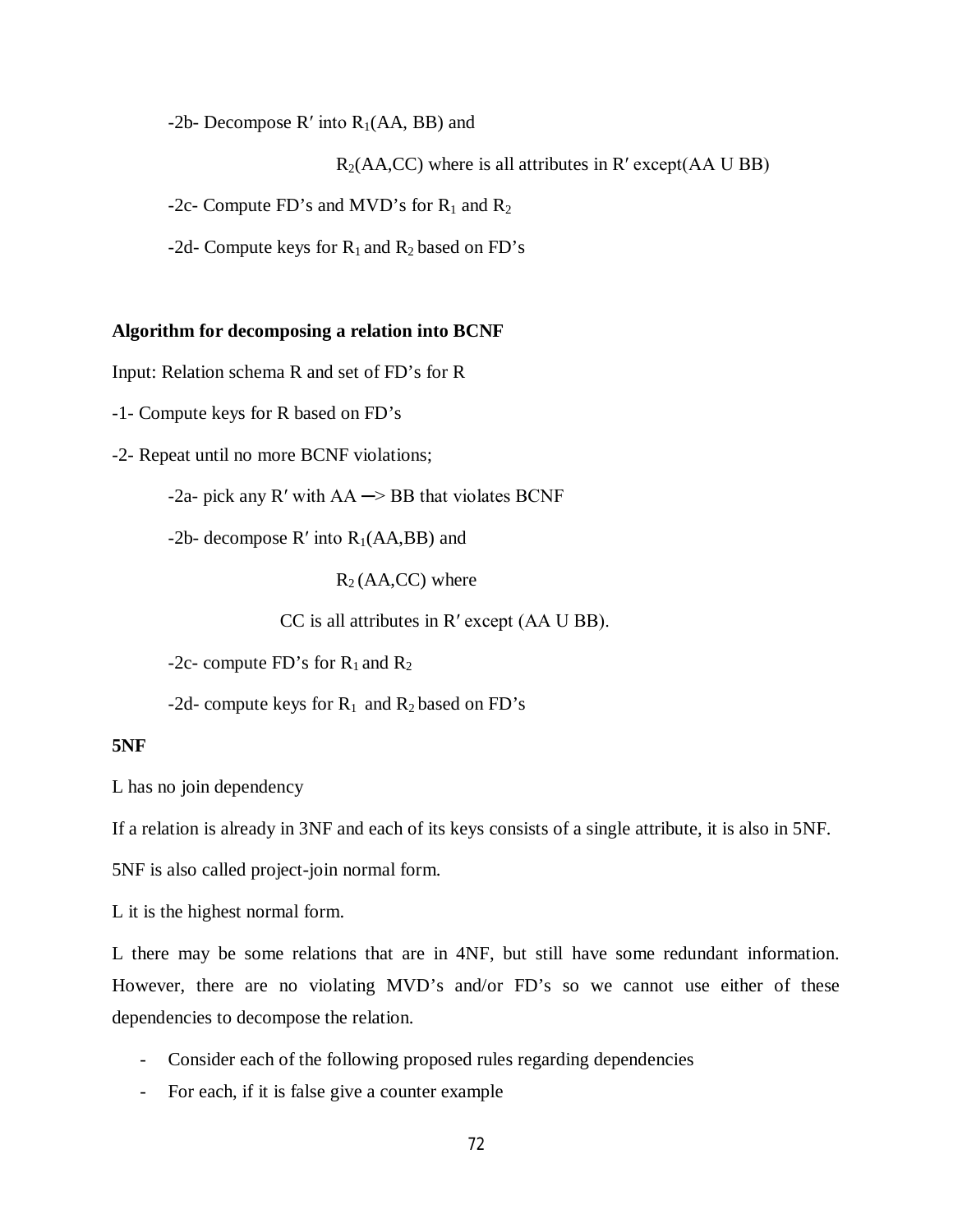-2b- Decompose R′ into $R_1$(AA, BB) and

$R_2$(AA,CC) where is all attributes in R′ except(AA U BB)

-2c- Compute FD's and MVD's for $R_1$ and $R_2$

-2d- Compute keys for $R_1$ and $R_2$ based on FD's

**Algorithm for decomposing a relation into BCNF**

Input: Relation schema R and set of FD's for R

-1- Compute keys for R based on FD's

-2- Repeat until no more BCNF violations;

-2a- pick any R′ with AA ─> BB that violates BCNF

-2b- decompose R′ into $R_1$(AA,BB) and

$R_2$ (AA,CC) where

CC is all attributes in R′ except (AA U BB).

-2c- compute FD's for $R_1$ and $R_2$

-2d- compute keys for $R_1$ and $R_2$ based on FD's

**5NF**

L has no join dependency

If a relation is already in 3NF and each of its keys consists of a single attribute, it is also in 5NF.

5NF is also called project-join normal form.

L it is the highest normal form.

L there may be some relations that are in 4NF, but still have some redundant information. However, there are no violating MVD's and/or FD's so we cannot use either of these dependencies to decompose the relation.

- Consider each of the following proposed rules regarding dependencies
- For each, if it is false give a counter example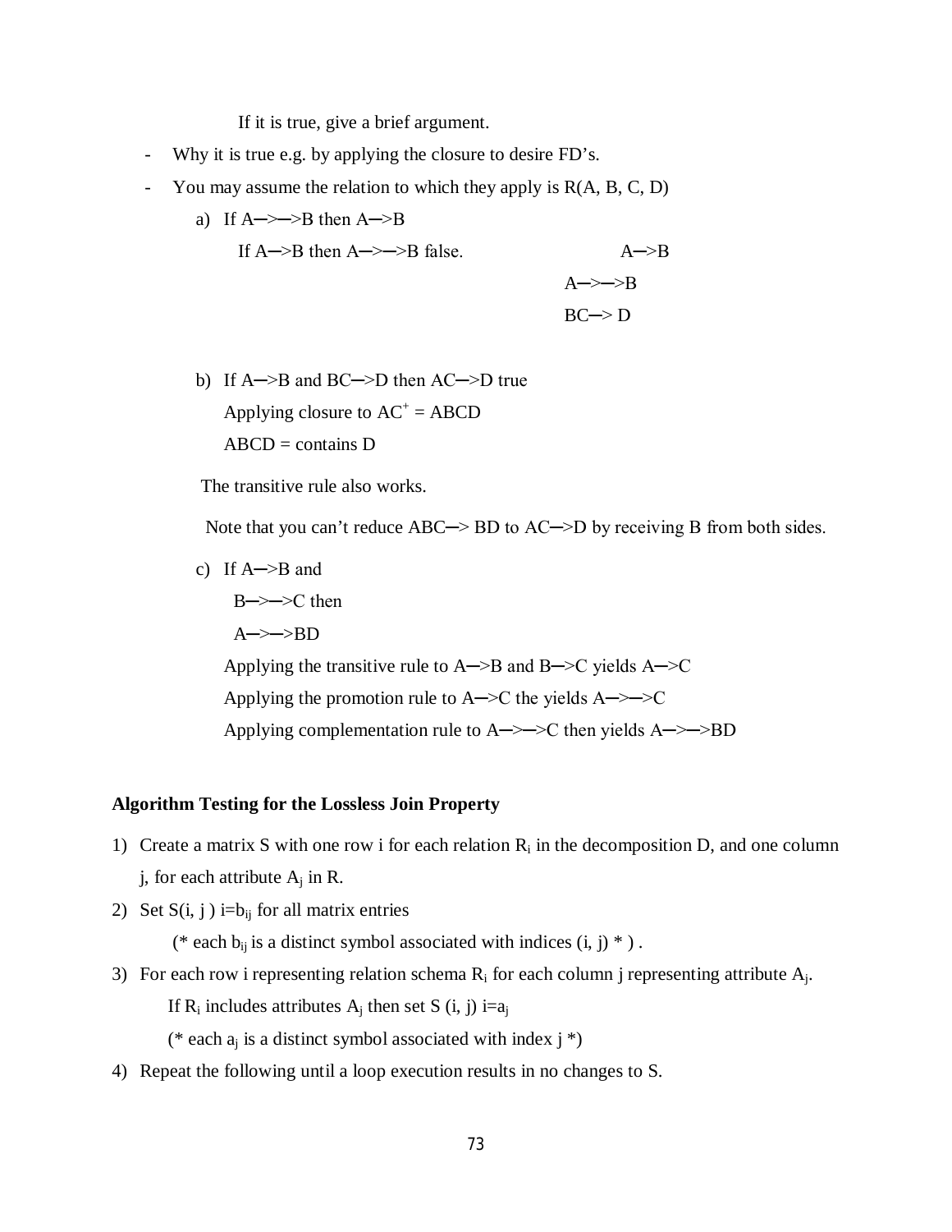If it is true, give a brief argument.

- Why it is true e.g. by applying the closure to desire FD's.
- You may assume the relation to which they apply is R(A, B, C, D)

a) If A─>─>B then A─>B

If A─>B then A─>─>B false.

A─>B

A─>─>B

BC─> D

b) If A─>B and BC─>D then AC─>D true

Applying closure to $AC^+$ = ABCD

ABCD = contains D

The transitive rule also works.

Note that you can't reduce ABC─> BD to AC─>D by receiving B from both sides.

c) If A─>B and

B─>─>C then

A─>─>BD

Applying the transitive rule to A─>B and B─>C yields A─>C

Applying the promotion rule to A─>C the yields A─>─>C

Applying complementation rule to A─>─>C then yields A─>─>BD

**Algorithm Testing for the Lossless Join Property**

1) Create a matrix S with one row i for each relation $R_i$ in the decomposition D, and one column j, for each attribute $A_j$ in R.
2) Set S(i, j ) i=$b_{ij}$ for all matrix entries

   (* each $b_{ij}$ is a distinct symbol associated with indices (i, j) * ) .
3) For each row i representing relation schema $R_i$ for each column j representing attribute $A_j$.

   If $R_i$ includes attributes $A_j$ then set S (i, j) i=$a_j$

   (* each $a_j$ is a distinct symbol associated with index j *)
4) Repeat the following until a loop execution results in no changes to S.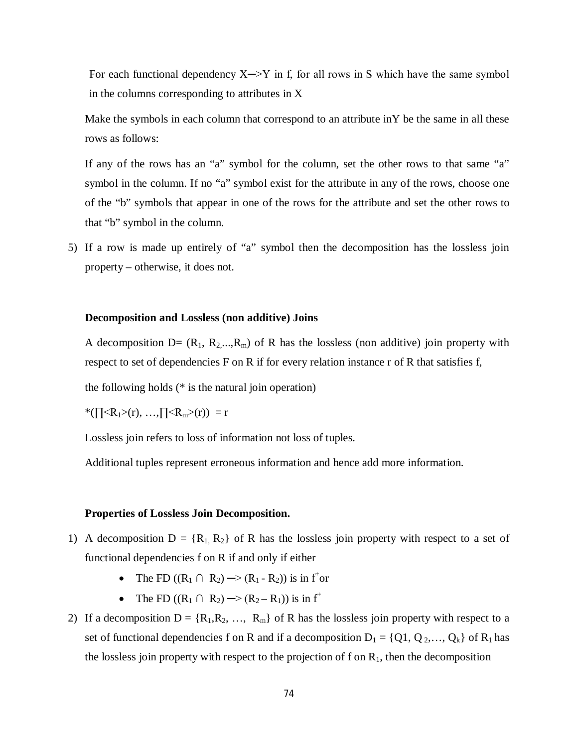For each functional dependency X─>Y in f, for all rows in S which have the same symbol in the columns corresponding to attributes in X

Make the symbols in each column that correspond to an attribute inY be the same in all these rows as follows:

If any of the rows has an "a" symbol for the column, set the other rows to that same "a" symbol in the column. If no "a" symbol exist for the attribute in any of the rows, choose one of the "b" symbols that appear in one of the rows for the attribute and set the other rows to that "b" symbol in the column.

5) If a row is made up entirely of "a" symbol then the decomposition has the lossless join property – otherwise, it does not.

### Decomposition and Lossless (non additive) Joins

A decomposition D= ($R_1$, $R_2$,...,$R_m$) of R has the lossless (non additive) join property with respect to set of dependencies F on R if for every relation instance r of R that satisfies f,

the following holds (* is the natural join operation)

$*(\prod<R_1>(r), \ldots, \prod<R_m>(r)) = r$

Lossless join refers to loss of information not loss of tuples.

Additional tuples represent erroneous information and hence add more information.

### Properties of Lossless Join Decomposition.

1) A decomposition D = {$R_1$, $R_2$} of R has the lossless join property with respect to a set of functional dependencies f on R if and only if either
   - The FD $((R_1 \cap R_2) \rightarrow (R_1 - R_2))$ is in $f^+$or
   - The FD $((R_1 \cap R_2) \rightarrow (R_2 - R_1))$ is in $f^+$
2) If a decomposition D = {$R_1$,$R_2$, …, $R_m$} of R has the lossless join property with respect to a set of functional dependencies f on R and if a decomposition $D_1$ = {Q1, $Q_2$,…, $Q_k$} of $R_1$ has the lossless join property with respect to the projection of f on $R_1$, then the decomposition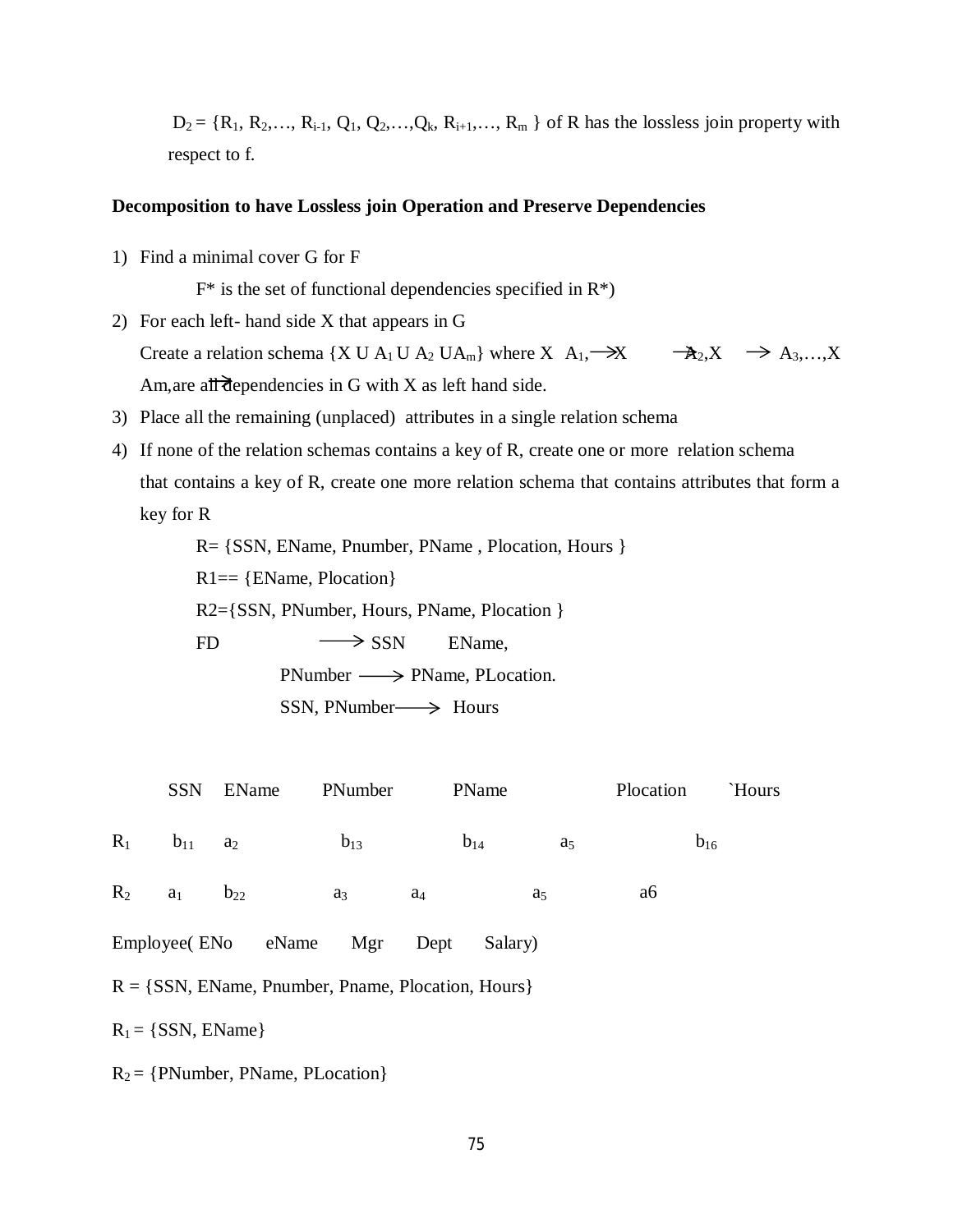$D_2 = \{R_1, R_2, \ldots, R_{i-1}, Q_1, Q_2, \ldots, Q_k, R_{i+1}, \ldots, R_m\}$ of R has the lossless join property with respect to f.

**Decomposition to have Lossless join Operation and Preserve Dependencies**

1) Find a minimal cover G for F

   F* is the set of functional dependencies specified in R*)

2) For each left- hand side X that appears in G

   Create a relation schema $\{X \cup A_1 \cup A_2 \cup A_m\}$ where $X \rightarrow A_1, X \rightarrow A_2, X \rightarrow A_3, \ldots, X \rightarrow Am$, are all dependencies in G with X as left hand side.

3) Place all the remaining (unplaced) attributes in a single relation schema

4) If none of the relation schemas contains a key of R, create one or more relation schema that contains a key of R, create one more relation schema that contains attributes that form a key for R

   R= {SSN, EName, Pnumber, PName , Plocation, Hours }

   R1== {EName, Plocation}

   R2={SSN, PNumber, Hours, PName, Plocation }

   FD $\longrightarrow$ SSN EName,

   PNumber $\longrightarrow$ PName, PLocation.

   SSN, PNumber$\longrightarrow$ Hours

|  | SSN | EName | PNumber | PName | Plocation | `Hours |
|---|---|---|---|---|---|---|
| $R_1$ | $b_{11}$ | $a_2$ | $b_{13}$ | $b_{14}$ | $a_5$ | $b_{16}$ |
| $R_2$ | $a_1$ | $b_{22}$ | $a_3$ | $a_4$ | $a_5$ | a6 |

Employee( ENo eName Mgr Dept Salary)

R = {SSN, EName, Pnumber, Pname, Plocation, Hours}

$R_1$ = {SSN, EName}

$R_2$ = {PNumber, PName, PLocation}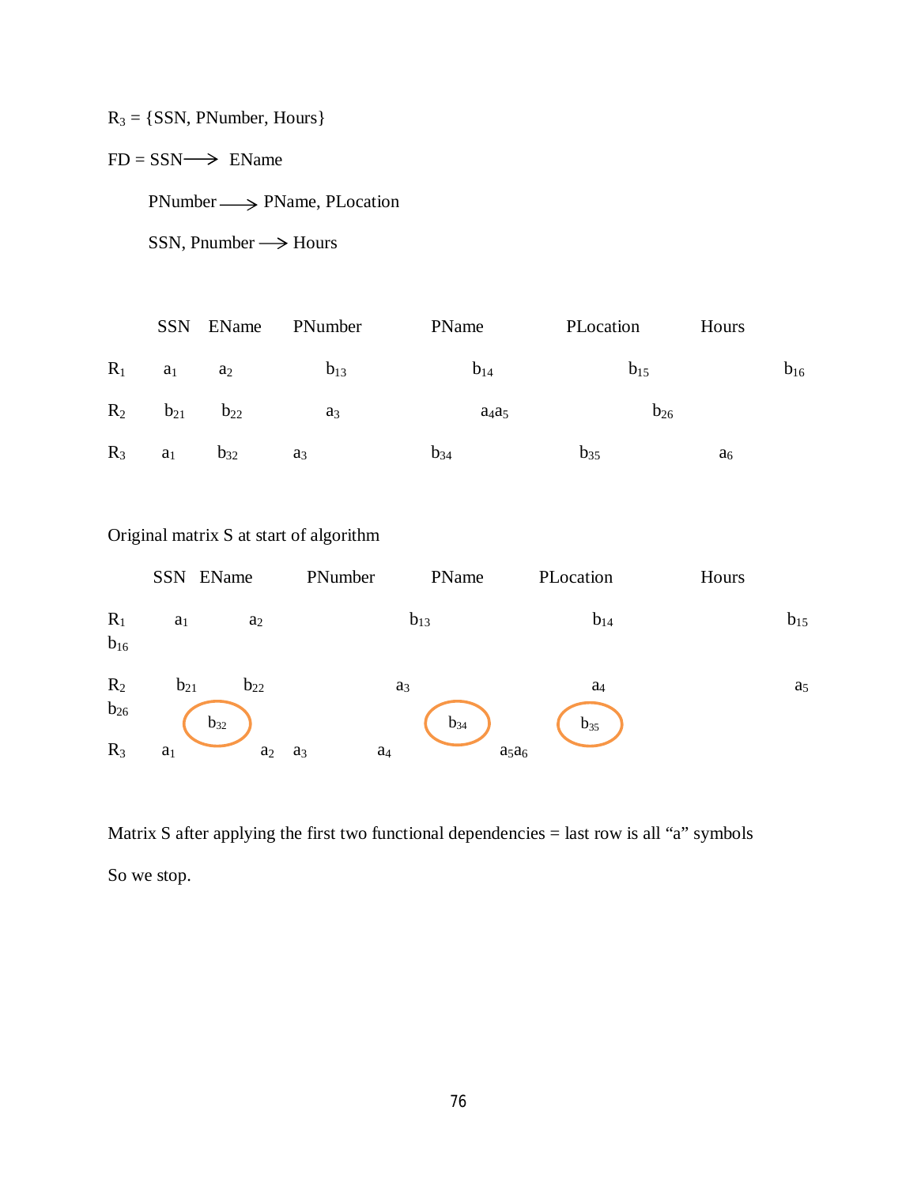$R_3$ = {SSN, PNumber, Hours}

FD = SSN ⟶ EName

PNumber ⟶ PName, PLocation

SSN, Pnumber ⟶ Hours

| | SSN | EName | PNumber | PName | PLocation | Hours |
|---|---|---|---|---|---|---|
| $R_1$ | $a_1$ | $a_2$ | $b_{13}$ | $b_{14}$ | $b_{15}$ | $b_{16}$ |
| $R_2$ | $b_{21}$ | $b_{22}$ | $a_3$ | $a_4a_5$ | $b_{26}$ | |
| $R_3$ | $a_1$ | $b_{32}$ | $a_3$ | $b_{34}$ | $b_{35}$ | $a_6$ |

Original matrix S at start of algorithm

| | SSN | EName | PNumber | PName | PLocation | Hours |
|---|---|---|---|---|---|---|
| $R_1$ | $a_1$ | $a_2$ | $b_{13}$ | $b_{14}$ | $b_{15}$ | $b_{16}$ |
| $R_2$ | $b_{21}$ | $b_{22}$ | $a_3$ | $a_4$ | $a_5$ | $b_{26}$ |
| $R_3$ | $a_1$ | ~~$b_{32}$~~ $a_2$ | $a_3$ | ~~$b_{34}$~~ $a_4$ | ~~$b_{35}$~~ $a_5a_6$ | |

Matrix S after applying the first two functional dependencies = last row is all "a" symbols

So we stop.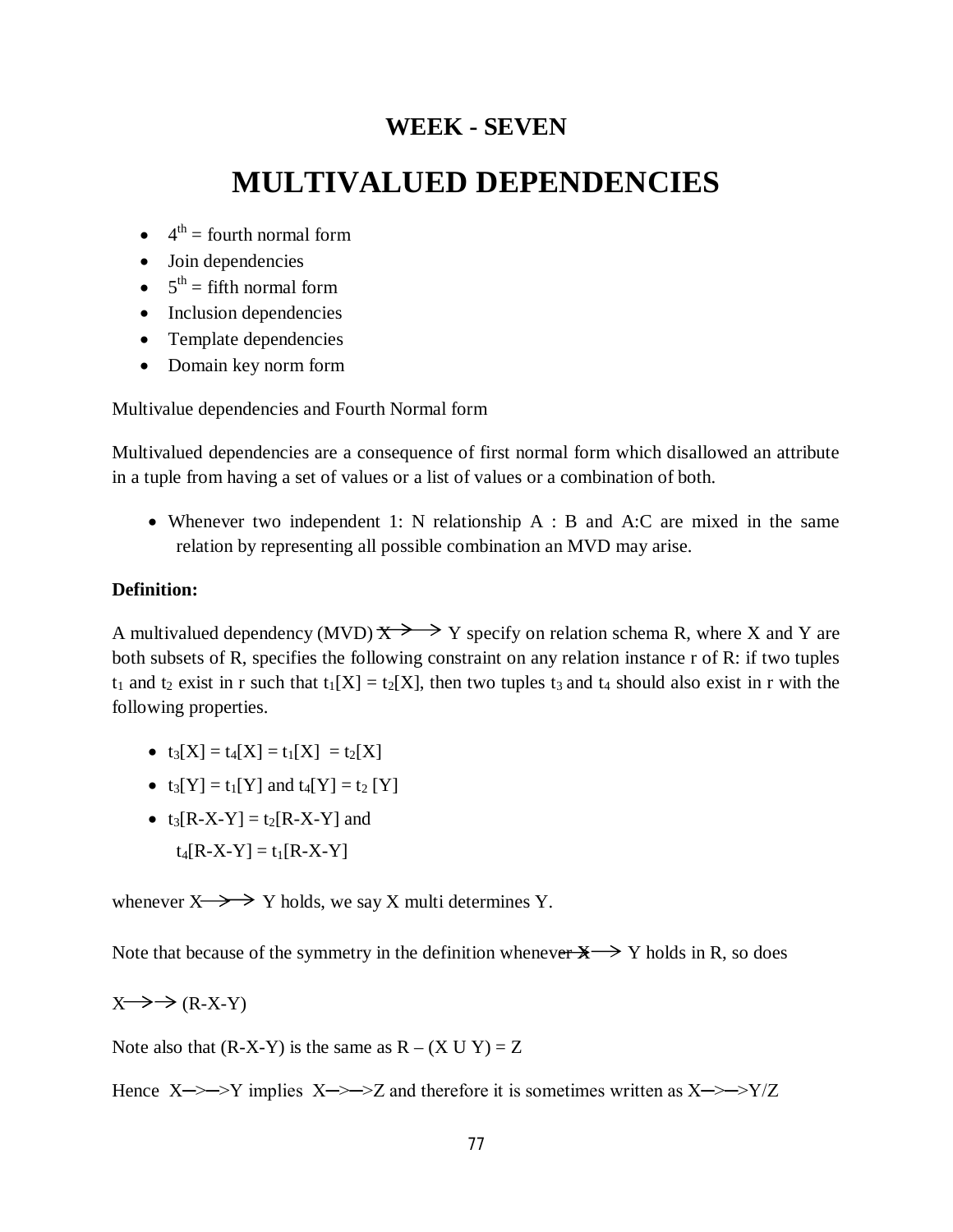## WEEK - SEVEN

# MULTIVALUED DEPENDENCIES

- $4^{th}$ = fourth normal form
- Join dependencies
- $5^{th}$ = fifth normal form
- Inclusion dependencies
- Template dependencies
- Domain key norm form

Multivalue dependencies and Fourth Normal form

Multivalued dependencies are a consequence of first normal form which disallowed an attribute in a tuple from having a set of values or a list of values or a combination of both.

- Whenever two independent 1: N relationship A : B and A:C are mixed in the same relation by representing all possible combination an MVD may arise.

**Definition:**

A multivalued dependency (MVD) $X \rightarrow\rightarrow Y$ specify on relation schema R, where X and Y are both subsets of R, specifies the following constraint on any relation instance r of R: if two tuples $t_1$ and $t_2$ exist in r such that $t_1[X] = t_2[X]$, then two tuples $t_3$ and $t_4$ should also exist in r with the following properties.

- $t_3[X] = t_4[X] = t_1[X] = t_2[X]$
- $t_3[Y] = t_1[Y]$ and $t_4[Y] = t_2[Y]$
- $t_3[R-X-Y] = t_2[R-X-Y]$ and

  $t_4[R-X-Y] = t_1[R-X-Y]$

whenever $X \rightarrow\rightarrow Y$ holds, we say X multi determines Y.

Note that because of the symmetry in the definition whenever $X \rightarrow\rightarrow Y$ holds in R, so does

$X \rightarrow\rightarrow (R-X-Y)$

Note also that (R-X-Y) is the same as $R - (X \cup Y) = Z$

Hence $X \rightarrow\rightarrow Y$ implies $X \rightarrow\rightarrow Z$ and therefore it is sometimes written as $X \rightarrow\rightarrow Y/Z$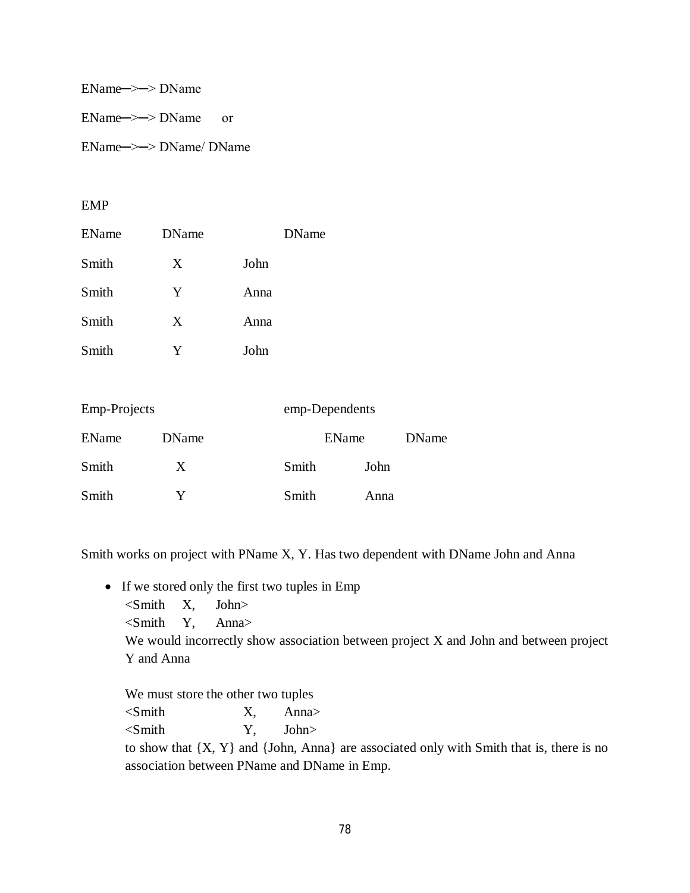EName—>—> DName

EName—>—> DName      or

EName—>—> DName/ DName

EMP

| EName | DName | | DName |
|---|---|---|---|
| Smith | X | John | |
| Smith | Y | Anna | |
| Smith | X | Anna | |
| Smith | Y | John | |

Emp-Projects

| EName | DName |
|---|---|
| Smith | X |
| Smith | Y |

emp-Dependents

| EName | DName |
|---|---|
| Smith | John |
| Smith | Anna |

Smith works on project with PName X, Y. Has two dependent with DName John and Anna

- If we stored only the first two tuples in Emp
  <Smith X, John>
  <Smith Y, Anna>
  We would incorrectly show association between project X and John and between project Y and Anna

  We must store the other two tuples
  <Smith X, Anna>
  <Smith Y, John>
  to show that {X, Y} and {John, Anna} are associated only with Smith that is, there is no association between PName and DName in Emp.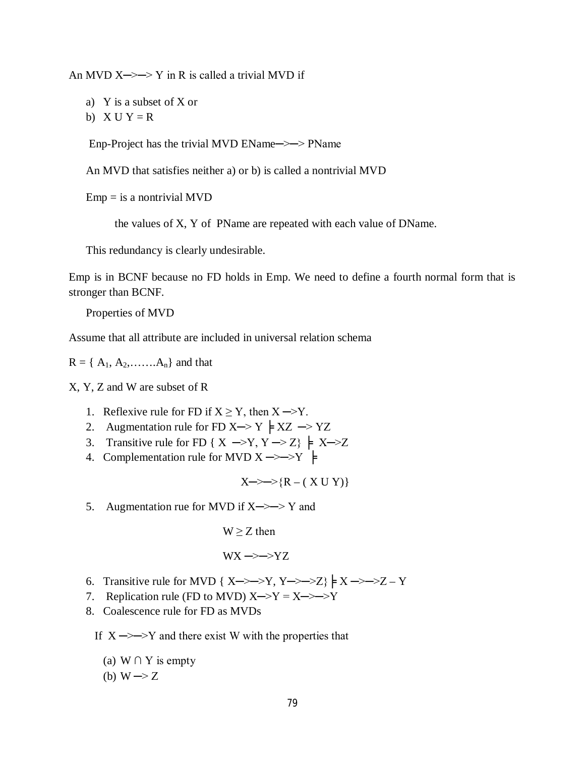An MVD X─>─> Y in R is called a trivial MVD if

a) Y is a subset of X or
b) X U Y = R

Enp-Project has the trivial MVD EName─>─> PName

An MVD that satisfies neither a) or b) is called a nontrivial MVD

Emp = is a nontrivial MVD

the values of X, Y of PName are repeated with each value of DName.

This redundancy is clearly undesirable.

Emp is in BCNF because no FD holds in Emp. We need to define a fourth normal form that is stronger than BCNF.

Properties of MVD

Assume that all attribute are included in universal relation schema

$R = \{ A_1, A_2, \ldots\ldots. A_n\}$ and that

X, Y, Z and W are subset of R

1. Reflexive rule for FD if X ≥ Y, then X ─>Y.
2. Augmentation rule for FD X─> Y ╞ XZ ─> YZ
3. Transitive rule for FD { X ─>Y, Y ─> Z} ╞ X─>Z
4. Complementation rule for MVD X ─>─>Y ╞

   X─>─>{R – ( X U Y)}

5. Augmentation rue for MVD if X─>─> Y and

   W ≥ Z then

   WX ─>─>YZ

6. Transitive rule for MVD { X─>─>Y, Y─>─>Z}╞ X ─>─>Z – Y
7. Replication rule (FD to MVD) X─>Y = X─>─>Y
8. Coalescence rule for FD as MVDs

If X ─>─>Y and there exist W with the properties that

(a) W ∩ Y is empty
(b) W ─> Z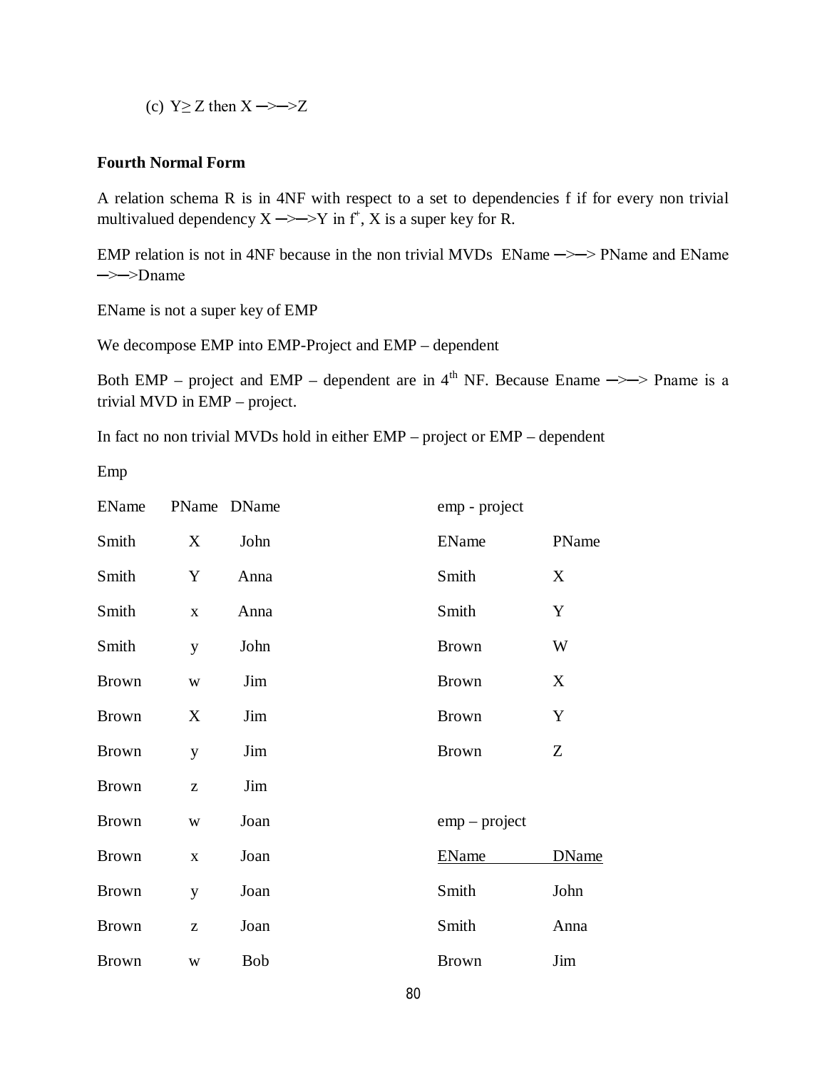(c) $Y \geq Z$ then $X \rightarrow\rightarrow Z$

**Fourth Normal Form**

A relation schema R is in 4NF with respect to a set to dependencies f if for every non trivial multivalued dependency $X \rightarrow\rightarrow Y$ in $f^+$, X is a super key for R.

EMP relation is not in 4NF because in the non trivial MVDs EName $\rightarrow\rightarrow$ PName and EName $\rightarrow\rightarrow$ Dname

EName is not a super key of EMP

We decompose EMP into EMP-Project and EMP – dependent

Both EMP – project and EMP – dependent are in 4th NF. Because Ename $\rightarrow\rightarrow$ Pname is a trivial MVD in EMP – project.

In fact no non trivial MVDs hold in either EMP – project or EMP – dependent

Emp

| EName | PName | DName |
|---|---|---|
| Smith | X | John |
| Smith | Y | Anna |
| Smith | x | Anna |
| Smith | y | John |
| Brown | w | Jim |
| Brown | X | Jim |
| Brown | y | Jim |
| Brown | z | Jim |
| Brown | w | Joan |
| Brown | x | Joan |
| Brown | y | Joan |
| Brown | z | Joan |
| Brown | w | Bob |

emp - project

| EName | PName |
|---|---|
| Smith | X |
| Smith | Y |
| Brown | W |
| Brown | X |
| Brown | Y |
| Brown | Z |

emp – project

| EName | DName |
|---|---|
| Smith | John |
| Smith | Anna |
| Brown | Jim |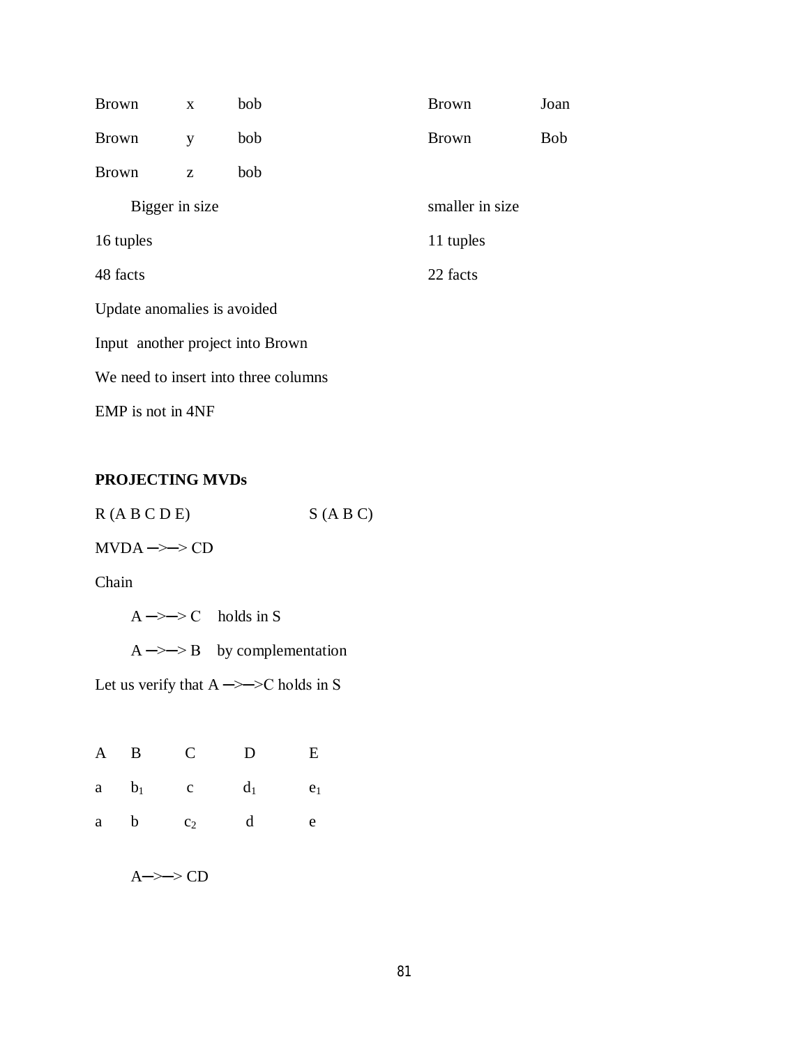| | | | | | |
|---|---|---|---|---|---|
| Brown | x | bob | | Brown | Joan |
| Brown | y | bob | | Brown | Bob |
| Brown | z | bob | | | |

Bigger in size &nbsp;&nbsp;&nbsp;&nbsp;&nbsp;&nbsp;&nbsp;&nbsp; smaller in size

16 tuples &nbsp;&nbsp;&nbsp;&nbsp;&nbsp;&nbsp;&nbsp;&nbsp; 11 tuples

48 facts &nbsp;&nbsp;&nbsp;&nbsp;&nbsp;&nbsp;&nbsp;&nbsp; 22 facts

Update anomalies is avoided

Input another project into Brown

We need to insert into three columns

EMP is not in 4NF

**PROJECTING MVDs**

R (A B C D E) &nbsp;&nbsp;&nbsp;&nbsp;&nbsp;&nbsp;&nbsp;&nbsp; S (A B C)

MVDA ─>─> CD

Chain

A ─>─> C &nbsp;&nbsp; holds in S

A ─>─> B &nbsp;&nbsp; by complementation

Let us verify that A ─>─>C holds in S

| A | B | C | D | E |
|---|---|---|---|---|
| a | $b_1$ | c | $d_1$ | $e_1$ |
| a | b | $c_2$ | d | e |

A─>─> CD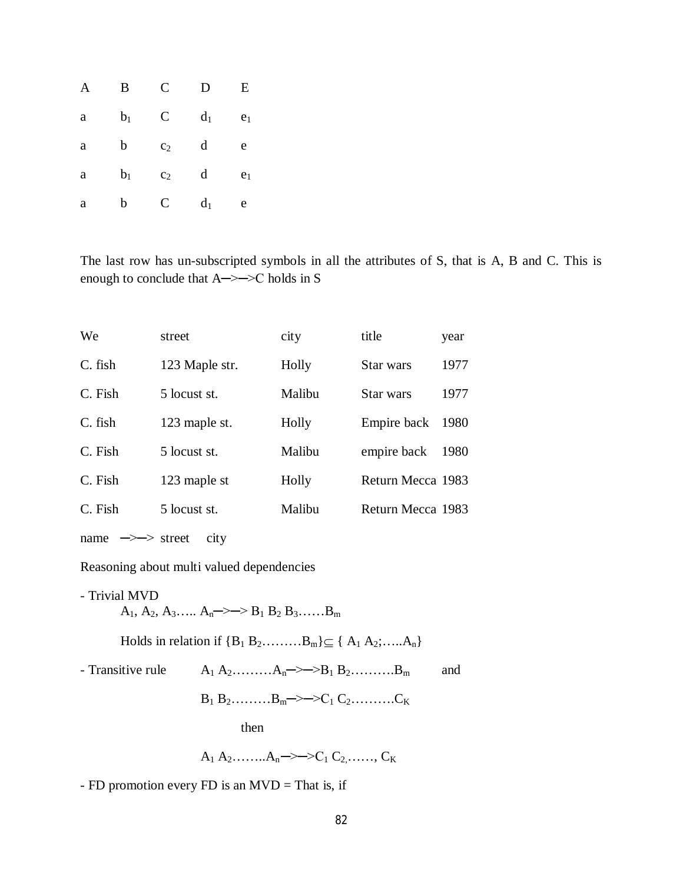| A | B | C | D | E |
|---|---|---|---|---|
| a | $b_1$ | C | $d_1$ | $e_1$ |
| a | b | $c_2$ | d | e |
| a | $b_1$ | $c_2$ | d | $e_1$ |
| a | b | C | $d_1$ | e |

The last row has un-subscripted symbols in all the attributes of S, that is A, B and C. This is enough to conclude that A─>─>C holds in S

| We | street | city | title | year |
|---|---|---|---|---|
| C. fish | 123 Maple str. | Holly | Star wars | 1977 |
| C. Fish | 5 locust st. | Malibu | Star wars | 1977 |
| C. fish | 123 maple st. | Holly | Empire back | 1980 |
| C. Fish | 5 locust st. | Malibu | empire back | 1980 |
| C. Fish | 123 maple st | Holly | Return Mecca | 1983 |
| C. Fish | 5 locust st. | Malibu | Return Mecca | 1983 |

name ─>─> street city

Reasoning about multi valued dependencies

- Trivial MVD

  $A_1, A_2, A_3 \ldots.. A_n$ ─>─> $B_1\ B_2\ B_3 \ldots\ldots B_m$

  Holds in relation if $\{B_1\ B_2 \ldots\ldots\ldots B_m\} \subseteq \{A_1\ A_2; \ldots.. A_n\}$

- Transitive rule $A_1\ A_2 \ldots\ldots\ldots A_n$─>─>$B_1\ B_2 \ldots\ldots\ldots. B_m$ and

  $B_1\ B_2 \ldots\ldots\ldots B_m$─>─>$C_1\ C_2 \ldots\ldots\ldots. C_K$

  then

  $A_1\ A_2 \ldots\ldots.. A_n$─>─>$C_1\ C_2, \ldots\ldots, C_K$

- FD promotion every FD is an MVD = That is, if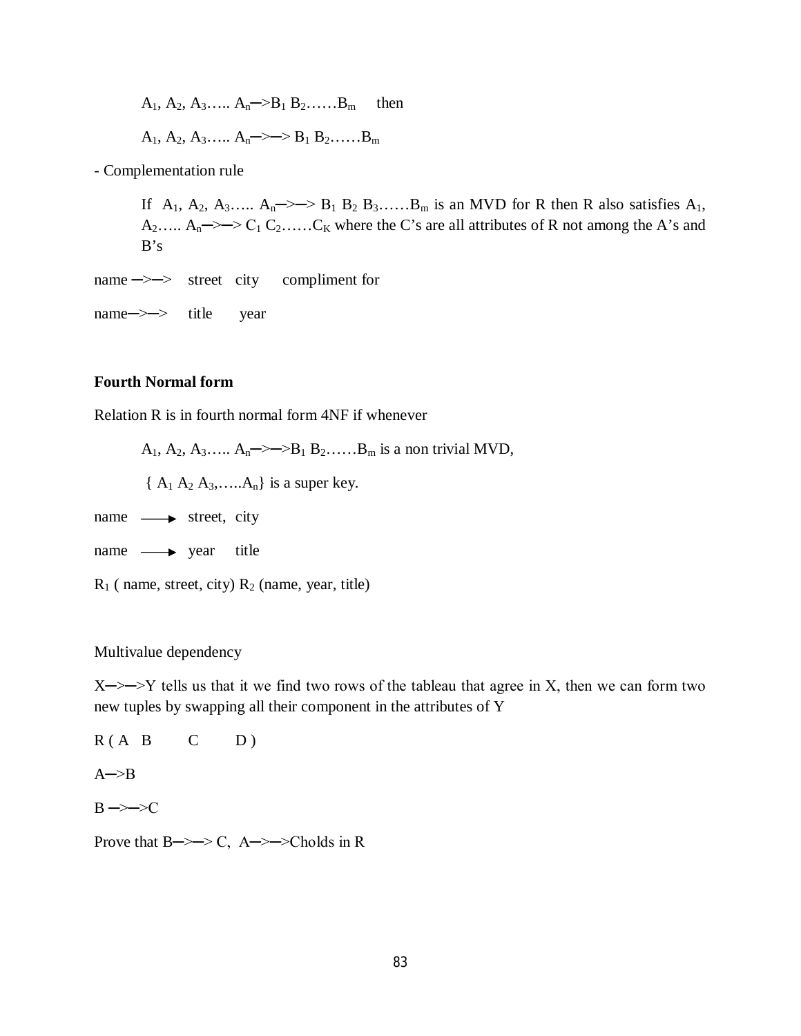$A_1, A_2, A_3 \ldots A_n \rightarrow B_1 B_2 \ldots B_m$ then

$A_1, A_2, A_3 \ldots A_n \rightarrow\rightarrow B_1 B_2 \ldots B_m$

- Complementation rule

If $A_1, A_2, A_3 \ldots A_n \rightarrow\rightarrow B_1 B_2 B_3 \ldots B_m$ is an MVD for R then R also satisfies $A_1, A_2 \ldots A_n \rightarrow\rightarrow C_1 C_2 \ldots C_K$ where the C's are all attributes of R not among the A's and B's

name $\rightarrow\rightarrow$ street city compliment for

name $\rightarrow\rightarrow$ title year

**Fourth Normal form**

Relation R is in fourth normal form 4NF if whenever

$A_1, A_2, A_3 \ldots A_n \rightarrow\rightarrow B_1 B_2 \ldots B_m$ is a non trivial MVD,

$\{ A_1 A_2 A_3, \ldots A_n \}$ is a super key.

name $\longrightarrow$ street, city

name $\longrightarrow$ year title

$R_1$ ( name, street, city) $R_2$ (name, year, title)

Multivalue dependency

$X \rightarrow\rightarrow Y$ tells us that it we find two rows of the tableau that agree in X, then we can form two new tuples by swapping all their component in the attributes of Y

R ( A B C D )

$A \rightarrow B$

$B \rightarrow\rightarrow C$

Prove that $B \rightarrow\rightarrow C$, $A \rightarrow\rightarrow C$ holds in R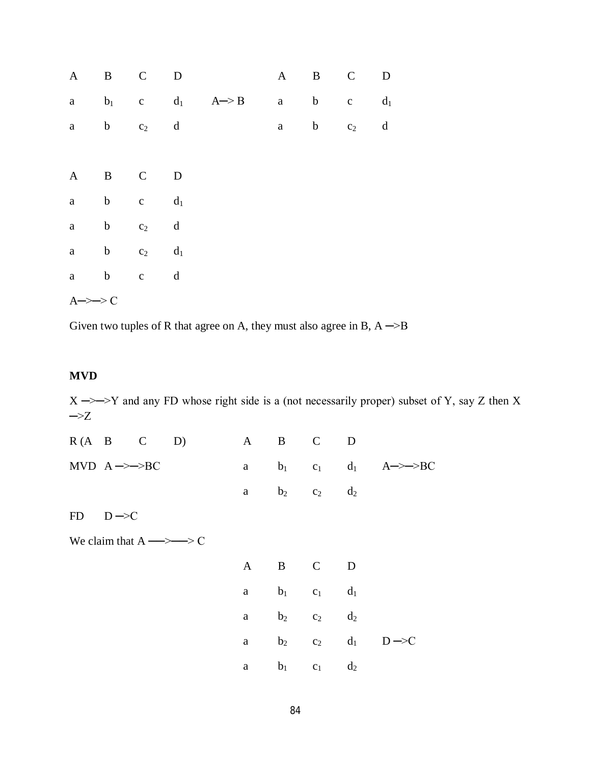| A | B | C | D | | A | B | C | D |
|---|---|---|---|---|---|---|---|---|
| a | $b_1$ | c | $d_1$ | A—> B | a | b | c | $d_1$ |
| a | b | $c_2$ | d | | a | b | $c_2$ | d |

| A | B | C | D |
|---|---|---|---|
| a | b | c | $d_1$ |
| a | b | $c_2$ | d |
| a | b | $c_2$ | $d_1$ |
| a | b | c | d |

A—>—> C

Given two tuples of R that agree on A, they must also agree in B, A —>B

**MVD**

X —>—>Y and any FD whose right side is a (not necessarily proper) subset of Y, say Z then X —>Z

R (A B C D)

MVD A —>—>BC

| A | B | C | D | |
|---|---|---|---|---|
| a | $b_1$ | $c_1$ | $d_1$ | A—>—>BC |
| a | $b_2$ | $c_2$ | $d_2$ | |

FD D —>C

We claim that A ——>——> C

| A | B | C | D | |
|---|---|---|---|---|
| a | $b_1$ | $c_1$ | $d_1$ | |
| a | $b_2$ | $c_2$ | $d_2$ | |
| a | $b_2$ | $c_2$ | $d_1$ | D —>C |
| a | $b_1$ | $c_1$ | $d_2$ | |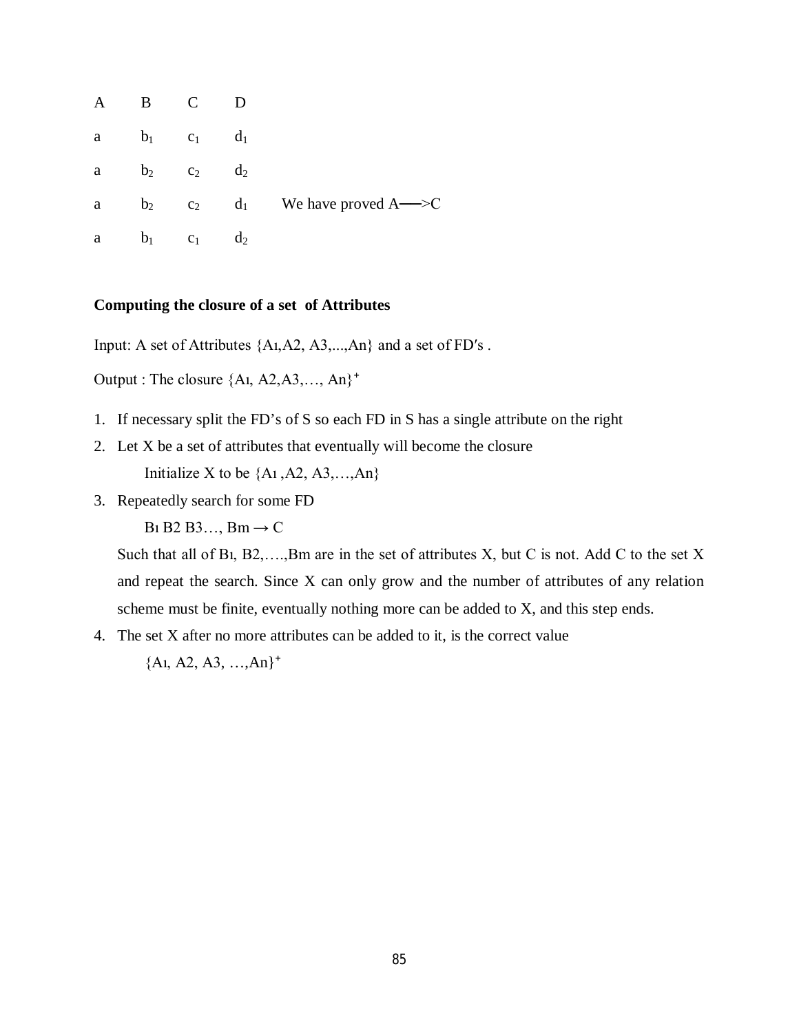| A | B | C | D | |
|---|---|---|---|---|
| a | $b_1$ | $c_1$ | $d_1$ | |
| a | $b_2$ | $c_2$ | $d_2$ | |
| a | $b_2$ | $c_2$ | $d_1$ | We have proved A——>C |
| a | $b_1$ | $c_1$ | $d_2$ | |

**Computing the closure of a set of Attributes**

Input: A set of Attributes {A1,A2, A3,...,An} and a set of FD′s .

Output : The closure $\{A1, A2, A3, \ldots, An\}^+$

1. If necessary split the FD's of S so each FD in S has a single attribute on the right
2. Let X be a set of attributes that eventually will become the closure

   Initialize X to be {A1 ,A2, A3,…,An}
3. Repeatedly search for some FD

   B1 B2 B3…, Bm → C

   Such that all of B1, B2,….,Bm are in the set of attributes X, but C is not. Add C to the set X and repeat the search. Since X can only grow and the number of attributes of any relation scheme must be finite, eventually nothing more can be added to X, and this step ends.
4. The set X after no more attributes can be added to it, is the correct value

   $\{A1, A2, A3, \ldots, An\}^+$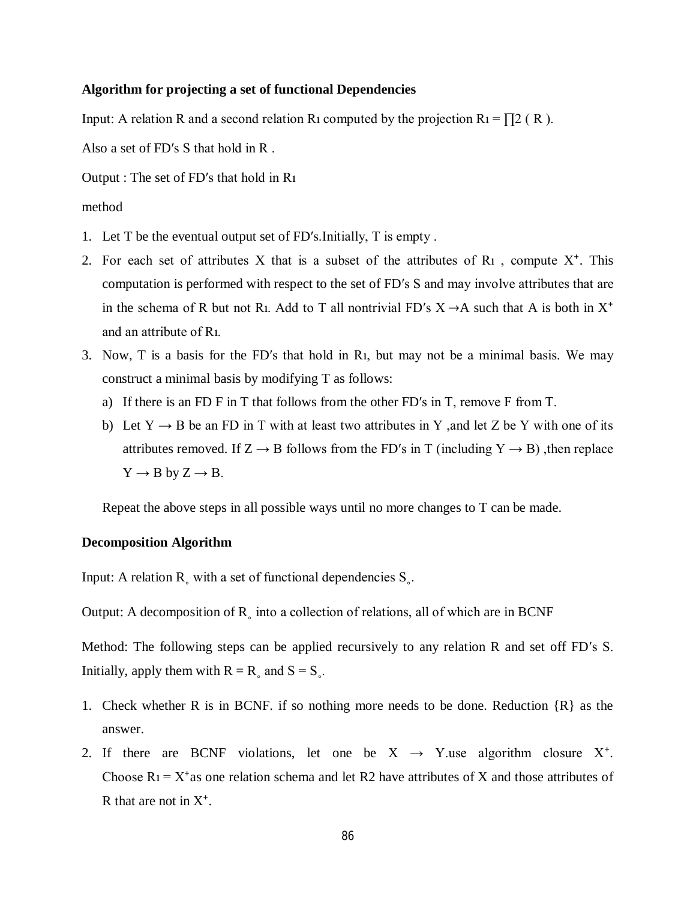**Algorithm for projecting a set of functional Dependencies**

Input: A relation R and a second relation $R_1$ computed by the projection $R_1 = \prod_2 (R)$.

Also a set of FD′s S that hold in R .

Output : The set of FD′s that hold in $R_1$

method

1. Let T be the eventual output set of FD′s.Initially, T is empty .
2. For each set of attributes X that is a subset of the attributes of $R_1$ , compute $X^+$. This computation is performed with respect to the set of FD′s S and may involve attributes that are in the schema of R but not $R_1$. Add to T all nontrivial FD′s $X \rightarrow A$ such that A is both in $X^+$ and an attribute of $R_1$.
3. Now, T is a basis for the FD′s that hold in $R_1$, but may not be a minimal basis. We may construct a minimal basis by modifying T as follows:
   a) If there is an FD F in T that follows from the other FD′s in T, remove F from T.
   b) Let $Y \rightarrow B$ be an FD in T with at least two attributes in Y ,and let Z be Y with one of its attributes removed. If $Z \rightarrow B$ follows from the FD′s in T (including $Y \rightarrow B$) ,then replace $Y \rightarrow B$ by $Z \rightarrow B$.

   Repeat the above steps in all possible ways until no more changes to T can be made.

**Decomposition Algorithm**

Input: A relation $R_\circ$ with a set of functional dependencies $S_\circ$.

Output: A decomposition of $R_\circ$ into a collection of relations, all of which are in BCNF

Method: The following steps can be applied recursively to any relation R and set off FD′s S. Initially, apply them with $R = R_\circ$ and $S = S_\circ$.

1. Check whether R is in BCNF. if so nothing more needs to be done. Reduction {R} as the answer.
2. If there are BCNF violations, let one be $X \rightarrow Y$.use algorithm closure $X^+$. Choose $R_1 = X^+$as one relation schema and let R2 have attributes of X and those attributes of R that are not in $X^+$.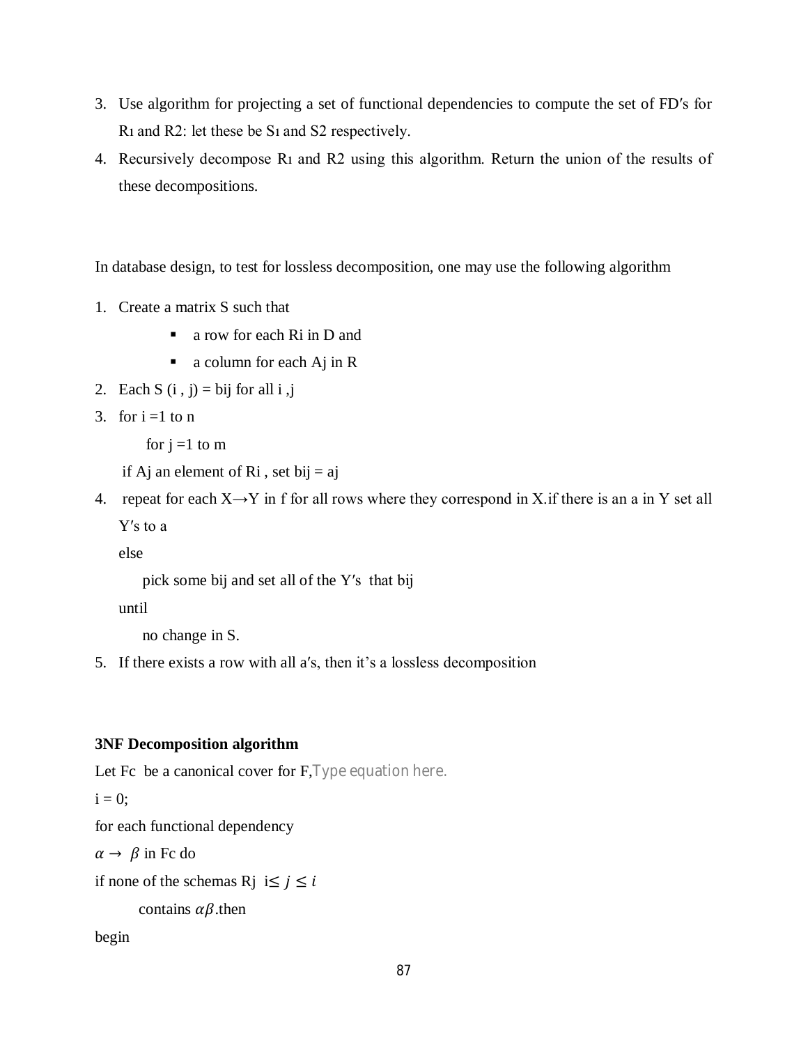3. Use algorithm for projecting a set of functional dependencies to compute the set of FD′s for $R_1$ and R2: let these be $S_1$ and S2 respectively.
4. Recursively decompose $R_1$ and R2 using this algorithm. Return the union of the results of these decompositions.

In database design, to test for lossless decomposition, one may use the following algorithm

1. Create a matrix S such that
   - a row for each Ri in D and
   - a column for each Aj in R
2. Each S (i , j) = bij for all i ,j
3. for i =1 to n

   for j =1 to m

   if Aj an element of Ri , set bij = aj
4. repeat for each X→Y in f for all rows where they correspond in X.if there is an a in Y set all Y′s to a

   else

   pick some bij and set all of the Y′s that bij

   until

   no change in S.
5. If there exists a row with all a′s, then it's a lossless decomposition

**3NF Decomposition algorithm**

Let Fc be a canonical cover for F,Type equation here.

i = 0;

for each functional dependency

$\alpha \rightarrow \beta$ in Fc do

if none of the schemas Rj $i \leq j \leq i$

contains $\alpha\beta$.then

begin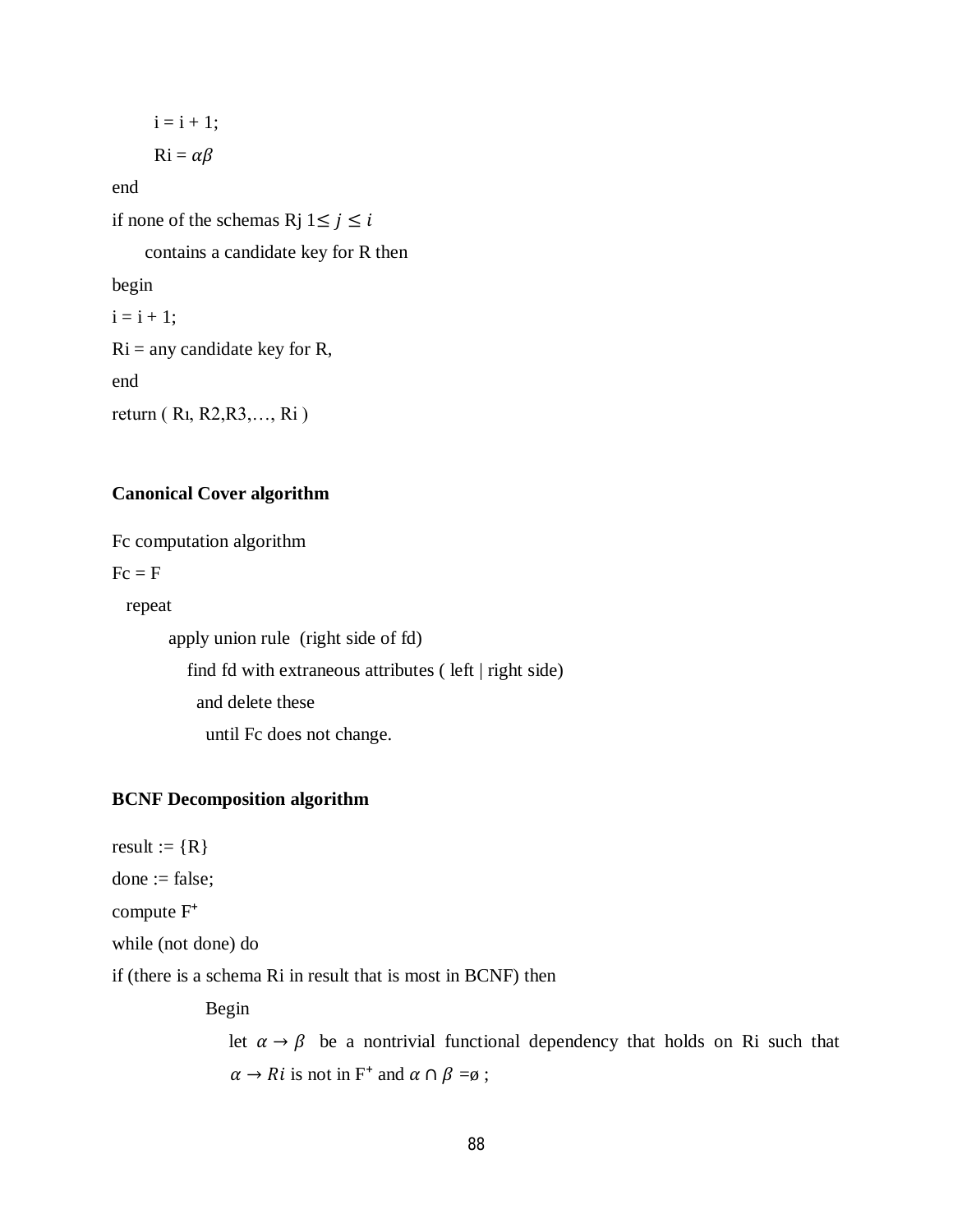i = i + 1;

Ri = $\alpha\beta$

end

if none of the schemas Rj $1 \leq j \leq i$

contains a candidate key for R then

begin

i = i + 1;

Ri = any candidate key for R,

end

return ( R1, R2,R3,…, Ri )

**Canonical Cover algorithm**

Fc computation algorithm

Fc = F

repeat

apply union rule (right side of fd)

find fd with extraneous attributes ( left | right side)

and delete these

until Fc does not change.

**BCNF Decomposition algorithm**

result := {R}

done := false;

compute $F^+$

while (not done) do

if (there is a schema Ri in result that is most in BCNF) then

Begin

let $\alpha \rightarrow \beta$ be a nontrivial functional dependency that holds on Ri such that $\alpha \rightarrow Ri$ is not in $F^+$ and $\alpha \cap \beta = \emptyset$ ;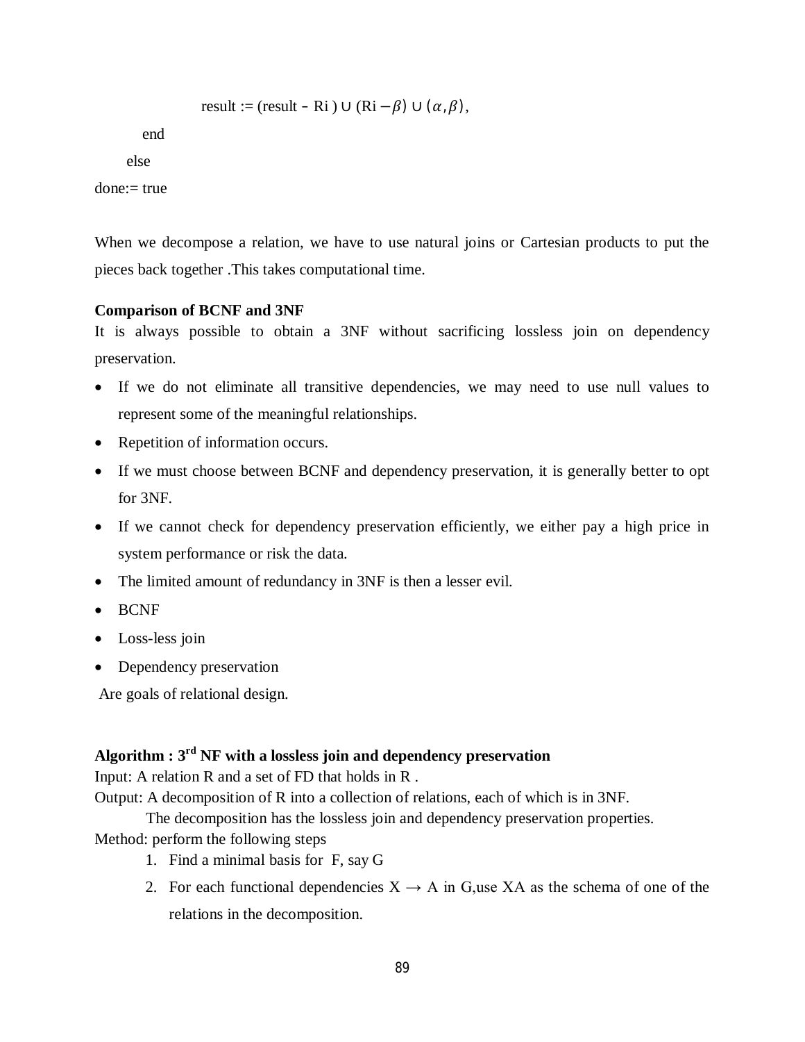```
            result := (result – Ri ) ∪ (Ri −β) ∪ (α,β),
      end
   else
done:= true
```

When we decompose a relation, we have to use natural joins or Cartesian products to put the pieces back together .This takes computational time.

**Comparison of BCNF and 3NF**

It is always possible to obtain a 3NF without sacrificing lossless join on dependency preservation.

- If we do not eliminate all transitive dependencies, we may need to use null values to represent some of the meaningful relationships.
- Repetition of information occurs.
- If we must choose between BCNF and dependency preservation, it is generally better to opt for 3NF.
- If we cannot check for dependency preservation efficiently, we either pay a high price in system performance or risk the data.
- The limited amount of redundancy in 3NF is then a lesser evil.
- BCNF
- Loss-less join
- Dependency preservation

Are goals of relational design.

**Algorithm : 3rd NF with a lossless join and dependency preservation**

Input: A relation R and a set of FD that holds in R .

Output: A decomposition of R into a collection of relations, each of which is in 3NF.
The decomposition has the lossless join and dependency preservation properties.

Method: perform the following steps

1. Find a minimal basis for F, say G
2. For each functional dependencies $X \rightarrow A$ in G,use XA as the schema of one of the relations in the decomposition.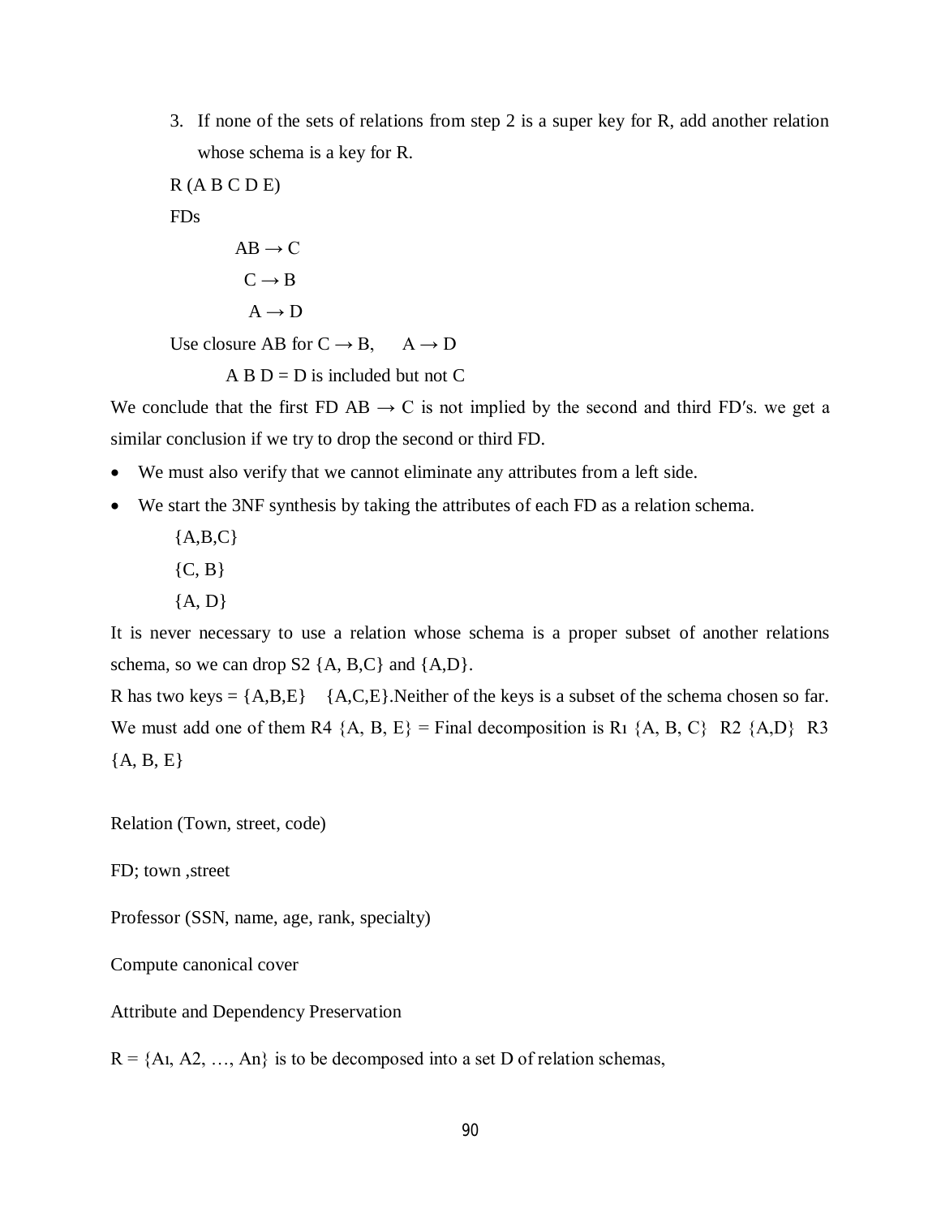3. If none of the sets of relations from step 2 is a super key for R, add another relation whose schema is a key for R.

R (A B C D E)

FDs

$AB \rightarrow C$

$C \rightarrow B$

$A \rightarrow D$

Use closure AB for $C \rightarrow B$, $A \rightarrow D$

A B D = D is included but not C

We conclude that the first FD $AB \rightarrow C$ is not implied by the second and third FD′s. we get a similar conclusion if we try to drop the second or third FD.

- We must also verify that we cannot eliminate any attributes from a left side.
- We start the 3NF synthesis by taking the attributes of each FD as a relation schema.

{A,B,C}

{C, B}

{A, D}

It is never necessary to use a relation whose schema is a proper subset of another relations schema, so we can drop S2 {A, B,C} and {A,D}.

R has two keys = {A,B,E} {A,C,E}.Neither of the keys is a subset of the schema chosen so far. We must add one of them R4 {A, B, E} = Final decomposition is $R_1$ {A, B, C} R2 {A,D} R3 {A, B, E}

Relation (Town, street, code)

FD; town ,street

Professor (SSN, name, age, rank, specialty)

Compute canonical cover

Attribute and Dependency Preservation

R = {$A_1$, A2, …, An} is to be decomposed into a set D of relation schemas,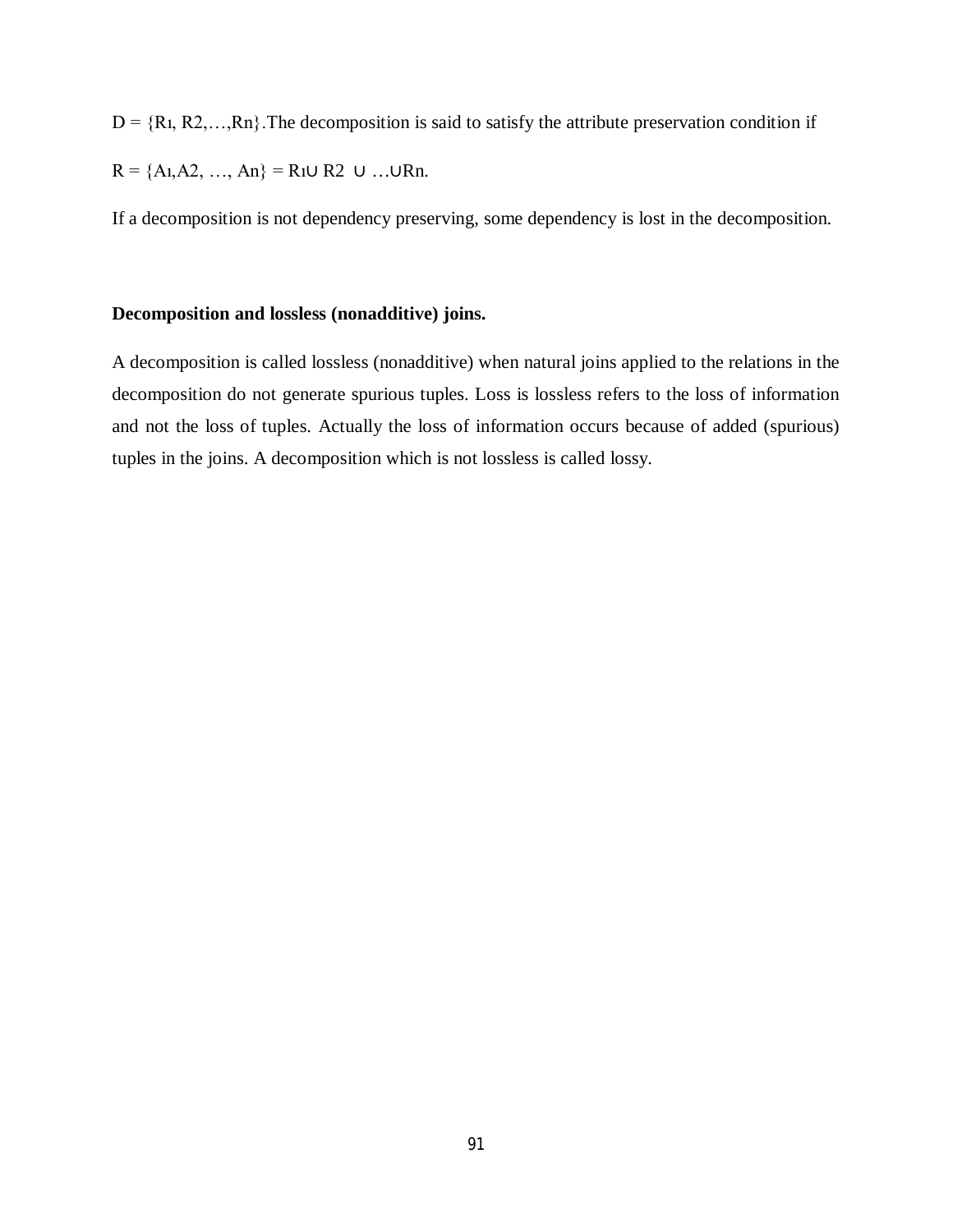$D = \{R_1, R_2, \ldots, R_n\}$.The decomposition is said to satisfy the attribute preservation condition if

$R = \{A_1, A_2, \ldots, A_n\} = R_1 \cup R_2 \cup \ldots \cup R_n$.

If a decomposition is not dependency preserving, some dependency is lost in the decomposition.

**Decomposition and lossless (nonadditive) joins.**

A decomposition is called lossless (nonadditive) when natural joins applied to the relations in the decomposition do not generate spurious tuples. Loss is lossless refers to the loss of information and not the loss of tuples. Actually the loss of information occurs because of added (spurious) tuples in the joins. A decomposition which is not lossless is called lossy.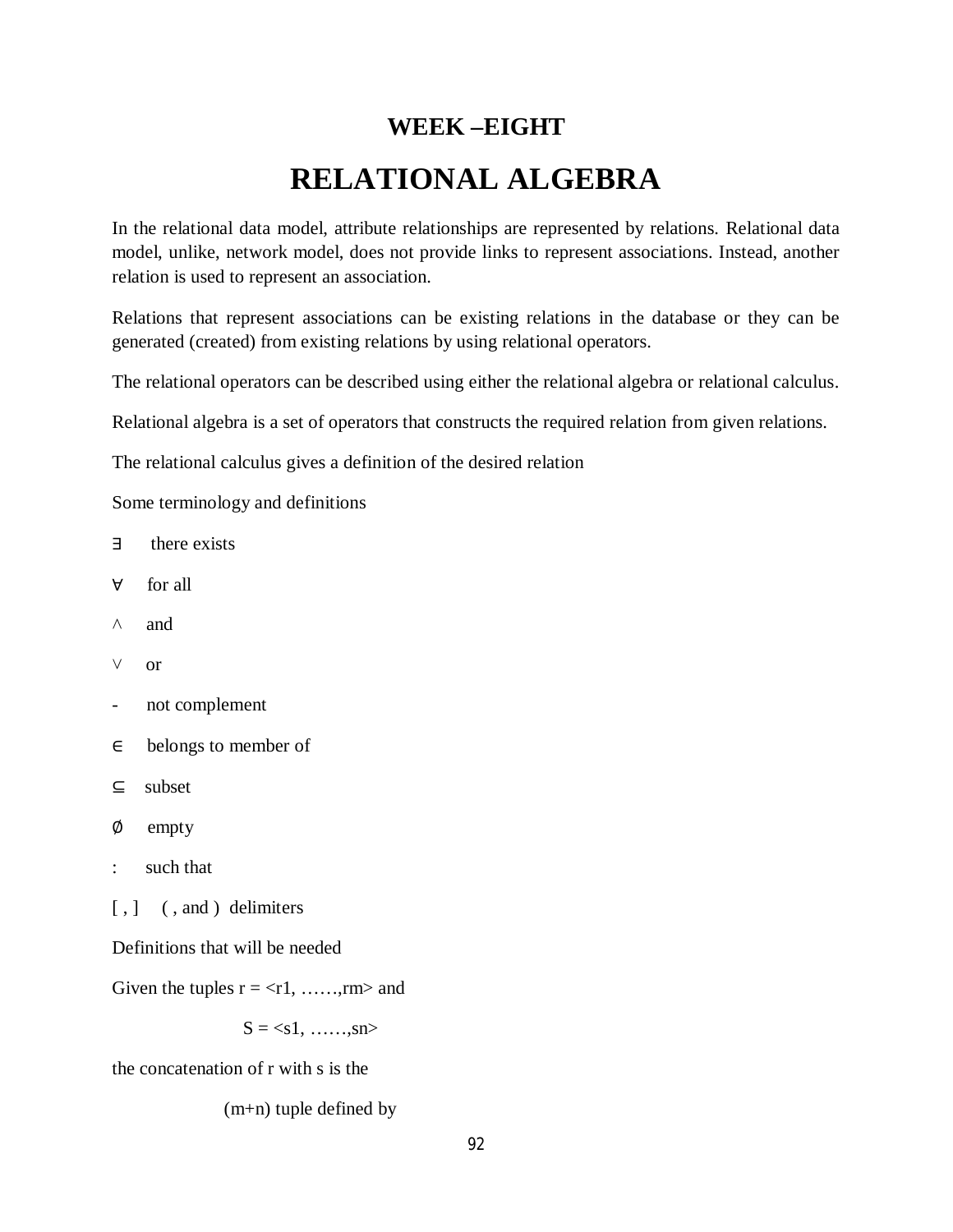# WEEK –EIGHT

# RELATIONAL ALGEBRA

In the relational data model, attribute relationships are represented by relations. Relational data model, unlike, network model, does not provide links to represent associations. Instead, another relation is used to represent an association.

Relations that represent associations can be existing relations in the database or they can be generated (created) from existing relations by using relational operators.

The relational operators can be described using either the relational algebra or relational calculus.

Relational algebra is a set of operators that constructs the required relation from given relations.

The relational calculus gives a definition of the desired relation

Some terminology and definitions

∃ there exists

∀ for all

∧ and

∨ or

- not complement

∈ belongs to member of

⊆ subset

∅ empty

: such that

[ , ] ( , and ) delimiters

Definitions that will be needed

Given the tuples r = <r1, ……,rm> and

S = <s1, ……,sn>

the concatenation of r with s is the

(m+n) tuple defined by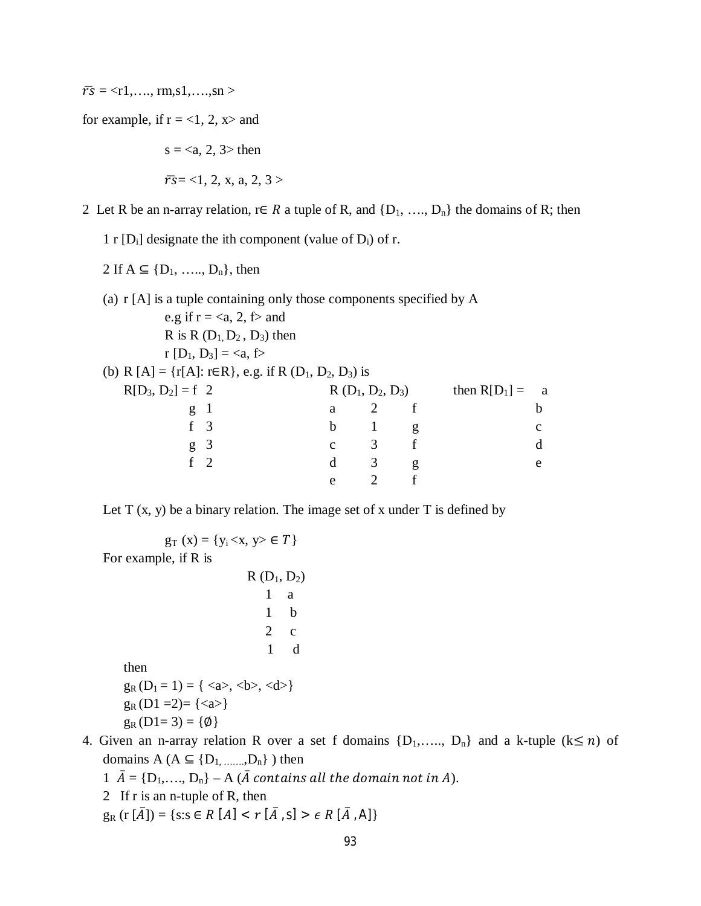$\overline{rs}$ = <r1,…., rm,s1,….,sn >

for example, if r = <1, 2, x> and

s = <a, 2, 3> then

$\overline{rs}$= <1, 2, x, a, 2, 3 >

2 Let R be an n-array relation, r∈ $R$ a tuple of R, and {$D_1$, …., $D_n$} the domains of R; then

1 r [$D_i$] designate the ith component (value of $D_i$) of r.

2 If A ⊆ {$D_1$, ….., $D_n$}, then

(a) r [A] is a tuple containing only those components specified by A
e.g if r = <a, 2, f> and
R is R ($D_1$, $D_2$ , $D_3$) then
r [$D_1$, $D_3$] = <a, f>

(b) R [A] = {r[A]: r∈R}, e.g. if R ($D_1$, $D_2$, $D_3$) is

R[$D_3$, $D_2$] =

| | |
|---|---|
| f | 2 |
| g | 1 |
| f | 3 |
| g | 3 |
| f | 2 |

R ($D_1$, $D_2$, $D_3$)

| | | |
|---|---|---|
| a | 2 | f |
| b | 1 | g |
| c | 3 | f |
| d | 3 | g |
| e | 2 | f |

then R[$D_1$] =

| |
|---|
| a |
| b |
| c |
| d |
| e |

Let T (x, y) be a binary relation. The image set of x under T is defined by

$g_T$ (x) = {$y_i$ <x, y> ∈ $T$}

For example, if R is

R ($D_1$, $D_2$)

| | |
|---|---|
| 1 | a |
| 1 | b |
| 2 | c |
| 1 | d |

then
$g_R$ ($D_1$ = 1) = { <a>, <b>, <d>}
$g_R$ (D1 =2)= {<a>}
$g_R$ (D1= 3) = {∅}

4. Given an n-array relation R over a set f domains {$D_1$,….., $D_n$} and a k-tuple (k$\leq n$) of domains A (A ⊆ {$D_1$, …….,$D_n$} ) then

1 $\bar{A}$ = {$D_1$,…., $D_n$} – A ($\bar{A}$ $contains\ all\ the\ domain\ not\ in\ A$).

2 If r is an n-tuple of R, then
$g_R$ (r [$\bar{A}$]) = {s:s ∈ $R\ [A] < r\ [\bar{A}$ ,s] > $\epsilon$ $R$ [$\bar{A}$ ,A]}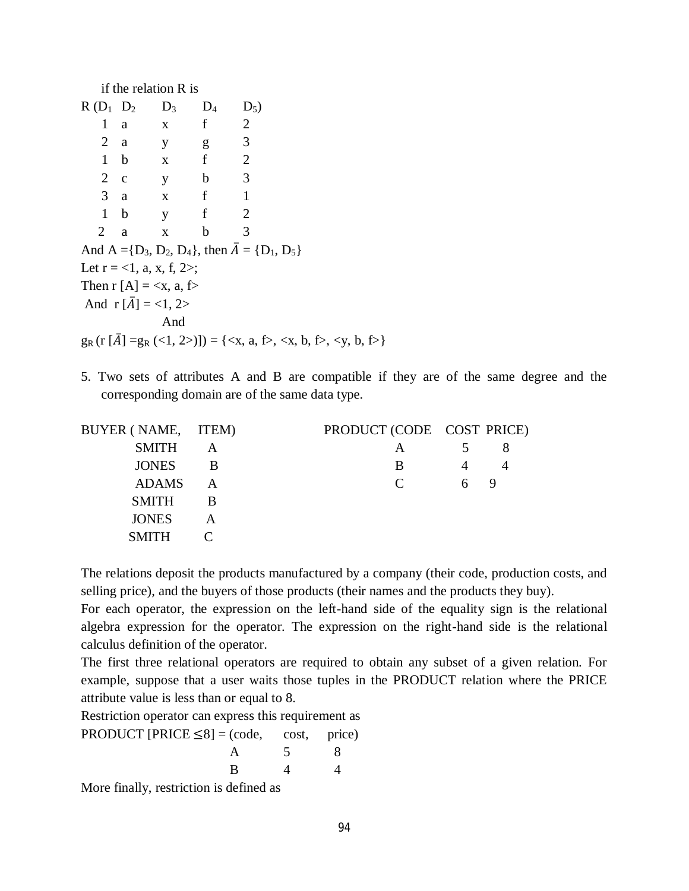if the relation R is

| R ($D_1$ | $D_2$ | $D_3$ | $D_4$ | $D_5$) |
|---|---|---|---|---|
| 1 | a | x | f | 2 |
| 2 | a | y | g | 3 |
| 1 | b | x | f | 2 |
| 2 | c | y | b | 3 |
| 3 | a | x | f | 1 |
| 1 | b | y | f | 2 |
| 2 | a | x | b | 3 |

And A ={$D_3$, $D_2$, $D_4$}, then $\bar{A}$ = {$D_1$, $D_5$}

Let r = <1, a, x, f, 2>;

Then r [A] = <x, a, f>

And r [$\bar{A}$] = <1, 2>

And

$g_R$ (r [$\bar{A}$] =$g_R$ (<1, 2>)]) = {<x, a, f>, <x, b, f>, <y, b, f>}

5. Two sets of attributes A and B are compatible if they are of the same degree and the corresponding domain are of the same data type.

| BUYER ( NAME, | ITEM) |
|---|---|
| SMITH | A |
| JONES | B |
| ADAMS | A |
| SMITH | B |
| JONES | A |
| SMITH | C |

| PRODUCT (CODE | COST | PRICE) |
|---|---|---|
| A | 5 | 8 |
| B | 4 | 4 |
| C | 6 | 9 |

The relations deposit the products manufactured by a company (their code, production costs, and selling price), and the buyers of those products (their names and the products they buy).

For each operator, the expression on the left-hand side of the equality sign is the relational algebra expression for the operator. The expression on the right-hand side is the relational calculus definition of the operator.

The first three relational operators are required to obtain any subset of a given relation. For example, suppose that a user waits those tuples in the PRODUCT relation where the PRICE attribute value is less than or equal to 8.

Restriction operator can express this requirement as

PRODUCT [PRICE $\leq$8] = 

| (code, | cost, | price) |
|---|---|---|
| A | 5 | 8 |
| B | 4 | 4 |

More finally, restriction is defined as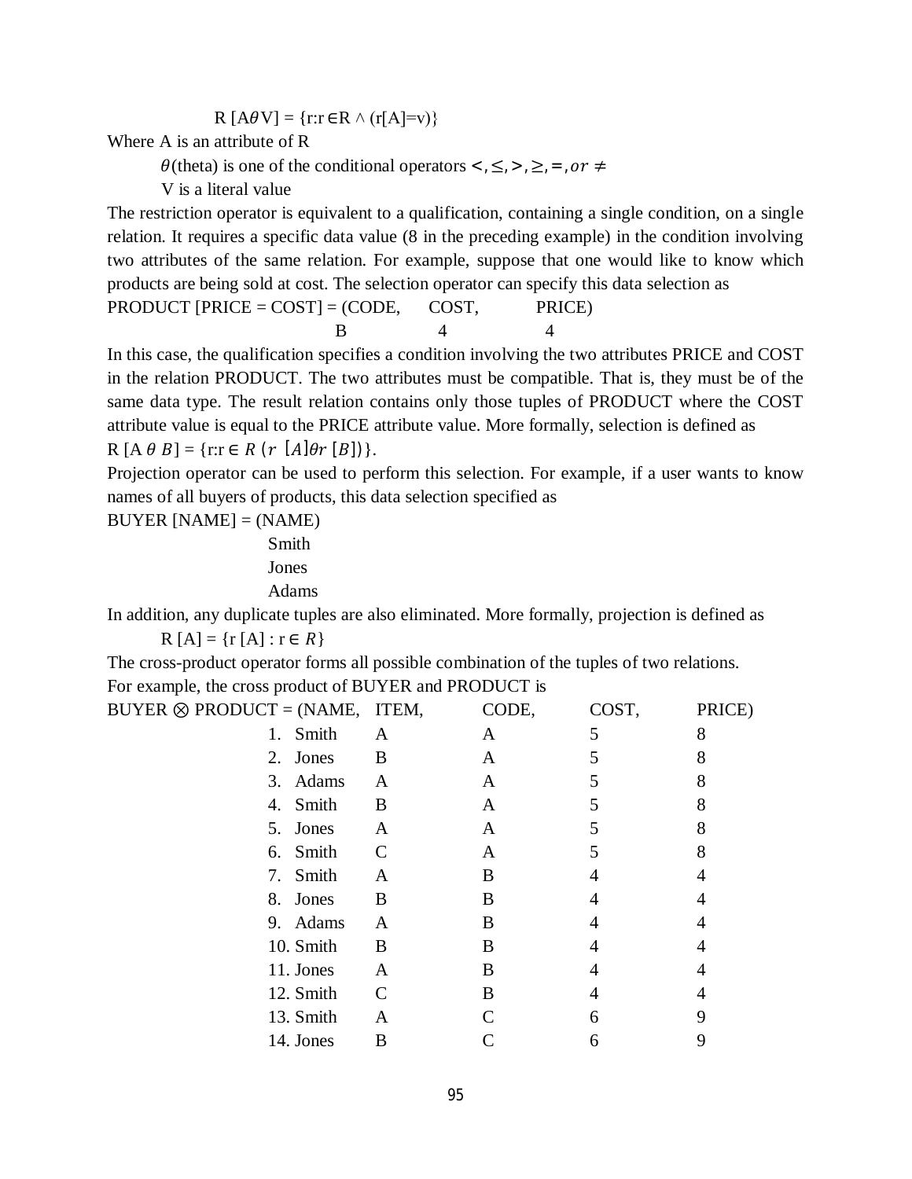$$R\,[A\theta V] = \{r{:}r \in R \wedge (r[A]{=}v)\}$$

Where A is an attribute of R

$\theta$(theta) is one of the conditional operators $<, \leq, >, \geq, =, or \neq$

V is a literal value

The restriction operator is equivalent to a qualification, containing a single condition, on a single relation. It requires a specific data value (8 in the preceding example) in the condition involving two attributes of the same relation. For example, suppose that one would like to know which products are being sold at cost. The selection operator can specify this data selection as

PRODUCT [PRICE = COST] = (CODE, COST, PRICE)

| CODE | COST | PRICE |
|---|---|---|
| B | 4 | 4 |

In this case, the qualification specifies a condition involving the two attributes PRICE and COST in the relation PRODUCT. The two attributes must be compatible. That is, they must be of the same data type. The result relation contains only those tuples of PRODUCT where the COST attribute value is equal to the PRICE attribute value. More formally, selection is defined as

$R\,[A\ \theta\ B] = \{r{:}r \in R\ (r\ [A]\theta r\ [B])\}$.

Projection operator can be used to perform this selection. For example, if a user wants to know names of all buyers of products, this data selection specified as

BUYER [NAME] = (NAME)

| NAME |
|---|
| Smith |
| Jones |
| Adams |

In addition, any duplicate tuples are also eliminated. More formally, projection is defined as

$R\,[A] = \{r\,[A] : r \in R\}$

The cross-product operator forms all possible combination of the tuples of two relations.

For example, the cross product of BUYER and PRODUCT is

BUYER $\otimes$ PRODUCT = (NAME, ITEM, CODE, COST, PRICE)

| | NAME | ITEM | CODE | COST | PRICE |
|---|---|---|---|---|---|
| 1. | Smith | A | A | 5 | 8 |
| 2. | Jones | B | A | 5 | 8 |
| 3. | Adams | A | A | 5 | 8 |
| 4. | Smith | B | A | 5 | 8 |
| 5. | Jones | A | A | 5 | 8 |
| 6. | Smith | C | A | 5 | 8 |
| 7. | Smith | A | B | 4 | 4 |
| 8. | Jones | B | B | 4 | 4 |
| 9. | Adams | A | B | 4 | 4 |
| 10. | Smith | B | B | 4 | 4 |
| 11. | Jones | A | B | 4 | 4 |
| 12. | Smith | C | B | 4 | 4 |
| 13. | Smith | A | C | 6 | 9 |
| 14. | Jones | B | C | 6 | 9 |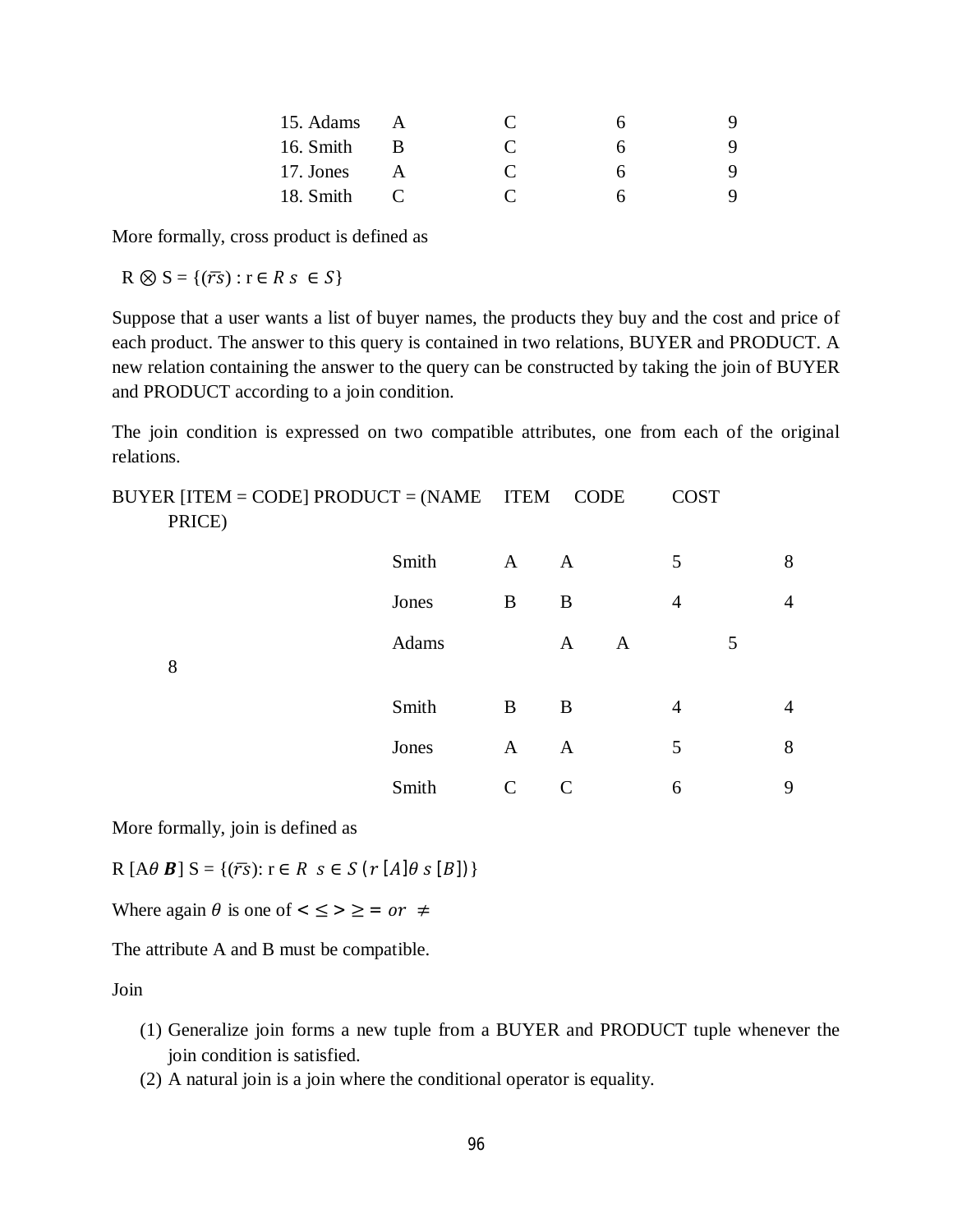| | | | | |
|---|---|---|---|---|
| 15. Adams | A | C | 6 | 9 |
| 16. Smith | B | C | 6 | 9 |
| 17. Jones | A | C | 6 | 9 |
| 18. Smith | C | C | 6 | 9 |

More formally, cross product is defined as

R ⊗ S = $\{(\overline{rs}) : r \in R\ s\ \in S\}$

Suppose that a user wants a list of buyer names, the products they buy and the cost and price of each product. The answer to this query is contained in two relations, BUYER and PRODUCT. A new relation containing the answer to the query can be constructed by taking the join of BUYER and PRODUCT according to a join condition.

The join condition is expressed on two compatible attributes, one from each of the original relations.

BUYER [ITEM = CODE] PRODUCT = (NAME ITEM CODE COST PRICE)

| NAME | ITEM | CODE | COST | PRICE |
|---|---|---|---|---|
| Smith | A | A | 5 | 8 |
| Jones | B | B | 4 | 4 |
| Adams | A | A | 5 | 8 |
| Smith | B | B | 4 | 4 |
| Jones | A | A | 5 | 8 |
| Smith | C | C | 6 | 9 |

More formally, join is defined as

R [A$\theta$ $\boldsymbol{B}$] S = $\{(\overline{rs}): r \in R\ \ s \in S\ (r\ [A]\theta\ s\ [B])\}$

Where again $\theta$ is one of $< \leq > \geq = or\ \neq$

The attribute A and B must be compatible.

Join

(1) Generalize join forms a new tuple from a BUYER and PRODUCT tuple whenever the join condition is satisfied.
(2) A natural join is a join where the conditional operator is equality.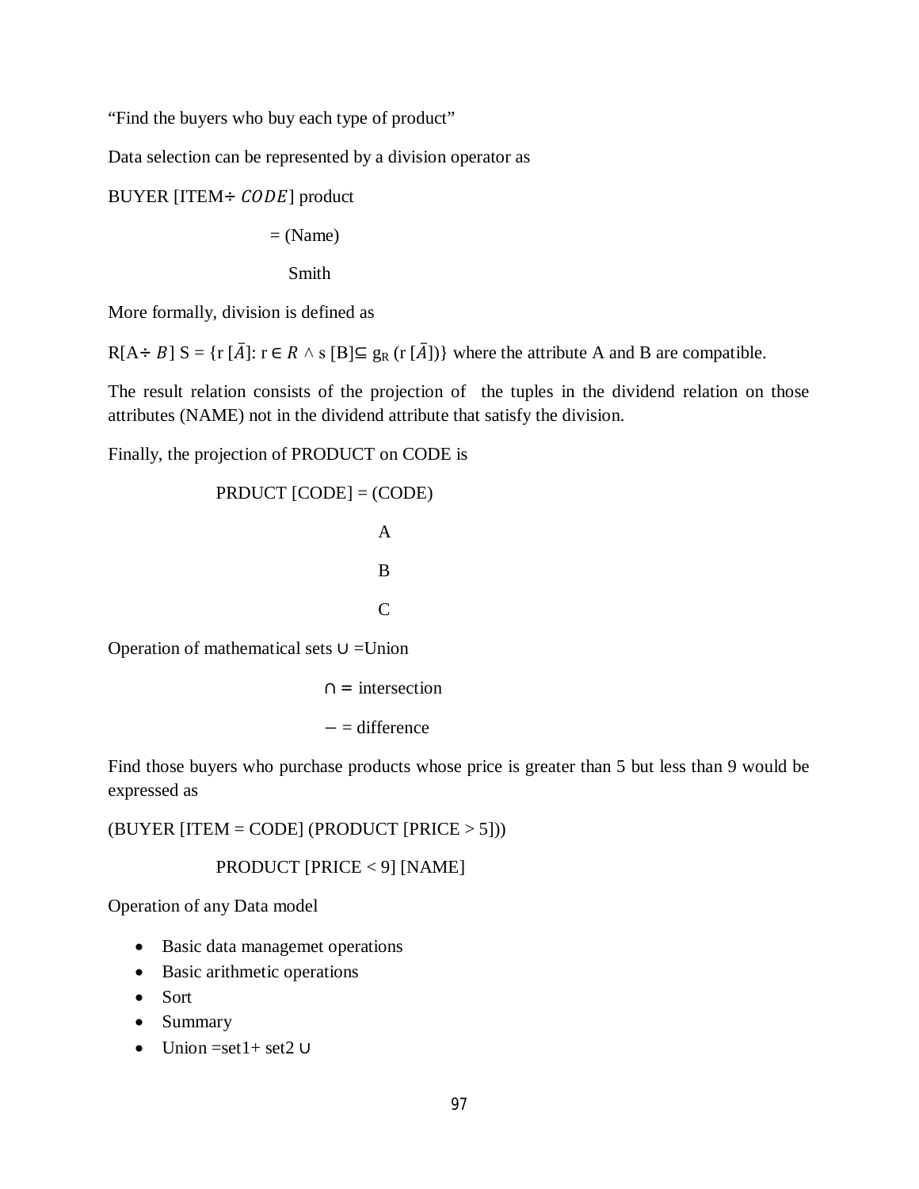"Find the buyers who buy each type of product"

Data selection can be represented by a division operator as

BUYER [ITEM$\div$ $CODE$] product

= (Name)

Smith

More formally, division is defined as

R[A$\div$ $B$] S = {r [$\bar{A}$]: r $\in R \wedge$ s [B]$\subseteq$ $g_R$ (r [$\bar{A}$])} where the attribute A and B are compatible.

The result relation consists of the projection of the tuples in the dividend relation on those attributes (NAME) not in the dividend attribute that satisfy the division.

Finally, the projection of PRODUCT on CODE is

PRDUCT [CODE] = (CODE)

A

B

C

Operation of mathematical sets $\cup$ =Union

$\cap =$ intersection

$-$ = difference

Find those buyers who purchase products whose price is greater than 5 but less than 9 would be expressed as

(BUYER [ITEM = CODE] (PRODUCT [PRICE > 5]))

PRODUCT [PRICE < 9] [NAME]

Operation of any Data model

- Basic data managemet operations
- Basic arithmetic operations
- Sort
- Summary
- Union =set1+ set2 $\cup$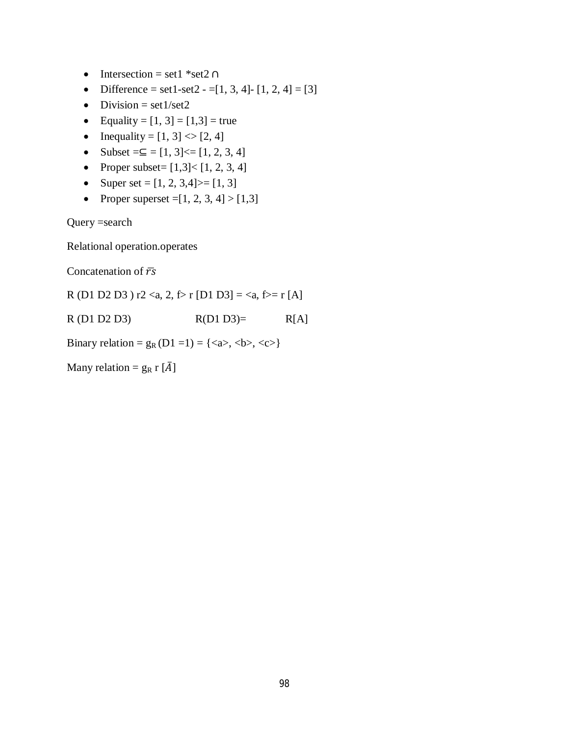- Intersection = set1 *set2 ∩
- Difference = set1-set2 - =[1, 3, 4]- [1, 2, 4] = [3]
- Division = set1/set2
- Equality = [1, 3] = [1,3] = true
- Inequality = [1, 3] <> [2, 4]
- Subset =⊆ = [1, 3]<= [1, 2, 3, 4]
- Proper subset= [1,3]< [1, 2, 3, 4]
- Super set = [1, 2, 3,4]>= [1, 3]
- Proper superset =[1, 2, 3, 4] > [1,3]

Query =search

Relational operation.operates

Concatenation of $\overline{r}\overline{s}$

R (D1 D2 D3 ) r2 <a, 2, f> r [D1 D3] = <a, f>= r [A]

R (D1 D2 D3)                    R(D1 D3)=              R[A]

Binary relation = $g_R$ (D1 =1) = {<a>, <b>, <c>}

Many relation = $g_R$ r [$\bar{A}$]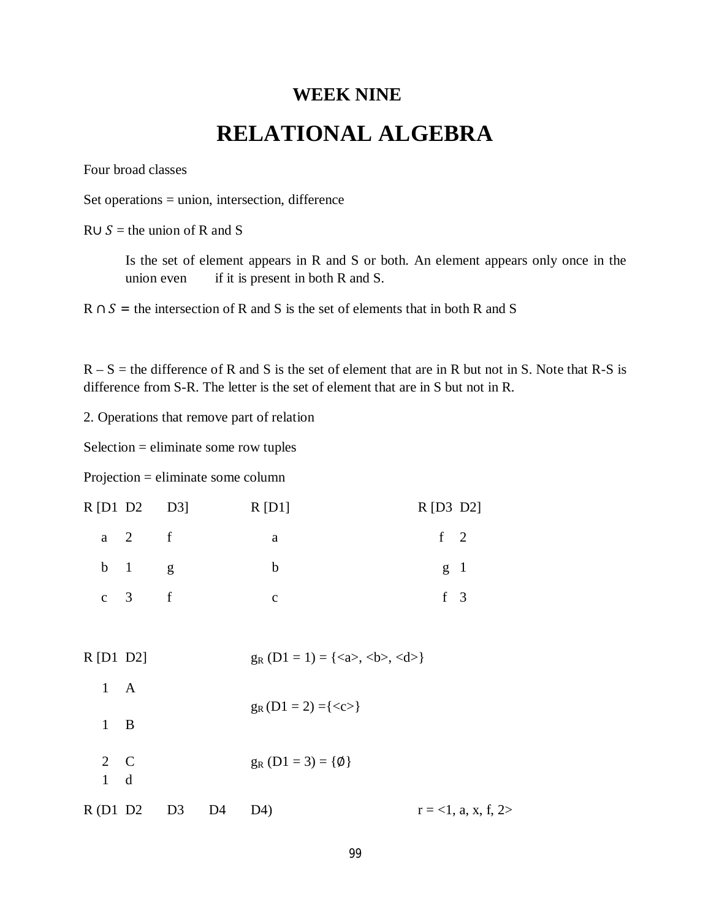## WEEK NINE

# RELATIONAL ALGEBRA

Four broad classes

Set operations = union, intersection, difference

R$\cup S$ = the union of R and S

> Is the set of element appears in R and S or both. An element appears only once in the union even if it is present in both R and S.

R $\cap S$ = the intersection of R and S is the set of elements that in both R and S

R – S = the difference of R and S is the set of element that are in R but not in S. Note that R-S is difference from S-R. The letter is the set of element that are in S but not in R.

2. Operations that remove part of relation

Selection = eliminate some row tuples

Projection = eliminate some column

| R [D1 | D2 | D3] |
|---|---|---|
| a | 2 | f |
| b | 1 | g |
| c | 3 | f |

| R [D1] |
|---|
| a |
| b |
| c |

| R [D3 | D2] |
|---|---|
| f | 2 |
| g | 1 |
| f | 3 |

| R [D1 | D2] |
|---|---|
| 1 | A |
| 1 | B |
| 2 | C |
| 1 | d |

$g_R$ (D1 = 1) = {<a>, <b>, <d>}

$g_R$ (D1 = 2) ={<c>}

$g_R$ (D1 = 3) = {∅}

R (D1 D2 D3 D4 D4) r = <1, a, x, f, 2>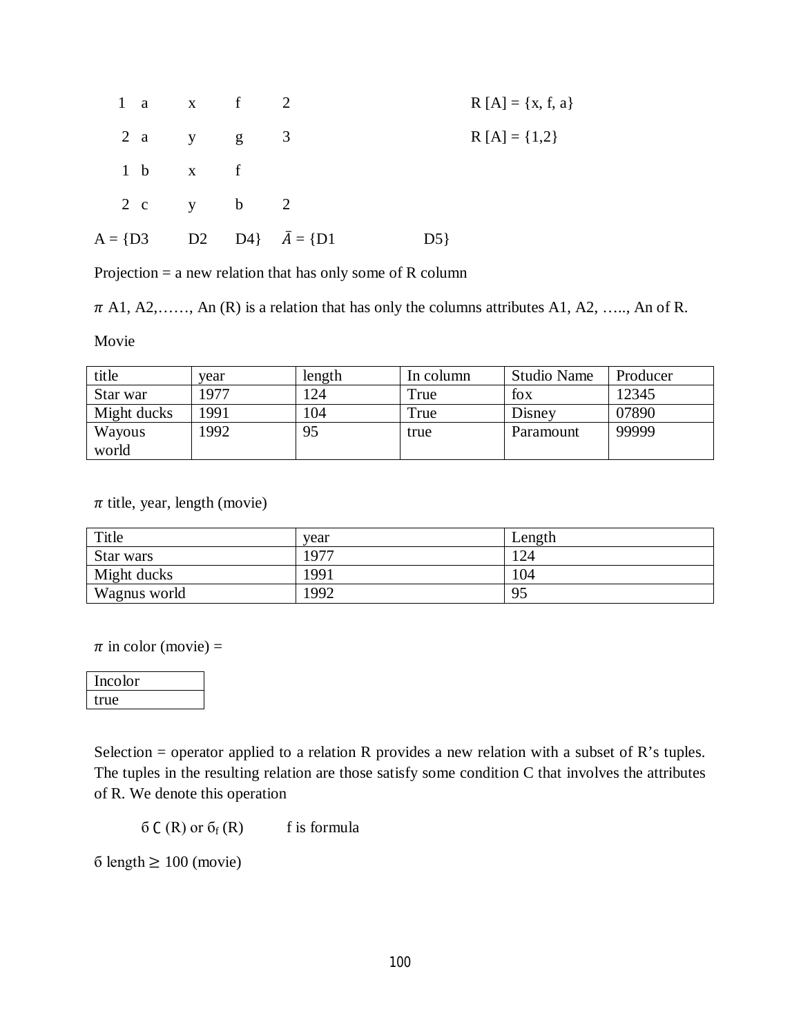| | | | | | |
|---|---|---|---|---|---|
| 1 a | x | f | 2 | | R [A] = {x, f, a} |
| 2 a | y | g | 3 | | R [A] = {1,2} |
| 1 b | x | f | | | |
| 2 c | y | b | 2 | | |

A = {D3 D2 D4} $\bar{A}$ = {D1 D5}

Projection = a new relation that has only some of R column

$\pi$ A1, A2,……, An (R) is a relation that has only the columns attributes A1, A2, ….., An of R.

Movie

| title | year | length | In column | Studio Name | Producer |
|---|---|---|---|---|---|
| Star war | 1977 | 124 | True | fox | 12345 |
| Might ducks | 1991 | 104 | True | Disney | 07890 |
| Wayous world | 1992 | 95 | true | Paramount | 99999 |

$\pi$ title, year, length (movie)

| Title | year | Length |
|---|---|---|
| Star wars | 1977 | 124 |
| Might ducks | 1991 | 104 |
| Wagnus world | 1992 | 95 |

$\pi$ in color (movie) =

| Incolor |
|---|
| true |

Selection = operator applied to a relation R provides a new relation with a subset of R's tuples. The tuples in the resulting relation are those satisfy some condition C that involves the attributes of R. We denote this operation

б C (R) or $б_f$ (R)   f is formula

б length ≥ 100 (movie)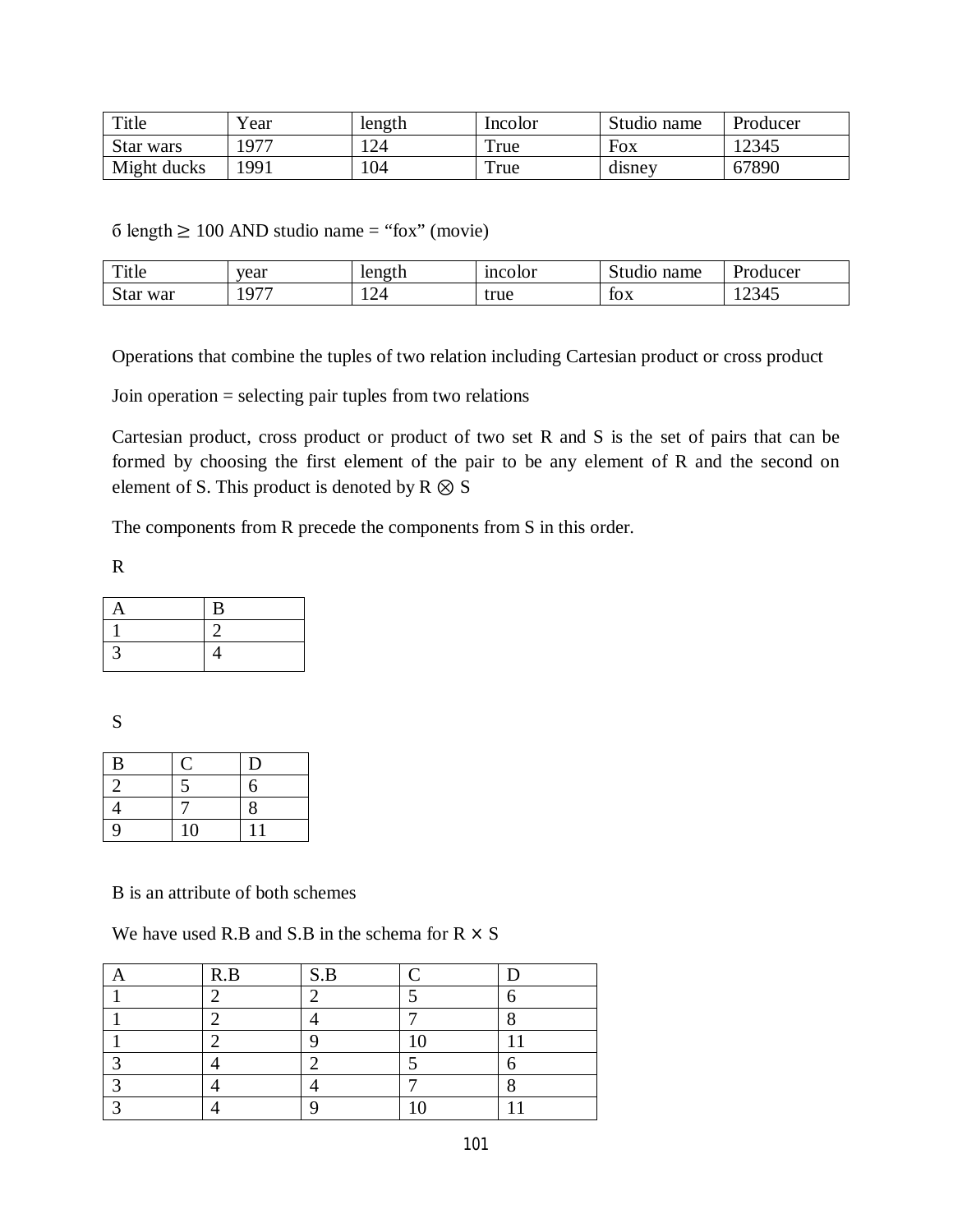| Title | Year | length | Incolor | Studio name | Producer |
|---|---|---|---|---|---|
| Star wars | 1977 | 124 | True | Fox | 12345 |
| Might ducks | 1991 | 104 | True | disney | 67890 |

б length ≥ 100 AND studio name = “fox” (movie)

| Title | year | length | incolor | Studio name | Producer |
|---|---|---|---|---|---|
| Star war | 1977 | 124 | true | fox | 12345 |

Operations that combine the tuples of two relation including Cartesian product or cross product

Join operation = selecting pair tuples from two relations

Cartesian product, cross product or product of two set R and S is the set of pairs that can be formed by choosing the first element of the pair to be any element of R and the second on element of S. This product is denoted by R ⊗ S

The components from R precede the components from S in this order.

R

| A | B |
|---|---|
| 1 | 2 |
| 3 | 4 |

S

| B | C | D |
|---|---|---|
| 2 | 5 | 6 |
| 4 | 7 | 8 |
| 9 | 10 | 11 |

B is an attribute of both schemes

We have used R.B and S.B in the schema for R × S

| A | R.B | S.B | C | D |
|---|---|---|---|---|
| 1 | 2 | 2 | 5 | 6 |
| 1 | 2 | 4 | 7 | 8 |
| 1 | 2 | 9 | 10 | 11 |
| 3 | 4 | 2 | 5 | 6 |
| 3 | 4 | 4 | 7 | 8 |
| 3 | 4 | 9 | 10 | 11 |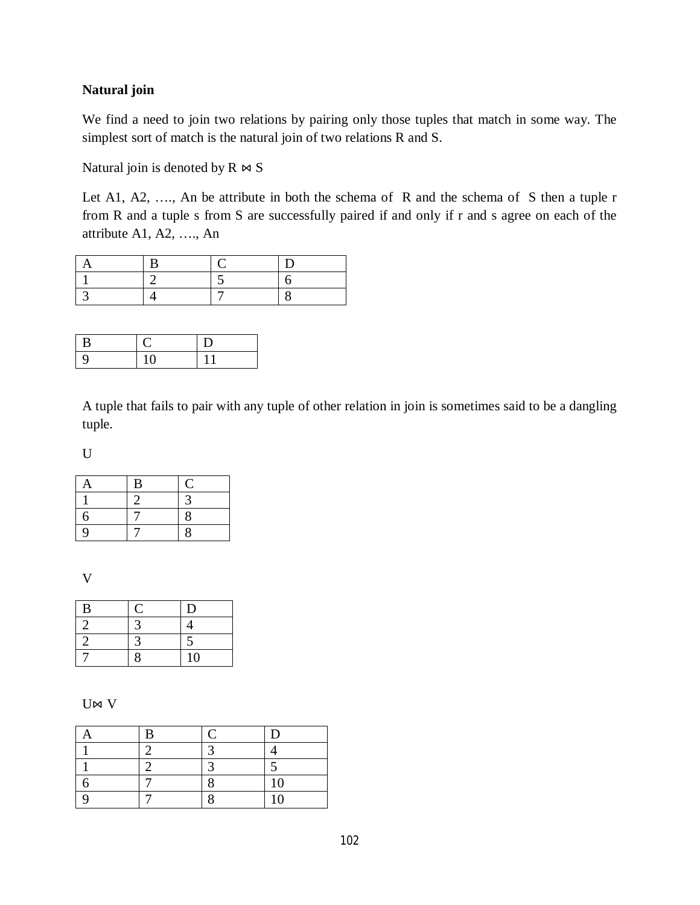**Natural join**

We find a need to join two relations by pairing only those tuples that match in some way. The simplest sort of match is the natural join of two relations R and S.

Natural join is denoted by R ⋈ S

Let A1, A2, …., An be attribute in both the schema of R and the schema of S then a tuple r from R and a tuple s from S are successfully paired if and only if r and s agree on each of the attribute A1, A2, …., An

| A | B | C | D |
|---|---|---|---|
| 1 | 2 | 5 | 6 |
| 3 | 4 | 7 | 8 |

| B | C | D |
|---|---|---|
| 9 | 10 | 11 |

A tuple that fails to pair with any tuple of other relation in join is sometimes said to be a dangling tuple.

U

| A | B | C |
|---|---|---|
| 1 | 2 | 3 |
| 6 | 7 | 8 |
| 9 | 7 | 8 |

V

| B | C | D |
|---|---|---|
| 2 | 3 | 4 |
| 2 | 3 | 5 |
| 7 | 8 | 10 |

U⋈ V

| A | B | C | D |
|---|---|---|---|
| 1 | 2 | 3 | 4 |
| 1 | 2 | 3 | 5 |
| 6 | 7 | 8 | 10 |
| 9 | 7 | 8 | 10 |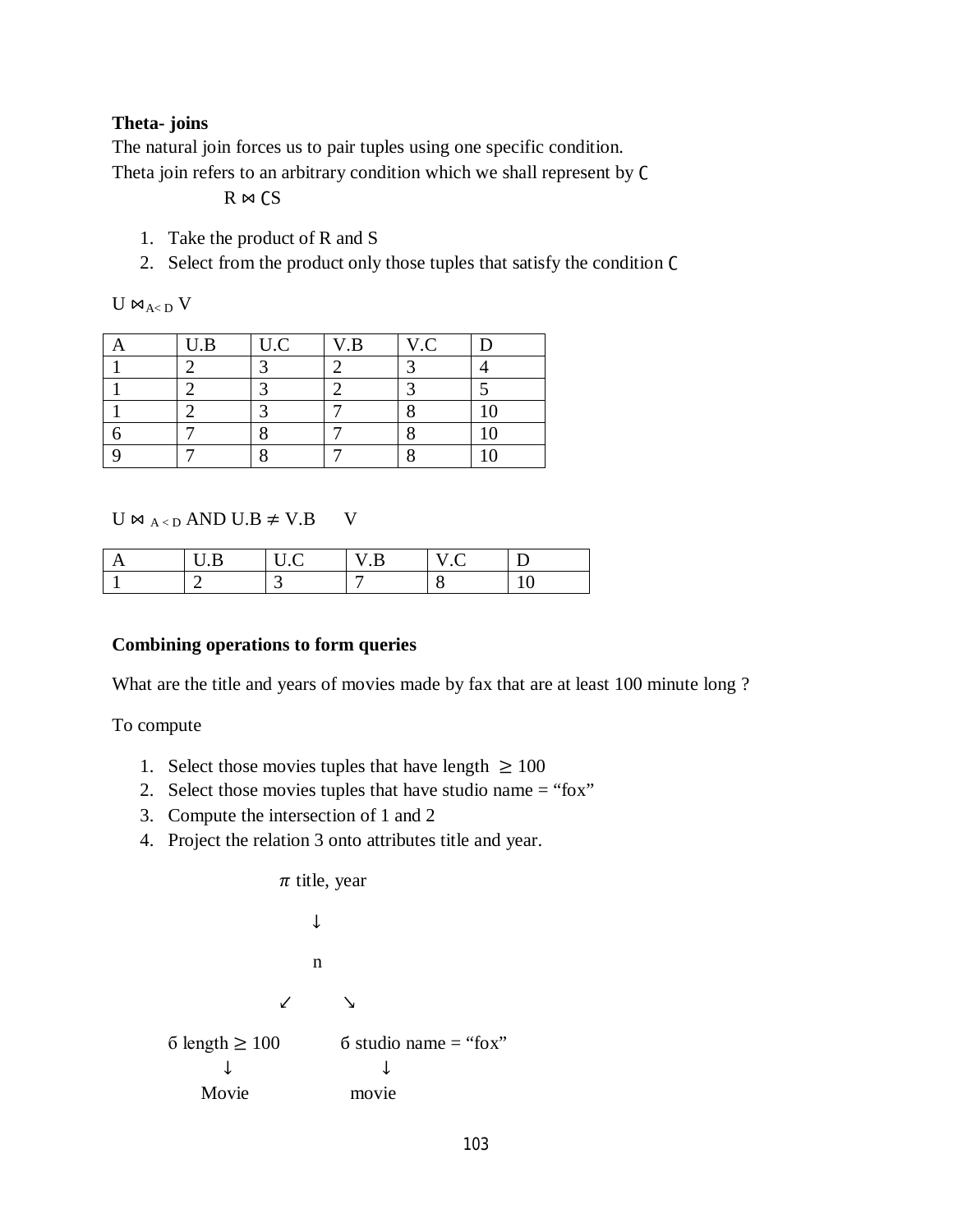**Theta- joins**

The natural join forces us to pair tuples using one specific condition.

Theta join refers to an arbitrary condition which we shall represent by C

$$R \bowtie_C S$$

1. Take the product of R and S
2. Select from the product only those tuples that satisfy the condition C

$U \bowtie_{A<D} V$

| A | U.B | U.C | V.B | V.C | D |
|---|---|---|---|---|---|
| 1 | 2 | 3 | 2 | 3 | 4 |
| 1 | 2 | 3 | 2 | 3 | 5 |
| 1 | 2 | 3 | 7 | 8 | 10 |
| 6 | 7 | 8 | 7 | 8 | 10 |
| 9 | 7 | 8 | 7 | 8 | 10 |

$U \bowtie_{A<D \text{ AND } U.B \neq V.B} V$

| A | U.B | U.C | V.B | V.C | D |
|---|---|---|---|---|---|
| 1 | 2 | 3 | 7 | 8 | 10 |

**Combining operations to form queries**

What are the title and years of movies made by fax that are at least 100 minute long ?

To compute

1. Select those movies tuples that have length $\geq 100$
2. Select those movies tuples that have studio name = "fox"
3. Compute the intersection of 1 and 2
4. Project the relation 3 onto attributes title and year.

```
                π title, year
                      ↓
                      n
                  ↙       ↘
   б length ≥ 100          б studio name = "fox"
         ↓                        ↓
       Movie                    movie
```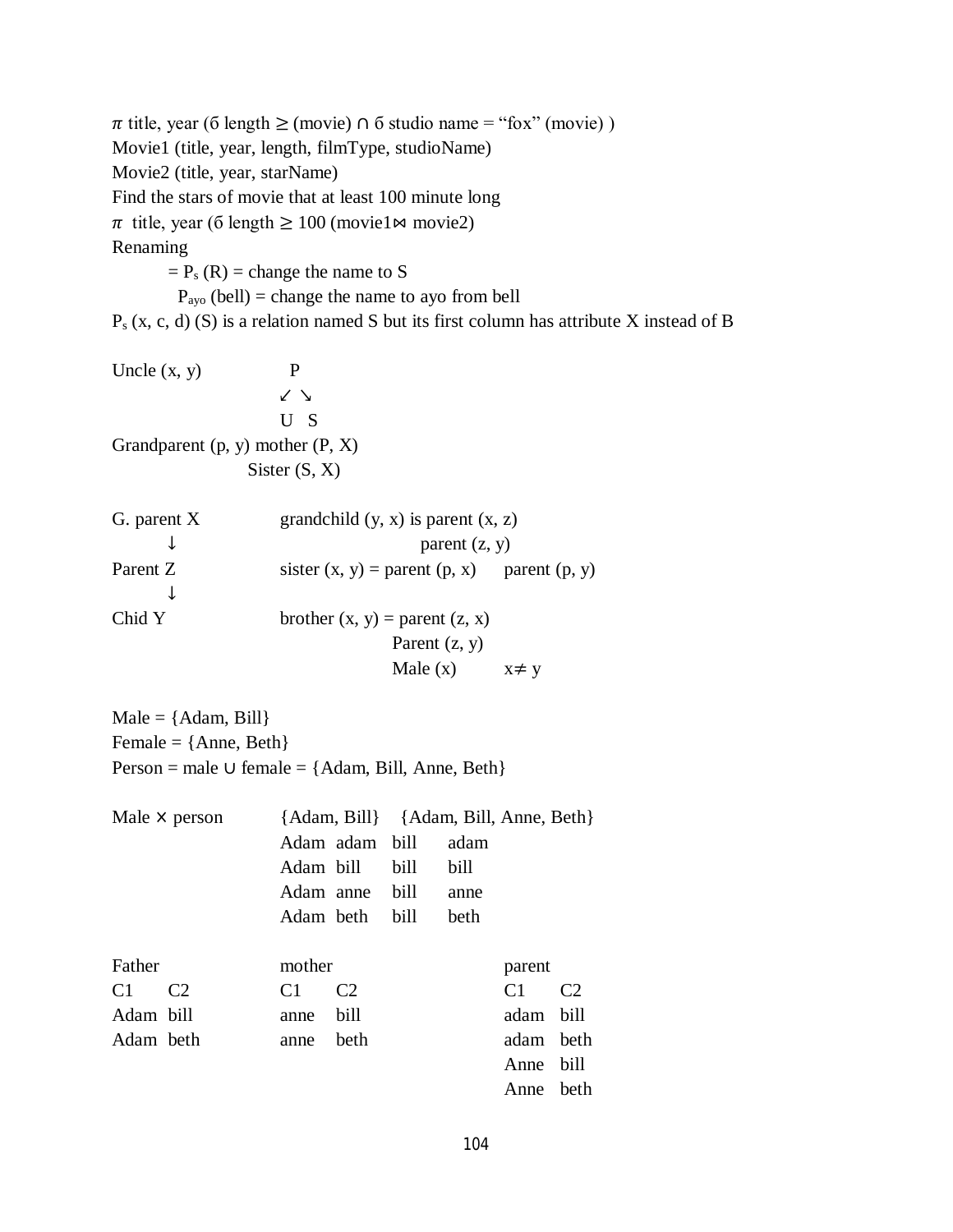$\pi$ title, year (б length ≥ (movie) ∩ б studio name = "fox" (movie) )

Movie1 (title, year, length, filmType, studioName)

Movie2 (title, year, starName)

Find the stars of movie that at least 100 minute long

$\pi$ title, year (б length ≥ 100 (movie1⋈ movie2)

Renaming

= $P_s$ (R) = change the name to S

$P_{ayo}$ (bell) = change the name to ayo from bell

$P_s$ (x, c, d) (S) is a relation named S but its first column has attribute X instead of B

Uncle (x, y)

```
  P
 ↙ ↘
 U   S
```

Grandparent (p, y) mother (P, X)

Sister (S, X)

| | |
|---|---|
| G. parent X | grandchild (y, x) is parent (x, z) |
| ↓ | parent (z, y) |
| Parent Z | sister (x, y) = parent (p, x) parent (p, y) |
| ↓ | |
| Chid Y | brother (x, y) = parent (z, x) |
| | Parent (z, y) |
| | Male (x) $x \neq y$ |

Male = {Adam, Bill}

Female = {Anne, Beth}

Person = male ∪ female = {Adam, Bill, Anne, Beth}

Male × person {Adam, Bill} {Adam, Bill, Anne, Beth}

| | | | |
|---|---|---|---|
| Adam | adam | bill | adam |
| Adam | bill | bill | bill |
| Adam | anne | bill | anne |
| Adam | beth | bill | beth |

Father

| C1 | C2 |
|---|---|
| Adam | bill |
| Adam | beth |

mother

| C1 | C2 |
|---|---|
| anne | bill |
| anne | beth |

parent

| C1 | C2 |
|---|---|
| adam | bill |
| adam | beth |
| Anne | bill |
| Anne | beth |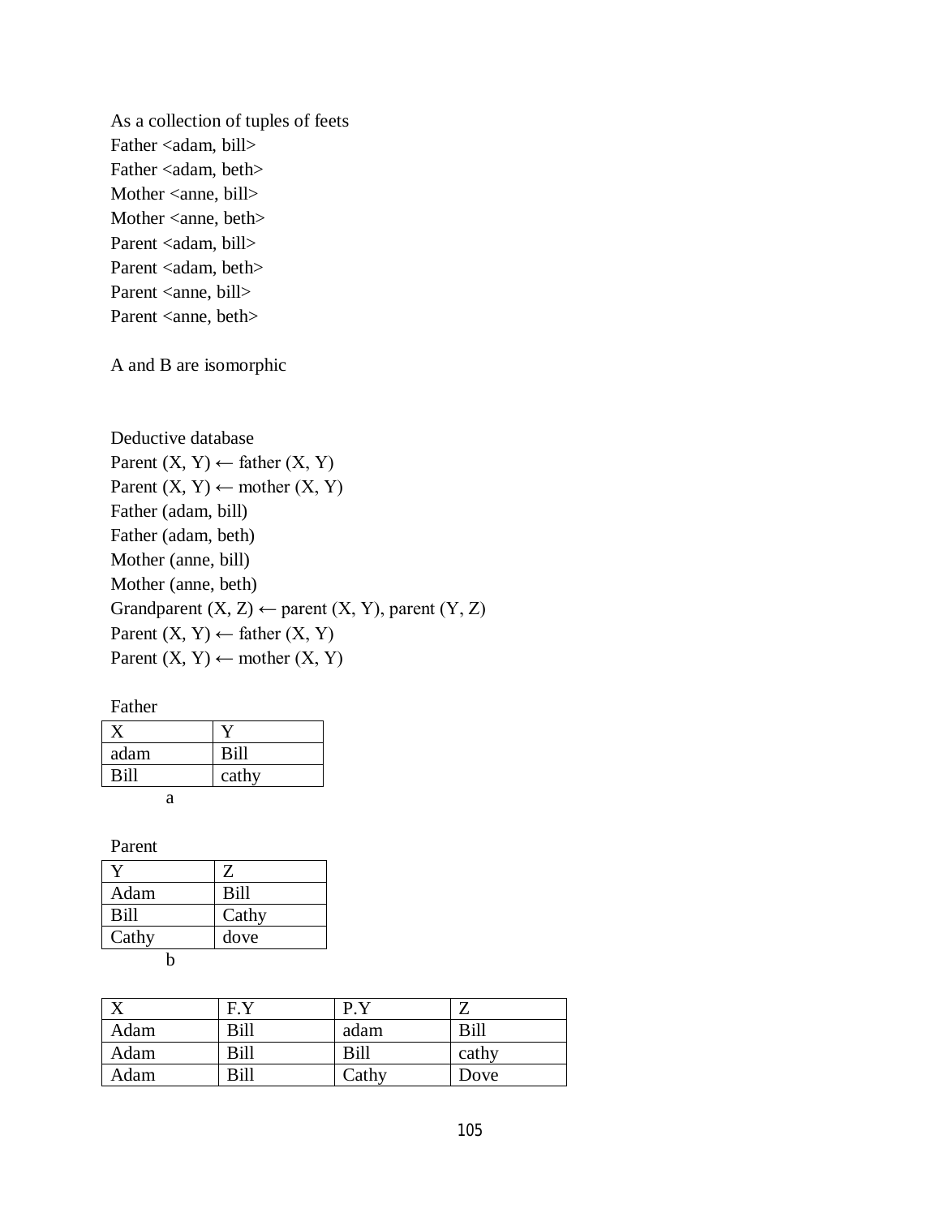As a collection of tuples of feets
Father <adam, bill>
Father <adam, beth>
Mother <anne, bill>
Mother <anne, beth>
Parent <adam, bill>
Parent <adam, beth>
Parent <anne, bill>
Parent <anne, beth>

A and B are isomorphic

Deductive database
Parent (X, Y) ← father (X, Y)
Parent (X, Y) ← mother (X, Y)
Father (adam, bill)
Father (adam, beth)
Mother (anne, bill)
Mother (anne, beth)
Grandparent (X, Z) ← parent (X, Y), parent (Y, Z)
Parent (X, Y) ← father (X, Y)
Parent (X, Y) ← mother (X, Y)

Father

| X | Y |
|---|---|
| adam | Bill |
| Bill | cathy |

a

Parent

| Y | Z |
|---|---|
| Adam | Bill |
| Bill | Cathy |
| Cathy | dove |

b

| X | F.Y | P.Y | Z |
|---|---|---|---|
| Adam | Bill | adam | Bill |
| Adam | Bill | Bill | cathy |
| Adam | Bill | Cathy | Dove |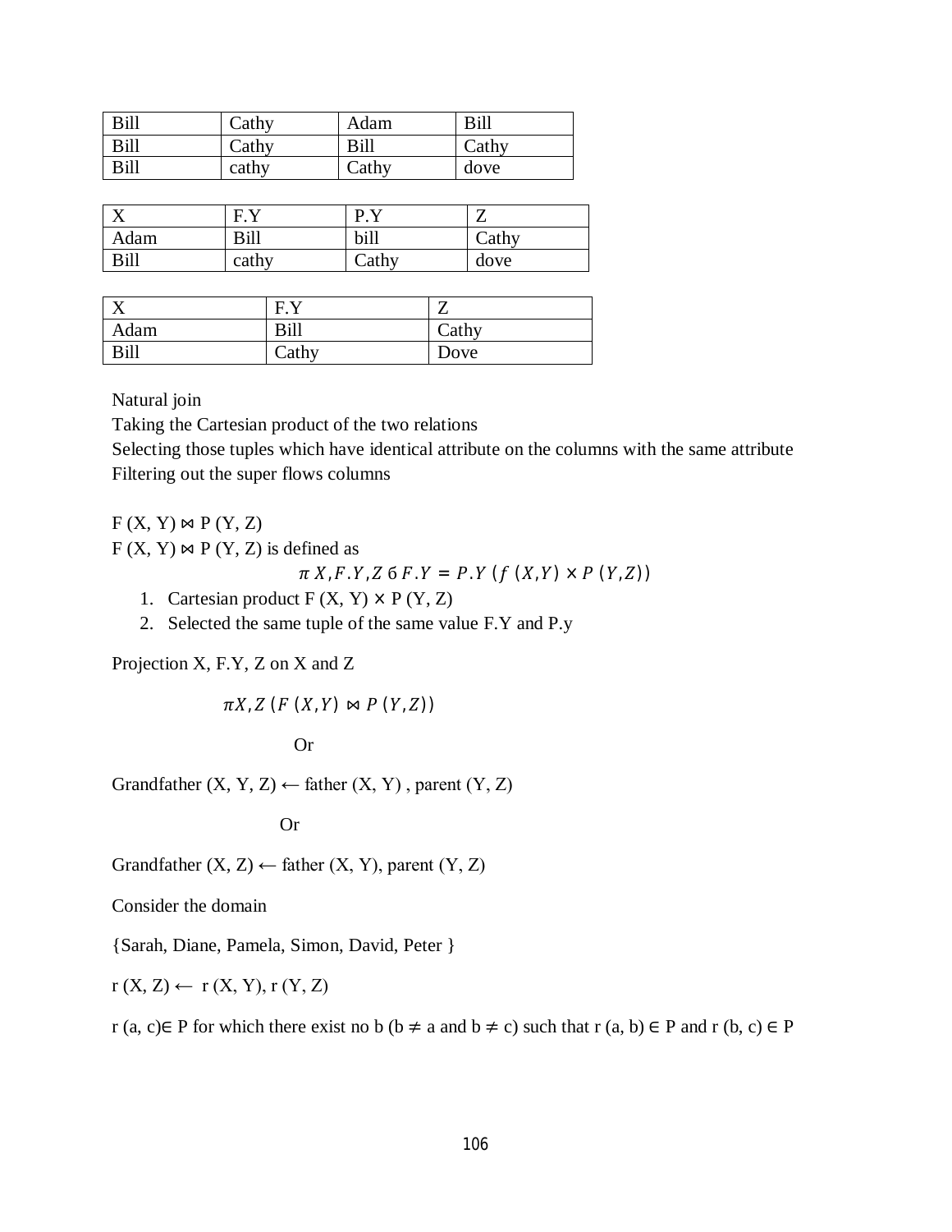| Bill | Cathy | Adam | Bill |
|---|---|---|---|
| Bill | Cathy | Bill | Cathy |
| Bill | cathy | Cathy | dove |

| X | F.Y | P.Y | Z |
|---|---|---|---|
| Adam | Bill | bill | Cathy |
| Bill | cathy | Cathy | dove |

| X | F.Y | Z |
|---|---|---|
| Adam | Bill | Cathy |
| Bill | Cathy | Dove |

Natural join

Taking the Cartesian product of the two relations

Selecting those tuples which have identical attribute on the columns with the same attribute

Filtering out the super flows columns

F (X, Y) ⋈ P (Y, Z)

F (X, Y) ⋈ P (Y, Z) is defined as

$$\pi\ X, F.Y, Z\ 6\ F.Y = P.Y\ (f\ (X,Y) \times P\ (Y,Z))$$

1. Cartesian product F (X, Y) × P (Y, Z)
2. Selected the same tuple of the same value F.Y and P.y

Projection X, F.Y, Z on X and Z

$$\pi X, Z\ (F\ (X,Y) \bowtie P\ (Y,Z))$$

Or

Grandfather (X, Y, Z) ← father (X, Y) , parent (Y, Z)

Or

Grandfather (X, Z) ← father (X, Y), parent (Y, Z)

Consider the domain

{Sarah, Diane, Pamela, Simon, David, Peter }

r (X, Z) ← r (X, Y), r (Y, Z)

r (a, c)∈ P for which there exist no b (b ≠ a and b ≠ c) such that r (a, b) ∈ P and r (b, c) ∈ P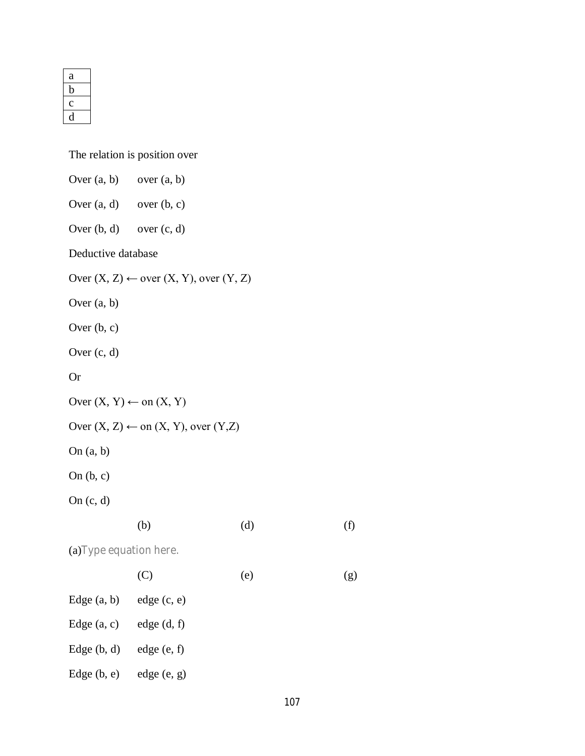| a |
| --- |
| b |
| c |
| d |

The relation is position over

Over (a, b)  over (a, b)

Over (a, d)  over (b, c)

Over (b, d)  over (c, d)

Deductive database

Over (X, Z) ← over (X, Y), over (Y, Z)

Over (a, b)

Over (b, c)

Over (c, d)

Or

Over (X, Y) ← on (X, Y)

Over (X, Z) ← on (X, Y), over (Y,Z)

On (a, b)

On (b, c)

On (c, d)

(b)  (d)  (f)

(a)Type equation here.

(C)  (e)  (g)

Edge (a, b)  edge (c, e)

Edge (a, c)  edge (d, f)

Edge (b, d)  edge (e, f)

Edge (b, e)  edge (e, g)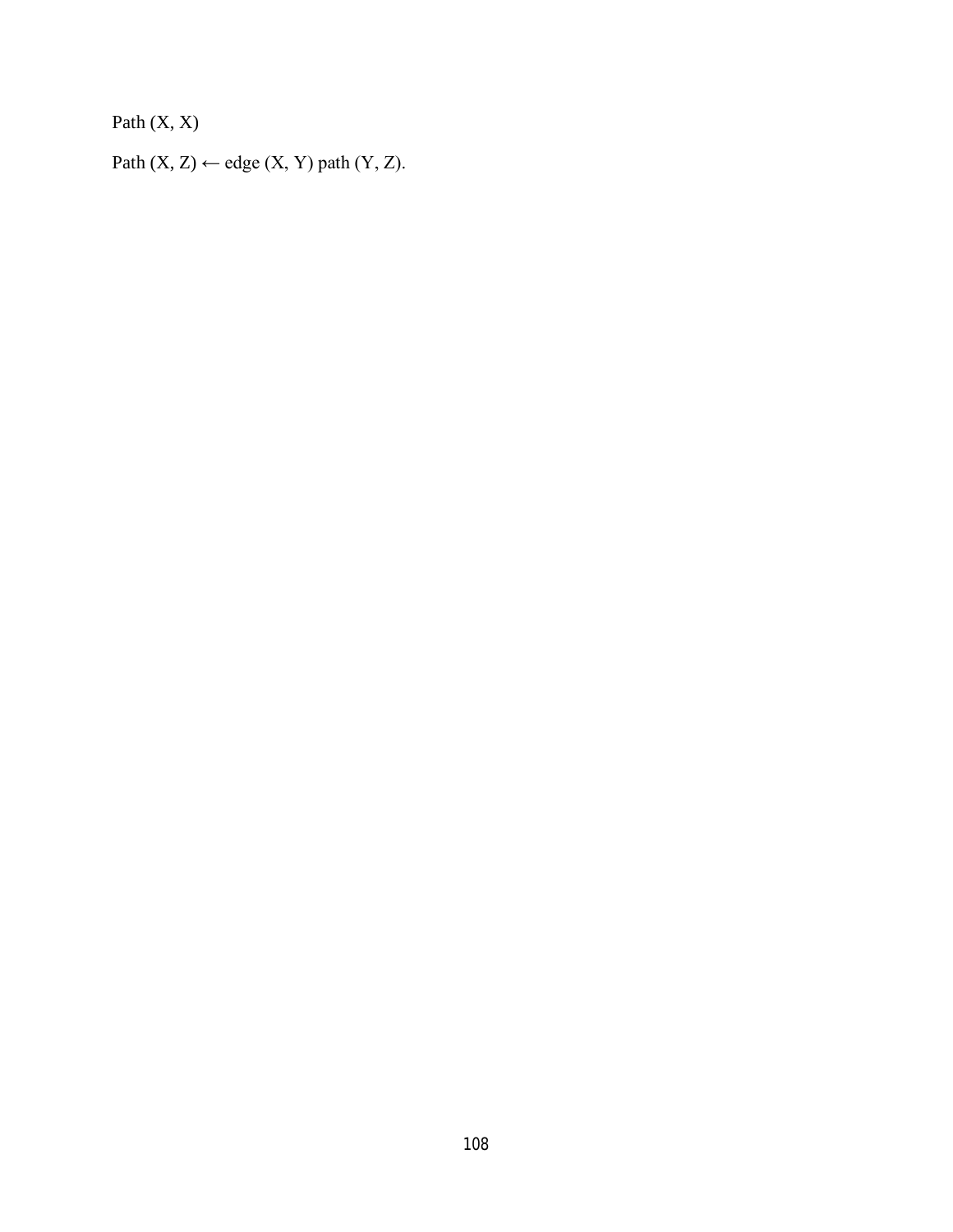Path (X, X)

Path (X, Z) ← edge (X, Y) path (Y, Z).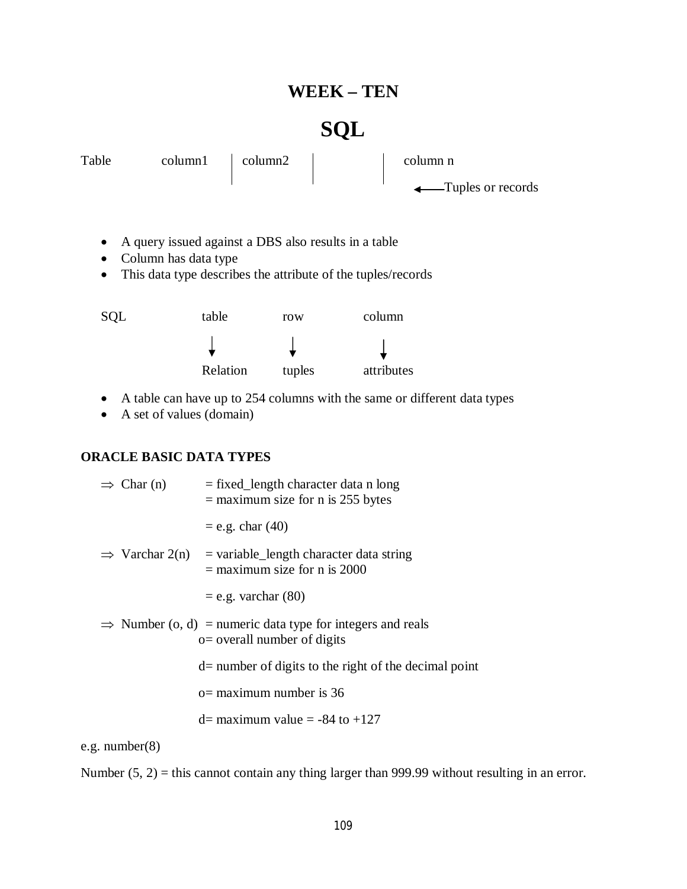# WEEK – TEN

# SQL

| Table | column1 | column2 | | column n |
|---|---|---|---|---|

← Tuples or records

- A query issued against a DBS also results in a table
- Column has data type
- This data type describes the attribute of the tuples/records

| SQL | table | row | column |
|---|---|---|---|
| | ↓ | ↓ | ↓ |
| | Relation | tuples | attributes |

- A table can have up to 254 columns with the same or different data types
- A set of values (domain)

### ORACLE BASIC DATA TYPES

⇒ Char (n) = fixed_length character data n long
= maximum size for n is 255 bytes

= e.g. char (40)

⇒ Varchar 2(n) = variable_length character data string
= maximum size for n is 2000

= e.g. varchar (80)

⇒ Number (o, d) = numeric data type for integers and reals
o= overall number of digits

d= number of digits to the right of the decimal point

o= maximum number is 36

d= maximum value = -84 to +127

e.g. number(8)

Number (5, 2) = this cannot contain any thing larger than 999.99 without resulting in an error.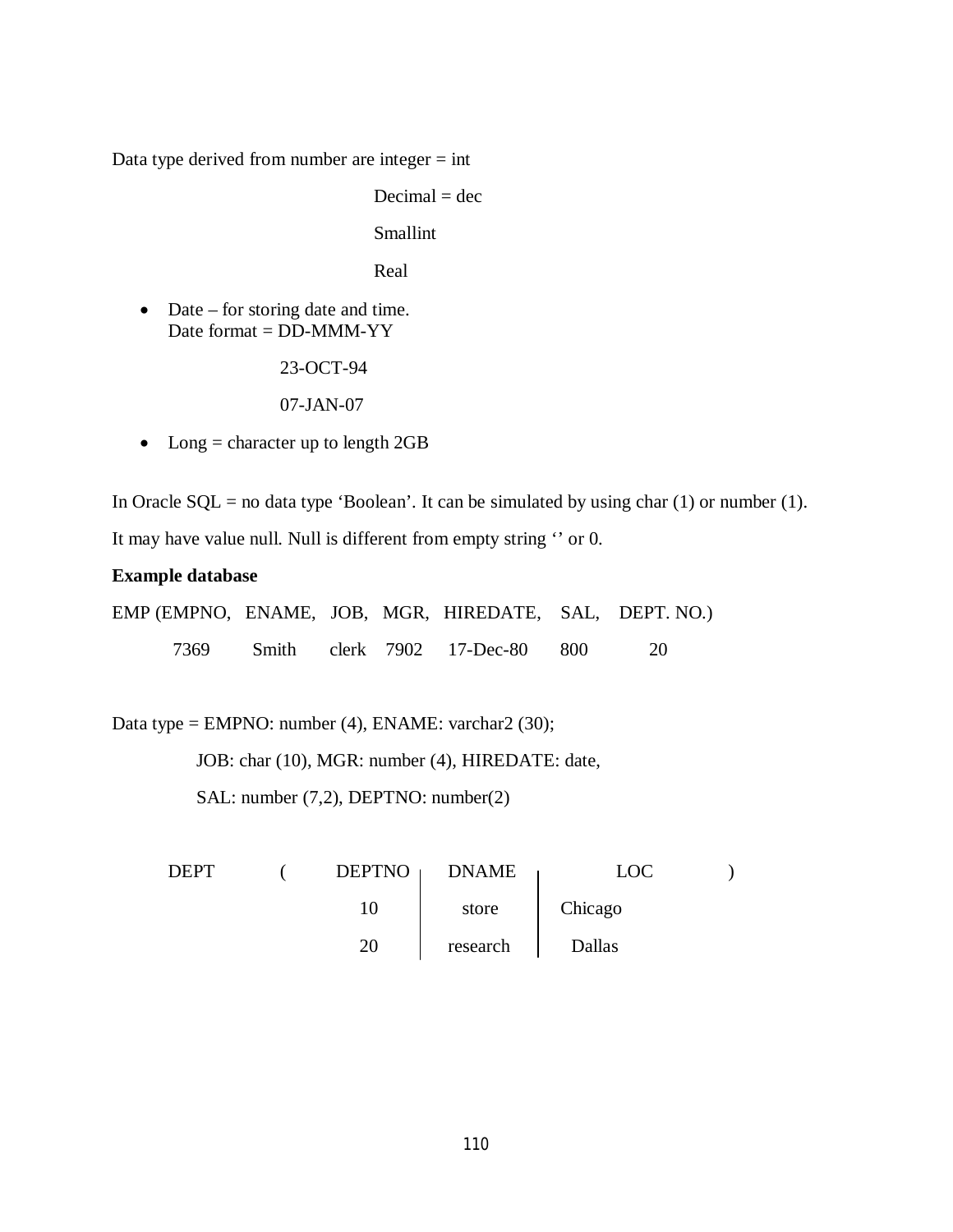Data type derived from number are integer = int

Decimal = dec

Smallint

Real

- Date – for storing date and time.
  Date format = DD-MMM-YY

  23-OCT-94

  07-JAN-07

- Long = character up to length 2GB

In Oracle SQL = no data type 'Boolean'. It can be simulated by using char (1) or number (1).

It may have value null. Null is different from empty string '' or 0.

**Example database**

| EMP (EMPNO, | ENAME, | JOB, | MGR, | HIREDATE, | SAL, | DEPT. NO.) |
|---|---|---|---|---|---|---|
| 7369 | Smith | clerk | 7902 | 17-Dec-80 | 800 | 20 |

Data type = EMPNO: number (4), ENAME: varchar2 (30);

JOB: char (10), MGR: number (4), HIREDATE: date,

SAL: number (7,2), DEPTNO: number(2)

DEPT (

| DEPTNO | DNAME | LOC |
|---|---|---|
| 10 | store | Chicago |
| 20 | research | Dallas |

)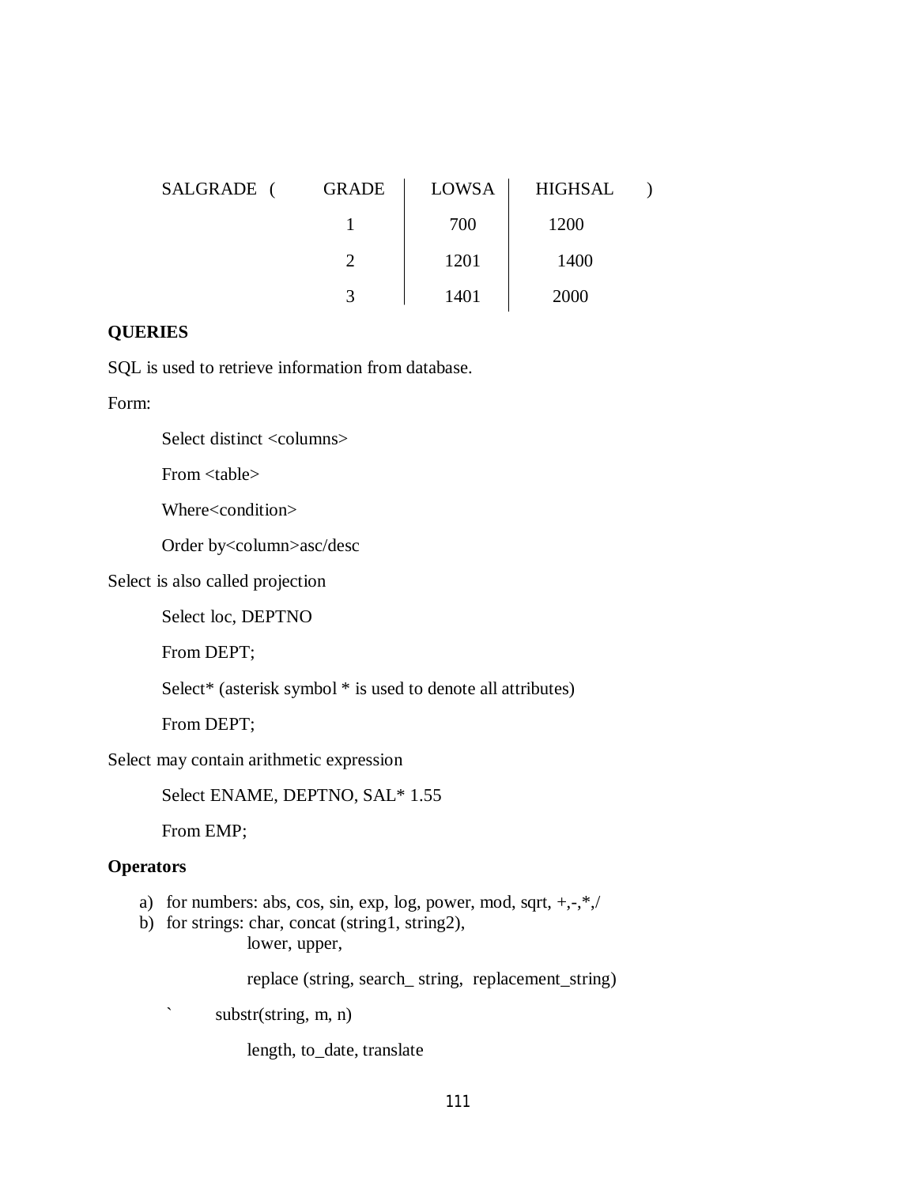| SALGRADE ( | GRADE | LOWSA | HIGHSAL | ) |
|---|---|---|---|---|
| | 1 | 700 | 1200 | |
| | 2 | 1201 | 1400 | |
| | 3 | 1401 | 2000 | |

**QUERIES**

SQL is used to retrieve information from database.

Form:

```
Select distinct <columns>
From <table>
Where<condition>
Order by<column>asc/desc
```

Select is also called projection

```
Select loc, DEPTNO
From DEPT;
Select* (asterisk symbol * is used to denote all attributes)
From DEPT;
```

Select may contain arithmetic expression

```
Select ENAME, DEPTNO, SAL* 1.55
From EMP;
```

**Operators**

a) for numbers: abs, cos, sin, exp, log, power, mod, sqrt, +,-,*,/
b) for strings: char, concat (string1, string2),
   lower, upper,

   replace (string, search_ string, replacement_string)

   ` substr(string, m, n)

   length, to_date, translate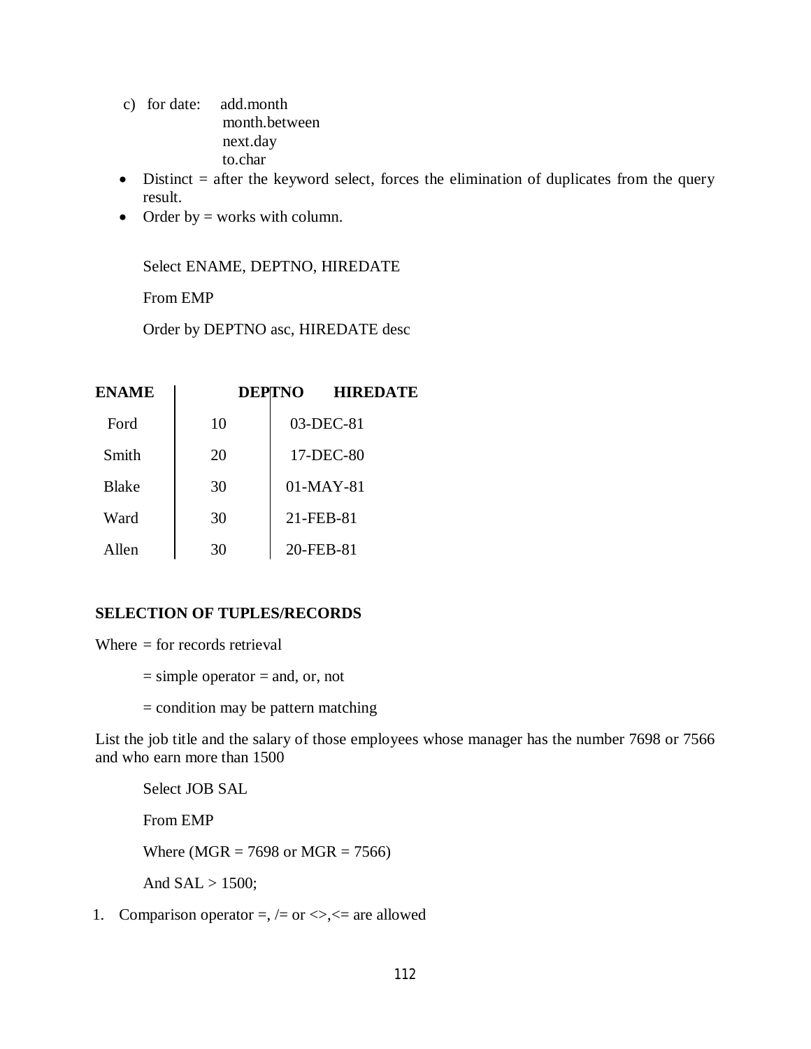c) for date: add.month
   month.between
   next.day
   to.char

- Distinct = after the keyword select, forces the elimination of duplicates from the query result.
- Order by = works with column.

```
Select ENAME, DEPTNO, HIREDATE
From EMP
Order by DEPTNO asc, HIREDATE desc
```

| ENAME | DEPTNO | HIREDATE |
|---|---|---|
| Ford | 10 | 03-DEC-81 |
| Smith | 20 | 17-DEC-80 |
| Blake | 30 | 01-MAY-81 |
| Ward | 30 | 21-FEB-81 |
| Allen | 30 | 20-FEB-81 |

**SELECTION OF TUPLES/RECORDS**

Where = for records retrieval

= simple operator = and, or, not

= condition may be pattern matching

List the job title and the salary of those employees whose manager has the number 7698 or 7566 and who earn more than 1500

```
Select JOB SAL
From EMP
Where (MGR = 7698 or MGR = 7566)
And SAL > 1500;
```

1. Comparison operator =, /= or <>,<= are allowed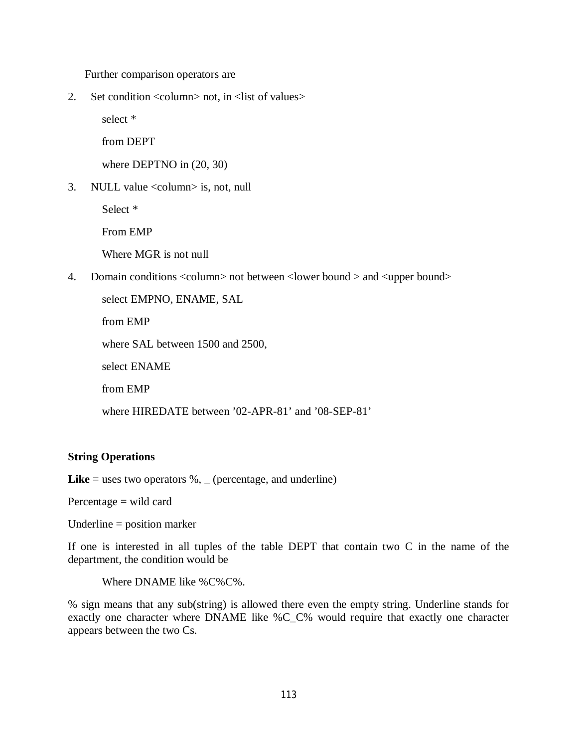Further comparison operators are

2. Set condition <column> not, in <list of values>

```
select *
from DEPT
where DEPTNO in (20, 30)
```

3. NULL value <column> is, not, null

```
Select *
From EMP
Where MGR is not null
```

4. Domain conditions <column> not between <lower bound > and <upper bound>

```
select EMPNO, ENAME, SAL
from EMP
where SAL between 1500 and 2500,
select ENAME
from EMP
where HIREDATE between ’02-APR-81’ and ’08-SEP-81’
```

**String Operations**

**Like** = uses two operators %, _ (percentage, and underline)

Percentage = wild card

Underline = position marker

If one is interested in all tuples of the table DEPT that contain two C in the name of the department, the condition would be

```
Where DNAME like %C%C%.
```

% sign means that any sub(string) is allowed there even the empty string. Underline stands for exactly one character where DNAME like %C_C% would require that exactly one character appears between the two Cs.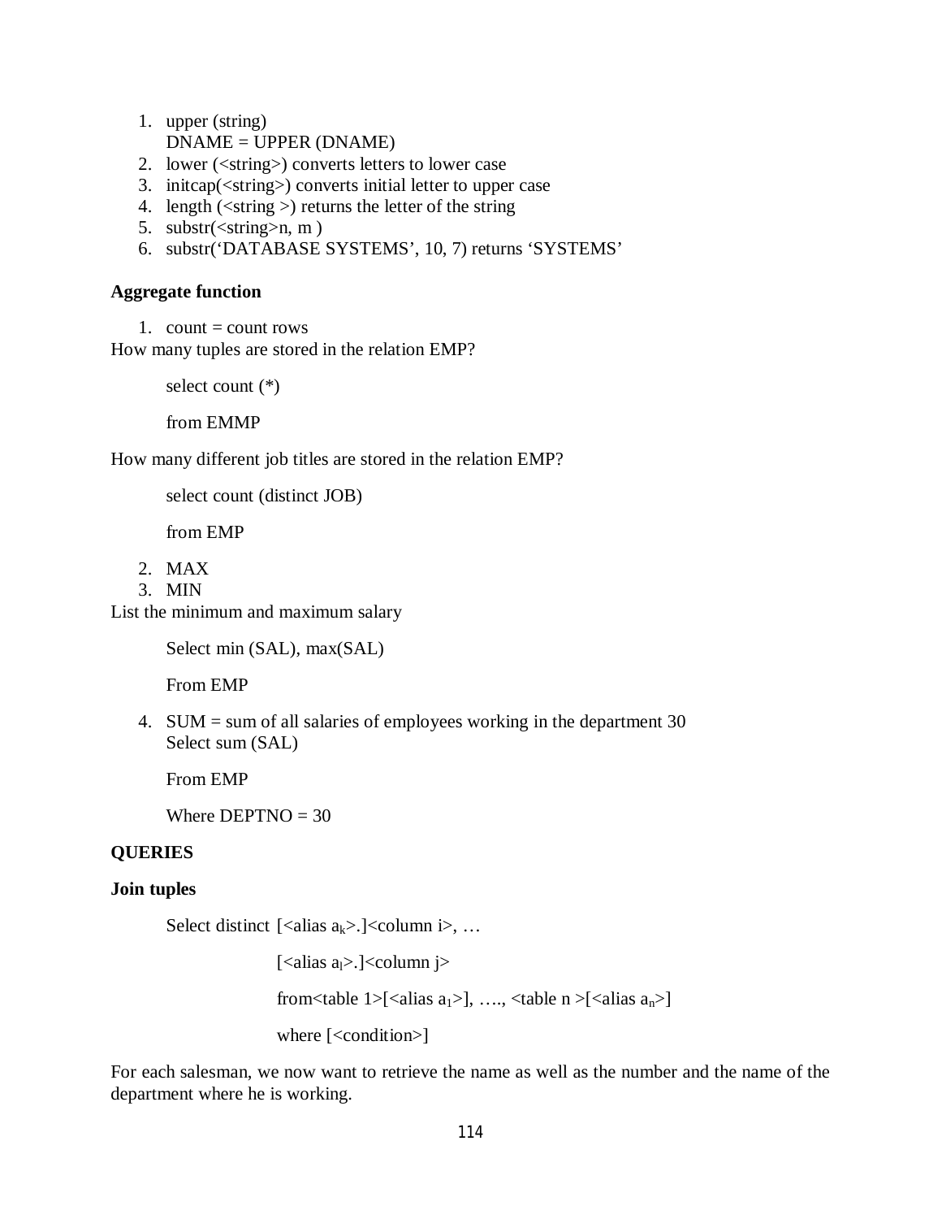1. upper (string)
   DNAME = UPPER (DNAME)
2. lower (<string>) converts letters to lower case
3. initcap(<string>) converts initial letter to upper case
4. length (<string >) returns the letter of the string
5. substr(<string>n, m )
6. substr('DATABASE SYSTEMS', 10, 7) returns 'SYSTEMS'

**Aggregate function**

1. count = count rows

How many tuples are stored in the relation EMP?

```
select count (*)

from EMMP
```

How many different job titles are stored in the relation EMP?

```
select count (distinct JOB)

from EMP
```

2. MAX
3. MIN

List the minimum and maximum salary

```
Select min (SAL), max(SAL)

From EMP
```

4. SUM = sum of all salaries of employees working in the department 30

```
Select sum (SAL)

From EMP

Where DEPTNO = 30
```

**QUERIES**

**Join tuples**

Select distinct [<alias $a_k$>.]<column i>, …

[<alias $a_l$>.]<column j>

from<table 1>[<alias $a_1$>], …., <table n >[<alias $a_n$>]

where [<condition>]

For each salesman, we now want to retrieve the name as well as the number and the name of the department where he is working.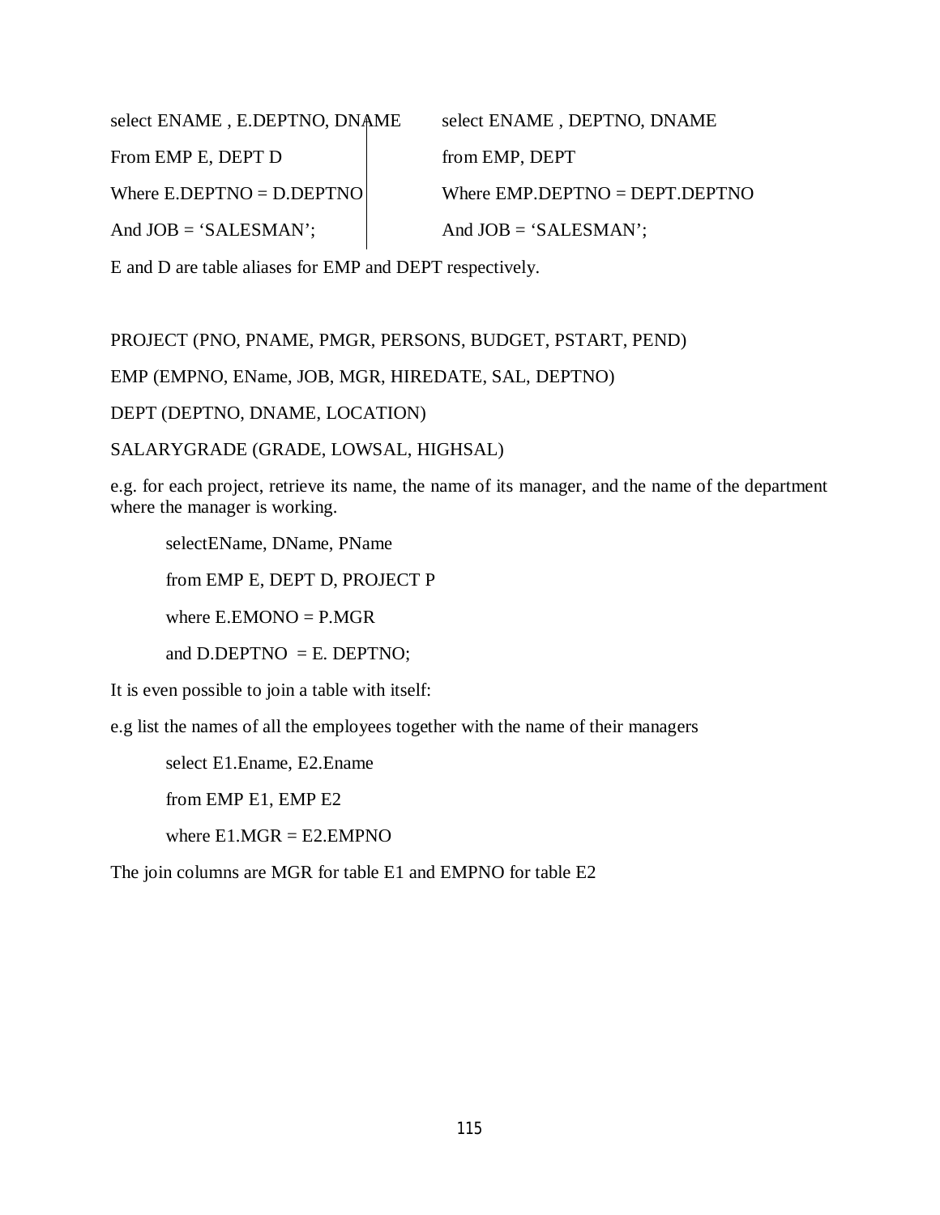The two queries appear side by side on the page:

```
select ENAME , E.DEPTNO, DNAME
From EMP E, DEPT D
Where E.DEPTNO = D.DEPTNO
And JOB = 'SALESMAN';
```

```
select ENAME , DEPTNO, DNAME
from EMP, DEPT
Where EMP.DEPTNO = DEPT.DEPTNO
And JOB = 'SALESMAN';
```

E and D are table aliases for EMP and DEPT respectively.

PROJECT (PNO, PNAME, PMGR, PERSONS, BUDGET, PSTART, PEND)

EMP (EMPNO, EName, JOB, MGR, HIREDATE, SAL, DEPTNO)

DEPT (DEPTNO, DNAME, LOCATION)

SALARYGRADE (GRADE, LOWSAL, HIGHSAL)

e.g. for each project, retrieve its name, the name of its manager, and the name of the department where the manager is working.

```
selectEName, DName, PName
from EMP E, DEPT D, PROJECT P
where E.EMONO = P.MGR
and D.DEPTNO  = E. DEPTNO;
```

It is even possible to join a table with itself:

e.g list the names of all the employees together with the name of their managers

```
select E1.Ename, E2.Ename
from EMP E1, EMP E2
where E1.MGR = E2.EMPNO
```

The join columns are MGR for table E1 and EMPNO for table E2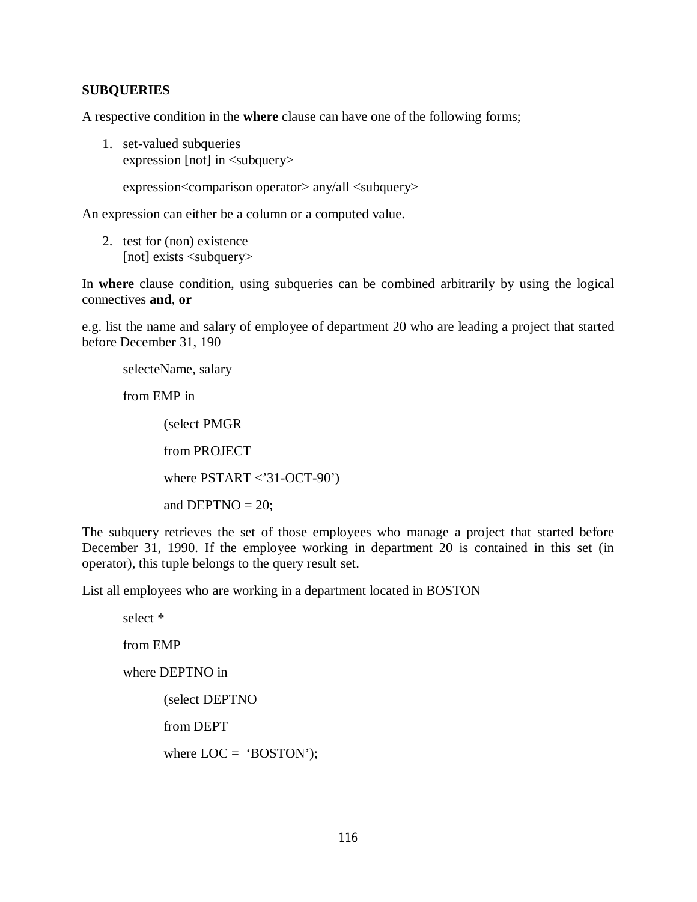**SUBQUERIES**

A respective condition in the **where** clause can have one of the following forms;

1. set-valued subqueries
   expression [not] in <subquery>

   expression<comparison operator> any/all <subquery>

An expression can either be a column or a computed value.

2. test for (non) existence
   [not] exists <subquery>

In **where** clause condition, using subqueries can be combined arbitrarily by using the logical connectives **and**, **or**

e.g. list the name and salary of employee of department 20 who are leading a project that started before December 31, 190

```
selecteName, salary

from EMP in

        (select PMGR

        from PROJECT

        where PSTART <'31-OCT-90')

        and DEPTNO = 20;
```

The subquery retrieves the set of those employees who manage a project that started before December 31, 1990. If the employee working in department 20 is contained in this set (in operator), this tuple belongs to the query result set.

List all employees who are working in a department located in BOSTON

```
select *

from EMP

where DEPTNO in

        (select DEPTNO

        from DEPT

        where LOC =  'BOSTON');
```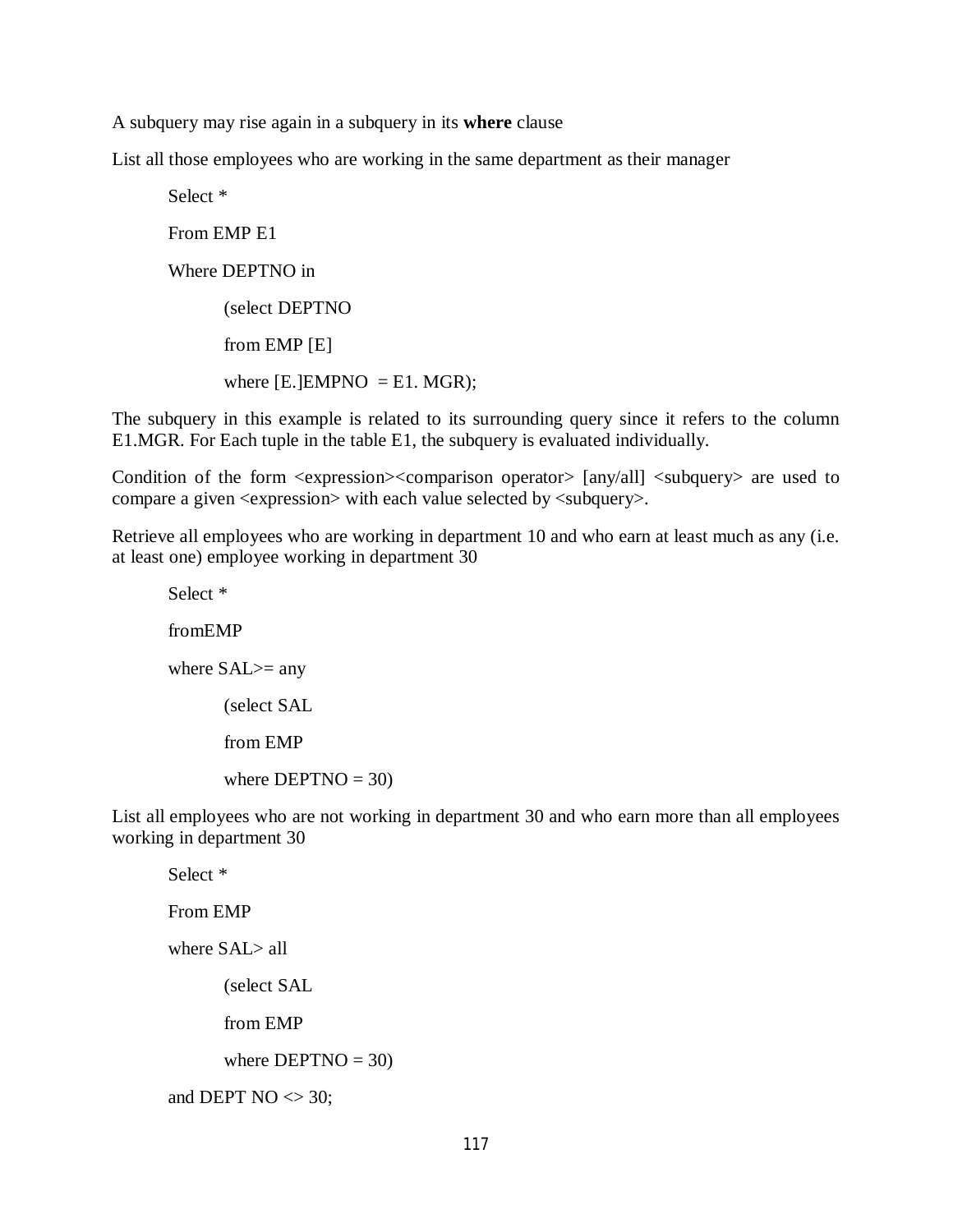A subquery may rise again in a subquery in its **where** clause

List all those employees who are working in the same department as their manager

```
Select *
From EMP E1
Where DEPTNO in
        (select DEPTNO
        from EMP [E]
        where [E.]EMPNO  = E1. MGR);
```

The subquery in this example is related to its surrounding query since it refers to the column E1.MGR. For Each tuple in the table E1, the subquery is evaluated individually.

Condition of the form <expression><comparison operator> [any/all] <subquery> are used to compare a given <expression> with each value selected by <subquery>.

Retrieve all employees who are working in department 10 and who earn at least much as any (i.e. at least one) employee working in department 30

```
Select *
fromEMP
where SAL>= any
        (select SAL
        from EMP
        where DEPTNO = 30)
```

List all employees who are not working in department 30 and who earn more than all employees working in department 30

```
Select *
From EMP
where SAL> all
        (select SAL
        from EMP
        where DEPTNO = 30)
and DEPT NO <> 30;
```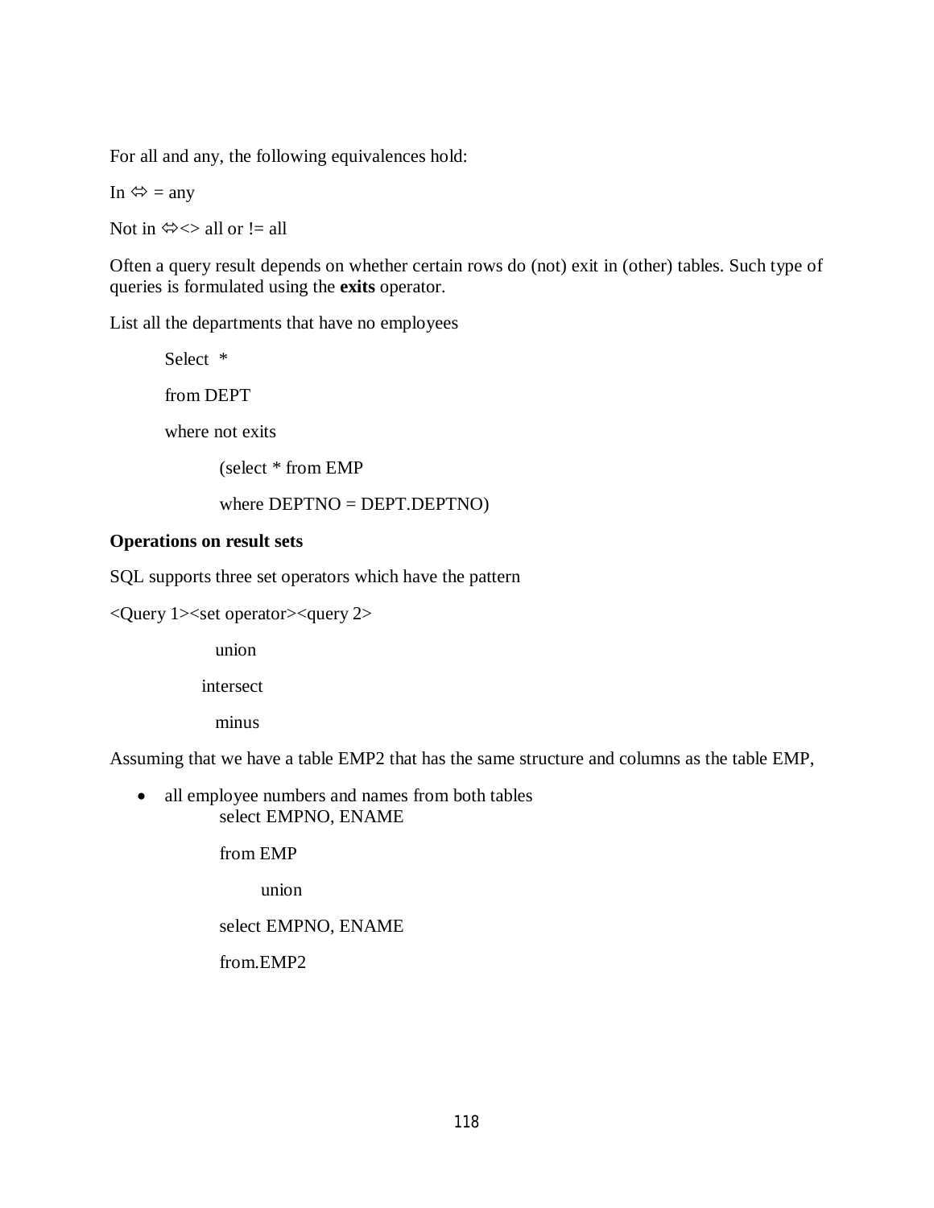For all and any, the following equivalences hold:

In ⇔ = any

Not in ⇔<> all or != all

Often a query result depends on whether certain rows do (not) exit in (other) tables. Such type of queries is formulated using the **exits** operator.

List all the departments that have no employees

```
Select  *
from DEPT
where not exits
        (select * from EMP
        where DEPTNO = DEPT.DEPTNO)
```

**Operations on result sets**

SQL supports three set operators which have the pattern

<Query 1><set operator><query 2>

```
union
intersect
minus
```

Assuming that we have a table EMP2 that has the same structure and columns as the table EMP,

- all employee numbers and names from both tables

```
select EMPNO, ENAME
from EMP
      union
select EMPNO, ENAME
from.EMP2
```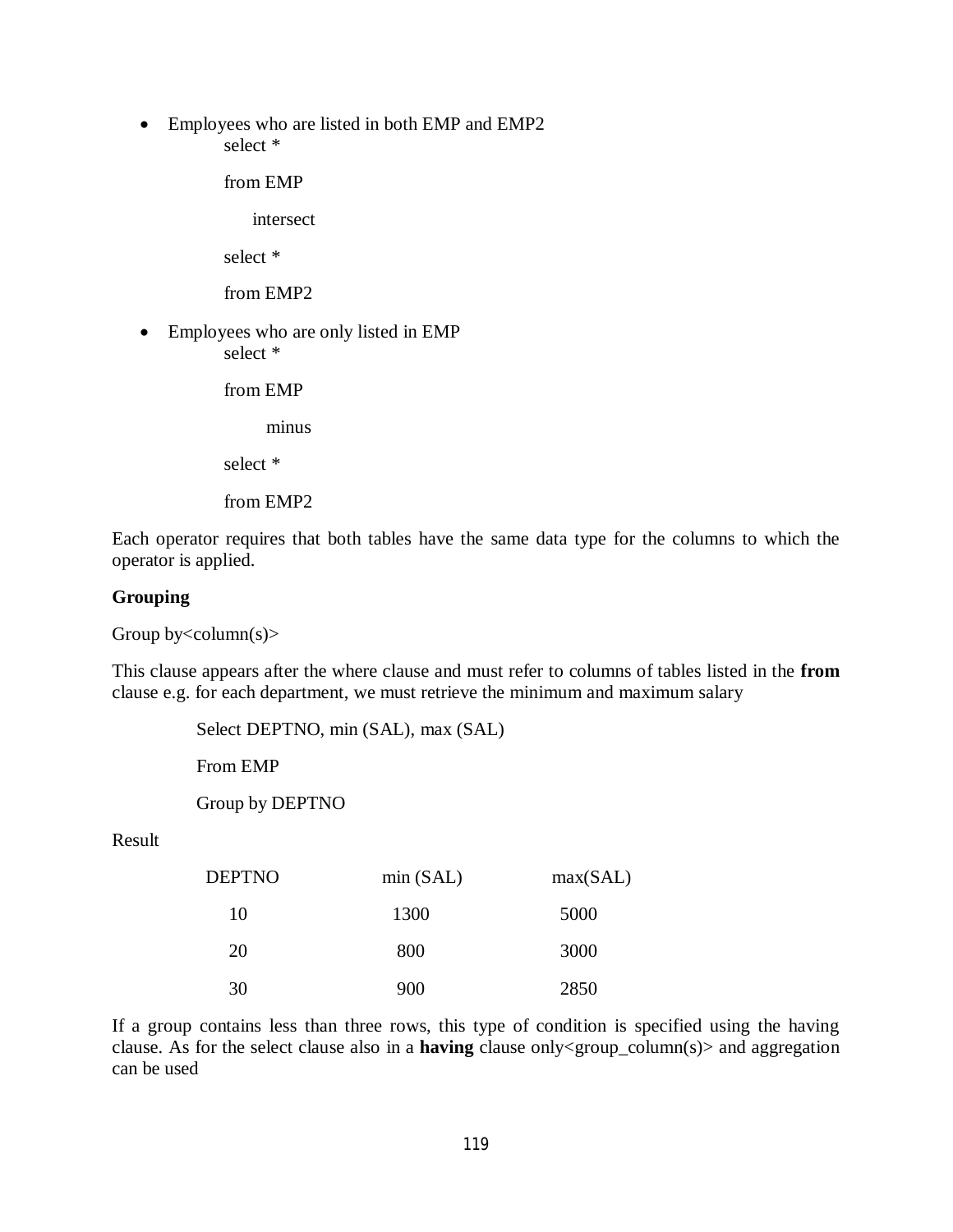- Employees who are listed in both EMP and EMP2

```
select *
from EMP
    intersect
select *
from EMP2
```

- Employees who are only listed in EMP

```
select *
from EMP
    minus
select *
from EMP2
```

Each operator requires that both tables have the same data type for the columns to which the operator is applied.

**Grouping**

Group by<column(s)>

This clause appears after the where clause and must refer to columns of tables listed in the **from** clause e.g. for each department, we must retrieve the minimum and maximum salary

```
Select DEPTNO, min (SAL), max (SAL)
From EMP
Group by DEPTNO
```

Result

| DEPTNO | min (SAL) | max(SAL) |
|---|---|---|
| 10 | 1300 | 5000 |
| 20 | 800 | 3000 |
| 30 | 900 | 2850 |

If a group contains less than three rows, this type of condition is specified using the having clause. As for the select clause also in a **having** clause only<group_column(s)> and aggregation can be used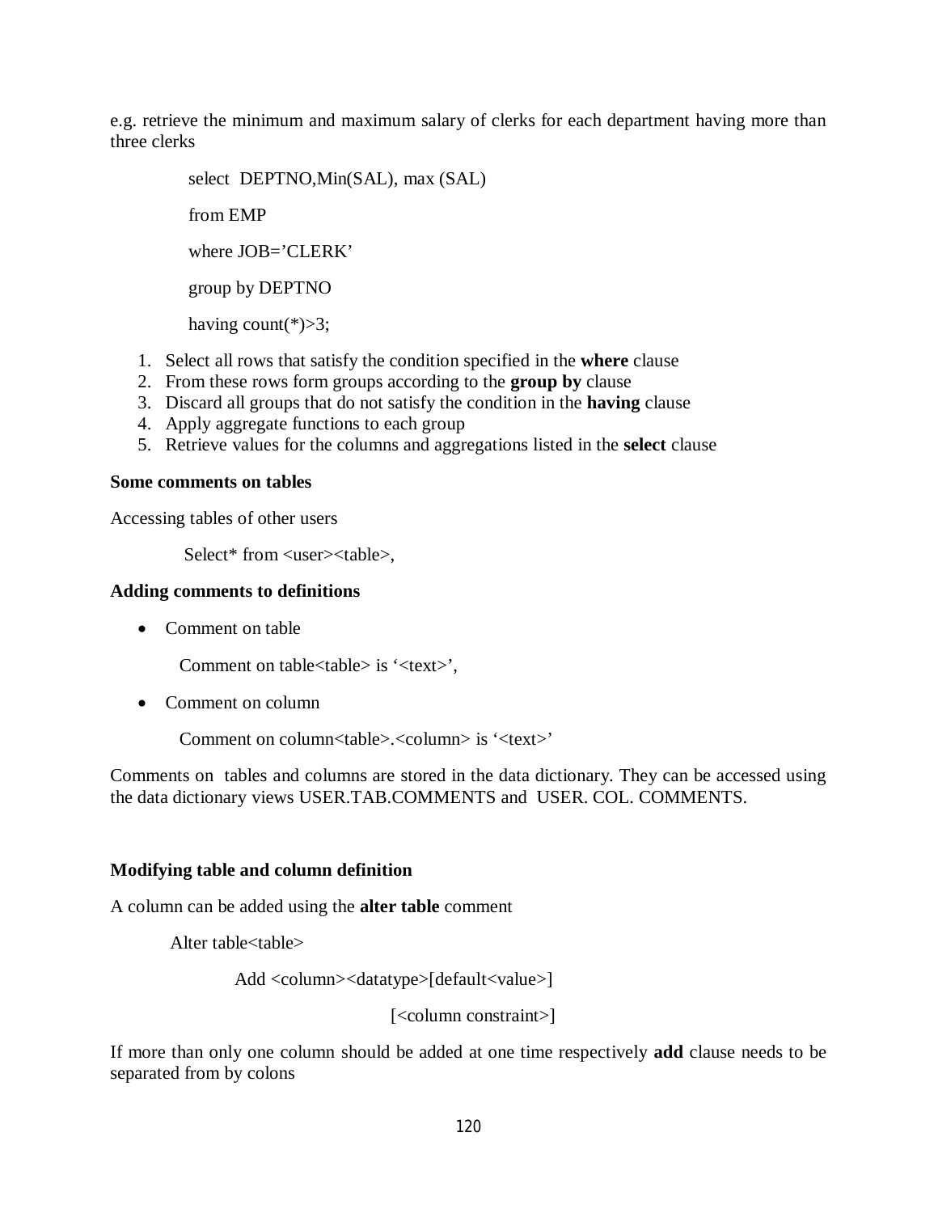e.g. retrieve the minimum and maximum salary of clerks for each department having more than three clerks

```
select  DEPTNO,Min(SAL), max (SAL)

from EMP

where JOB='CLERK'

group by DEPTNO

having count(*)>3;
```

1. Select all rows that satisfy the condition specified in the **where** clause
2. From these rows form groups according to the **group by** clause
3. Discard all groups that do not satisfy the condition in the **having** clause
4. Apply aggregate functions to each group
5. Retrieve values for the columns and aggregations listed in the **select** clause

**Some comments on tables**

Accessing tables of other users

```
Select* from <user><table>,
```

**Adding comments to definitions**

- Comment on table

```
Comment on table<table> is '<text>',
```

- Comment on column

```
Comment on column<table>.<column> is '<text>'
```

Comments on tables and columns are stored in the data dictionary. They can be accessed using the data dictionary views USER.TAB.COMMENTS and USER. COL. COMMENTS.

**Modifying table and column definition**

A column can be added using the **alter table** comment

```
Alter table<table>

          Add <column><datatype>[default<value>]

                                [<column constraint>]
```

If more than only one column should be added at one time respectively **add** clause needs to be separated from by colons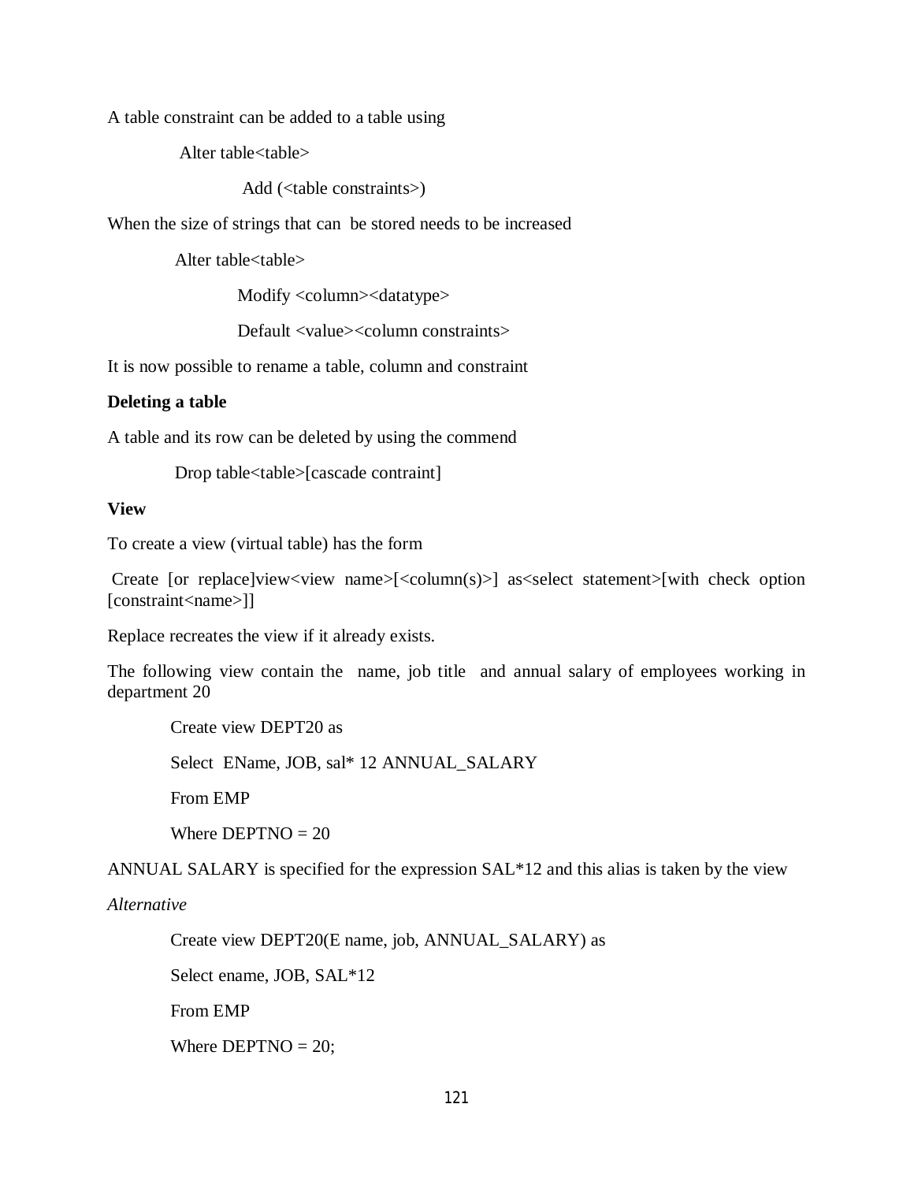A table constraint can be added to a table using

```
Alter table<table>
    Add (<table constraints>)
```

When the size of strings that can be stored needs to be increased

```
Alter table<table>
    Modify <column><datatype>
    Default <value><column constraints>
```

It is now possible to rename a table, column and constraint

**Deleting a table**

A table and its row can be deleted by using the commend

```
Drop table<table>[cascade contraint]
```

**View**

To create a view (virtual table) has the form

```
Create [or replace]view<view name>[<column(s)>] as<select statement>[with check option [constraint<name>]]
```

Replace recreates the view if it already exists.

The following view contain the name, job title and annual salary of employees working in department 20

```
Create view DEPT20 as
Select EName, JOB, sal* 12 ANNUAL_SALARY
From EMP
Where DEPTNO = 20
```

ANNUAL SALARY is specified for the expression SAL*12 and this alias is taken by the view

*Alternative*

```
Create view DEPT20(E name, job, ANNUAL_SALARY) as
Select ename, JOB, SAL*12
From EMP
Where DEPTNO = 20;
```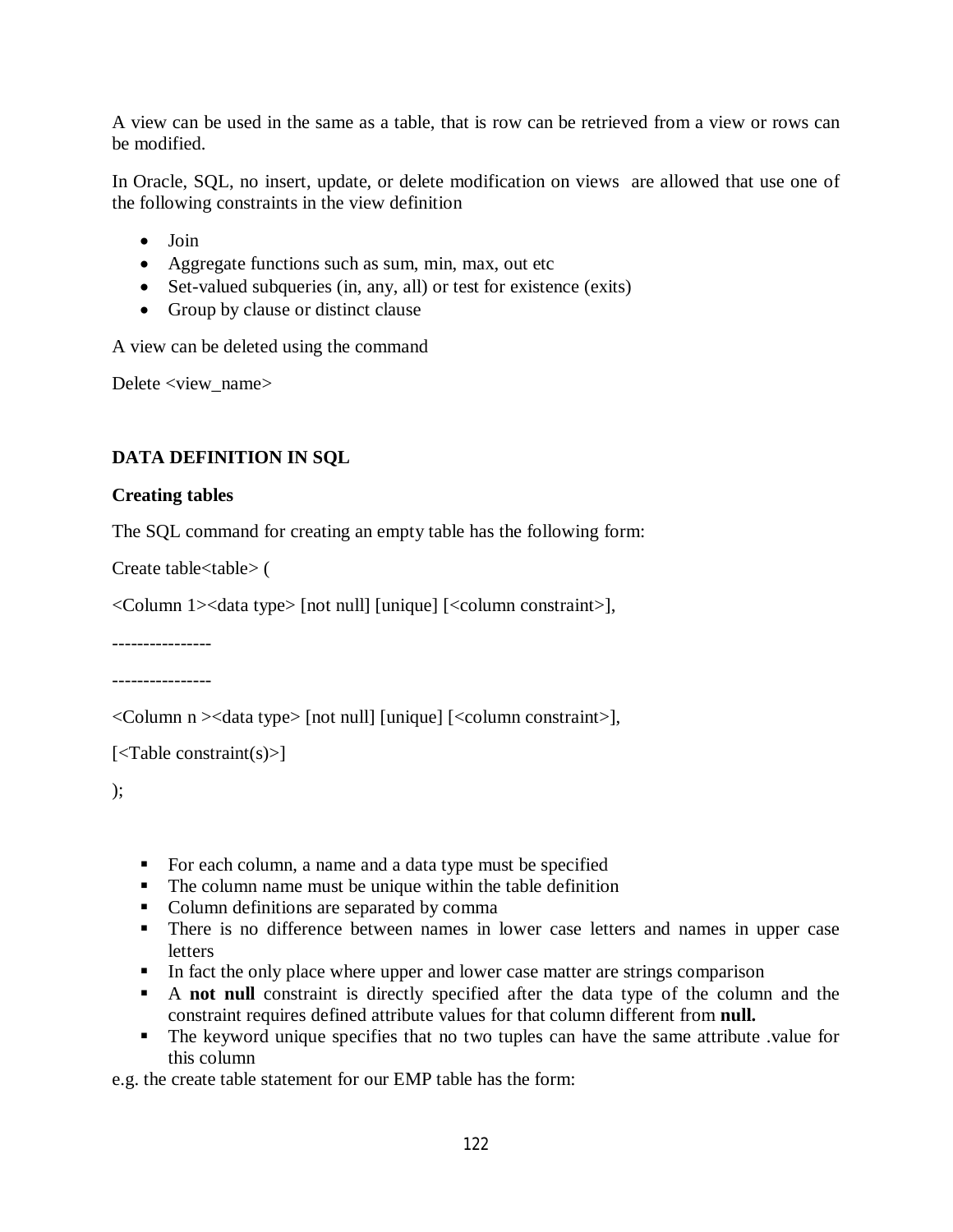A view can be used in the same as a table, that is row can be retrieved from a view or rows can be modified.

In Oracle, SQL, no insert, update, or delete modification on views are allowed that use one of the following constraints in the view definition

- Join
- Aggregate functions such as sum, min, max, out etc
- Set-valued subqueries (in, any, all) or test for existence (exits)
- Group by clause or distinct clause

A view can be deleted using the command

Delete <view_name>

## DATA DEFINITION IN SQL

### Creating tables

The SQL command for creating an empty table has the following form:

Create table<table> (

<Column 1><data type> [not null] [unique] [<column constraint>],

----------------

----------------

<Column n ><data type> [not null] [unique] [<column constraint>],

[<Table constraint(s)>]

);

- For each column, a name and a data type must be specified
- The column name must be unique within the table definition
- Column definitions are separated by comma
- There is no difference between names in lower case letters and names in upper case letters
- In fact the only place where upper and lower case matter are strings comparison
- A **not null** constraint is directly specified after the data type of the column and the constraint requires defined attribute values for that column different from **null.**
- The keyword unique specifies that no two tuples can have the same attribute .value for this column

e.g. the create table statement for our EMP table has the form: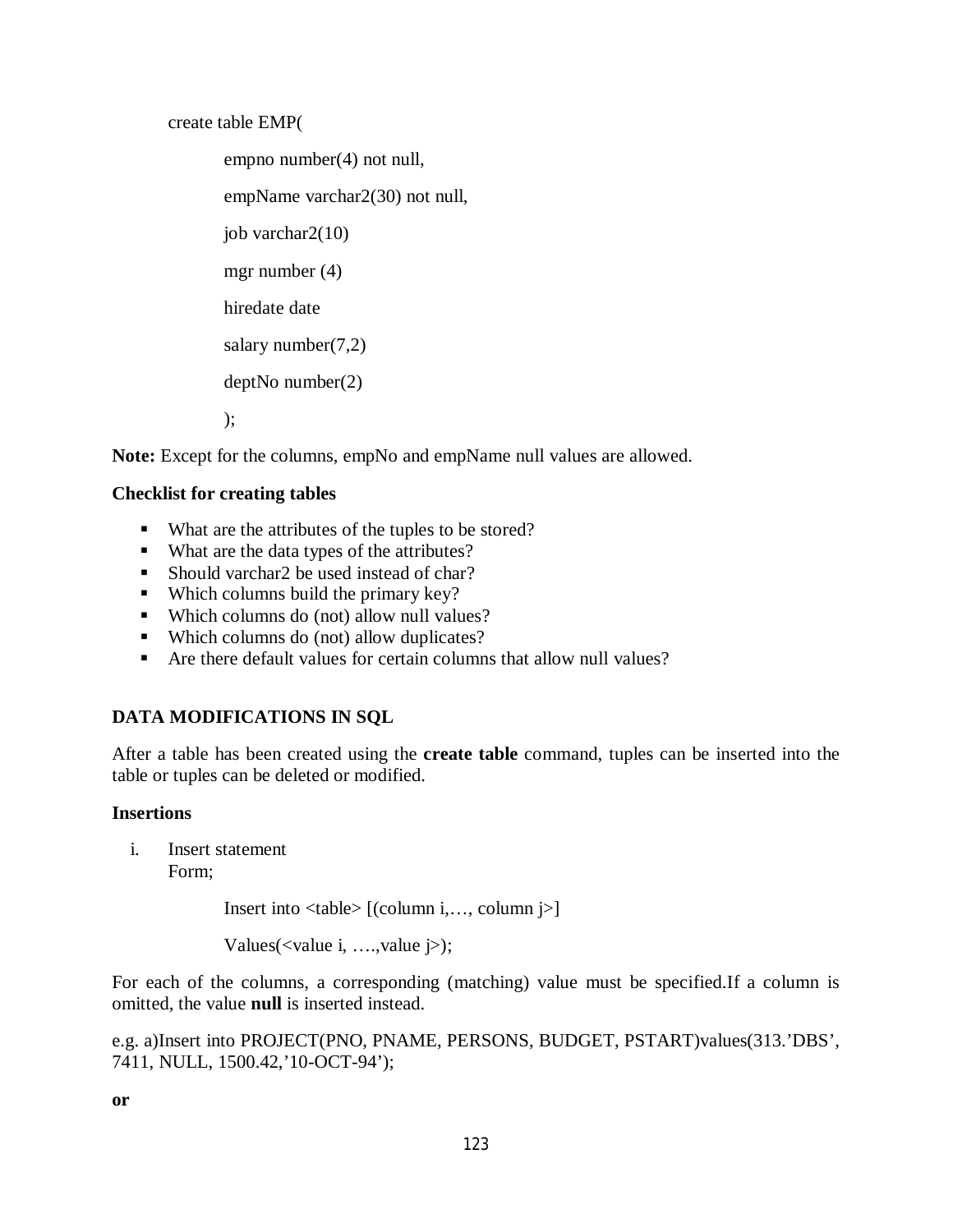```
create table EMP(
        empno number(4) not null,
        empName varchar2(30) not null,
        job varchar2(10)
        mgr number (4)
        hiredate date
        salary number(7,2)
        deptNo number(2)
        );
```

**Note:** Except for the columns, empNo and empName null values are allowed.

**Checklist for creating tables**

- What are the attributes of the tuples to be stored?
- What are the data types of the attributes?
- Should varchar2 be used instead of char?
- Which columns build the primary key?
- Which columns do (not) allow null values?
- Which columns do (not) allow duplicates?
- Are there default values for certain columns that allow null values?

**DATA MODIFICATIONS IN SQL**

After a table has been created using the **create table** command, tuples can be inserted into the table or tuples can be deleted or modified.

**Insertions**

i. Insert statement
   Form;

```
Insert into <table> [(column i,…, column j>]
Values(<value i, ….,value j>);
```

For each of the columns, a corresponding (matching) value must be specified.If a column is omitted, the value **null** is inserted instead.

e.g. a)Insert into PROJECT(PNO, PNAME, PERSONS, BUDGET, PSTART)values(313.'DBS', 7411, NULL, 1500.42,'10-OCT-94');

**or**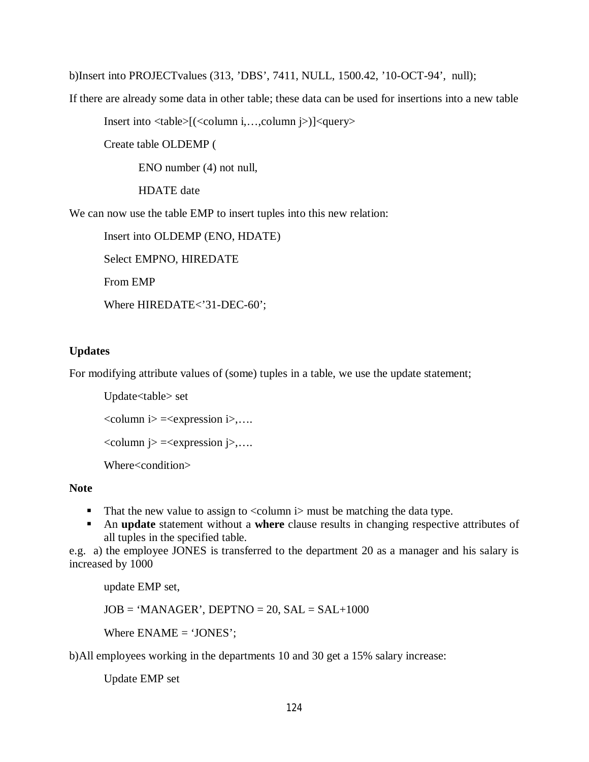b)Insert into PROJECTvalues (313, ’DBS’, 7411, NULL, 1500.42, ’10-OCT-94’, null);

If there are already some data in other table; these data can be used for insertions into a new table

```
Insert into <table>[(<column i,…,column j>)]<query>

Create table OLDEMP (

        ENO number (4) not null,

        HDATE date
```

We can now use the table EMP to insert tuples into this new relation:

```
Insert into OLDEMP (ENO, HDATE)

Select EMPNO, HIREDATE

From EMP

Where HIREDATE<’31-DEC-60’;
```

**Updates**

For modifying attribute values of (some) tuples in a table, we use the update statement;

```
Update<table> set

<column i> =<expression i>,….

<column j> =<expression j>,….

Where<condition>
```

**Note**

- That the new value to assign to <column i> must be matching the data type.
- An **update** statement without a **where** clause results in changing respective attributes of all tuples in the specified table.

e.g. a) the employee JONES is transferred to the department 20 as a manager and his salary is increased by 1000

```
update EMP set,

JOB = ‘MANAGER’, DEPTNO = 20, SAL = SAL+1000

Where ENAME = ‘JONES’;
```

b)All employees working in the departments 10 and 30 get a 15% salary increase:

```
Update EMP set
```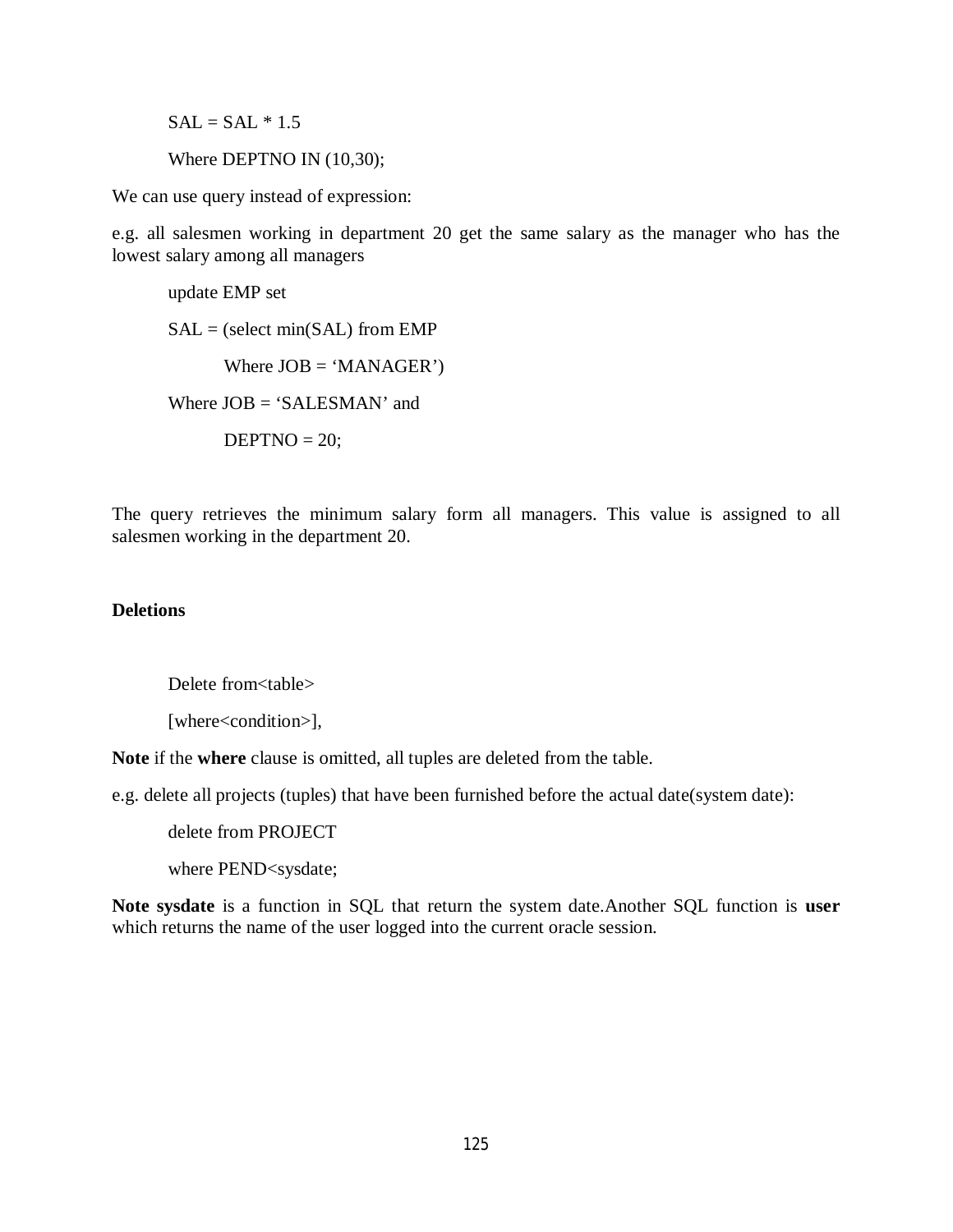```
SAL = SAL * 1.5
Where DEPTNO IN (10,30);
```

We can use query instead of expression:

e.g. all salesmen working in department 20 get the same salary as the manager who has the lowest salary among all managers

```
update EMP set
SAL = (select min(SAL) from EMP
        Where JOB = 'MANAGER')
Where JOB = 'SALESMAN' and
        DEPTNO = 20;
```

The query retrieves the minimum salary form all managers. This value is assigned to all salesmen working in the department 20.

**Deletions**

```
Delete from<table>
[where<condition>],
```

**Note** if the **where** clause is omitted, all tuples are deleted from the table.

e.g. delete all projects (tuples) that have been furnished before the actual date(system date):

```
delete from PROJECT
where PEND<sysdate;
```

**Note sysdate** is a function in SQL that return the system date.Another SQL function is **user** which returns the name of the user logged into the current oracle session.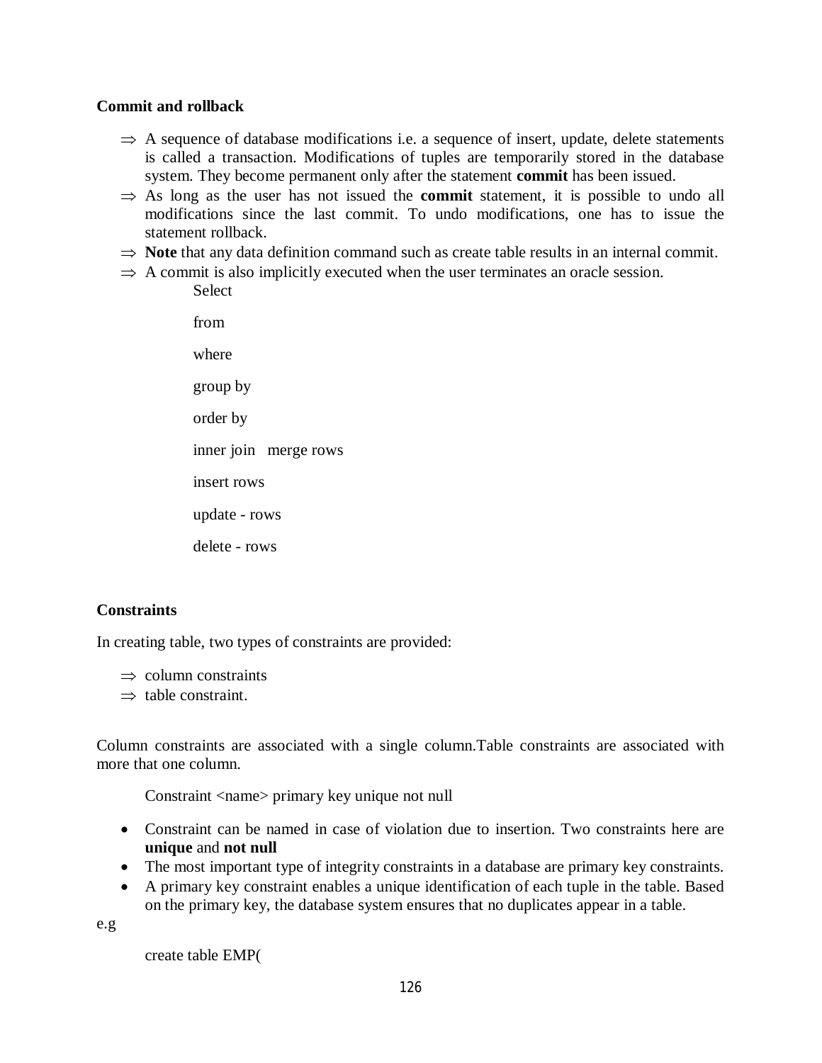**Commit and rollback**

- ⇒ A sequence of database modifications i.e. a sequence of insert, update, delete statements is called a transaction. Modifications of tuples are temporarily stored in the database system. They become permanent only after the statement **commit** has been issued.
- ⇒ As long as the user has not issued the **commit** statement, it is possible to undo all modifications since the last commit. To undo modifications, one has to issue the statement rollback.
- ⇒ **Note** that any data definition command such as create table results in an internal commit.
- ⇒ A commit is also implicitly executed when the user terminates an oracle session.

    Select

    from

    where

    group by

    order by

    inner join   merge rows

    insert rows

    update - rows

    delete - rows

**Constraints**

In creating table, two types of constraints are provided:

- ⇒ column constraints
- ⇒ table constraint.

Column constraints are associated with a single column.Table constraints are associated with more that one column.

Constraint <name> primary key unique not null

- Constraint can be named in case of violation due to insertion. Two constraints here are **unique** and **not null**
- The most important type of integrity constraints in a database are primary key constraints.
- A primary key constraint enables a unique identification of each tuple in the table. Based on the primary key, the database system ensures that no duplicates appear in a table.

e.g

```
create table EMP(
```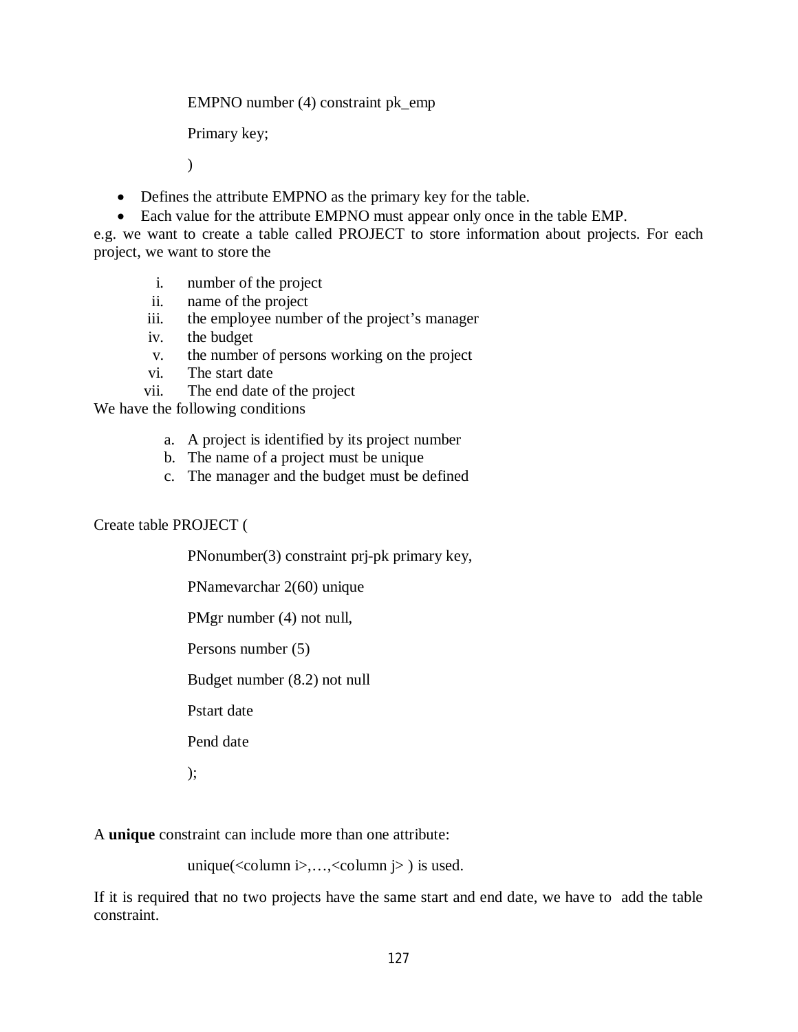```
EMPNO number (4) constraint pk_emp
Primary key;
)
```

- Defines the attribute EMPNO as the primary key for the table.
- Each value for the attribute EMPNO must appear only once in the table EMP.

e.g. we want to create a table called PROJECT to store information about projects. For each project, we want to store the

i. number of the project
ii. name of the project
iii. the employee number of the project's manager
iv. the budget
v. the number of persons working on the project
vi. The start date
vii. The end date of the project

We have the following conditions

a. A project is identified by its project number
b. The name of a project must be unique
c. The manager and the budget must be defined

```
Create table PROJECT (
    PNonumber(3) constraint prj-pk primary key,
    PNamevarchar 2(60) unique
    PMgr number (4) not null,
    Persons number (5)
    Budget number (8.2) not null
    Pstart date
    Pend date
    );
```

A **unique** constraint can include more than one attribute:

unique(<column i>,…,<column j> ) is used.

If it is required that no two projects have the same start and end date, we have to add the table constraint.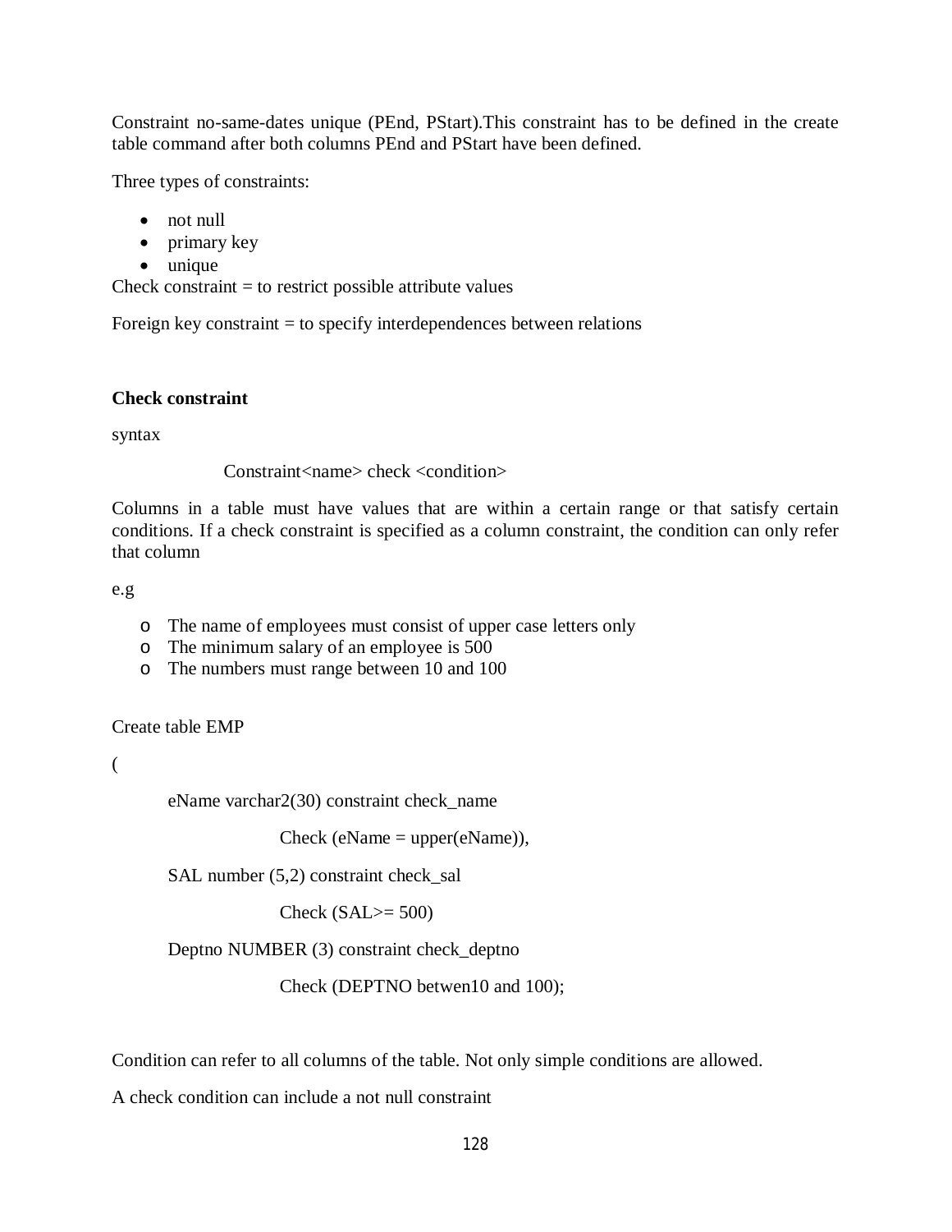Constraint no-same-dates unique (PEnd, PStart).This constraint has to be defined in the create table command after both columns PEnd and PStart have been defined.

Three types of constraints:

- not null
- primary key
- unique

Check constraint = to restrict possible attribute values

Foreign key constraint = to specify interdependences between relations

**Check constraint**

syntax

Constraint<name> check <condition>

Columns in a table must have values that are within a certain range or that satisfy certain conditions. If a check constraint is specified as a column constraint, the condition can only refer that column

e.g

- The name of employees must consist of upper case letters only
- The minimum salary of an employee is 500
- The numbers must range between 10 and 100

```
Create table EMP

(

    eName varchar2(30) constraint check_name

            Check (eName = upper(eName)),

    SAL number (5,2) constraint check_sal

            Check (SAL>= 500)

    Deptno NUMBER (3) constraint check_deptno

            Check (DEPTNO betwen10 and 100);
```

Condition can refer to all columns of the table. Not only simple conditions are allowed.

A check condition can include a not null constraint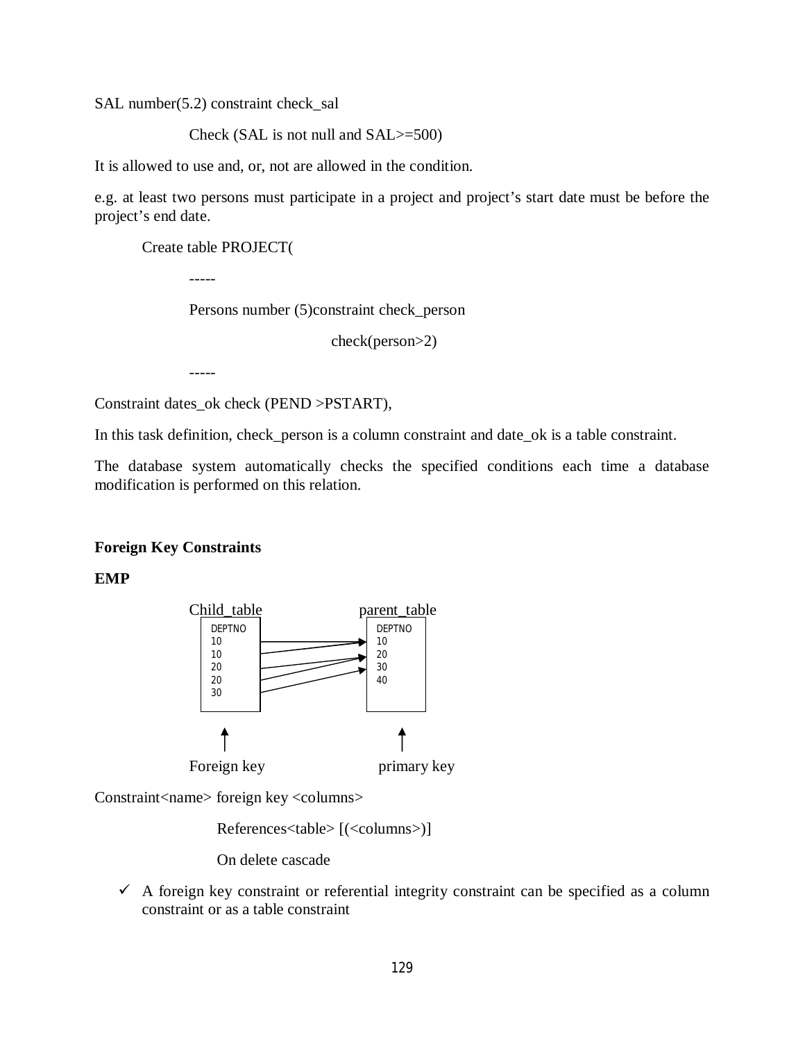SAL number(5.2) constraint check_sal

Check (SAL is not null and SAL>=500)

It is allowed to use and, or, not are allowed in the condition.

e.g. at least two persons must participate in a project and project's start date must be before the project's end date.

```
Create table PROJECT(
        -----
        Persons number (5)constraint check_person
                    check(person>2)
        -----
Constraint dates_ok check (PEND >PSTART),
```

In this task definition, check_person is a column constraint and date_ok is a table constraint.

The database system automatically checks the specified conditions each time a database modification is performed on this relation.

**Foreign Key Constraints**

**EMP**

| Child_table DEPTNO | parent_table DEPTNO |
|---|---|
| 10 | 10 |
| 10 | 20 |
| 20 | 30 |
| 20 | 40 |
| 30 | |

Foreign key → primary key

```
Constraint<name> foreign key <columns>
        References<table> [(<columns>)]
        On delete cascade
```

- ✓ A foreign key constraint or referential integrity constraint can be specified as a column constraint or as a table constraint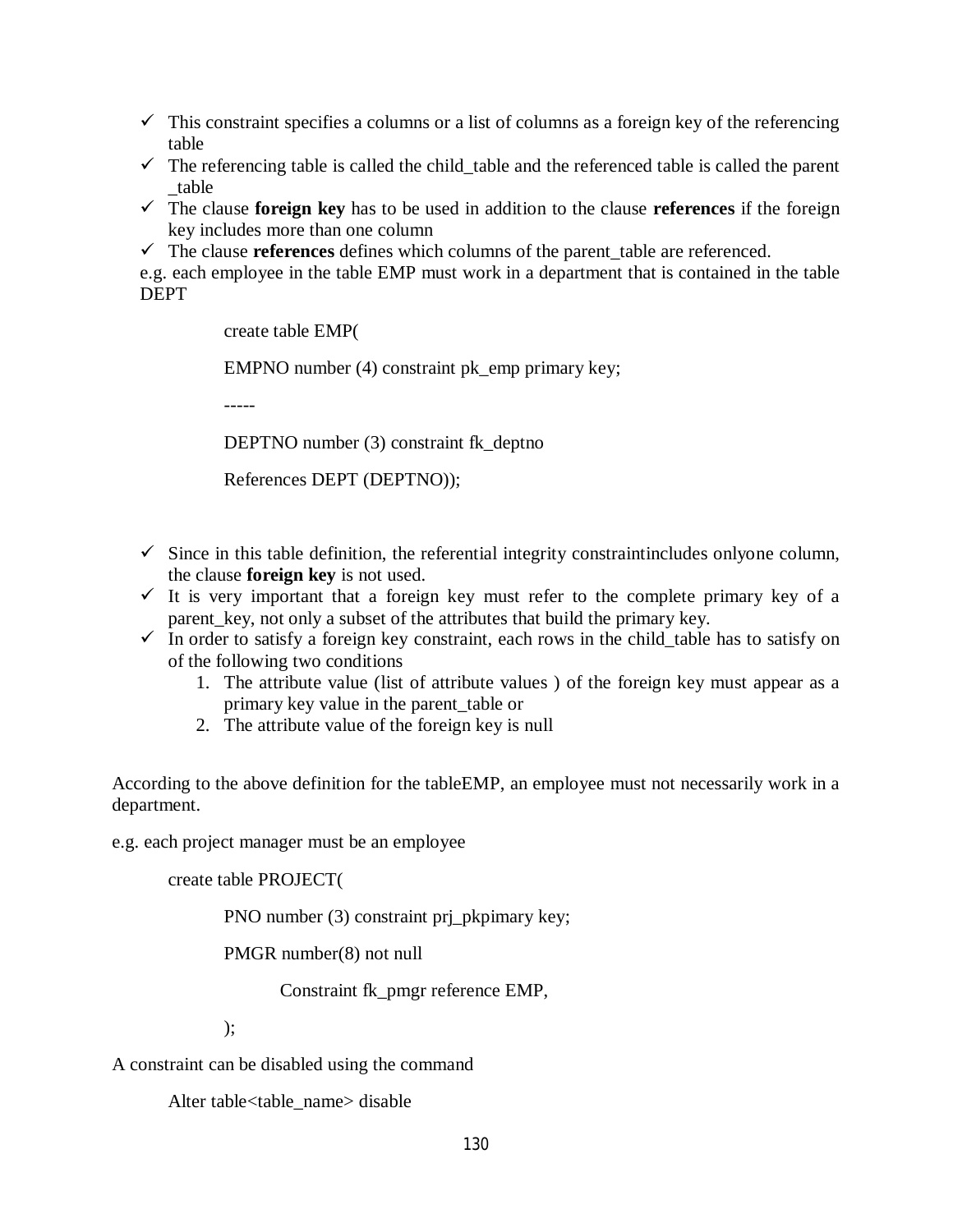- ✓ This constraint specifies a columns or a list of columns as a foreign key of the referencing table
- ✓ The referencing table is called the child_table and the referenced table is called the parent _table
- ✓ The clause **foreign key** has to be used in addition to the clause **references** if the foreign key includes more than one column
- ✓ The clause **references** defines which columns of the parent_table are referenced.

e.g. each employee in the table EMP must work in a department that is contained in the table DEPT

```
create table EMP(

EMPNO number (4) constraint pk_emp primary key;

-----

DEPTNO number (3) constraint fk_deptno

References DEPT (DEPTNO));
```

- ✓ Since in this table definition, the referential integrity constraintincludes onlyone column, the clause **foreign key** is not used.
- ✓ It is very important that a foreign key must refer to the complete primary key of a parent_key, not only a subset of the attributes that build the primary key.
- ✓ In order to satisfy a foreign key constraint, each rows in the child_table has to satisfy on of the following two conditions
    1. The attribute value (list of attribute values ) of the foreign key must appear as a primary key value in the parent_table or
    2. The attribute value of the foreign key is null

According to the above definition for the tableEMP, an employee must not necessarily work in a department.

e.g. each project manager must be an employee

```
create table PROJECT(

    PNO number (3) constraint prj_pkpimary key;

    PMGR number(8) not null

        Constraint fk_pmgr reference EMP,

    );
```

A constraint can be disabled using the command

```
Alter table<table_name> disable
```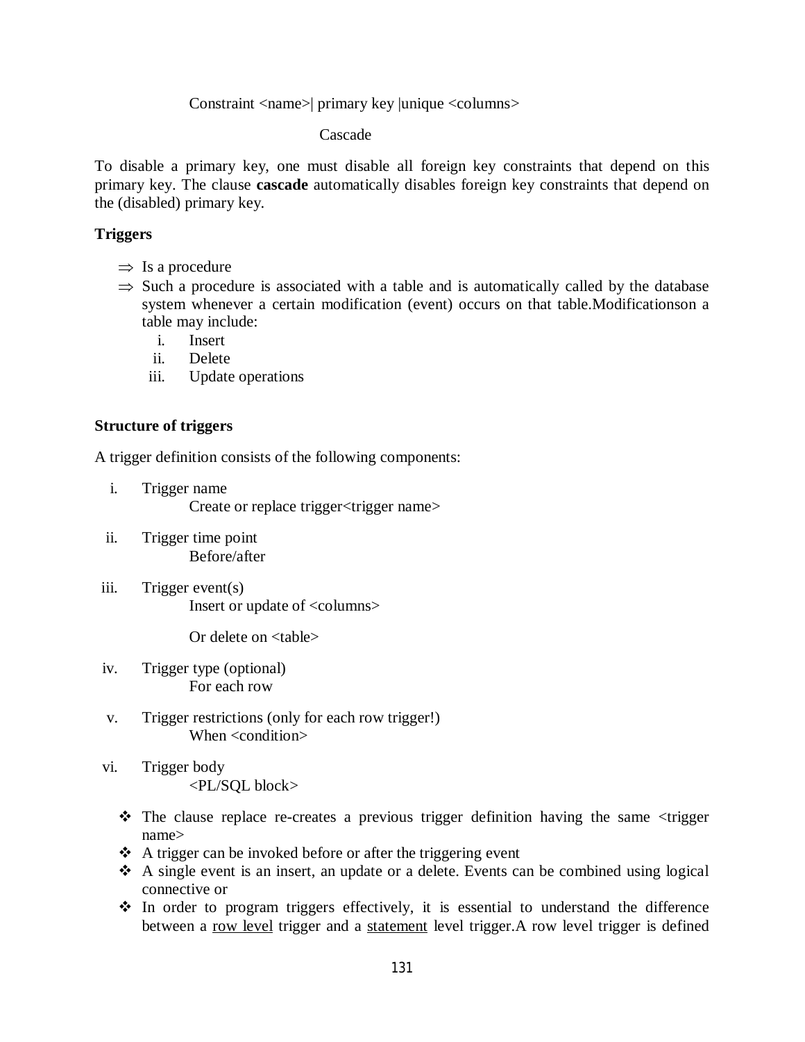Constraint <name>| primary key |unique <columns>

Cascade

To disable a primary key, one must disable all foreign key constraints that depend on this primary key. The clause **cascade** automatically disables foreign key constraints that depend on the (disabled) primary key.

**Triggers**

- ⇒ Is a procedure
- ⇒ Such a procedure is associated with a table and is automatically called by the database system whenever a certain modification (event) occurs on that table.Modificationson a table may include:
  - i. Insert
  - ii. Delete
  - iii. Update operations

**Structure of triggers**

A trigger definition consists of the following components:

i. Trigger name
   Create or replace trigger<trigger name>

ii. Trigger time point
   Before/after

iii. Trigger event(s)
   Insert or update of <columns>

   Or delete on <table>

iv. Trigger type (optional)
   For each row

v. Trigger restrictions (only for each row trigger!)
   When <condition>

vi. Trigger body
   <PL/SQL block>

- ❖ The clause replace re-creates a previous trigger definition having the same <trigger name>
- ❖ A trigger can be invoked before or after the triggering event
- ❖ A single event is an insert, an update or a delete. Events can be combined using logical connective or
- ❖ In order to program triggers effectively, it is essential to understand the difference between a row level trigger and a statement level trigger.A row level trigger is defined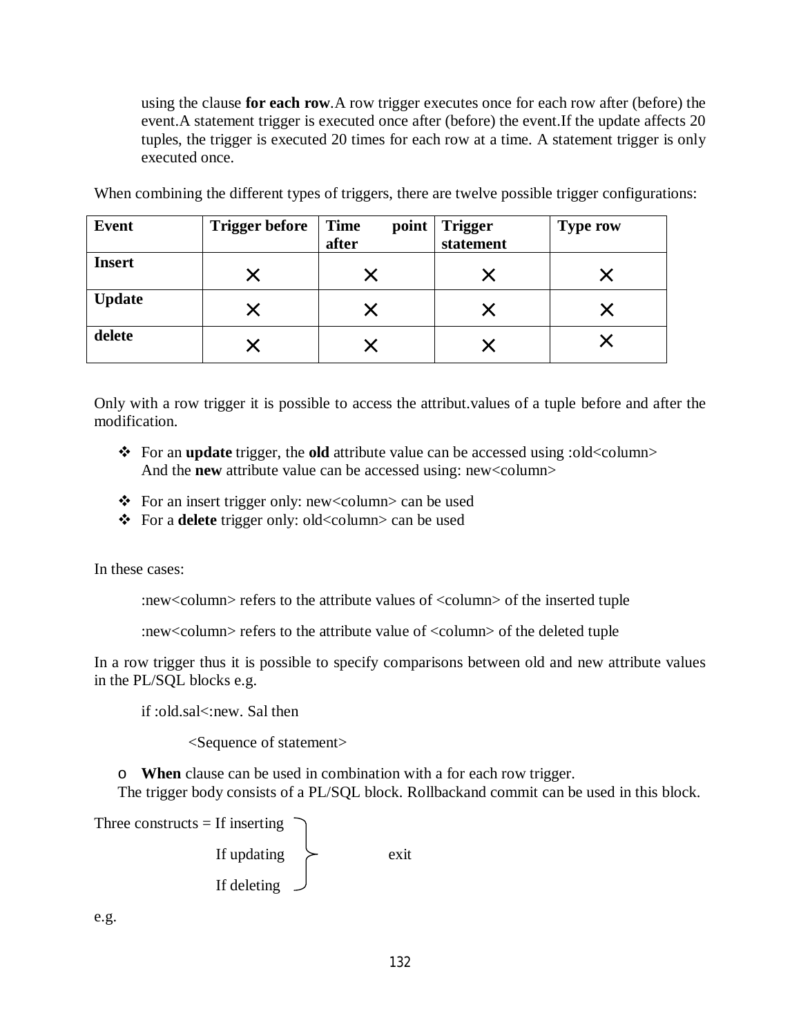using the clause **for each row**.A row trigger executes once for each row after (before) the event.A statement trigger is executed once after (before) the event.If the update affects 20 tuples, the trigger is executed 20 times for each row at a time. A statement trigger is only executed once.

When combining the different types of triggers, there are twelve possible trigger configurations:

| **Event** | **Trigger before** | **Time point after** | **Trigger statement** | **Type row** |
|---|---|---|---|---|
| **Insert** | × | × | × | × |
| **Update** | × | × | × | × |
| **delete** | × | × | × | × |

Only with a row trigger it is possible to access the attribut.values of a tuple before and after the modification.

- For an **update** trigger, the **old** attribute value can be accessed using :old<column>
  And the **new** attribute value can be accessed using: new<column>
- For an insert trigger only: new<column> can be used
- For a **delete** trigger only: old<column> can be used

In these cases:

:new<column> refers to the attribute values of <column> of the inserted tuple

:new<column> refers to the attribute value of <column> of the deleted tuple

In a row trigger thus it is possible to specify comparisons between old and new attribute values in the PL/SQL blocks e.g.

```
if :old.sal<:new. Sal then

        <Sequence of statement>
```

- **When** clause can be used in combination with a for each row trigger.

The trigger body consists of a PL/SQL block. Rollbackand commit can be used in this block.

Three constructs = If inserting, If updating, If deleting } exit

e.g.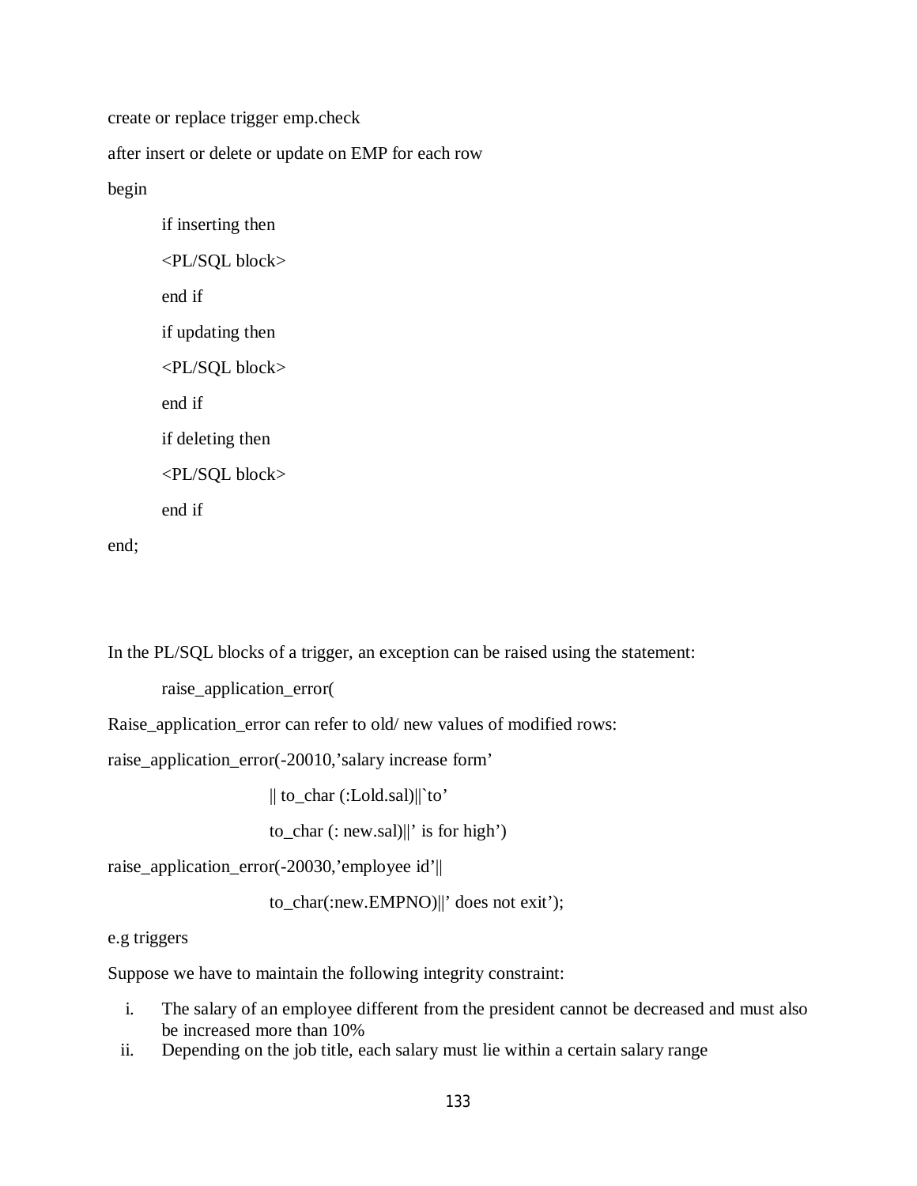```
create or replace trigger emp.check
after insert or delete or update on EMP for each row
begin
        if inserting then
        <PL/SQL block>
        end if
        if updating then
        <PL/SQL block>
        end if
        if deleting then
        <PL/SQL block>
        end if
end;
```

In the PL/SQL blocks of a trigger, an exception can be raised using the statement:

```
        raise_application_error(
```

Raise_application_error can refer to old/ new values of modified rows:

```
raise_application_error(-20010,'salary increase form'
                        || to_char (:Lold.sal)||`to'
                        to_char (: new.sal)||' is for high')
raise_application_error(-20030,'employee id'||
                        to_char(:new.EMPNO)||' does not exit');
```

e.g triggers

Suppose we have to maintain the following integrity constraint:

i. The salary of an employee different from the president cannot be decreased and must also be increased more than 10%
ii. Depending on the job title, each salary must lie within a certain salary range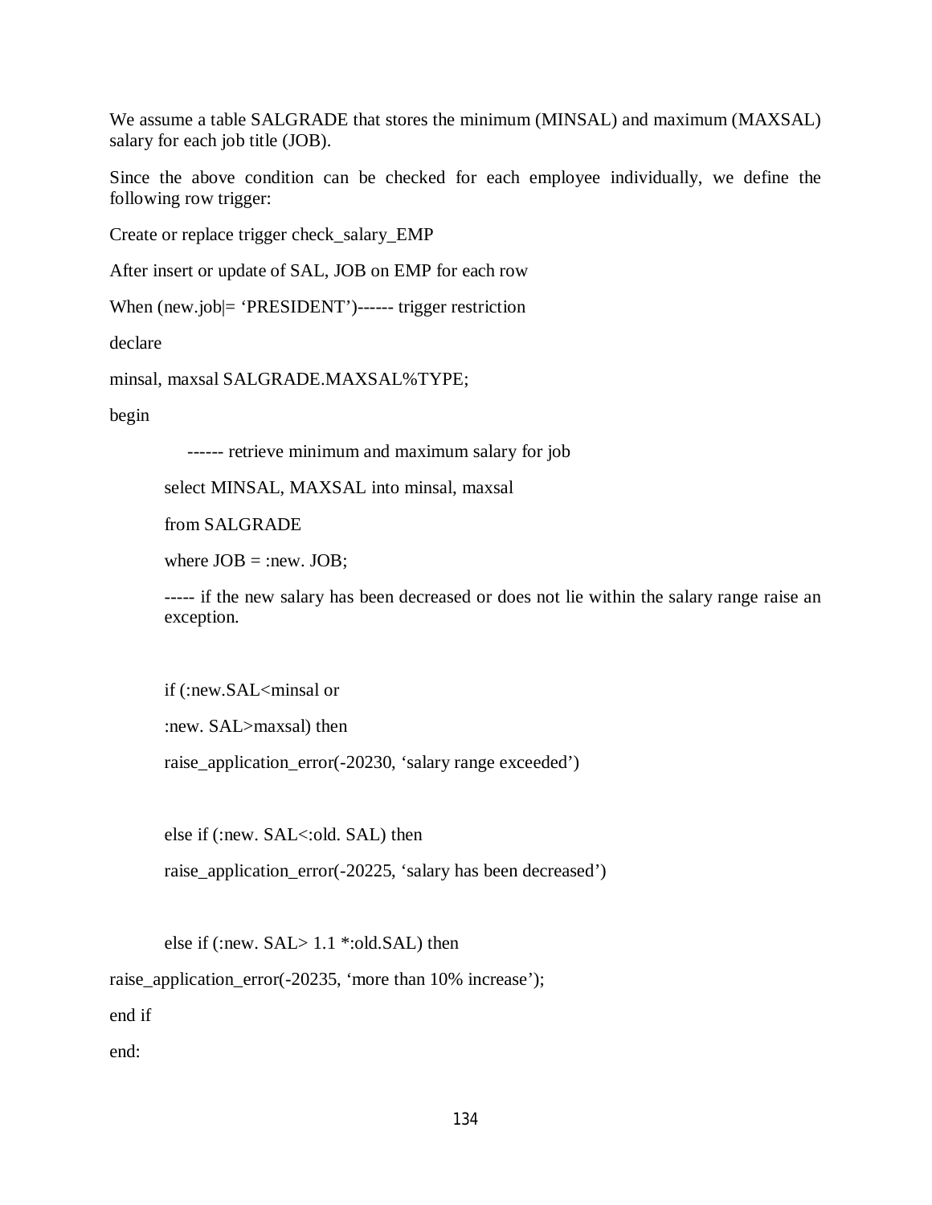We assume a table SALGRADE that stores the minimum (MINSAL) and maximum (MAXSAL) salary for each job title (JOB).

Since the above condition can be checked for each employee individually, we define the following row trigger:

```
Create or replace trigger check_salary_EMP

After insert or update of SAL, JOB on EMP for each row

When (new.job|= ‘PRESIDENT’)------ trigger restriction

declare

minsal, maxsal SALGRADE.MAXSAL%TYPE;

begin

        ------ retrieve minimum and maximum salary for job

      select MINSAL, MAXSAL into minsal, maxsal

      from SALGRADE

      where JOB = :new. JOB;

      ----- if the new salary has been decreased or does not lie within the salary range raise an
      exception.


      if (:new.SAL<minsal or

      :new. SAL>maxsal) then

      raise_application_error(-20230, ‘salary range exceeded’)


      else if (:new. SAL<:old. SAL) then

      raise_application_error(-20225, ‘salary has been decreased’)


      else if (:new. SAL> 1.1 *:old.SAL) then

raise_application_error(-20235, ‘more than 10% increase’);

end if

end:
```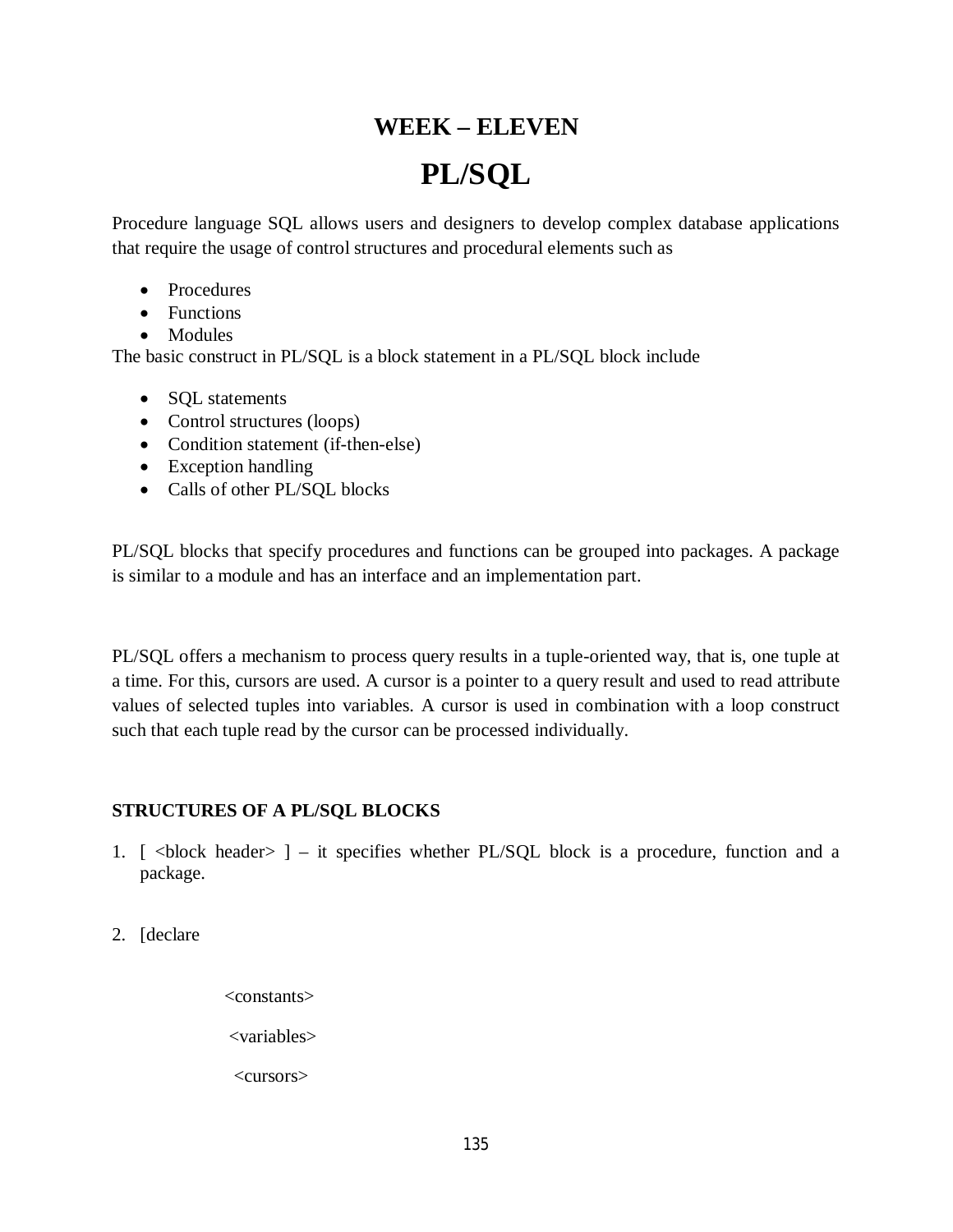# WEEK – ELEVEN

# PL/SQL

Procedure language SQL allows users and designers to develop complex database applications that require the usage of control structures and procedural elements such as

- Procedures
- Functions
- Modules

The basic construct in PL/SQL is a block statement in a PL/SQL block include

- SQL statements
- Control structures (loops)
- Condition statement (if-then-else)
- Exception handling
- Calls of other PL/SQL blocks

PL/SQL blocks that specify procedures and functions can be grouped into packages. A package is similar to a module and has an interface and an implementation part.

PL/SQL offers a mechanism to process query results in a tuple-oriented way, that is, one tuple at a time. For this, cursors are used. A cursor is a pointer to a query result and used to read attribute values of selected tuples into variables. A cursor is used in combination with a loop construct such that each tuple read by the cursor can be processed individually.

**STRUCTURES OF A PL/SQL BLOCKS**

1. [ <block header> ] – it specifies whether PL/SQL block is a procedure, function and a package.

2. [declare

   <constants>

   <variables>

   <cursors>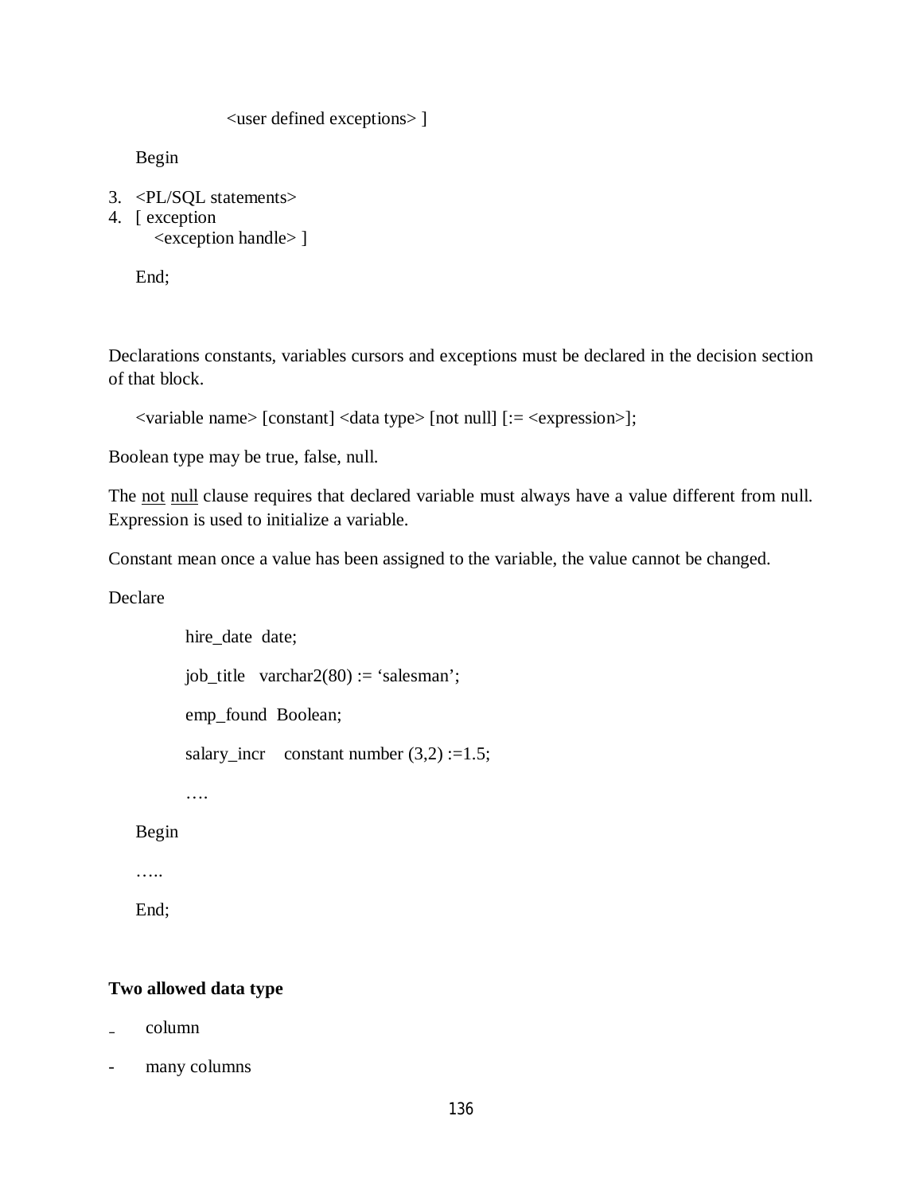<user defined exceptions> ]

Begin

3. <PL/SQL statements>
4. [ exception
   <exception handle> ]

End;

Declarations constants, variables cursors and exceptions must be declared in the decision section of that block.

<variable name> [constant] <data type> [not null] [:= <expression>];

Boolean type may be true, false, null.

The not null clause requires that declared variable must always have a value different from null. Expression is used to initialize a variable.

Constant mean once a value has been assigned to the variable, the value cannot be changed.

```
Declare
        hire_date  date;
        job_title   varchar2(80) := 'salesman';
        emp_found  Boolean;
        salary_incr    constant number (3,2) :=1.5;
        ….
Begin
…..
End;
```

**Two allowed data type**

- column
- many columns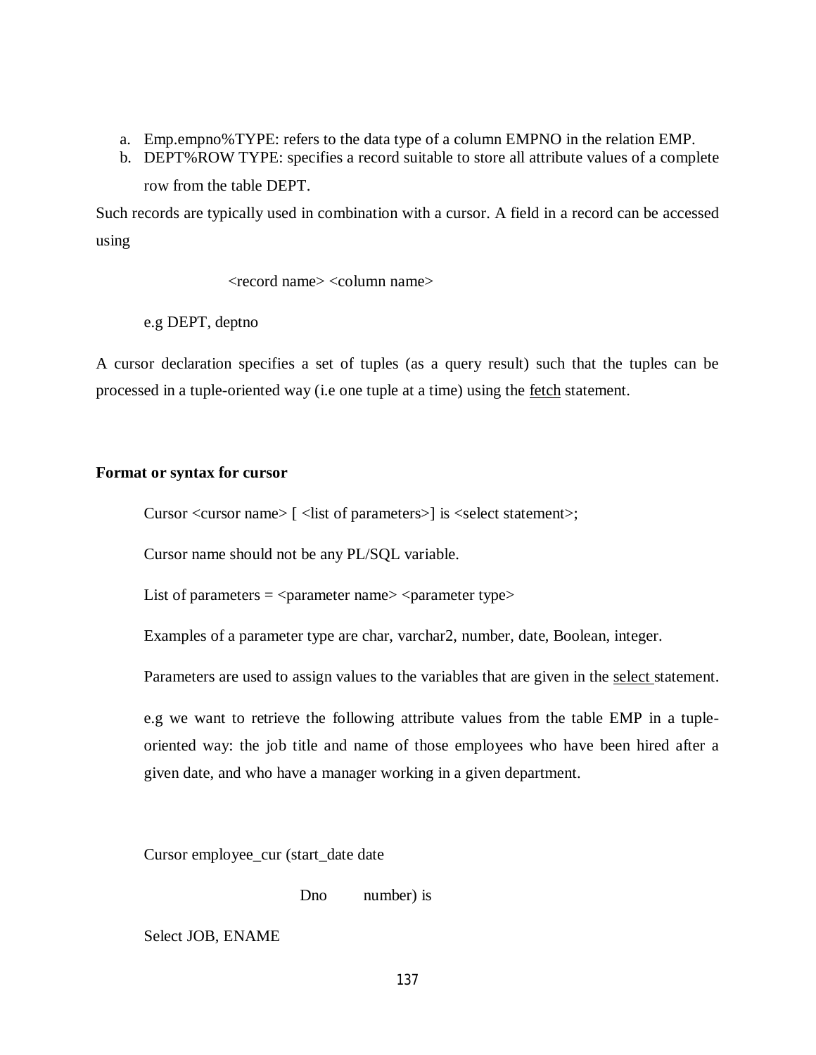a. Emp.empno%TYPE: refers to the data type of a column EMPNO in the relation EMP.
b. DEPT%ROW TYPE: specifies a record suitable to store all attribute values of a complete row from the table DEPT.

Such records are typically used in combination with a cursor. A field in a record can be accessed using

<record name> <column name>

e.g DEPT, deptno

A cursor declaration specifies a set of tuples (as a query result) such that the tuples can be processed in a tuple-oriented way (i.e one tuple at a time) using the <u>fetch</u> statement.

**Format or syntax for cursor**

Cursor <cursor name> [ <list of parameters>] is <select statement>;

Cursor name should not be any PL/SQL variable.

List of parameters = <parameter name> <parameter type>

Examples of a parameter type are char, varchar2, number, date, Boolean, integer.

Parameters are used to assign values to the variables that are given in the <u>select</u> statement.

e.g we want to retrieve the following attribute values from the table EMP in a tuple-oriented way: the job title and name of those employees who have been hired after a given date, and who have a manager working in a given department.

```
Cursor employee_cur (start_date date
                     Dno        number) is
Select JOB, ENAME
```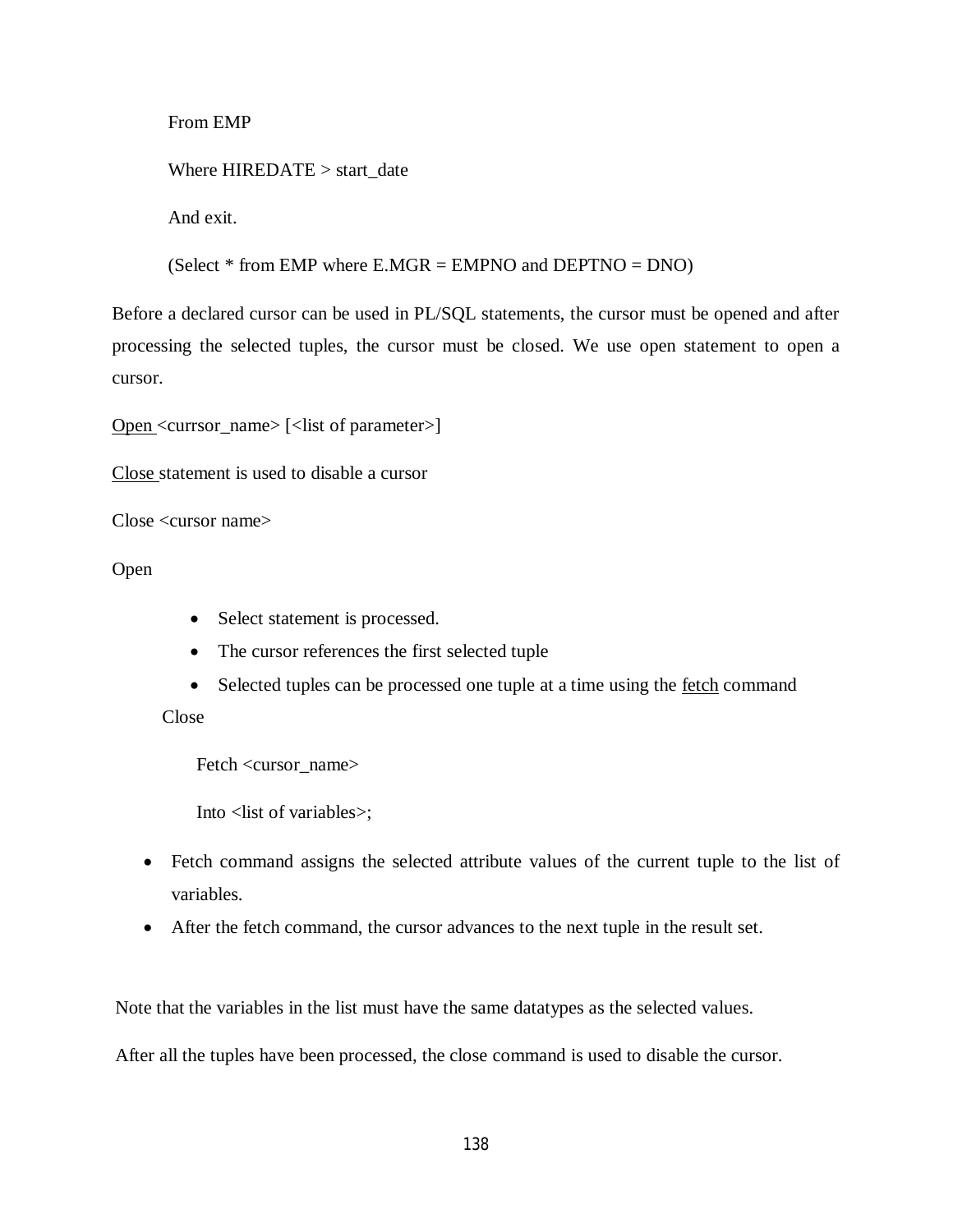From EMP

Where HIREDATE > start_date

And exit.

(Select * from EMP where E.MGR = EMPNO and DEPTNO = DNO)

Before a declared cursor can be used in PL/SQL statements, the cursor must be opened and after processing the selected tuples, the cursor must be closed. We use open statement to open a cursor.

<u>Open</u> <currsor_name> [<list of parameter>]

<u>Close</u> statement is used to disable a cursor

Close <cursor name>

Open

- Select statement is processed.
- The cursor references the first selected tuple
- Selected tuples can be processed one tuple at a time using the <u>fetch</u> command

Close

Fetch <cursor_name>

Into <list of variables>;

- Fetch command assigns the selected attribute values of the current tuple to the list of variables.
- After the fetch command, the cursor advances to the next tuple in the result set.

Note that the variables in the list must have the same datatypes as the selected values.

After all the tuples have been processed, the close command is used to disable the cursor.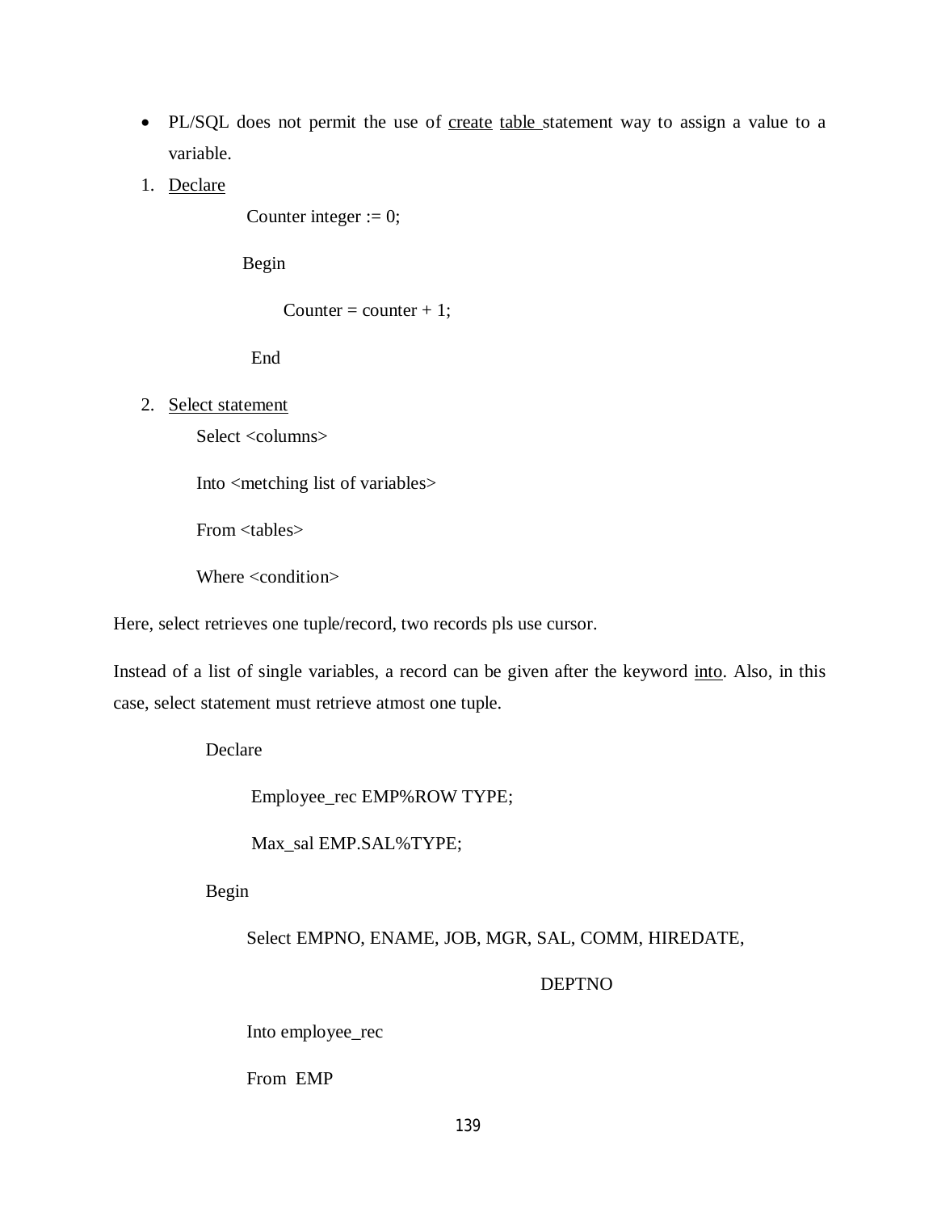- PL/SQL does not permit the use of <u>create</u> <u>table</u> statement way to assign a value to a variable.

1. <u>Declare</u>

```
    Counter integer := 0;

   Begin

         Counter = counter + 1;

    End
```

2. <u>Select statement</u>

```
Select <columns>

Into <metching list of variables>

From <tables>

Where <condition>
```

Here, select retrieves one tuple/record, two records pls use cursor.

Instead of a list of single variables, a record can be given after the keyword <u>into</u>. Also, in this case, select statement must retrieve atmost one tuple.

```
Declare

        Employee_rec EMP%ROW TYPE;

        Max_sal EMP.SAL%TYPE;

Begin

      Select EMPNO, ENAME, JOB, MGR, SAL, COMM, HIREDATE,

                                                  DEPTNO

      Into employee_rec

      From  EMP
```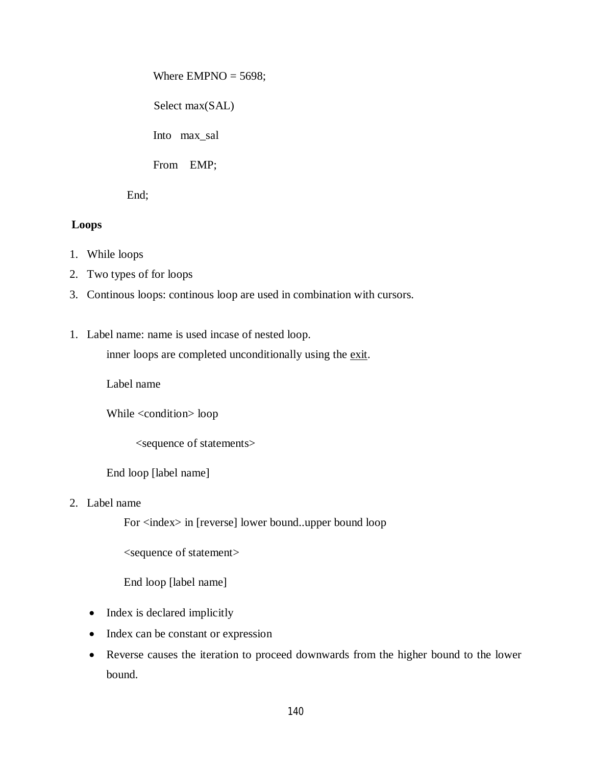```
        Where EMPNO = 5698;
        Select max(SAL)
        Into   max_sal
        From    EMP;
    End;
```

**Loops**

1. While loops
2. Two types of for loops
3. Continous loops: continous loop are used in combination with cursors.

1. Label name: name is used incase of nested loop.

   inner loops are completed unconditionally using the exit.

   ```
   Label name
   While <condition> loop
       <sequence of statements>
   End loop [label name]
   ```

2. Label name

   ```
   For <index> in [reverse] lower bound..upper bound loop
   <sequence of statement>
   End loop [label name]
   ```

   - Index is declared implicitly
   - Index can be constant or expression
   - Reverse causes the iteration to proceed downwards from the higher bound to the lower bound.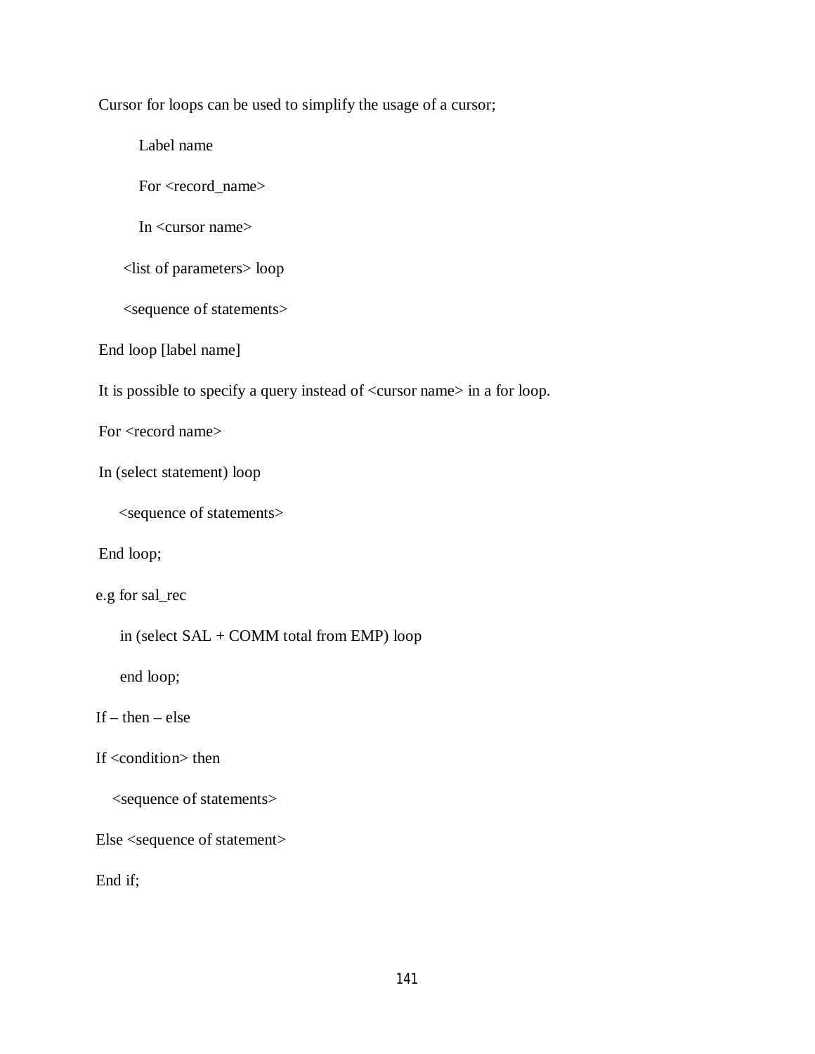Cursor for loops can be used to simplify the usage of a cursor;

```
    Label name
    For <record_name>
    In <cursor name>
  <list of parameters> loop
  <sequence of statements>
End loop [label name]
```

It is possible to specify a query instead of <cursor name> in a for loop.

```
For <record name>
In (select statement) loop
  <sequence of statements>
End loop;
```

```
e.g for sal_rec
  in (select SAL + COMM total from EMP) loop
  end loop;
```

If – then – else

```
If <condition> then
  <sequence of statements>
Else <sequence of statement>
End if;
```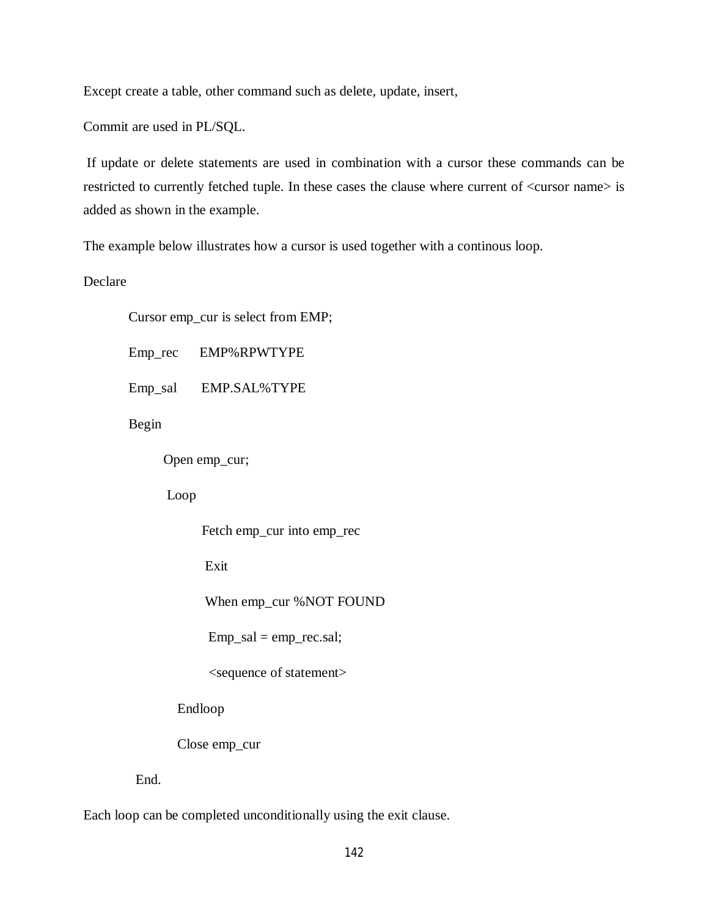Except create a table, other command such as delete, update, insert,

Commit are used in PL/SQL.

If update or delete statements are used in combination with a cursor these commands can be restricted to currently fetched tuple. In these cases the clause where current of <cursor name> is added as shown in the example.

The example below illustrates how a cursor is used together with a continous loop.

```
Declare
    Cursor emp_cur is select from EMP;
    Emp_rec      EMP%RPWTYPE
    Emp_sal      EMP.SAL%TYPE
    Begin
        Open emp_cur;
        Loop
            Fetch emp_cur into emp_rec
            Exit
            When emp_cur %NOT FOUND
            Emp_sal = emp_rec.sal;
            <sequence of statement>
        Endloop
        Close emp_cur
    End.
```

Each loop can be completed unconditionally using the exit clause.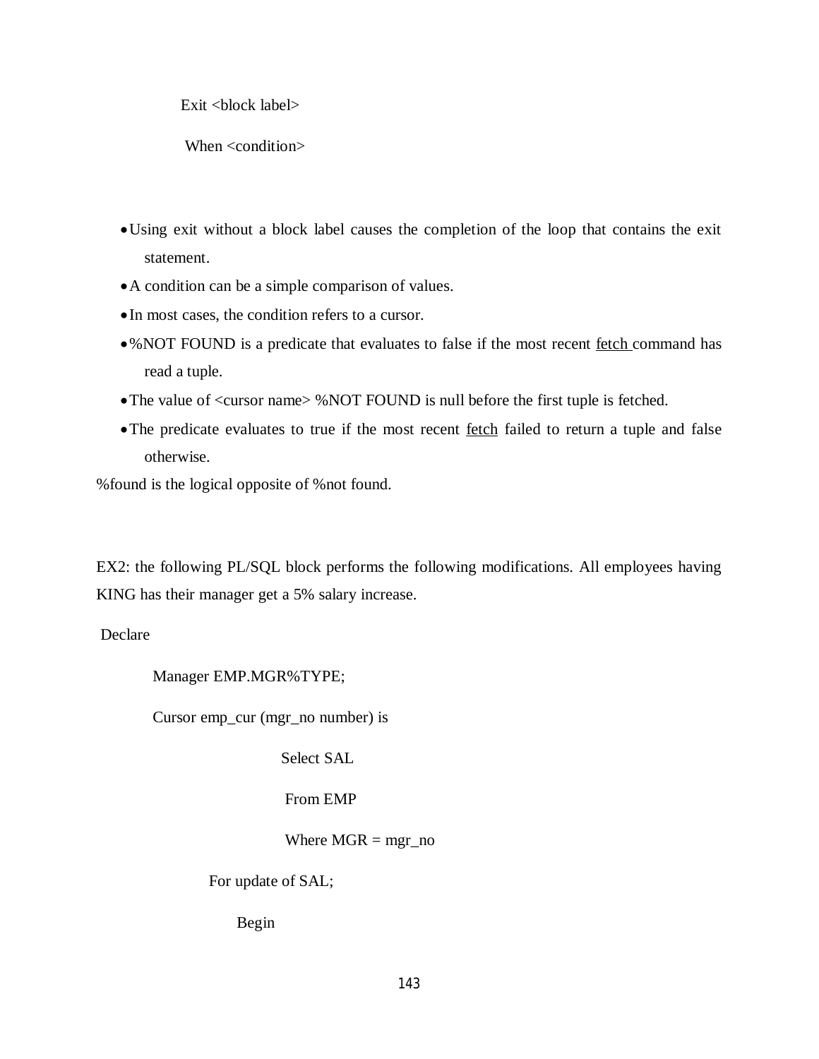```
Exit <block label>
 When <condition>
```

- Using exit without a block label causes the completion of the loop that contains the exit statement.
- A condition can be a simple comparison of values.
- In most cases, the condition refers to a cursor.
- %NOT FOUND is a predicate that evaluates to false if the most recent fetch command has read a tuple.
- The value of <cursor name> %NOT FOUND is null before the first tuple is fetched.
- The predicate evaluates to true if the most recent fetch failed to return a tuple and false otherwise.

%found is the logical opposite of %not found.

EX2: the following PL/SQL block performs the following modifications. All employees having KING has their manager get a 5% salary increase.

```
Declare
    Manager EMP.MGR%TYPE;
    Cursor emp_cur (mgr_no number) is
                Select SAL
                From EMP
                Where MGR = mgr_no
        For update of SAL;
          Begin
```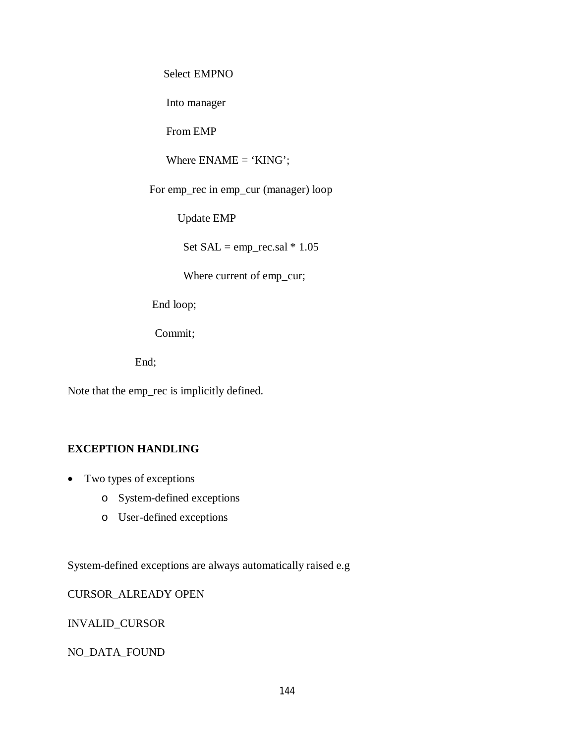```
    Select EMPNO
     Into manager
     From EMP
     Where ENAME = 'KING';
  For emp_rec in emp_cur (manager) loop
      Update EMP
        Set SAL = emp_rec.sal * 1.05
        Where current of emp_cur;
  End loop;
   Commit;
End;
```

Note that the emp_rec is implicitly defined.

**EXCEPTION HANDLING**

- Two types of exceptions
  - System-defined exceptions
  - User-defined exceptions

System-defined exceptions are always automatically raised e.g

CURSOR_ALREADY OPEN

INVALID_CURSOR

NO_DATA_FOUND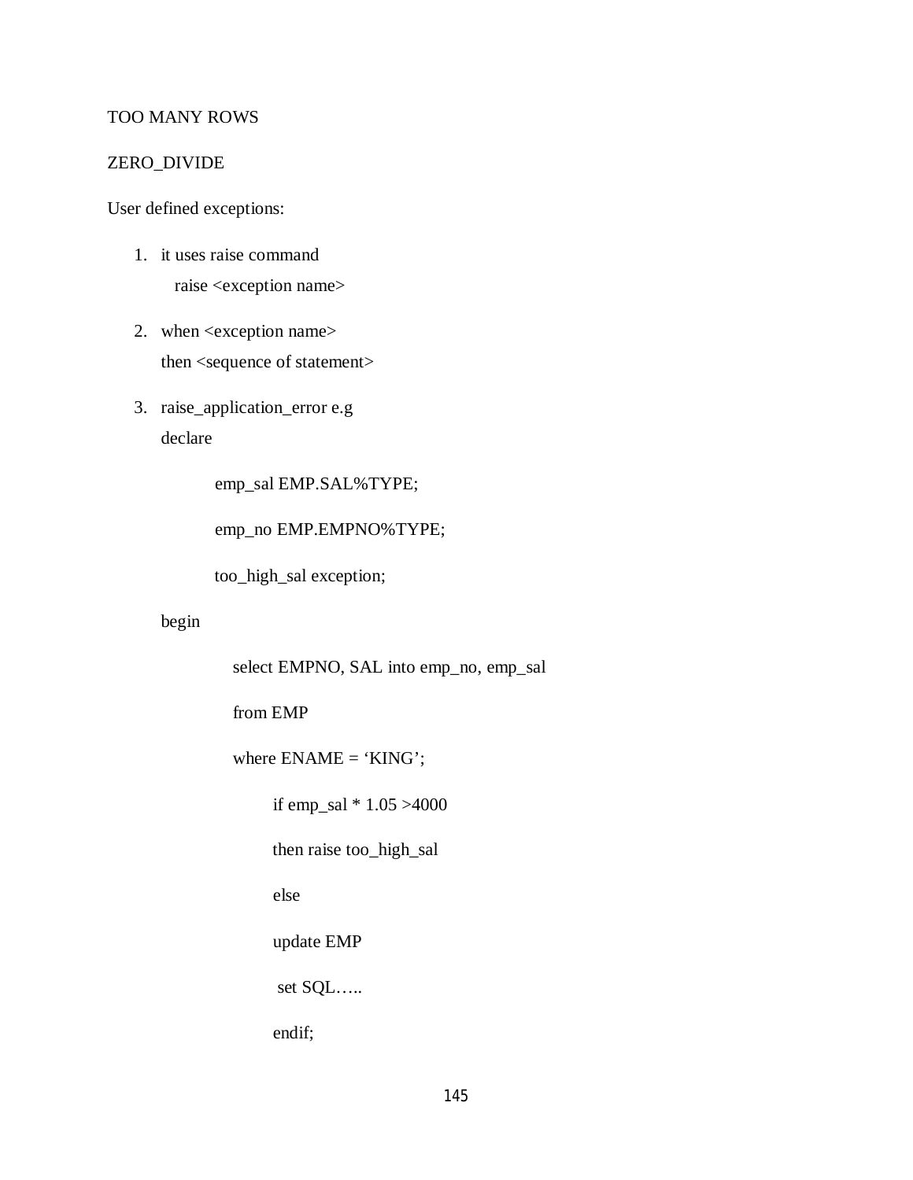TOO MANY ROWS

ZERO_DIVIDE

User defined exceptions:

1. it uses raise command
   raise <exception name>

2. when <exception name>
   then <sequence of statement>

3. raise_application_error e.g

```
declare

        emp_sal EMP.SAL%TYPE;

        emp_no EMP.EMPNO%TYPE;

        too_high_sal exception;

begin

        select EMPNO, SAL into emp_no, emp_sal

        from EMP

        where ENAME = 'KING';

                if emp_sal * 1.05 >4000

                then raise too_high_sal

                else

                update EMP

                 set SQL…..

                endif;
```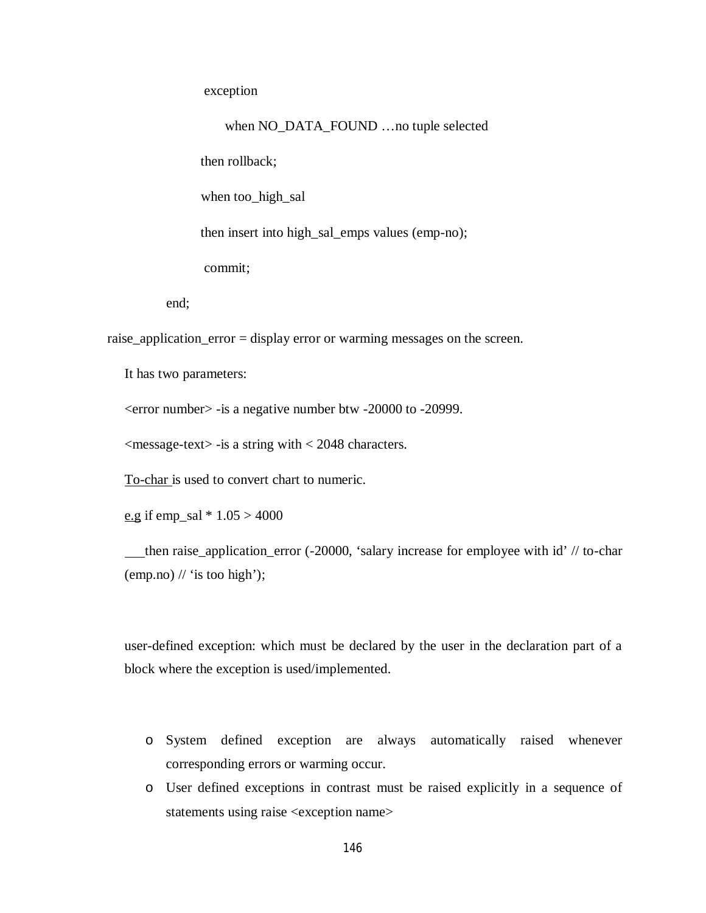```
exception
     when NO_DATA_FOUND …no tuple selected
    then rollback;
    when too_high_sal
    then insert into high_sal_emps values (emp-no);
     commit;
end;
```

raise_application_error = display error or warming messages on the screen.

It has two parameters:

<error number> -is a negative number btw -20000 to -20999.

<message-text> -is a string with < 2048 characters.

<u>To-char</u> is used to convert chart to numeric.

<u>e.g</u> if emp_sal * 1.05 > 4000

then raise_application_error (-20000, 'salary increase for employee with id' // to-char (emp.no) // 'is too high');

user-defined exception: which must be declared by the user in the declaration part of a block where the exception is used/implemented.

- System defined exception are always automatically raised whenever corresponding errors or warming occur.
- User defined exceptions in contrast must be raised explicitly in a sequence of statements using raise <exception name>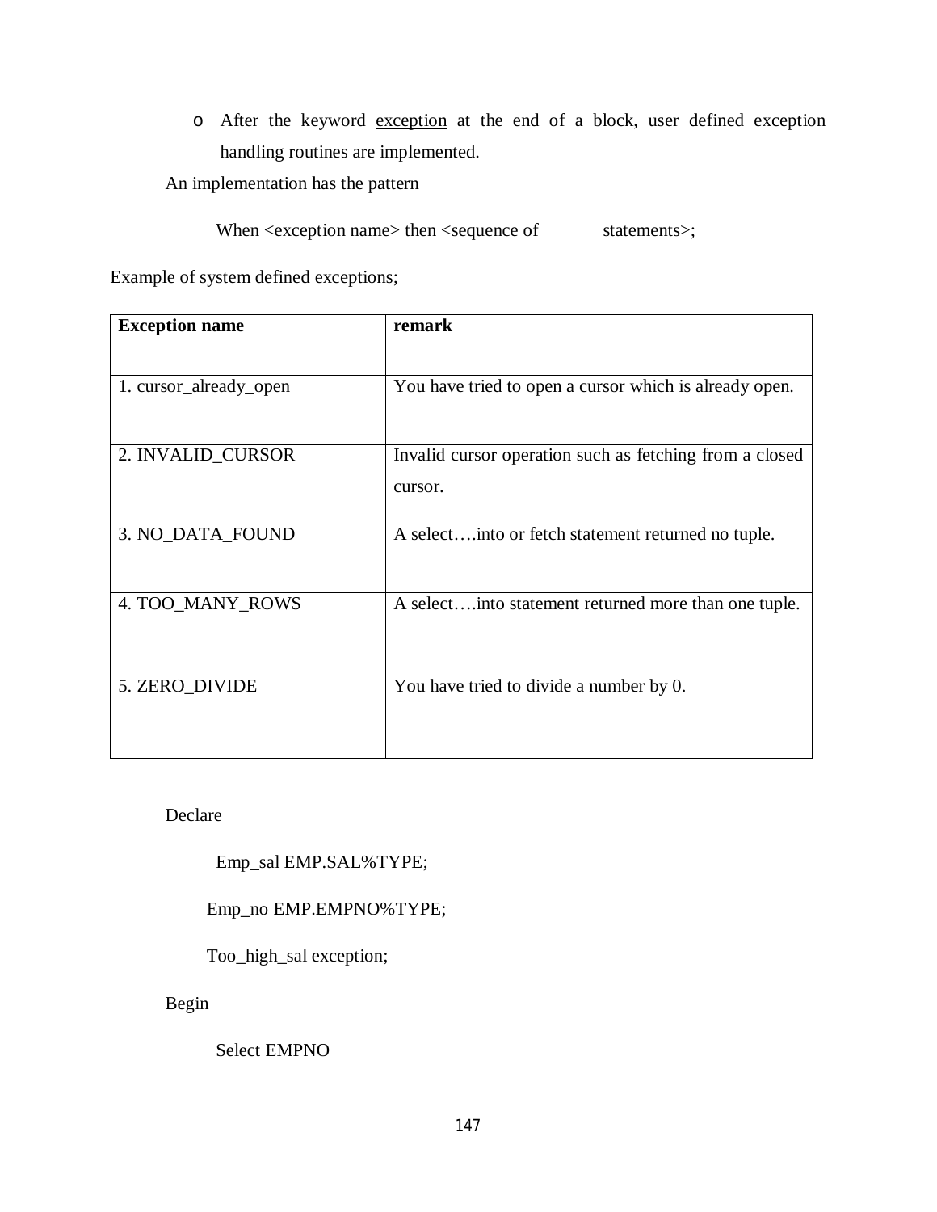- After the keyword <u>exception</u> at the end of a block, user defined exception handling routines are implemented.

An implementation has the pattern

When <exception name> then <sequence of statements>;

Example of system defined exceptions;

| **Exception name** | **remark** |
|---|---|
| 1. cursor_already_open | You have tried to open a cursor which is already open. |
| 2. INVALID_CURSOR | Invalid cursor operation such as fetching from a closed cursor. |
| 3. NO_DATA_FOUND | A select….into or fetch statement returned no tuple. |
| 4. TOO_MANY_ROWS | A select….into statement returned more than one tuple. |
| 5. ZERO_DIVIDE | You have tried to divide a number by 0. |

```
Declare
    Emp_sal EMP.SAL%TYPE;
    Emp_no EMP.EMPNO%TYPE;
    Too_high_sal exception;
Begin
    Select EMPNO
```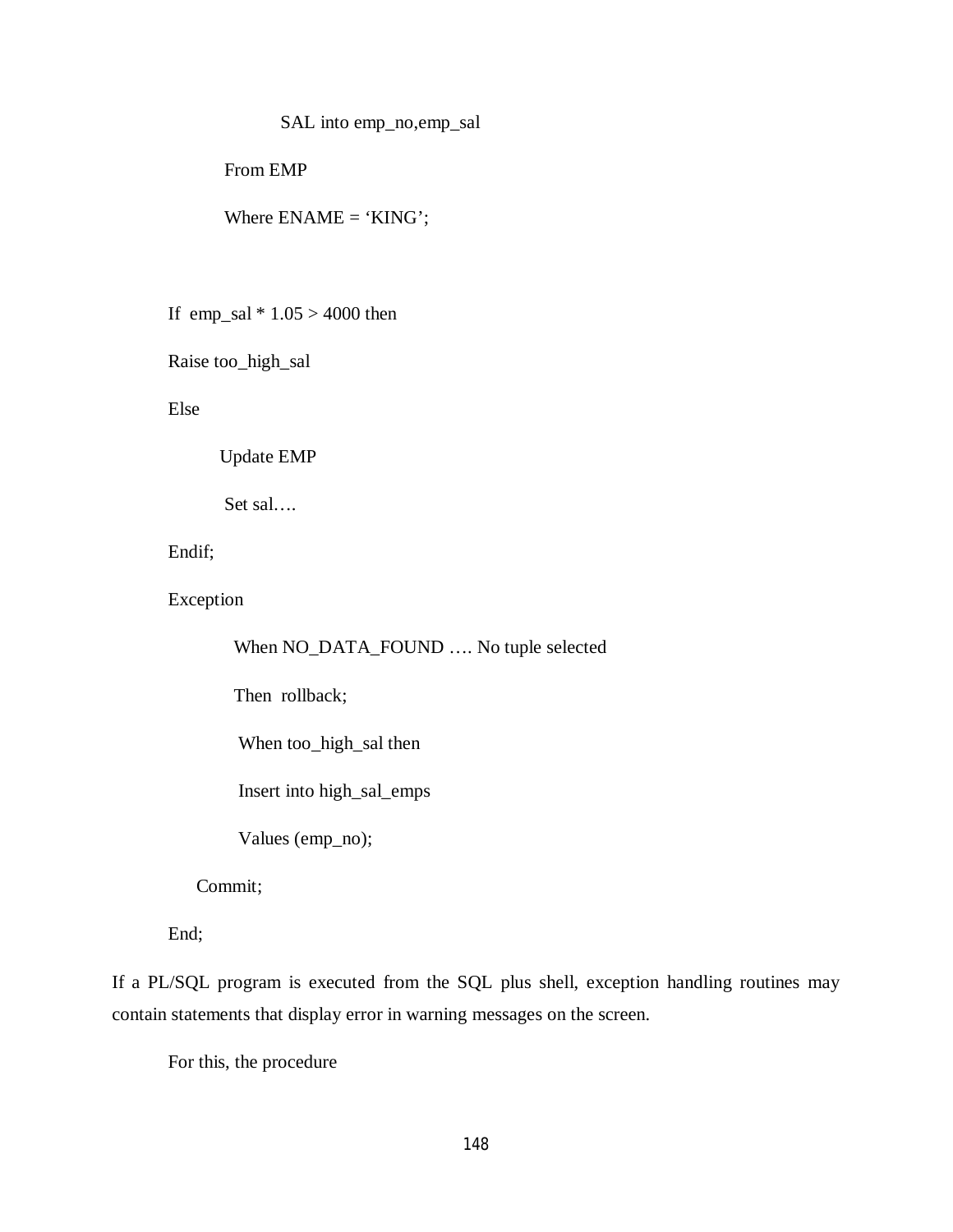```
                SAL into emp_no,emp_sal
          From EMP
          Where ENAME = 'KING';

    If  emp_sal * 1.05 > 4000 then
    Raise too_high_sal
    Else
          Update EMP
          Set sal….
    Endif;
    Exception
          When NO_DATA_FOUND …. No tuple selected
          Then  rollback;
          When too_high_sal then
          Insert into high_sal_emps
          Values (emp_no);
      Commit;
    End;
```

If a PL/SQL program is executed from the SQL plus shell, exception handling routines may contain statements that display error in warning messages on the screen.

For this, the procedure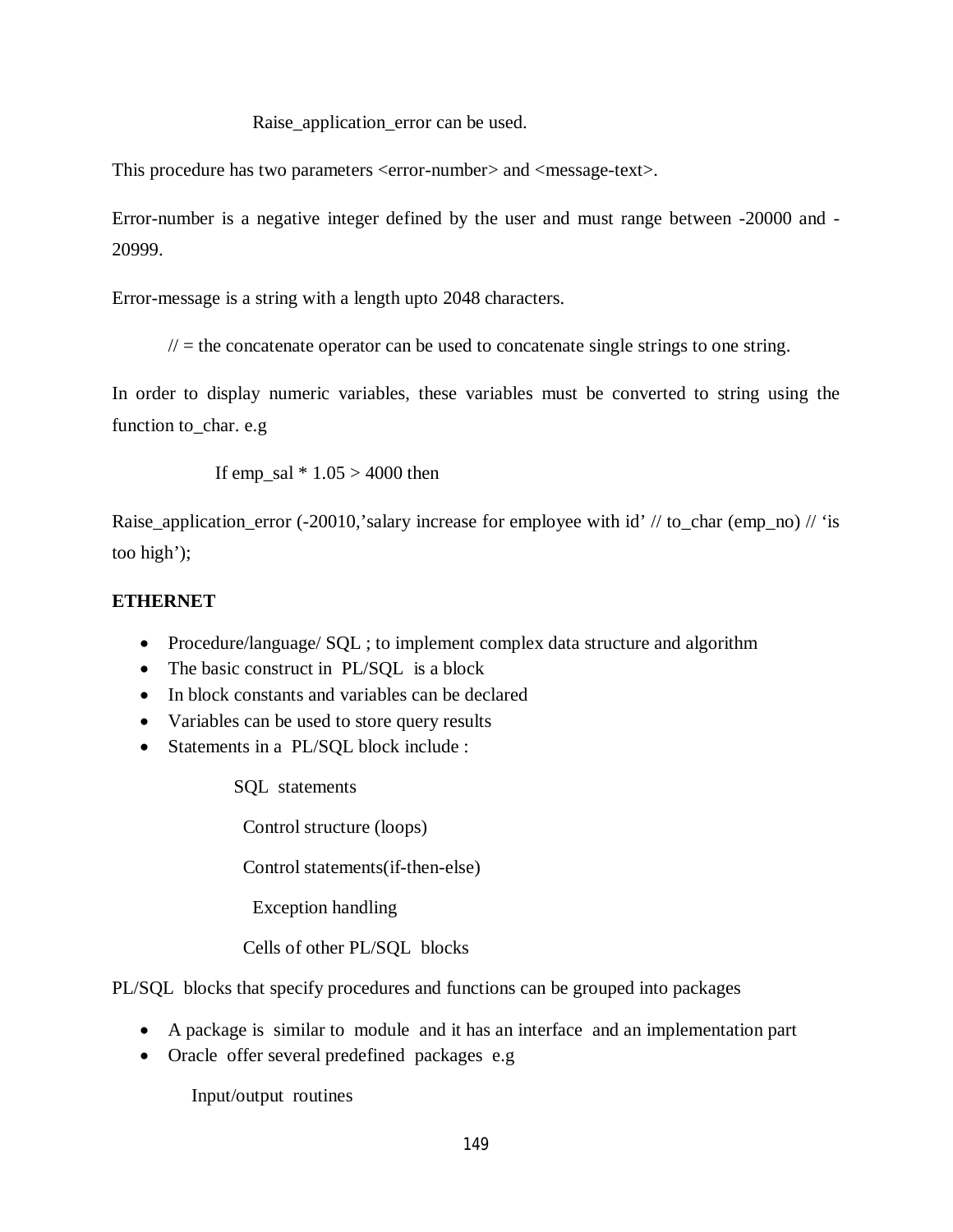Raise_application_error can be used.

This procedure has two parameters <error-number> and <message-text>.

Error-number is a negative integer defined by the user and must range between -20000 and -20999.

Error-message is a string with a length upto 2048 characters.

// = the concatenate operator can be used to concatenate single strings to one string.

In order to display numeric variables, these variables must be converted to string using the function to_char. e.g

If emp_sal * 1.05 > 4000 then

Raise_application_error (-20010,'salary increase for employee with id' // to_char (emp_no) // 'is too high');

**ETHERNET**

- Procedure/language/ SQL ; to implement complex data structure and algorithm
- The basic construct in PL/SQL is a block
- In block constants and variables can be declared
- Variables can be used to store query results
- Statements in a PL/SQL block include :

  SQL statements

  Control structure (loops)

  Control statements(if-then-else)

  Exception handling

  Cells of other PL/SQL blocks

PL/SQL blocks that specify procedures and functions can be grouped into packages

- A package is similar to module and it has an interface and an implementation part
- Oracle offer several predefined packages e.g

  Input/output routines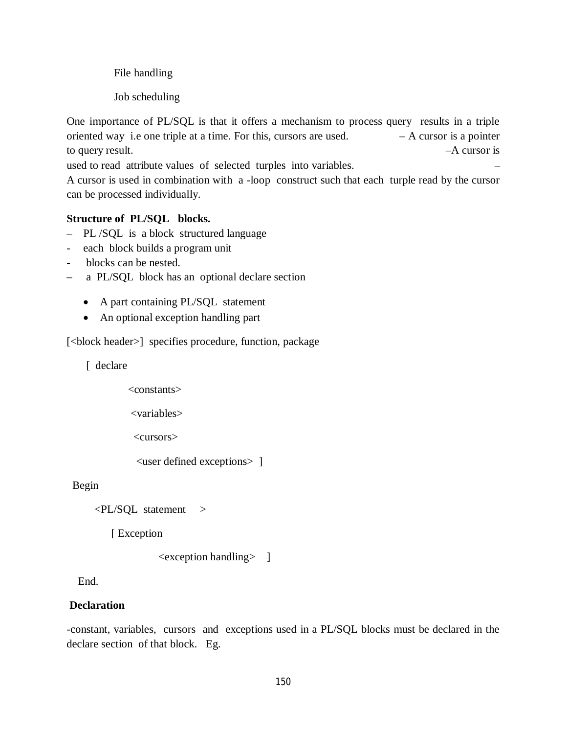File handling

Job scheduling

One importance of PL/SQL is that it offers a mechanism to process query results in a triple oriented way i.e one triple at a time. For this, cursors are used. – A cursor is a pointer to query result. –A cursor is used to read attribute values of selected turples into variables. – A cursor is used in combination with a -loop construct such that each turple read by the cursor can be processed individually.

**Structure of PL/SQL blocks.**

– PL /SQL is a block structured language
- each block builds a program unit
- blocks can be nested.
– a PL/SQL block has an optional declare section
  - A part containing PL/SQL statement
  - An optional exception handling part

```
[<block header>]  specifies procedure, function, package

  [ declare

        <constants>

        <variables>

        <cursors>

        <user defined exceptions> ]

 Begin

    <PL/SQL statement    >

      [ Exception

            <exception handling>   ]

  End.
```

**Declaration**

-constant, variables, cursors and exceptions used in a PL/SQL blocks must be declared in the declare section of that block. Eg.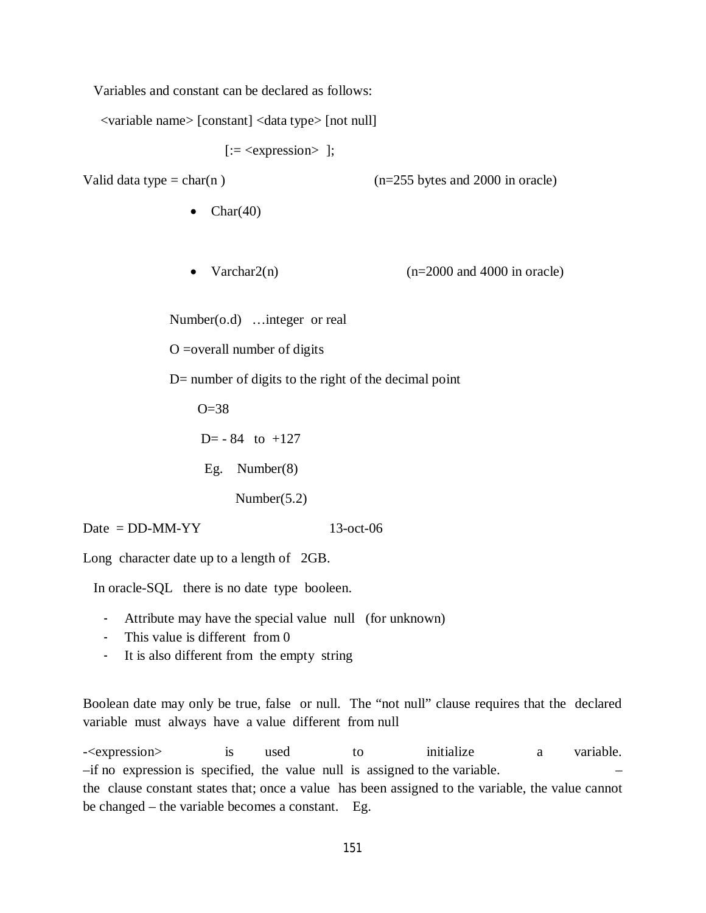Variables and constant can be declared as follows:

<variable name> [constant] <data type> [not null]

[:= <expression> ];

Valid data type = char(n ) (n=255 bytes and 2000 in oracle)

- Char(40)

- Varchar2(n) (n=2000 and 4000 in oracle)

Number(o.d) …integer or real

O =overall number of digits

D= number of digits to the right of the decimal point

O=38

D= - 84 to +127

Eg. Number(8)

Number(5.2)

Date = DD-MM-YY 13-oct-06

Long character date up to a length of 2GB.

In oracle-SQL there is no date type booleen.

- Attribute may have the special value null (for unknown)
- This value is different from 0
- It is also different from the empty string

Boolean date may only be true, false or null. The "not null" clause requires that the declared variable must always have a value different from null

-<expression> is used to initialize a variable.
–if no expression is specified, the value null is assigned to the variable. –
the clause constant states that; once a value has been assigned to the variable, the value cannot be changed – the variable becomes a constant. Eg.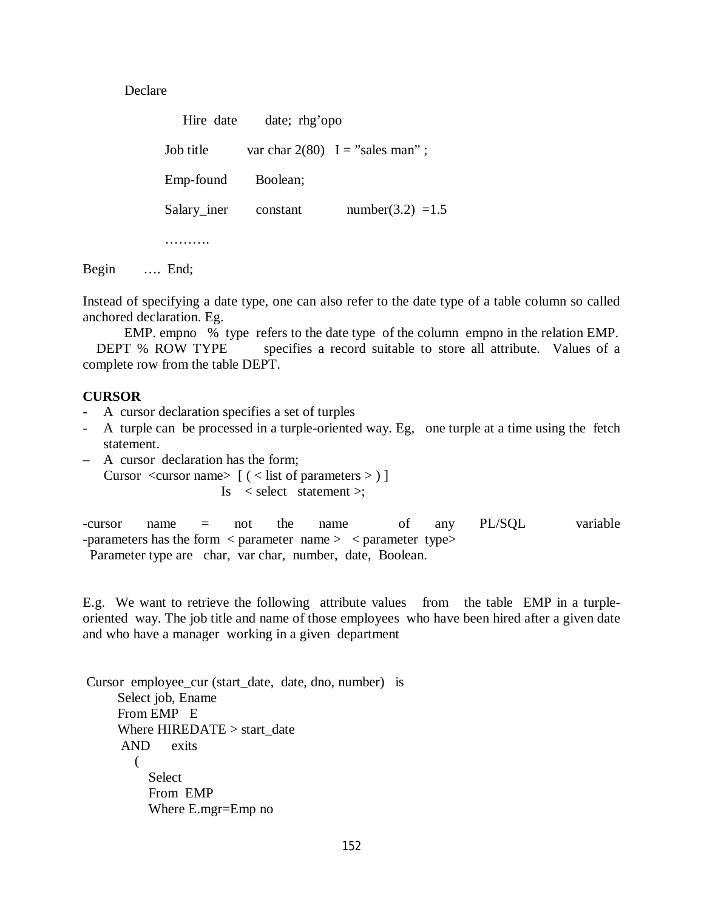Declare

```
    Hire  date       date;  rhg'opo

    Job title        var char 2(80)   I = "sales man" ;

    Emp-found        Boolean;

    Salary_iner      constant         number(3.2)  =1.5

    ……….

Begin     ….  End;
```

Instead of specifying a date type, one can also refer to the date type of a table column so called anchored declaration. Eg.

EMP. empno % type refers to the date type of the column empno in the relation EMP.
DEPT % ROW TYPE specifies a record suitable to store all attribute. Values of a complete row from the table DEPT.

**CURSOR**

- A cursor declaration specifies a set of turples
- A turple can be processed in a turple-oriented way. Eg, one turple at a time using the fetch statement.
- A cursor declaration has the form;
  Cursor <cursor name> [ ( < list of parameters > ) ]
  Is < select statement >;

-cursor name = not the name of any PL/SQL variable
-parameters has the form < parameter name > < parameter type>
Parameter type are char, var char, number, date, Boolean.

E.g. We want to retrieve the following attribute values from the table EMP in a turple-oriented way. The job title and name of those employees who have been hired after a given date and who have a manager working in a given department

```
Cursor  employee_cur (start_date,  date, dno, number)   is
      Select job, Ename
      From EMP   E
      Where HIREDATE > start_date
       AND      exits
         (
           Select
           From  EMP
           Where E.mgr=Emp no
```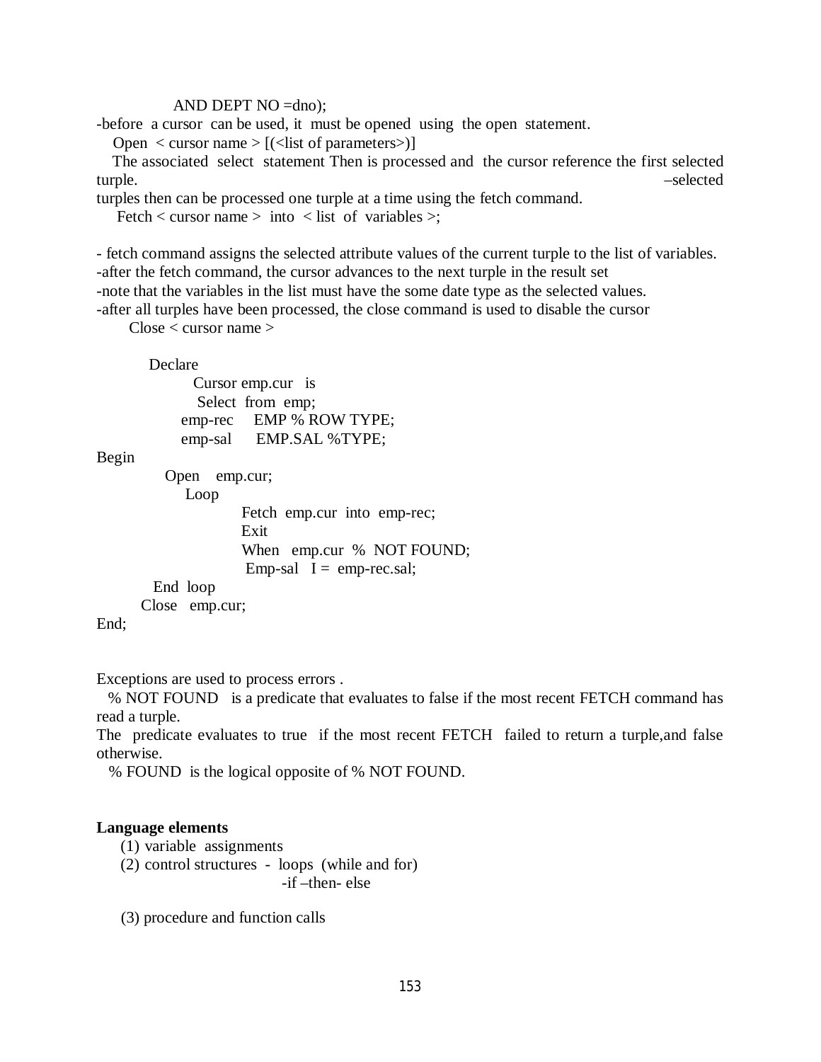AND DEPT NO =dno);

-before a cursor can be used, it must be opened using the open statement.

Open < cursor name > [(<list of parameters>)]

The associated select statement Then is processed and the cursor reference the first selected turple. –selected turples then can be processed one turple at a time using the fetch command.

Fetch < cursor name > into < list of variables >;

- fetch command assigns the selected attribute values of the current turple to the list of variables.
-after the fetch command, the cursor advances to the next turple in the result set
-note that the variables in the list must have the some date type as the selected values.
-after all turples have been processed, the close command is used to disable the cursor

Close < cursor name >

```
    Declare
            Cursor emp.cur   is
             Select  from  emp;
          emp-rec     EMP % ROW TYPE;
          emp-sal      EMP.SAL %TYPE;
Begin
       Open    emp.cur;
          Loop
                   Fetch  emp.cur  into  emp-rec;
                   Exit
                   When   emp.cur  %  NOT FOUND;
                    Emp-sal   I =  emp-rec.sal;
     End  loop
   Close   emp.cur;
End;
```

Exceptions are used to process errors .

% NOT FOUND is a predicate that evaluates to false if the most recent FETCH command has read a turple.
The predicate evaluates to true if the most recent FETCH failed to return a turple,and false otherwise.

% FOUND is the logical opposite of % NOT FOUND.

**Language elements**

(1) variable assignments
(2) control structures - loops (while and for)
    -if –then- else

(3) procedure and function calls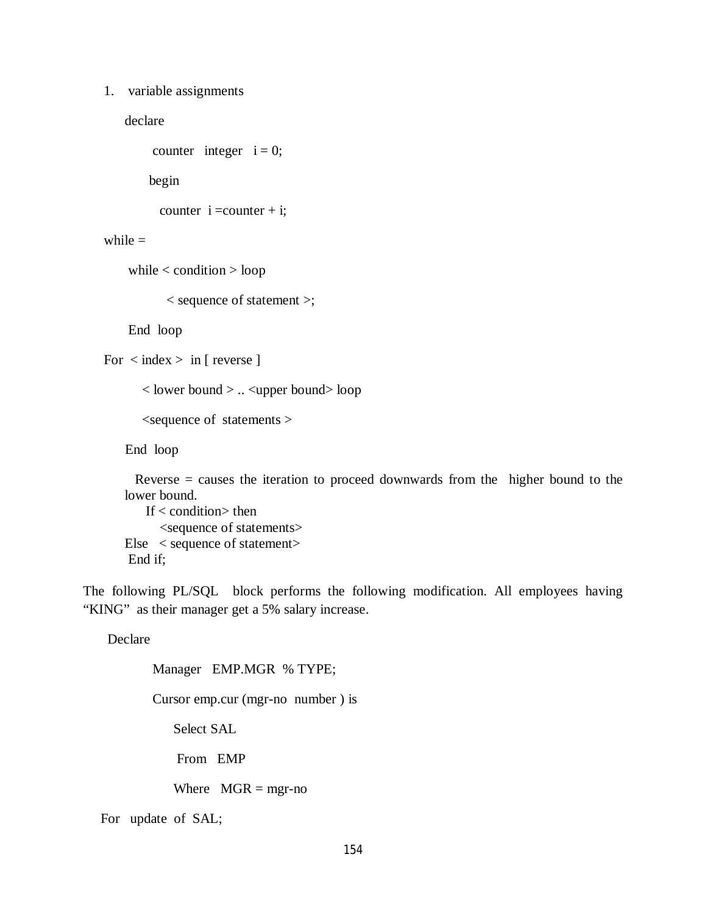1. variable assignments

```
declare
      counter   integer   i = 0;
      begin
         counter  i =counter + i;
```

while =

```
while < condition > loop
        < sequence of statement >;
End  loop
```

```
For  < index >  in [ reverse ]
      < lower bound > .. <upper bound> loop
      <sequence of  statements >
End  loop
```

Reverse = causes the iteration to proceed downwards from the higher bound to the lower bound.

```
   If < condition> then
      <sequence of statements>
Else   < sequence of statement>
End if;
```

The following PL/SQL block performs the following modification. All employees having "KING" as their manager get a 5% salary increase.

```
Declare
        Manager   EMP.MGR  % TYPE;
        Cursor emp.cur (mgr-no  number ) is
             Select SAL
              From   EMP
             Where   MGR = mgr-no
For   update  of  SAL;
```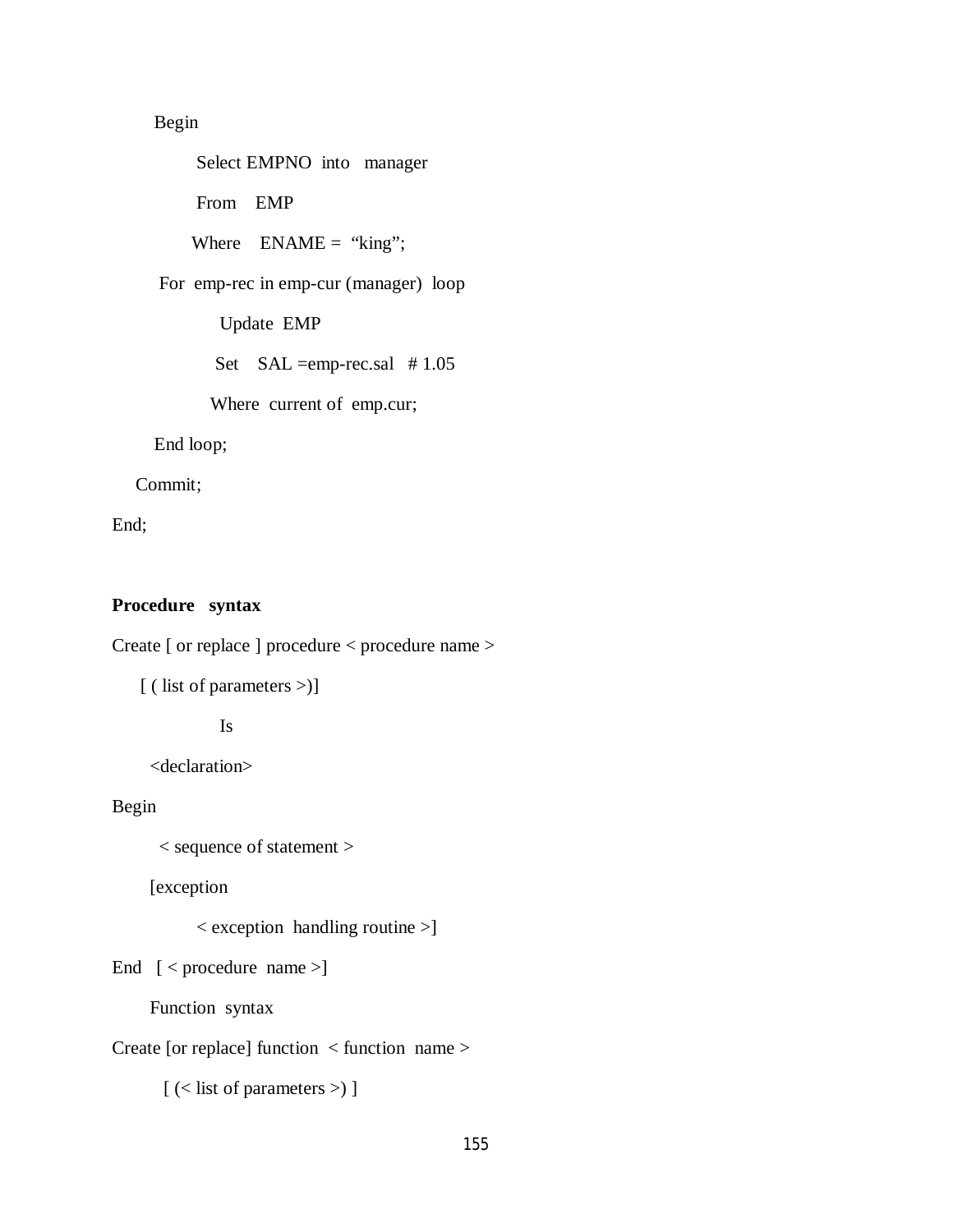```
    Begin
        Select EMPNO  into   manager
        From    EMP
        Where    ENAME =  “king”;
     For  emp-rec in emp-cur (manager)  loop
            Update  EMP
            Set    SAL =emp-rec.sal   # 1.05
            Where  current of  emp.cur;
    End loop;
  Commit;
End;
```

**Procedure syntax**

```
Create [ or replace ] procedure < procedure name >
   [ ( list of parameters >)]
            Is
     <declaration>
Begin
      < sequence of statement >
     [exception
           < exception  handling routine >]
End   [ < procedure  name >]
```

Function syntax

```
Create [or replace] function  < function  name >
      [ (< list of parameters >) ]
```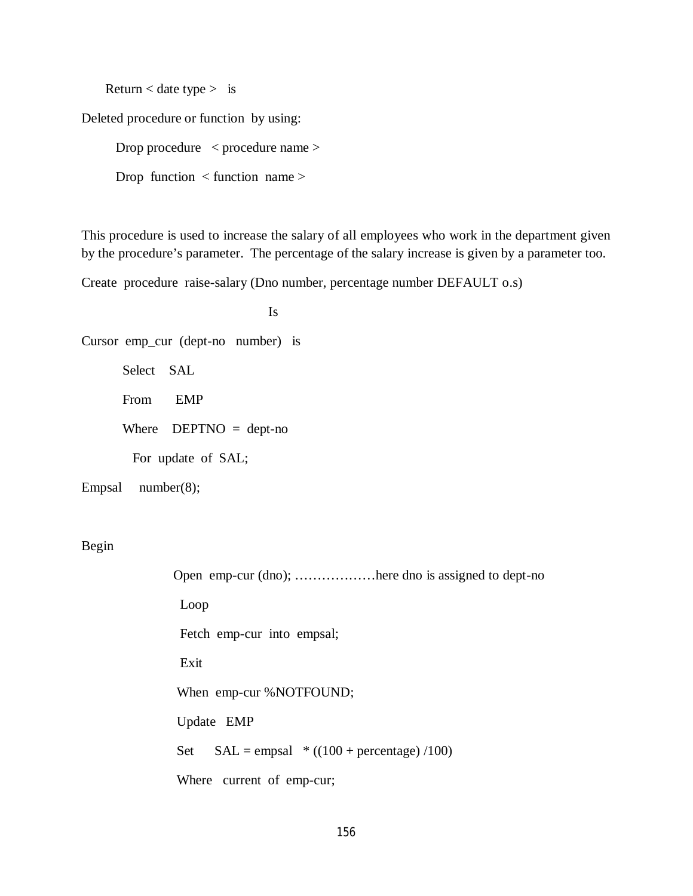```
Return < date type >   is
```

Deleted procedure or function by using:

```
Drop procedure   < procedure name >
Drop  function  < function  name >
```

This procedure is used to increase the salary of all employees who work in the department given by the procedure's parameter. The percentage of the salary increase is given by a parameter too.

```
Create  procedure  raise-salary (Dno number, percentage number DEFAULT o.s)
                                    Is
Cursor  emp_cur  (dept-no   number)   is
          Select    SAL
          From       EMP
          Where    DEPTNO  =  dept-no
            For  update  of  SAL;
Empsal     number(8);

Begin
                   Open  emp-cur (dno); ………………here dno is assigned to dept-no
                    Loop
                    Fetch  emp-cur  into  empsal;
                    Exit
                   When  emp-cur %NOTFOUND;
                   Update   EMP
                   Set      SAL = empsal   * ((100 + percentage) /100)
                   Where   current  of  emp-cur;
```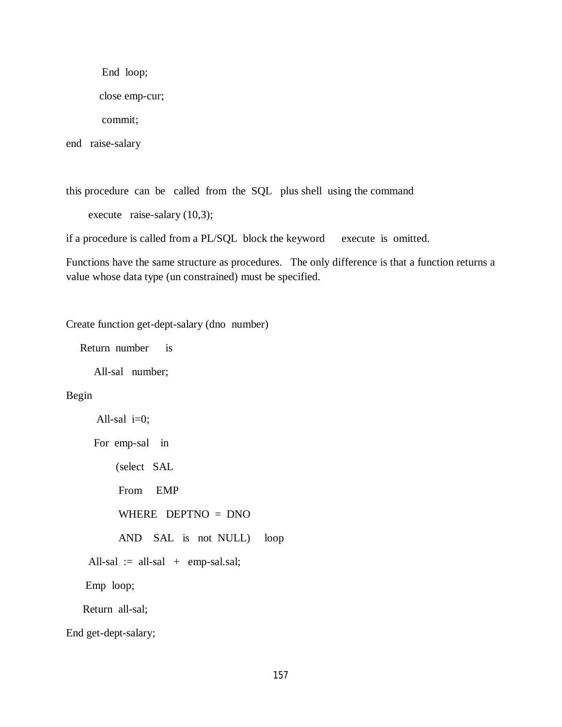```
End loop;
close emp-cur;
commit;
end raise-salary
```

this procedure can be called from the SQL plus shell using the command

```
execute raise-salary (10,3);
```

if a procedure is called from a PL/SQL block the keyword execute is omitted.

Functions have the same structure as procedures. The only difference is that a function returns a value whose data type (un constrained) must be specified.

```
Create function get-dept-salary (dno number)
    Return number is
        All-sal number;
Begin
        All-sal i=0;
        For emp-sal in
            (select SAL
             From EMP
             WHERE DEPTNO = DNO
             AND SAL is not NULL) loop
      All-sal := all-sal + emp-sal.sal;
     Emp loop;
    Return all-sal;
End get-dept-salary;
```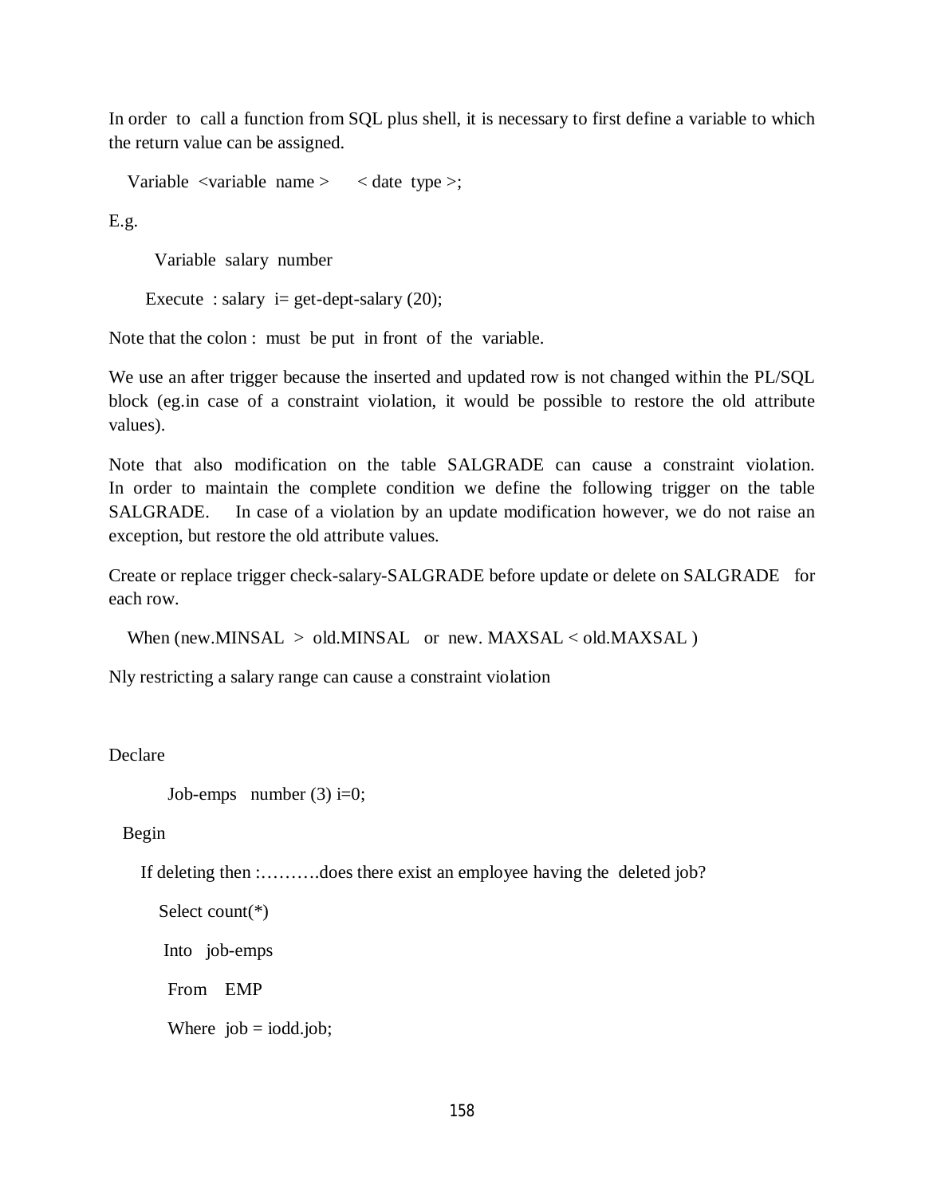In order to call a function from SQL plus shell, it is necessary to first define a variable to which the return value can be assigned.

```
Variable <variable name >    < date type >;
```

E.g.

```
Variable salary number

Execute : salary i= get-dept-salary (20);
```

Note that the colon : must be put in front of the variable.

We use an after trigger because the inserted and updated row is not changed within the PL/SQL block (eg.in case of a constraint violation, it would be possible to restore the old attribute values).

Note that also modification on the table SALGRADE can cause a constraint violation. In order to maintain the complete condition we define the following trigger on the table SALGRADE. In case of a violation by an update modification however, we do not raise an exception, but restore the old attribute values.

```
Create or replace trigger check-salary-SALGRADE before update or delete on SALGRADE for each row.

When (new.MINSAL > old.MINSAL or new. MAXSAL < old.MAXSAL )
```

Nly restricting a salary range can cause a constraint violation

```
Declare

    Job-emps  number (3) i=0;

Begin

  If deleting then :……….does there exist an employee having the deleted job?

    Select count(*)

    Into  job-emps

    From  EMP

    Where job = iodd.job;
```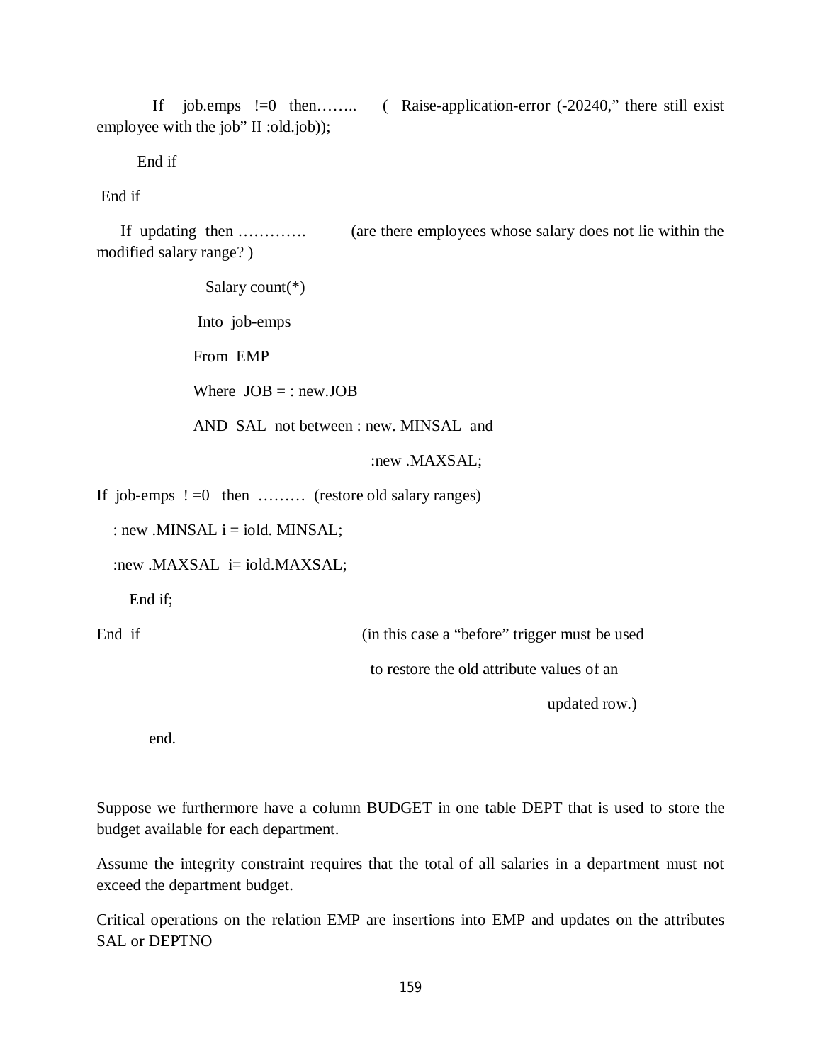```
    If   job.emps  !=0  then……..    ( Raise-application-error (-20240," there still exist
employee with the job" II :old.job));

      End if

 End if

   If  updating  then ………….      (are there employees whose salary does not lie within the
modified salary range? )

              Salary count(*)

             Into  job-emps

            From  EMP

            Where  JOB = : new.JOB

            AND  SAL  not between : new. MINSAL  and

                              :new .MAXSAL;

If  job-emps  ! =0   then  ………  (restore old salary ranges)

   : new .MINSAL i = iold. MINSAL;

   :new .MAXSAL  i= iold.MAXSAL;

      End if;

End  if                          (in this case a "before" trigger must be used

                                  to restore the old attribute values of an

                                                 updated row.)

      end.
```

Suppose we furthermore have a column BUDGET in one table DEPT that is used to store the budget available for each department.

Assume the integrity constraint requires that the total of all salaries in a department must not exceed the department budget.

Critical operations on the relation EMP are insertions into EMP and updates on the attributes SAL or DEPTNO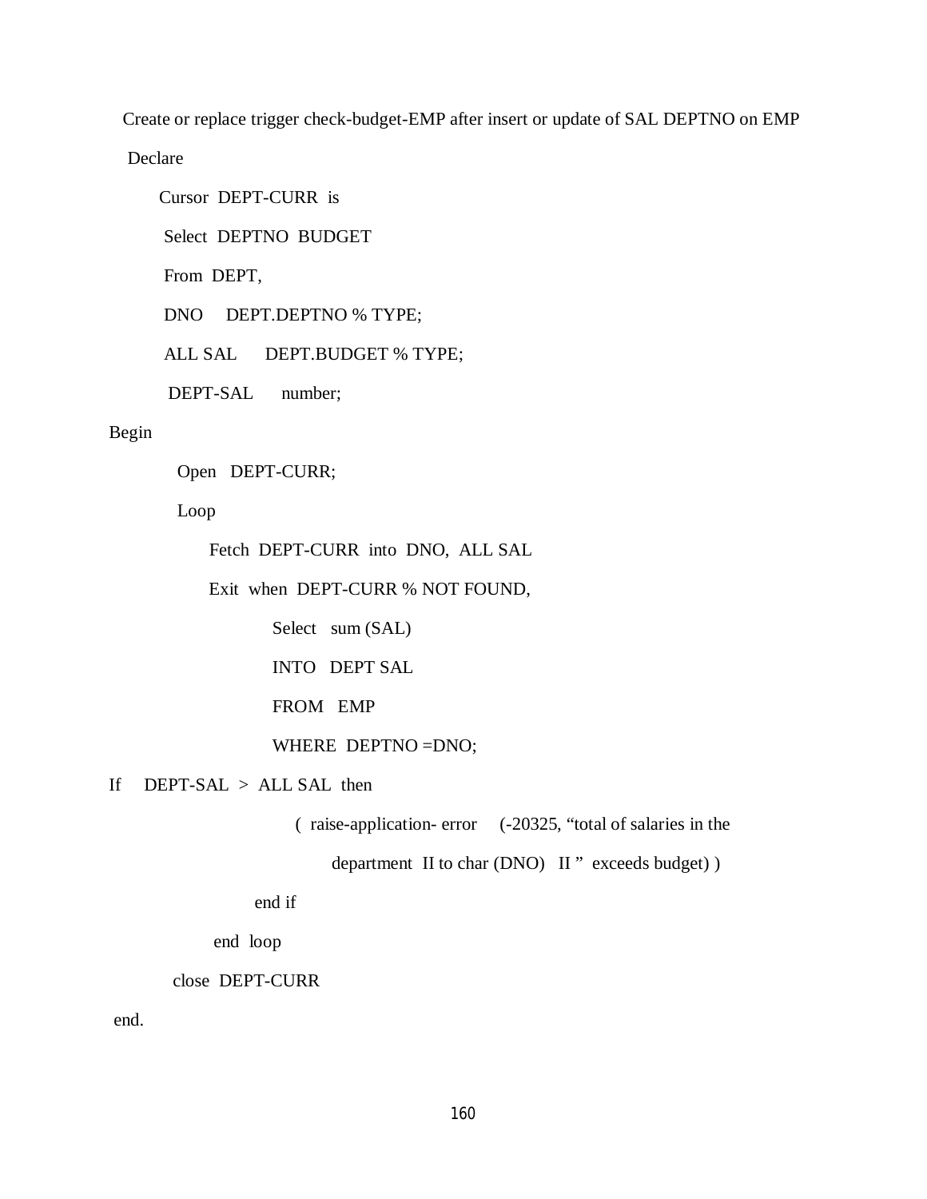```
Create or replace trigger check-budget-EMP after insert or update of SAL DEPTNO on EMP
 Declare
      Cursor  DEPT-CURR  is
       Select  DEPTNO  BUDGET
       From  DEPT,
       DNO     DEPT.DEPTNO % TYPE;
       ALL SAL      DEPT.BUDGET % TYPE;
        DEPT-SAL      number;
Begin
         Open   DEPT-CURR;
         Loop
              Fetch  DEPT-CURR  into  DNO,  ALL SAL
              Exit  when  DEPT-CURR % NOT FOUND,
                        Select   sum (SAL)
                        INTO   DEPT SAL
                        FROM   EMP
                        WHERE  DEPTNO =DNO;
If     DEPT-SAL  >  ALL SAL  then
                          (  raise-application- error     (-20325, "total of salaries in the
                                department  II to char (DNO)   II "  exceeds budget) )
                      end if
                end  loop
          close  DEPT-CURR
 end.
```